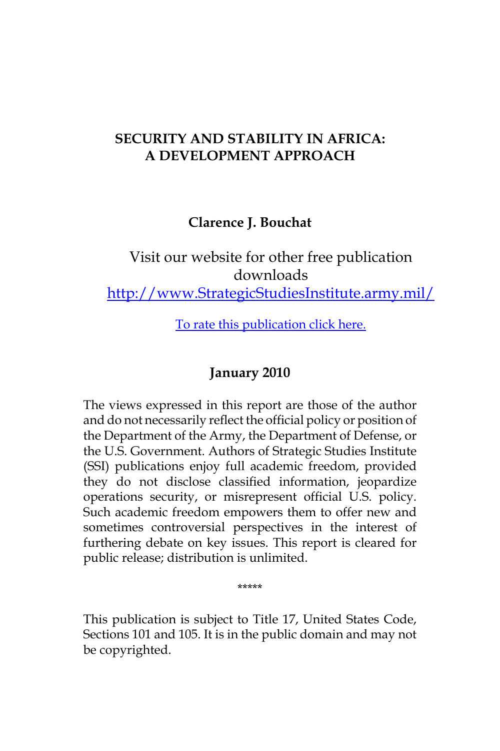# SECURITY AND STABILITY IN AFRICA: A DEVELOPMENT APPROACH

**Clarence J. Bouchat**

Visit our website for other free publication downloads

[http://www.StrategicStudiesInstitute.army.mil/](http://www.StrategicStudiesInstitute.army.mil/)

To rate this publication click here.

**January 2010**

The views expressed in this report are those of the author and do not necessarily reflect the official policy or position of the Department of the Army, the Department of Defense, or the U.S. Government. Authors of Strategic Studies Institute (SSI) publications enjoy full academic freedom, provided they do not disclose classified information, jeopardize operations security, or misrepresent official U.S. policy. Such academic freedom empowers them to offer new and sometimes controversial perspectives in the interest of furthering debate on key issues. This report is cleared for public release; distribution is unlimited.

*****

This publication is subject to Title 17, United States Code, Sections 101 and 105. It is in the public domain and may not be copyrighted.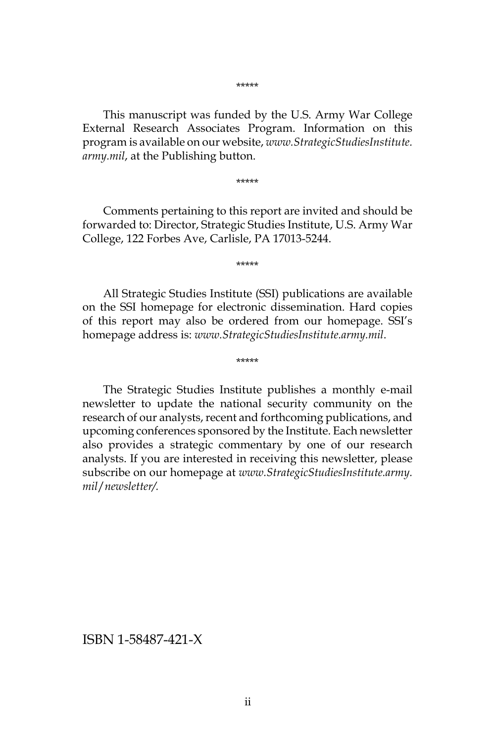*****

This manuscript was funded by the U.S. Army War College External Research Associates Program. Information on this program is available on our website, *www.StrategicStudiesInstitute.army.mil*, at the Publishing button.

*****

Comments pertaining to this report are invited and should be forwarded to: Director, Strategic Studies Institute, U.S. Army War College, 122 Forbes Ave, Carlisle, PA 17013-5244.

*****

All Strategic Studies Institute (SSI) publications are available on the SSI homepage for electronic dissemination. Hard copies of this report may also be ordered from our homepage. SSI's homepage address is: *www.StrategicStudiesInstitute.army.mil*.

*****

The Strategic Studies Institute publishes a monthly e-mail newsletter to update the national security community on the research of our analysts, recent and forthcoming publications, and upcoming conferences sponsored by the Institute. Each newsletter also provides a strategic commentary by one of our research analysts. If you are interested in receiving this newsletter, please subscribe on our homepage at *www.StrategicStudiesInstitute.army.mil/newsletter/.*

ISBN 1-58487-421-X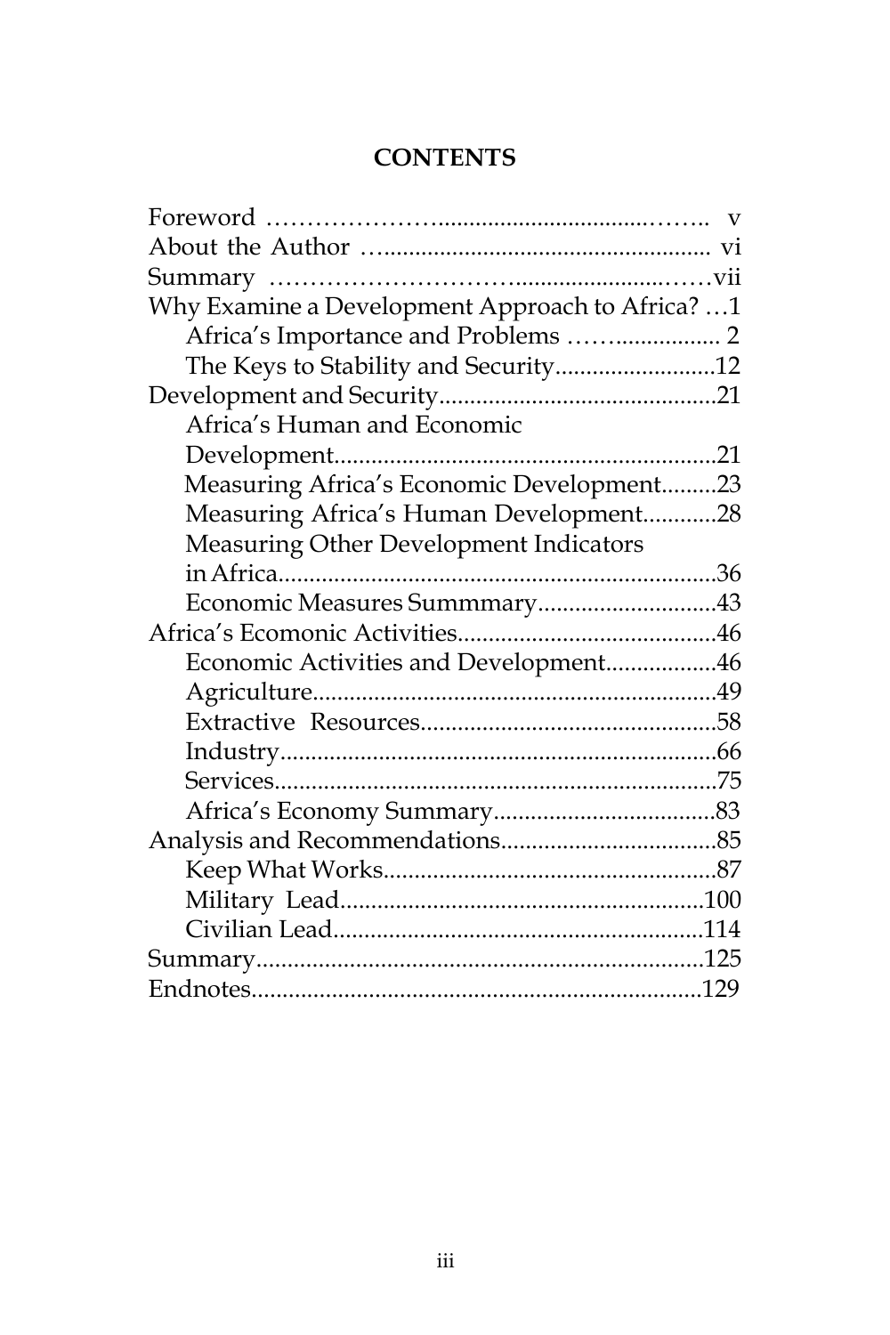# CONTENTS

Foreword ............................................................................ v
About the Author ........................................................... vi
Summary ........................................................................vii
Why Examine a Development Approach to Africa? ...1
    Africa's Importance and Problems ........................ 2
    The Keys to Stability and Security..........................12
Development and Security.............................................21
    Africa's Human and Economic Development..............................................................21
    Measuring Africa's Economic Development.........23
    Measuring Africa's Human Development............28
    Measuring Other Development Indicators in Africa.......................................................................36
    Economic Measures Summmary.............................43
Africa's Ecomonic Activities..........................................46
    Economic Activities and Development..................46
    Agriculture.................................................................49
    Extractive Resources...............................................58
    Industry......................................................................66
    Services.......................................................................75
    Africa's Economy Summary....................................83
Analysis and Recommendations...................................85
    Keep What Works......................................................87
    Military Lead...........................................................100
    Civilian Lead............................................................114
Summary.........................................................................125
Endnotes.........................................................................129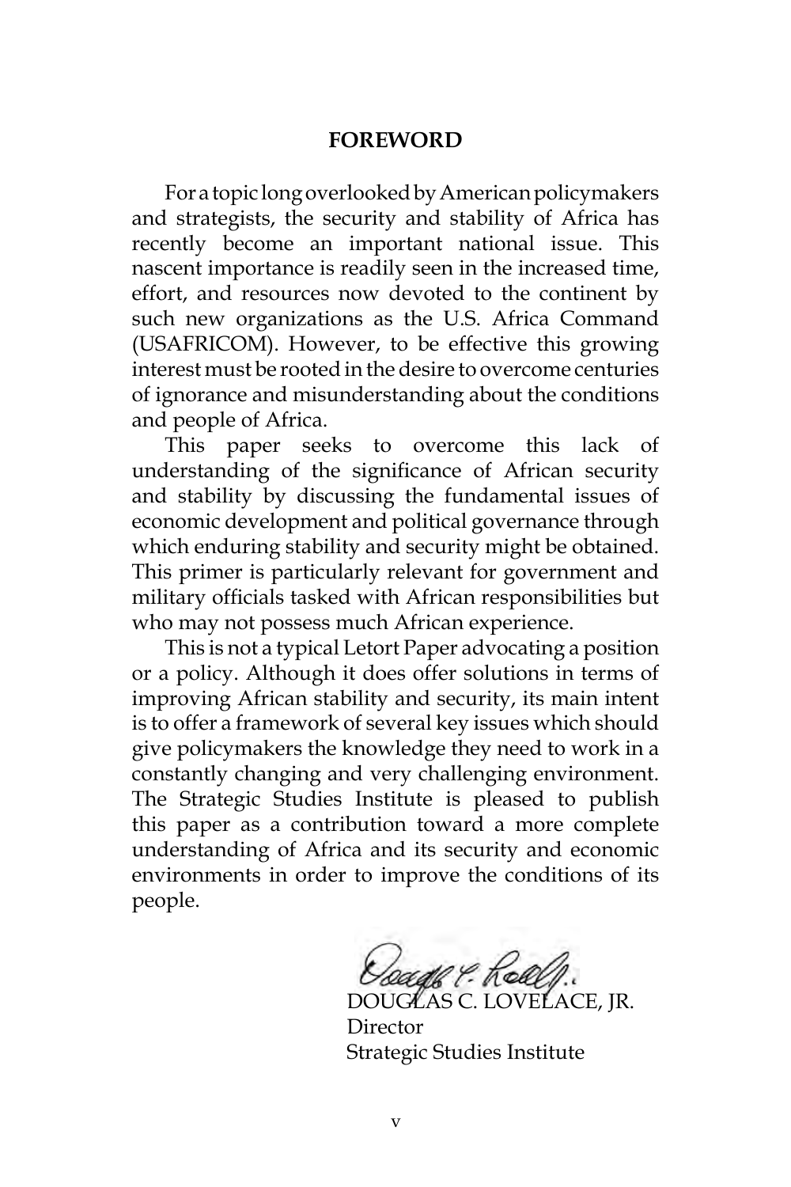## FOREWORD

For a topic long overlooked by American policymakers and strategists, the security and stability of Africa has recently become an important national issue. This nascent importance is readily seen in the increased time, effort, and resources now devoted to the continent by such new organizations as the U.S. Africa Command (USAFRICOM). However, to be effective this growing interest must be rooted in the desire to overcome centuries of ignorance and misunderstanding about the conditions and people of Africa.

This paper seeks to overcome this lack of understanding of the significance of African security and stability by discussing the fundamental issues of economic development and political governance through which enduring stability and security might be obtained. This primer is particularly relevant for government and military officials tasked with African responsibilities but who may not possess much African experience.

This is not a typical Letort Paper advocating a position or a policy. Although it does offer solutions in terms of improving African stability and security, its main intent is to offer a framework of several key issues which should give policymakers the knowledge they need to work in a constantly changing and very challenging environment. The Strategic Studies Institute is pleased to publish this paper as a contribution toward a more complete understanding of Africa and its security and economic environments in order to improve the conditions of its people.

DOUGLAS C. LOVELACE, JR.
Director
Strategic Studies Institute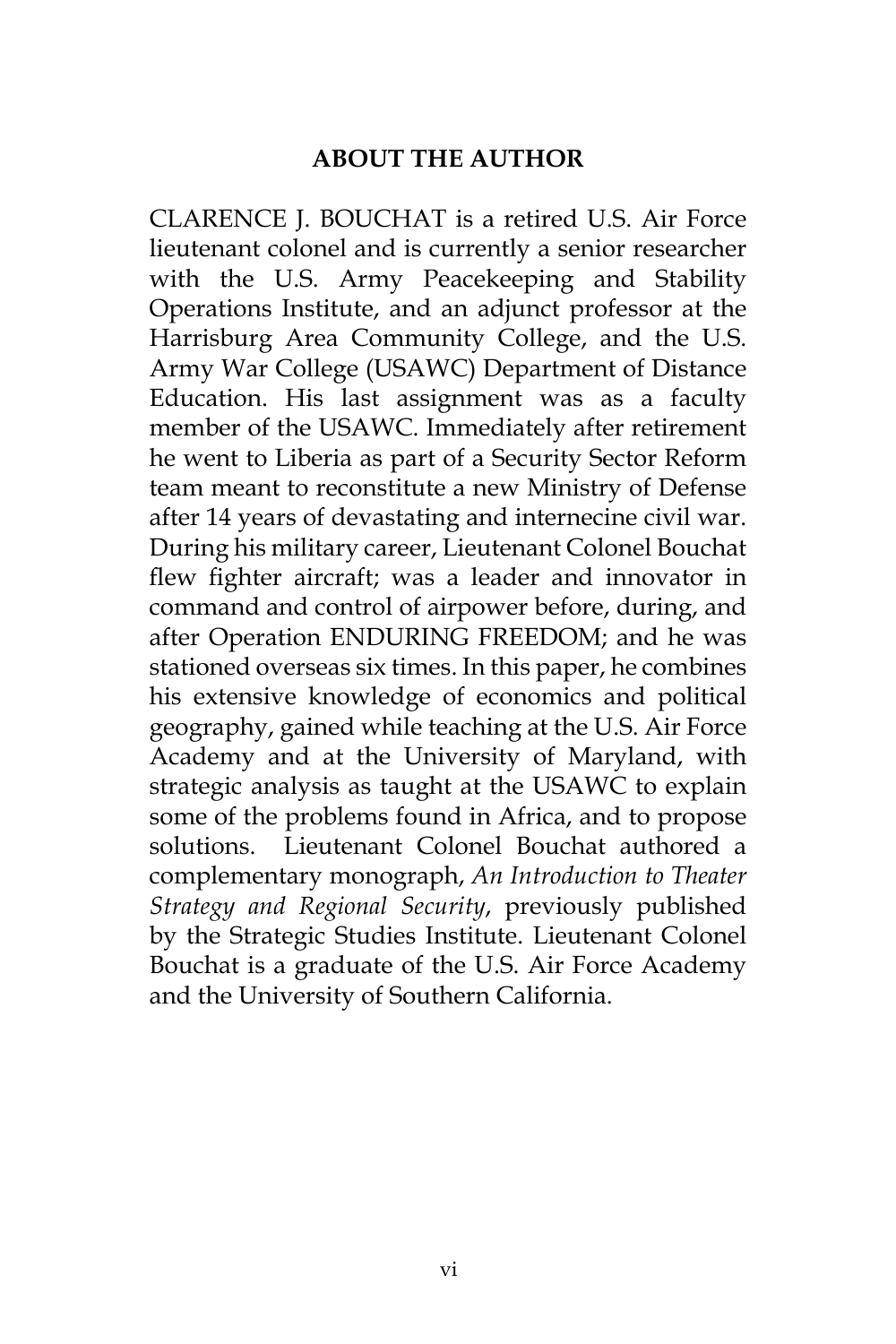## ABOUT THE AUTHOR

CLARENCE J. BOUCHAT is a retired U.S. Air Force lieutenant colonel and is currently a senior researcher with the U.S. Army Peacekeeping and Stability Operations Institute, and an adjunct professor at the Harrisburg Area Community College, and the U.S. Army War College (USAWC) Department of Distance Education. His last assignment was as a faculty member of the USAWC. Immediately after retirement he went to Liberia as part of a Security Sector Reform team meant to reconstitute a new Ministry of Defense after 14 years of devastating and internecine civil war. During his military career, Lieutenant Colonel Bouchat flew fighter aircraft; was a leader and innovator in command and control of airpower before, during, and after Operation ENDURING FREEDOM; and he was stationed overseas six times. In this paper, he combines his extensive knowledge of economics and political geography, gained while teaching at the U.S. Air Force Academy and at the University of Maryland, with strategic analysis as taught at the USAWC to explain some of the problems found in Africa, and to propose solutions. Lieutenant Colonel Bouchat authored a complementary monograph, *An Introduction to Theater Strategy and Regional Security*, previously published by the Strategic Studies Institute. Lieutenant Colonel Bouchat is a graduate of the U.S. Air Force Academy and the University of Southern California.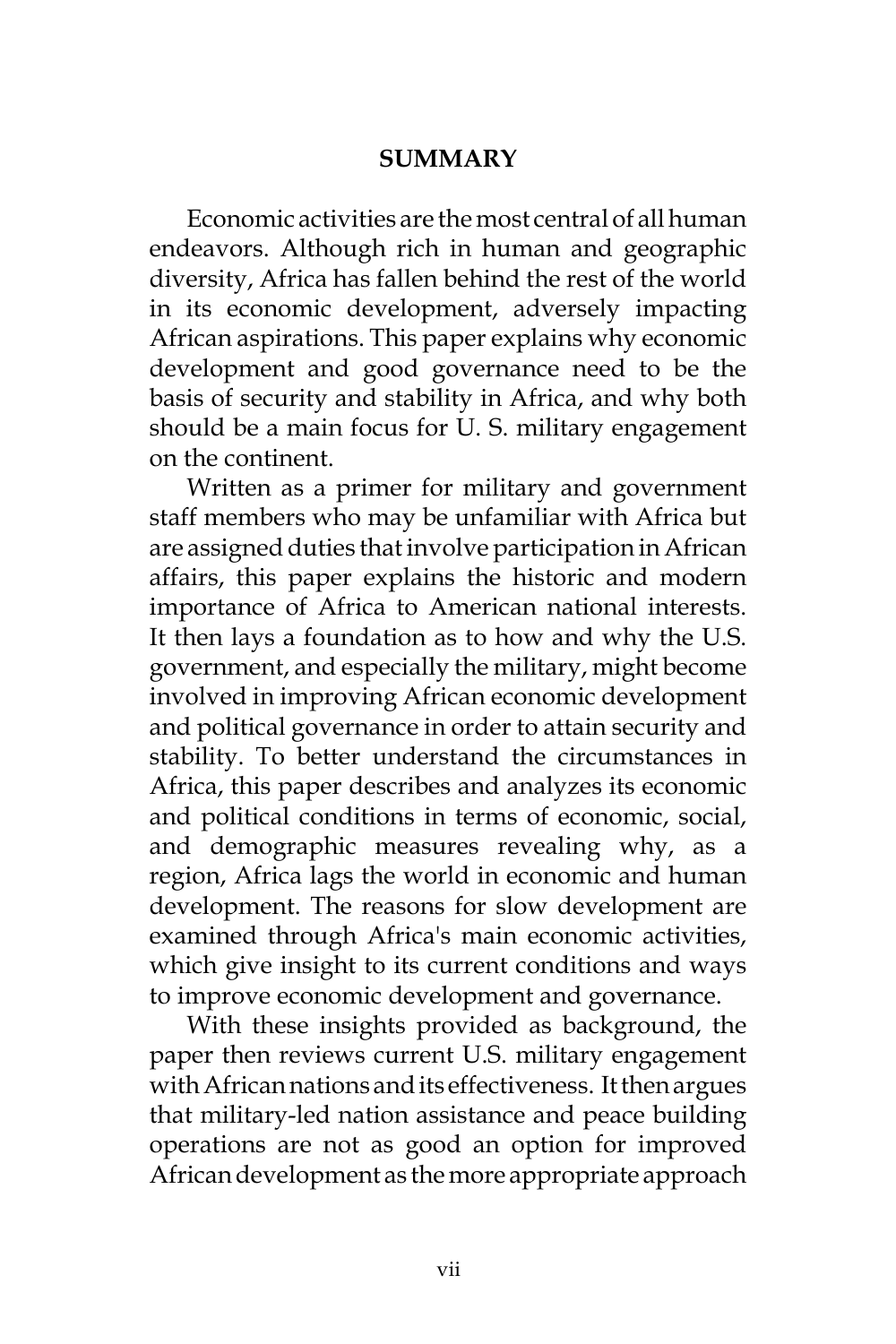## SUMMARY

Economic activities are the most central of all human endeavors. Although rich in human and geographic diversity, Africa has fallen behind the rest of the world in its economic development, adversely impacting African aspirations. This paper explains why economic development and good governance need to be the basis of security and stability in Africa, and why both should be a main focus for U. S. military engagement on the continent.

Written as a primer for military and government staff members who may be unfamiliar with Africa but are assigned duties that involve participation in African affairs, this paper explains the historic and modern importance of Africa to American national interests. It then lays a foundation as to how and why the U.S. government, and especially the military, might become involved in improving African economic development and political governance in order to attain security and stability. To better understand the circumstances in Africa, this paper describes and analyzes its economic and political conditions in terms of economic, social, and demographic measures revealing why, as a region, Africa lags the world in economic and human development. The reasons for slow development are examined through Africa's main economic activities, which give insight to its current conditions and ways to improve economic development and governance.

With these insights provided as background, the paper then reviews current U.S. military engagement with African nations and its effectiveness. It then argues that military-led nation assistance and peace building operations are not as good an option for improved African development as the more appropriate approach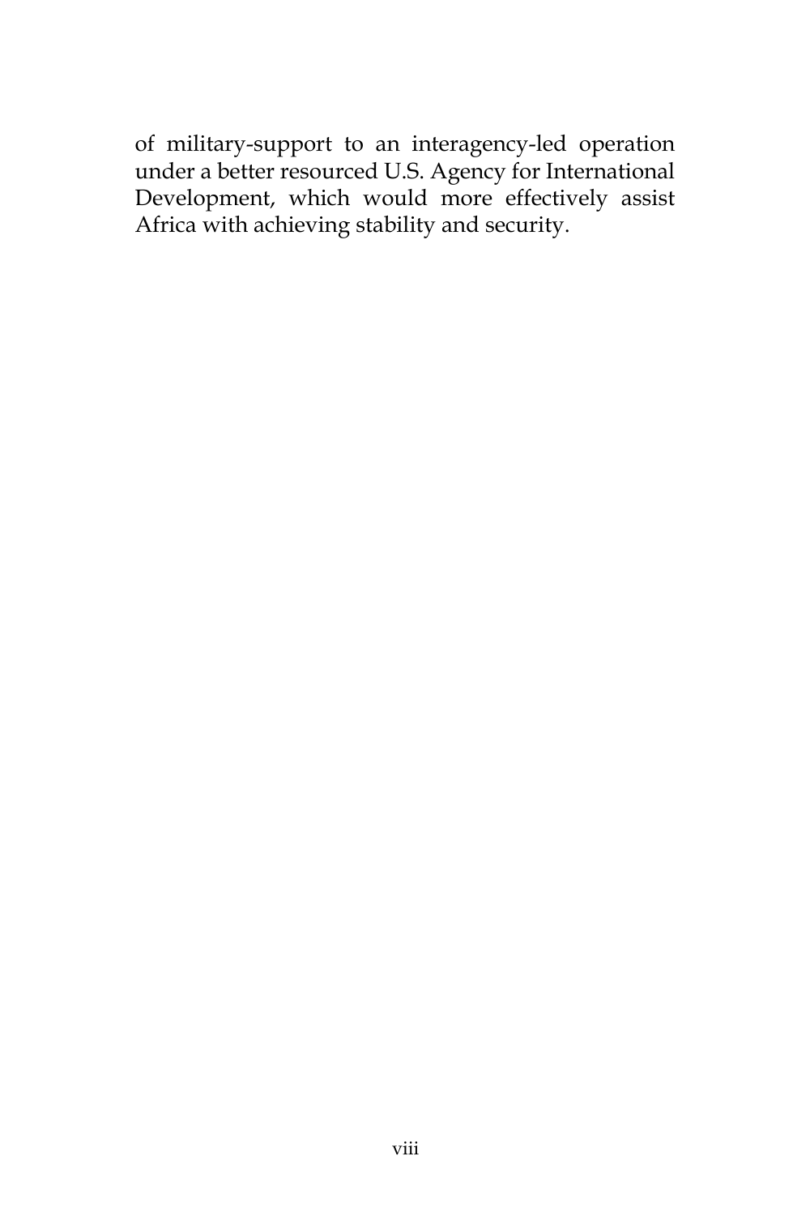of military-support to an interagency-led operation under a better resourced U.S. Agency for International Development, which would more effectively assist Africa with achieving stability and security.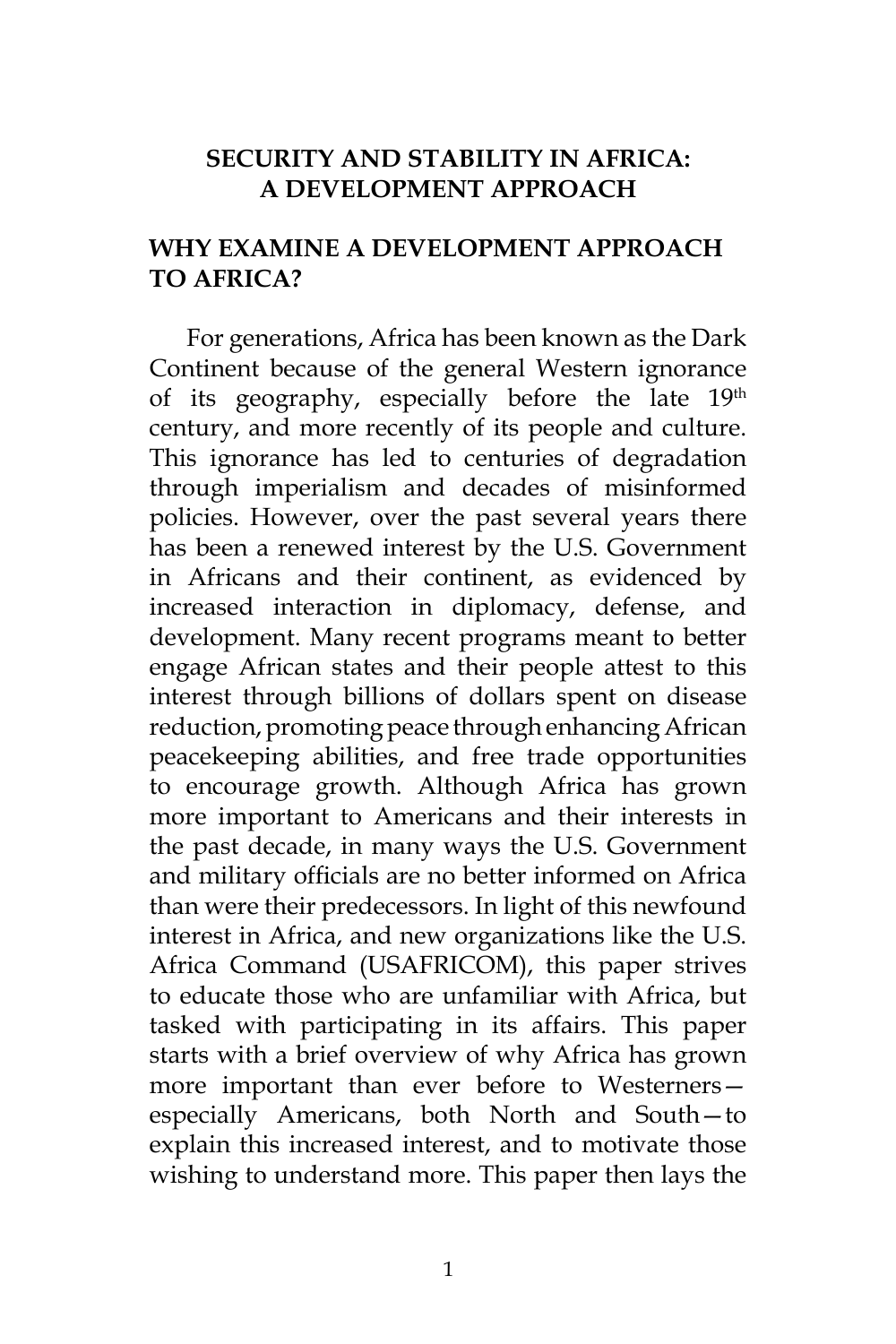# SECURITY AND STABILITY IN AFRICA: A DEVELOPMENT APPROACH

## WHY EXAMINE A DEVELOPMENT APPROACH TO AFRICA?

For generations, Africa has been known as the Dark Continent because of the general Western ignorance of its geography, especially before the late 19th century, and more recently of its people and culture. This ignorance has led to centuries of degradation through imperialism and decades of misinformed policies. However, over the past several years there has been a renewed interest by the U.S. Government in Africans and their continent, as evidenced by increased interaction in diplomacy, defense, and development. Many recent programs meant to better engage African states and their people attest to this interest through billions of dollars spent on disease reduction, promoting peace through enhancing African peacekeeping abilities, and free trade opportunities to encourage growth. Although Africa has grown more important to Americans and their interests in the past decade, in many ways the U.S. Government and military officials are no better informed on Africa than were their predecessors. In light of this newfound interest in Africa, and new organizations like the U.S. Africa Command (USAFRICOM), this paper strives to educate those who are unfamiliar with Africa, but tasked with participating in its affairs. This paper starts with a brief overview of why Africa has grown more important than ever before to Westerners—especially Americans, both North and South—to explain this increased interest, and to motivate those wishing to understand more. This paper then lays the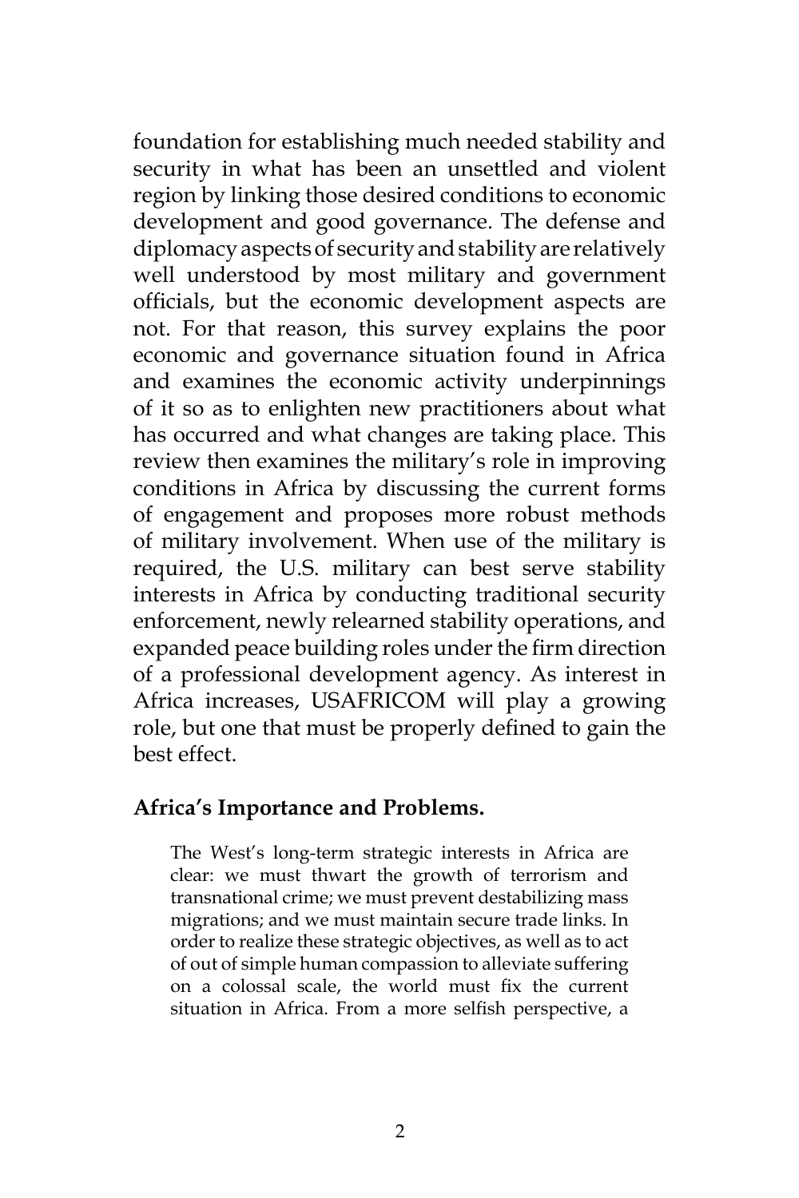foundation for establishing much needed stability and security in what has been an unsettled and violent region by linking those desired conditions to economic development and good governance. The defense and diplomacy aspects of security and stability are relatively well understood by most military and government officials, but the economic development aspects are not. For that reason, this survey explains the poor economic and governance situation found in Africa and examines the economic activity underpinnings of it so as to enlighten new practitioners about what has occurred and what changes are taking place. This review then examines the military's role in improving conditions in Africa by discussing the current forms of engagement and proposes more robust methods of military involvement. When use of the military is required, the U.S. military can best serve stability interests in Africa by conducting traditional security enforcement, newly relearned stability operations, and expanded peace building roles under the firm direction of a professional development agency. As interest in Africa increases, USAFRICOM will play a growing role, but one that must be properly defined to gain the best effect.

## Africa's Importance and Problems.

> The West's long-term strategic interests in Africa are clear: we must thwart the growth of terrorism and transnational crime; we must prevent destabilizing mass migrations; and we must maintain secure trade links. In order to realize these strategic objectives, as well as to act of out of simple human compassion to alleviate suffering on a colossal scale, the world must fix the current situation in Africa. From a more selfish perspective, a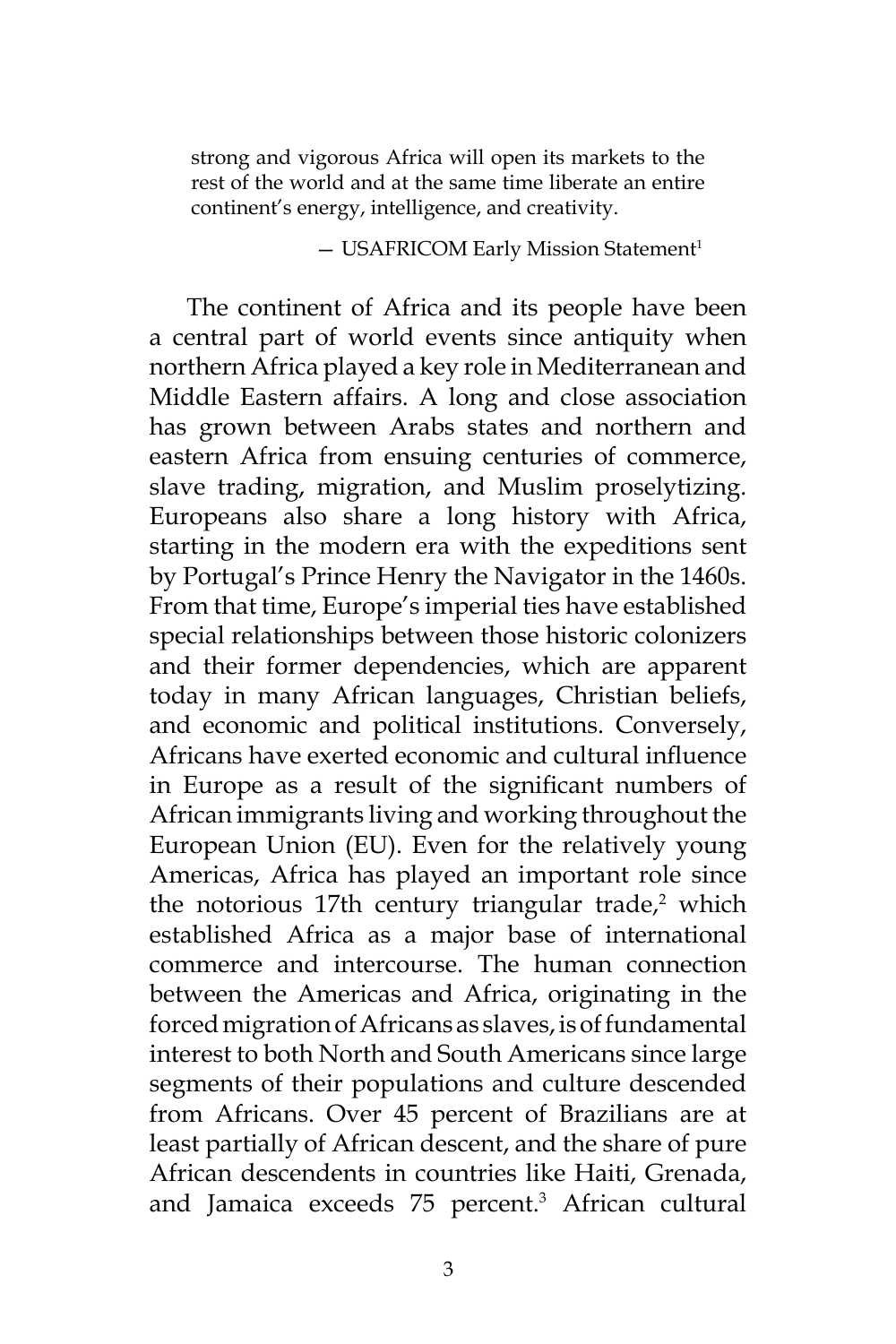strong and vigorous Africa will open its markets to the rest of the world and at the same time liberate an entire continent's energy, intelligence, and creativity.

— USAFRICOM Early Mission Statement[1]

The continent of Africa and its people have been a central part of world events since antiquity when northern Africa played a key role in Mediterranean and Middle Eastern affairs. A long and close association has grown between Arabs states and northern and eastern Africa from ensuing centuries of commerce, slave trading, migration, and Muslim proselytizing. Europeans also share a long history with Africa, starting in the modern era with the expeditions sent by Portugal's Prince Henry the Navigator in the 1460s. From that time, Europe's imperial ties have established special relationships between those historic colonizers and their former dependencies, which are apparent today in many African languages, Christian beliefs, and economic and political institutions. Conversely, Africans have exerted economic and cultural influence in Europe as a result of the significant numbers of African immigrants living and working throughout the European Union (EU). Even for the relatively young Americas, Africa has played an important role since the notorious 17th century triangular trade,[2] which established Africa as a major base of international commerce and intercourse. The human connection between the Americas and Africa, originating in the forced migration of Africans as slaves, is of fundamental interest to both North and South Americans since large segments of their populations and culture descended from Africans. Over 45 percent of Brazilians are at least partially of African descent, and the share of pure African descendents in countries like Haiti, Grenada, and Jamaica exceeds 75 percent.[3] African cultural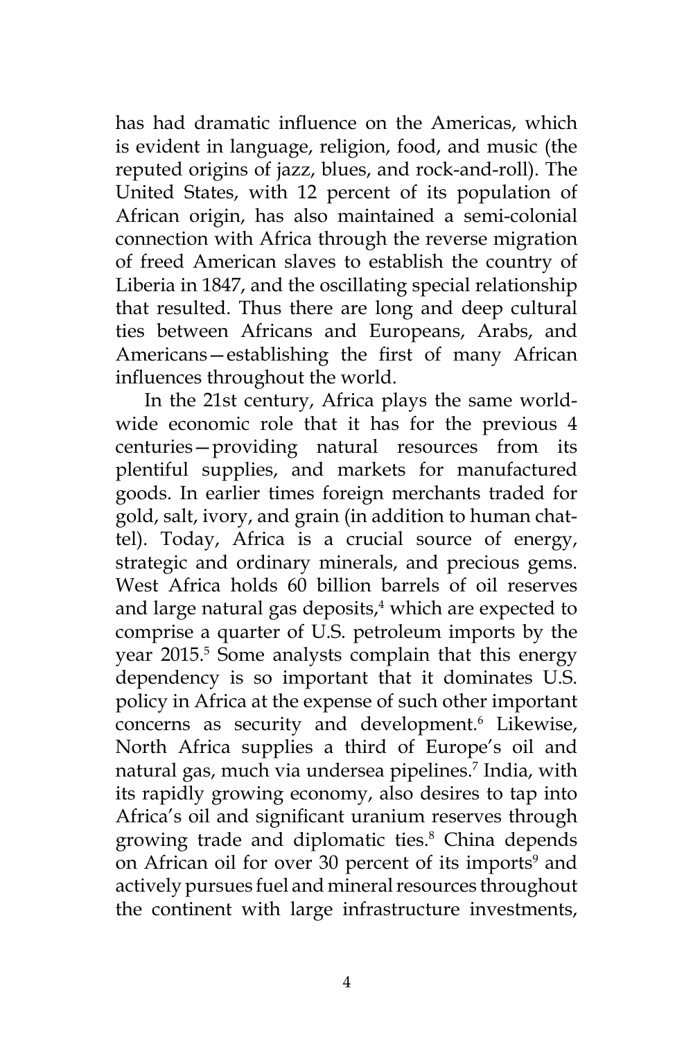has had dramatic influence on the Americas, which is evident in language, religion, food, and music (the reputed origins of jazz, blues, and rock-and-roll). The United States, with 12 percent of its population of African origin, has also maintained a semi-colonial connection with Africa through the reverse migration of freed American slaves to establish the country of Liberia in 1847, and the oscillating special relationship that resulted. Thus there are long and deep cultural ties between Africans and Europeans, Arabs, and Americans—establishing the first of many African influences throughout the world.

In the 21st century, Africa plays the same worldwide economic role that it has for the previous 4 centuries—providing natural resources from its plentiful supplies, and markets for manufactured goods. In earlier times foreign merchants traded for gold, salt, ivory, and grain (in addition to human chattel). Today, Africa is a crucial source of energy, strategic and ordinary minerals, and precious gems. West Africa holds 60 billion barrels of oil reserves and large natural gas deposits,[4] which are expected to comprise a quarter of U.S. petroleum imports by the year 2015.[5] Some analysts complain that this energy dependency is so important that it dominates U.S. policy in Africa at the expense of such other important concerns as security and development.[6] Likewise, North Africa supplies a third of Europe's oil and natural gas, much via undersea pipelines.[7] India, with its rapidly growing economy, also desires to tap into Africa's oil and significant uranium reserves through growing trade and diplomatic ties.[8] China depends on African oil for over 30 percent of its imports[9] and actively pursues fuel and mineral resources throughout the continent with large infrastructure investments,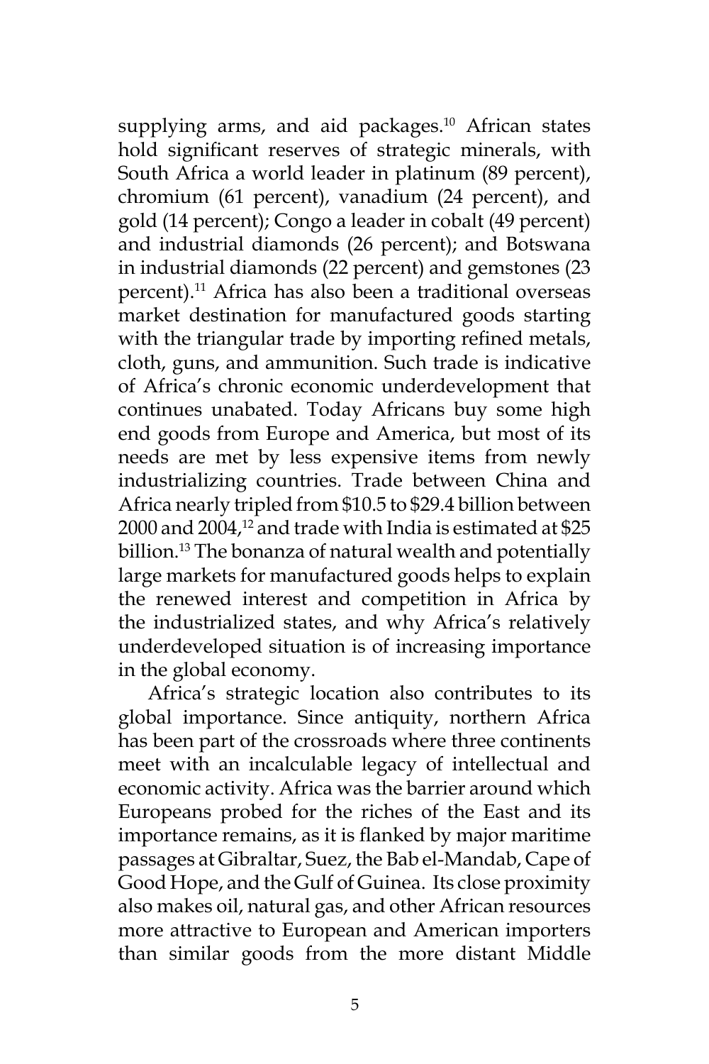supplying arms, and aid packages.[10] African states hold significant reserves of strategic minerals, with South Africa a world leader in platinum (89 percent), chromium (61 percent), vanadium (24 percent), and gold (14 percent); Congo a leader in cobalt (49 percent) and industrial diamonds (26 percent); and Botswana in industrial diamonds (22 percent) and gemstones (23 percent).[11] Africa has also been a traditional overseas market destination for manufactured goods starting with the triangular trade by importing refined metals, cloth, guns, and ammunition. Such trade is indicative of Africa's chronic economic underdevelopment that continues unabated. Today Africans buy some high end goods from Europe and America, but most of its needs are met by less expensive items from newly industrializing countries. Trade between China and Africa nearly tripled from $10.5 to $29.4 billion between 2000 and 2004,[12] and trade with India is estimated at $25 billion.[13] The bonanza of natural wealth and potentially large markets for manufactured goods helps to explain the renewed interest and competition in Africa by the industrialized states, and why Africa's relatively underdeveloped situation is of increasing importance in the global economy.

Africa's strategic location also contributes to its global importance. Since antiquity, northern Africa has been part of the crossroads where three continents meet with an incalculable legacy of intellectual and economic activity. Africa was the barrier around which Europeans probed for the riches of the East and its importance remains, as it is flanked by major maritime passages at Gibraltar, Suez, the Bab el-Mandab, Cape of Good Hope, and the Gulf of Guinea. Its close proximity also makes oil, natural gas, and other African resources more attractive to European and American importers than similar goods from the more distant Middle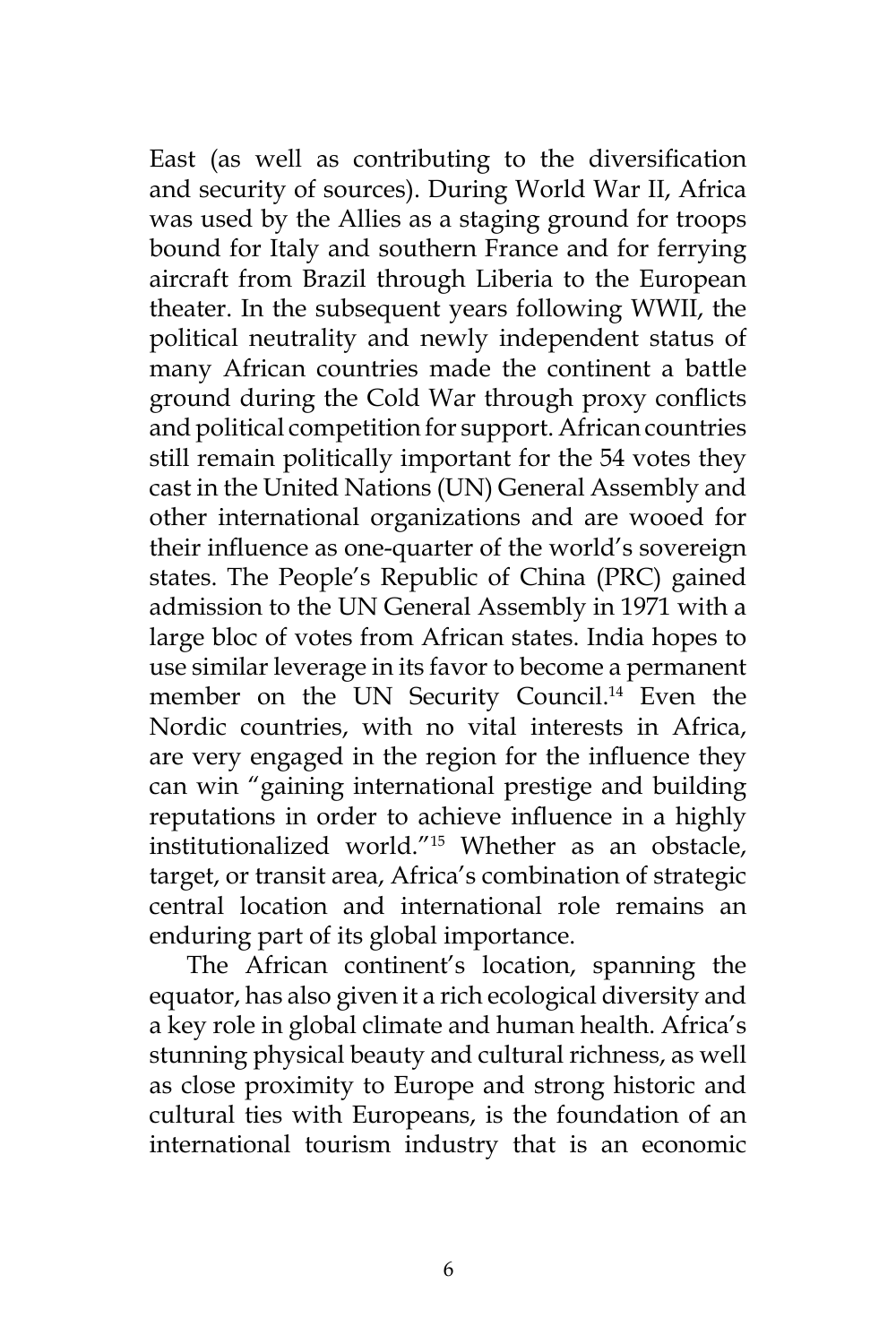East (as well as contributing to the diversification and security of sources). During World War II, Africa was used by the Allies as a staging ground for troops bound for Italy and southern France and for ferrying aircraft from Brazil through Liberia to the European theater. In the subsequent years following WWII, the political neutrality and newly independent status of many African countries made the continent a battle ground during the Cold War through proxy conflicts and political competition for support. African countries still remain politically important for the 54 votes they cast in the United Nations (UN) General Assembly and other international organizations and are wooed for their influence as one-quarter of the world's sovereign states. The People's Republic of China (PRC) gained admission to the UN General Assembly in 1971 with a large bloc of votes from African states. India hopes to use similar leverage in its favor to become a permanent member on the UN Security Council.[14] Even the Nordic countries, with no vital interests in Africa, are very engaged in the region for the influence they can win "gaining international prestige and building reputations in order to achieve influence in a highly institutionalized world."[15] Whether as an obstacle, target, or transit area, Africa's combination of strategic central location and international role remains an enduring part of its global importance.

The African continent's location, spanning the equator, has also given it a rich ecological diversity and a key role in global climate and human health. Africa's stunning physical beauty and cultural richness, as well as close proximity to Europe and strong historic and cultural ties with Europeans, is the foundation of an international tourism industry that is an economic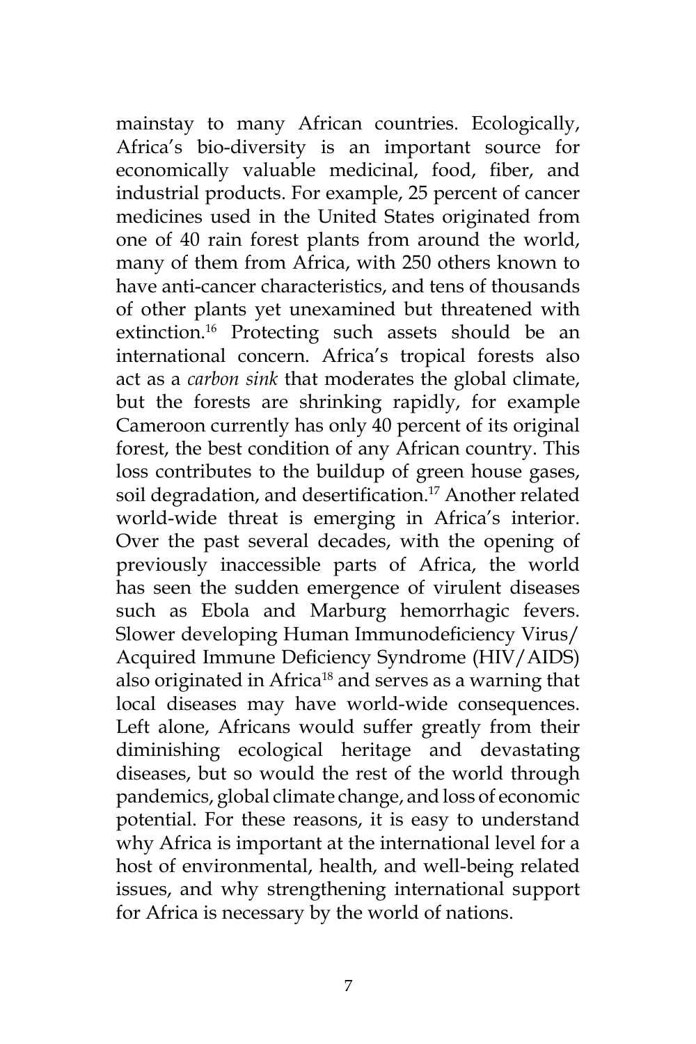mainstay to many African countries. Ecologically, Africa's bio-diversity is an important source for economically valuable medicinal, food, fiber, and industrial products. For example, 25 percent of cancer medicines used in the United States originated from one of 40 rain forest plants from around the world, many of them from Africa, with 250 others known to have anti-cancer characteristics, and tens of thousands of other plants yet unexamined but threatened with extinction.[16] Protecting such assets should be an international concern. Africa's tropical forests also act as a *carbon sink* that moderates the global climate, but the forests are shrinking rapidly, for example Cameroon currently has only 40 percent of its original forest, the best condition of any African country. This loss contributes to the buildup of green house gases, soil degradation, and desertification.[17] Another related world-wide threat is emerging in Africa's interior. Over the past several decades, with the opening of previously inaccessible parts of Africa, the world has seen the sudden emergence of virulent diseases such as Ebola and Marburg hemorrhagic fevers. Slower developing Human Immunodeficiency Virus/ Acquired Immune Deficiency Syndrome (HIV/AIDS) also originated in Africa[18] and serves as a warning that local diseases may have world-wide consequences. Left alone, Africans would suffer greatly from their diminishing ecological heritage and devastating diseases, but so would the rest of the world through pandemics, global climate change, and loss of economic potential. For these reasons, it is easy to understand why Africa is important at the international level for a host of environmental, health, and well-being related issues, and why strengthening international support for Africa is necessary by the world of nations.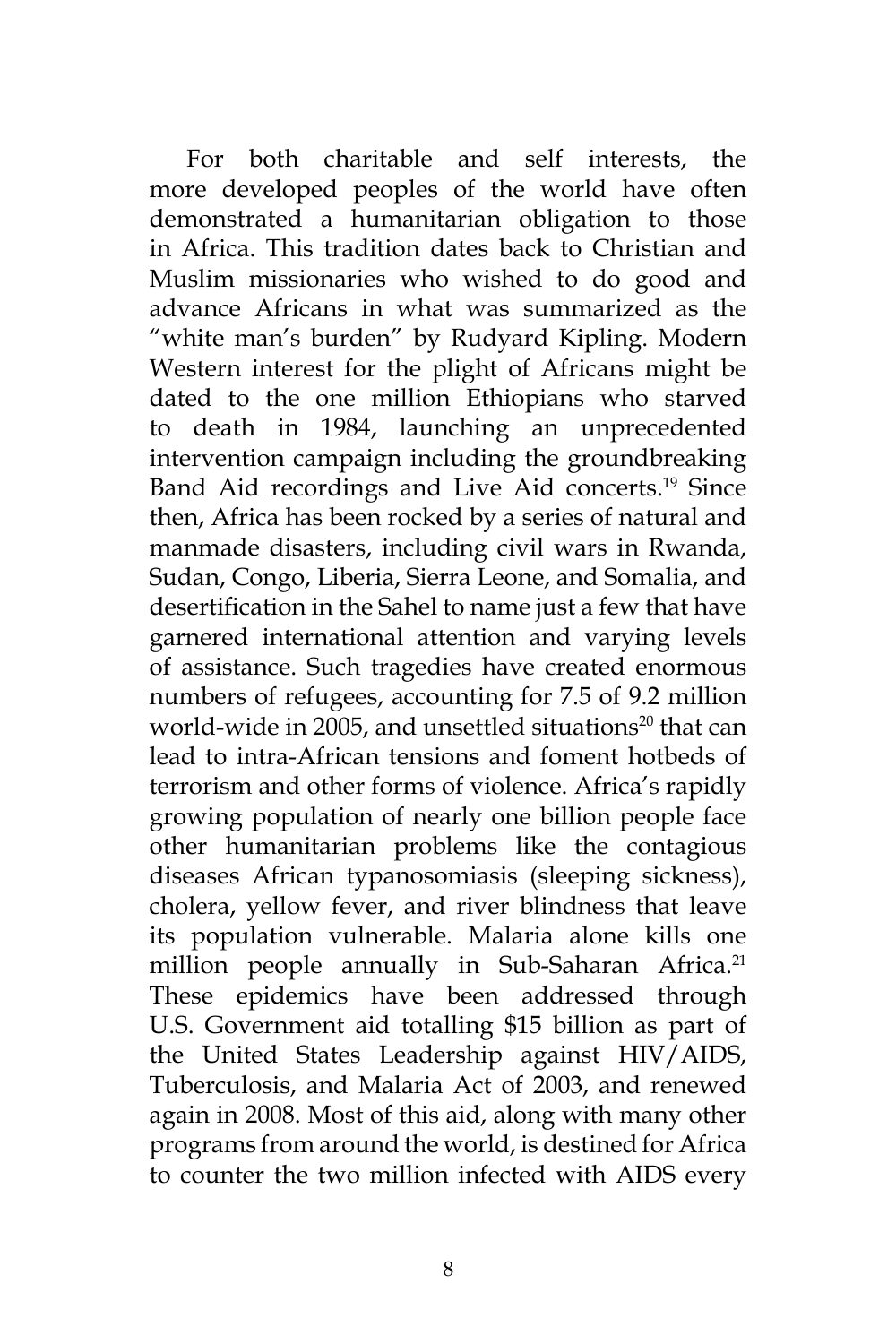For both charitable and self interests, the more developed peoples of the world have often demonstrated a humanitarian obligation to those in Africa. This tradition dates back to Christian and Muslim missionaries who wished to do good and advance Africans in what was summarized as the "white man's burden" by Rudyard Kipling. Modern Western interest for the plight of Africans might be dated to the one million Ethiopians who starved to death in 1984, launching an unprecedented intervention campaign including the groundbreaking Band Aid recordings and Live Aid concerts.[19] Since then, Africa has been rocked by a series of natural and manmade disasters, including civil wars in Rwanda, Sudan, Congo, Liberia, Sierra Leone, and Somalia, and desertification in the Sahel to name just a few that have garnered international attention and varying levels of assistance. Such tragedies have created enormous numbers of refugees, accounting for 7.5 of 9.2 million world-wide in 2005, and unsettled situations[20] that can lead to intra-African tensions and foment hotbeds of terrorism and other forms of violence. Africa's rapidly growing population of nearly one billion people face other humanitarian problems like the contagious diseases African typanosomiasis (sleeping sickness), cholera, yellow fever, and river blindness that leave its population vulnerable. Malaria alone kills one million people annually in Sub-Saharan Africa.[21] These epidemics have been addressed through U.S. Government aid totalling $15 billion as part of the United States Leadership against HIV/AIDS, Tuberculosis, and Malaria Act of 2003, and renewed again in 2008. Most of this aid, along with many other programs from around the world, is destined for Africa to counter the two million infected with AIDS every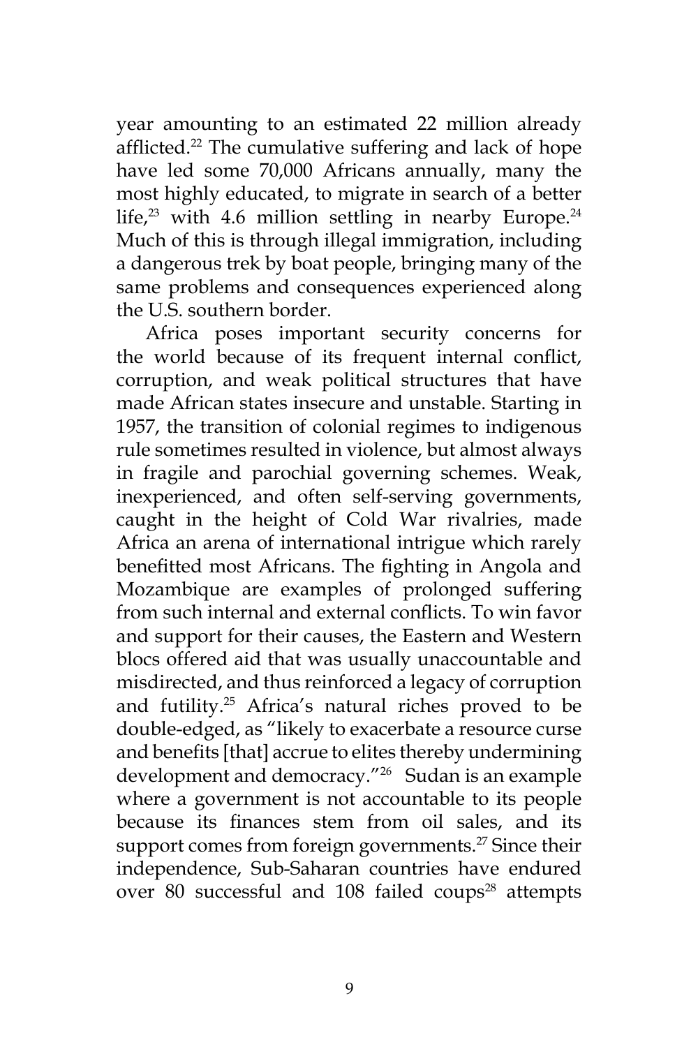year amounting to an estimated 22 million already afflicted.[22] The cumulative suffering and lack of hope have led some 70,000 Africans annually, many the most highly educated, to migrate in search of a better life,[23] with 4.6 million settling in nearby Europe.[24] Much of this is through illegal immigration, including a dangerous trek by boat people, bringing many of the same problems and consequences experienced along the U.S. southern border.

Africa poses important security concerns for the world because of its frequent internal conflict, corruption, and weak political structures that have made African states insecure and unstable. Starting in 1957, the transition of colonial regimes to indigenous rule sometimes resulted in violence, but almost always in fragile and parochial governing schemes. Weak, inexperienced, and often self-serving governments, caught in the height of Cold War rivalries, made Africa an arena of international intrigue which rarely benefitted most Africans. The fighting in Angola and Mozambique are examples of prolonged suffering from such internal and external conflicts. To win favor and support for their causes, the Eastern and Western blocs offered aid that was usually unaccountable and misdirected, and thus reinforced a legacy of corruption and futility.[25] Africa's natural riches proved to be double-edged, as "likely to exacerbate a resource curse and benefits [that] accrue to elites thereby undermining development and democracy."[26] Sudan is an example where a government is not accountable to its people because its finances stem from oil sales, and its support comes from foreign governments.[27] Since their independence, Sub-Saharan countries have endured over 80 successful and 108 failed coups[28] attempts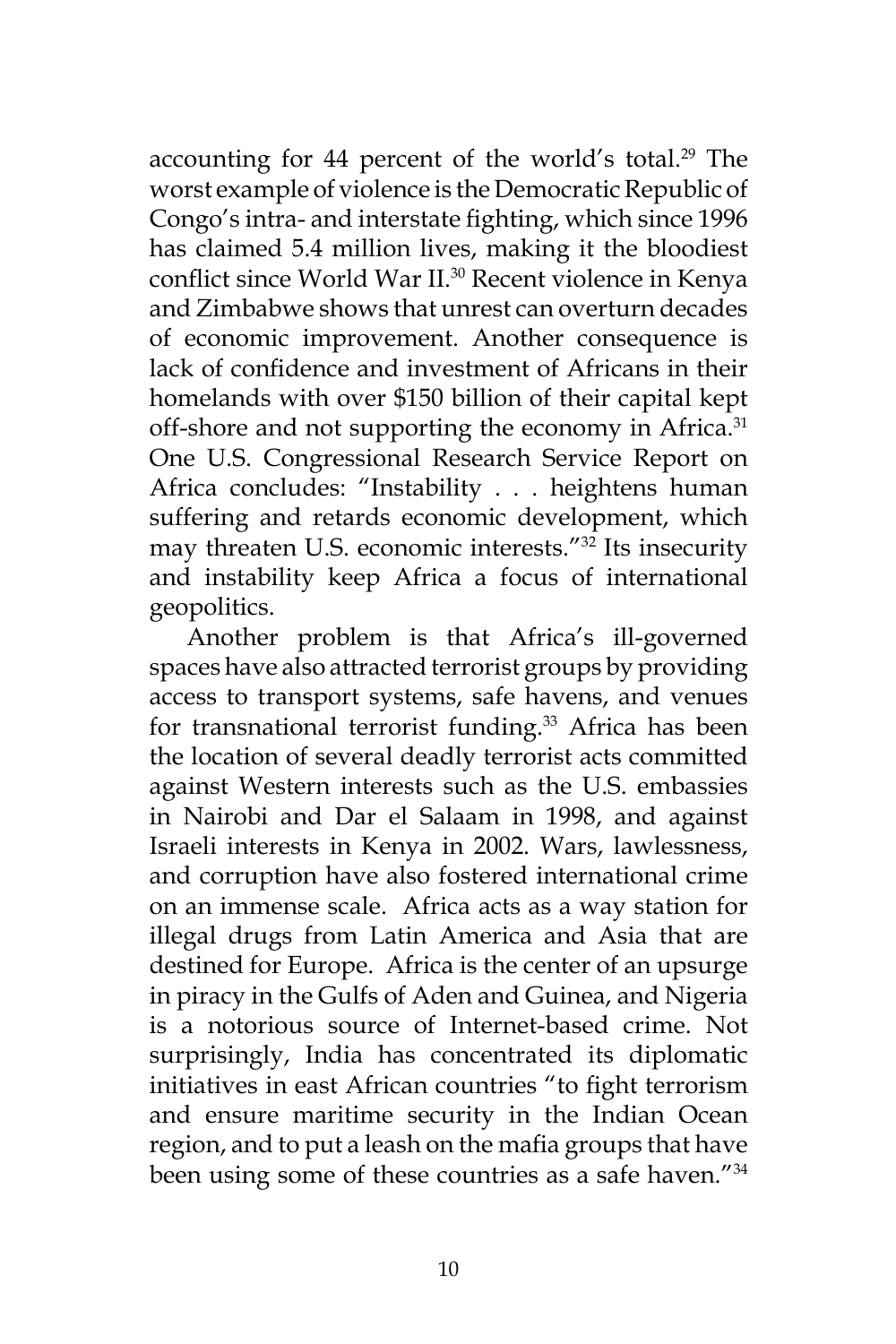accounting for 44 percent of the world's total.[29] The worst example of violence is the Democratic Republic of Congo's intra- and interstate fighting, which since 1996 has claimed 5.4 million lives, making it the bloodiest conflict since World War II.[30] Recent violence in Kenya and Zimbabwe shows that unrest can overturn decades of economic improvement. Another consequence is lack of confidence and investment of Africans in their homelands with over $150 billion of their capital kept off-shore and not supporting the economy in Africa.[31] One U.S. Congressional Research Service Report on Africa concludes: "Instability . . . heightens human suffering and retards economic development, which may threaten U.S. economic interests."[32] Its insecurity and instability keep Africa a focus of international geopolitics.

Another problem is that Africa's ill-governed spaces have also attracted terrorist groups by providing access to transport systems, safe havens, and venues for transnational terrorist funding.[33] Africa has been the location of several deadly terrorist acts committed against Western interests such as the U.S. embassies in Nairobi and Dar el Salaam in 1998, and against Israeli interests in Kenya in 2002. Wars, lawlessness, and corruption have also fostered international crime on an immense scale. Africa acts as a way station for illegal drugs from Latin America and Asia that are destined for Europe. Africa is the center of an upsurge in piracy in the Gulfs of Aden and Guinea, and Nigeria is a notorious source of Internet-based crime. Not surprisingly, India has concentrated its diplomatic initiatives in east African countries "to fight terrorism and ensure maritime security in the Indian Ocean region, and to put a leash on the mafia groups that have been using some of these countries as a safe haven."[34]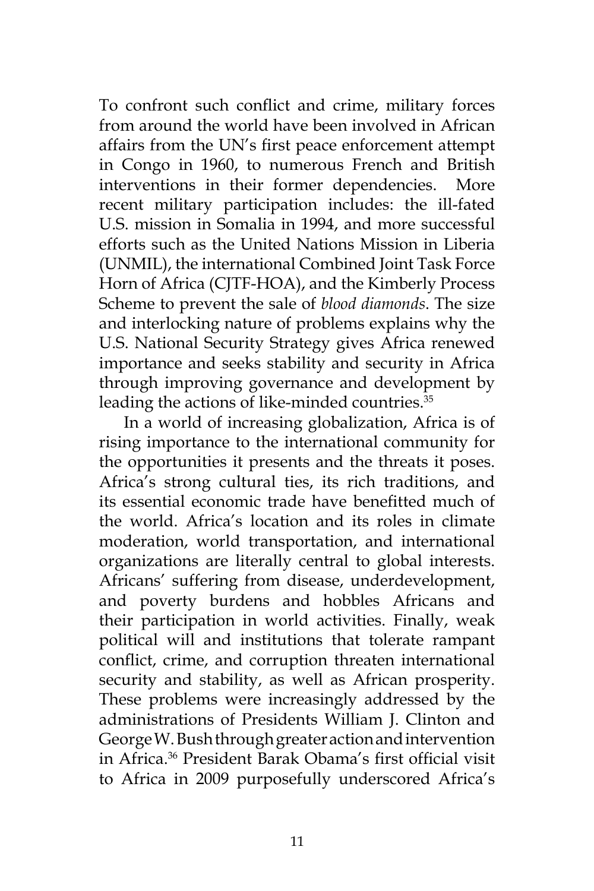To confront such conflict and crime, military forces from around the world have been involved in African affairs from the UN's first peace enforcement attempt in Congo in 1960, to numerous French and British interventions in their former dependencies. More recent military participation includes: the ill-fated U.S. mission in Somalia in 1994, and more successful efforts such as the United Nations Mission in Liberia (UNMIL), the international Combined Joint Task Force Horn of Africa (CJTF-HOA), and the Kimberly Process Scheme to prevent the sale of *blood diamonds*. The size and interlocking nature of problems explains why the U.S. National Security Strategy gives Africa renewed importance and seeks stability and security in Africa through improving governance and development by leading the actions of like-minded countries.[35]

In a world of increasing globalization, Africa is of rising importance to the international community for the opportunities it presents and the threats it poses. Africa's strong cultural ties, its rich traditions, and its essential economic trade have benefitted much of the world. Africa's location and its roles in climate moderation, world transportation, and international organizations are literally central to global interests. Africans' suffering from disease, underdevelopment, and poverty burdens and hobbles Africans and their participation in world activities. Finally, weak political will and institutions that tolerate rampant conflict, crime, and corruption threaten international security and stability, as well as African prosperity. These problems were increasingly addressed by the administrations of Presidents William J. Clinton and George W. Bush through greater action and intervention in Africa.[36] President Barak Obama's first official visit to Africa in 2009 purposefully underscored Africa's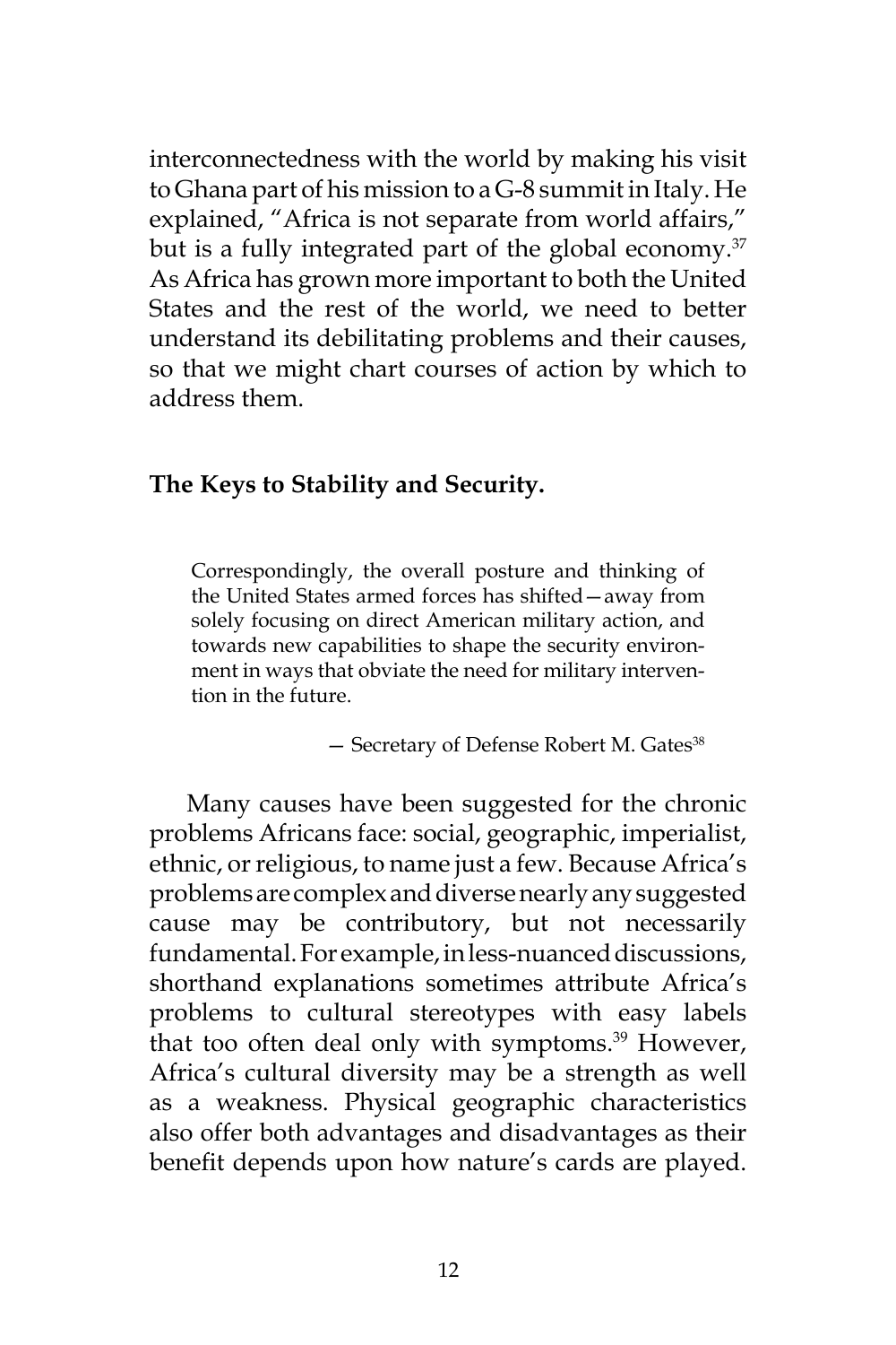interconnectedness with the world by making his visit to Ghana part of his mission to a G-8 summit in Italy. He explained, "Africa is not separate from world affairs," but is a fully integrated part of the global economy.[37] As Africa has grown more important to both the United States and the rest of the world, we need to better understand its debilitating problems and their causes, so that we might chart courses of action by which to address them.

## The Keys to Stability and Security.

> Correspondingly, the overall posture and thinking of the United States armed forces has shifted—away from solely focusing on direct American military action, and towards new capabilities to shape the security environment in ways that obviate the need for military intervention in the future.
>
> — Secretary of Defense Robert M. Gates[38]

Many causes have been suggested for the chronic problems Africans face: social, geographic, imperialist, ethnic, or religious, to name just a few. Because Africa's problems are complex and diverse nearly any suggested cause may be contributory, but not necessarily fundamental. For example, in less-nuanced discussions, shorthand explanations sometimes attribute Africa's problems to cultural stereotypes with easy labels that too often deal only with symptoms.[39] However, Africa's cultural diversity may be a strength as well as a weakness. Physical geographic characteristics also offer both advantages and disadvantages as their benefit depends upon how nature's cards are played.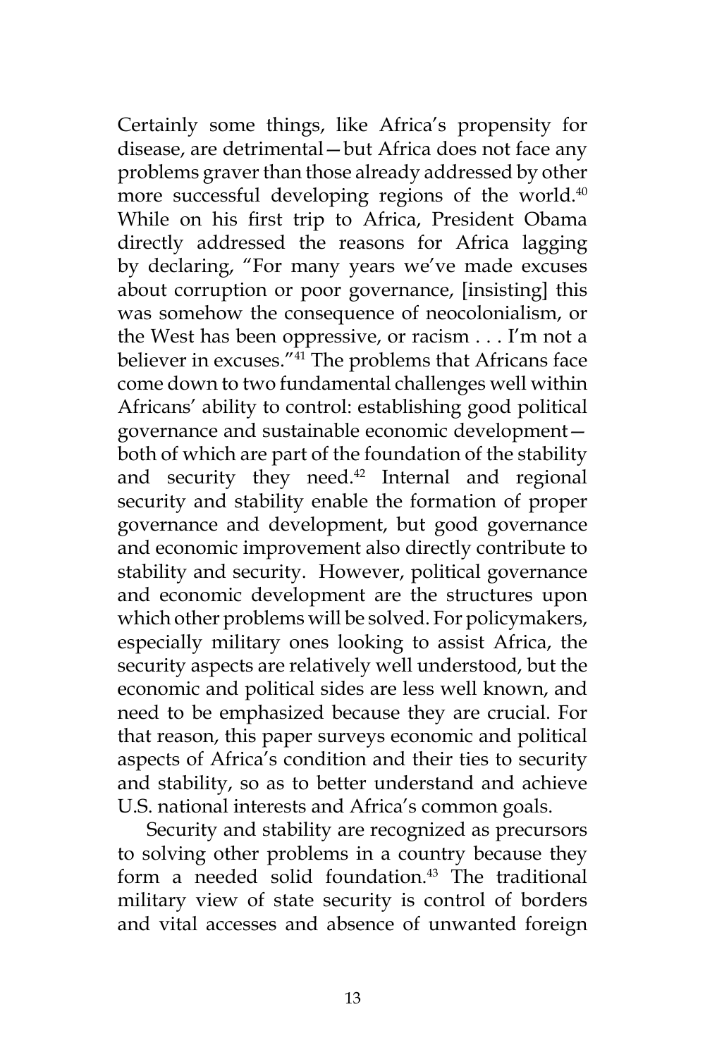Certainly some things, like Africa's propensity for disease, are detrimental—but Africa does not face any problems graver than those already addressed by other more successful developing regions of the world.[40] While on his first trip to Africa, President Obama directly addressed the reasons for Africa lagging by declaring, "For many years we've made excuses about corruption or poor governance, [insisting] this was somehow the consequence of neocolonialism, or the West has been oppressive, or racism . . . I'm not a believer in excuses."[41] The problems that Africans face come down to two fundamental challenges well within Africans' ability to control: establishing good political governance and sustainable economic development—both of which are part of the foundation of the stability and security they need.[42] Internal and regional security and stability enable the formation of proper governance and development, but good governance and economic improvement also directly contribute to stability and security. However, political governance and economic development are the structures upon which other problems will be solved. For policymakers, especially military ones looking to assist Africa, the security aspects are relatively well understood, but the economic and political sides are less well known, and need to be emphasized because they are crucial. For that reason, this paper surveys economic and political aspects of Africa's condition and their ties to security and stability, so as to better understand and achieve U.S. national interests and Africa's common goals.

Security and stability are recognized as precursors to solving other problems in a country because they form a needed solid foundation.[43] The traditional military view of state security is control of borders and vital accesses and absence of unwanted foreign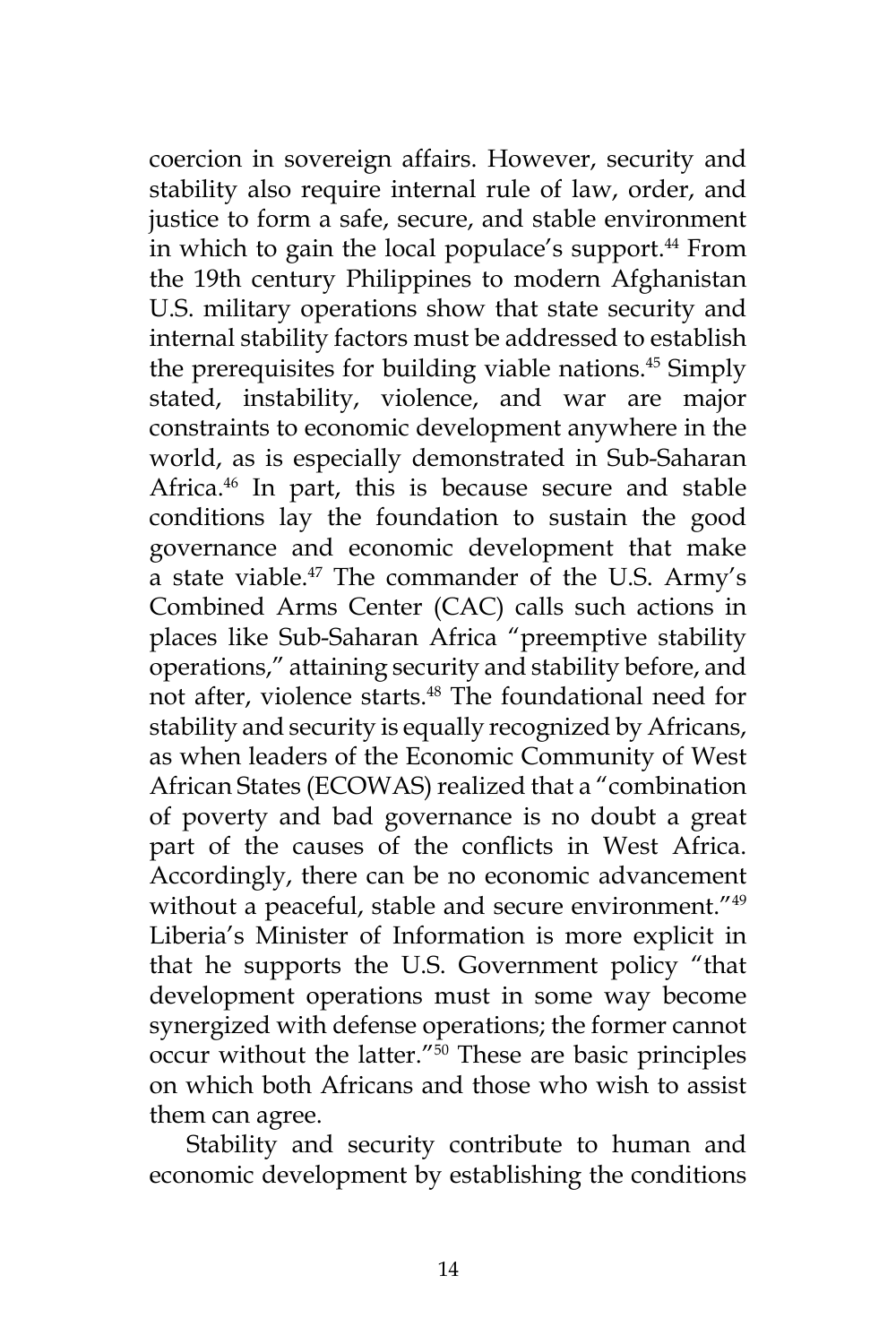coercion in sovereign affairs. However, security and stability also require internal rule of law, order, and justice to form a safe, secure, and stable environment in which to gain the local populace's support.[44] From the 19th century Philippines to modern Afghanistan U.S. military operations show that state security and internal stability factors must be addressed to establish the prerequisites for building viable nations.[45] Simply stated, instability, violence, and war are major constraints to economic development anywhere in the world, as is especially demonstrated in Sub-Saharan Africa.[46] In part, this is because secure and stable conditions lay the foundation to sustain the good governance and economic development that make a state viable.[47] The commander of the U.S. Army's Combined Arms Center (CAC) calls such actions in places like Sub-Saharan Africa "preemptive stability operations," attaining security and stability before, and not after, violence starts.[48] The foundational need for stability and security is equally recognized by Africans, as when leaders of the Economic Community of West African States (ECOWAS) realized that a "combination of poverty and bad governance is no doubt a great part of the causes of the conflicts in West Africa. Accordingly, there can be no economic advancement without a peaceful, stable and secure environment."[49] Liberia's Minister of Information is more explicit in that he supports the U.S. Government policy "that development operations must in some way become synergized with defense operations; the former cannot occur without the latter."[50] These are basic principles on which both Africans and those who wish to assist them can agree.

Stability and security contribute to human and economic development by establishing the conditions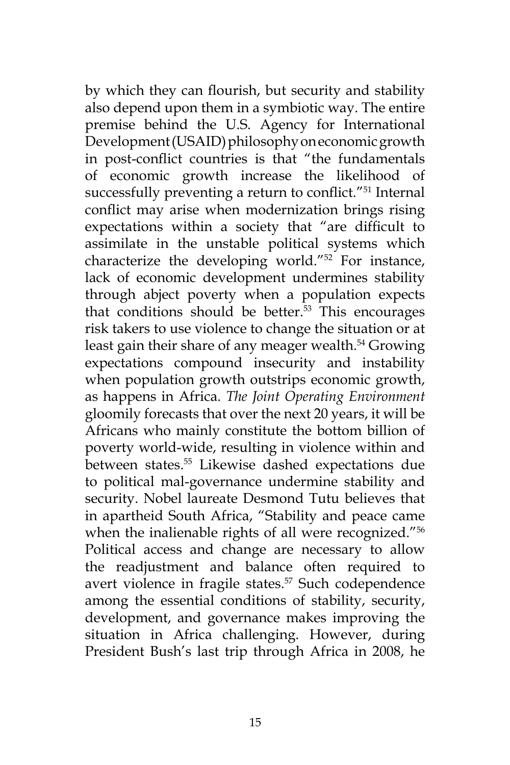by which they can flourish, but security and stability also depend upon them in a symbiotic way. The entire premise behind the U.S. Agency for International Development (USAID) philosophy on economic growth in post-conflict countries is that "the fundamentals of economic growth increase the likelihood of successfully preventing a return to conflict."[51] Internal conflict may arise when modernization brings rising expectations within a society that "are difficult to assimilate in the unstable political systems which characterize the developing world."[52] For instance, lack of economic development undermines stability through abject poverty when a population expects that conditions should be better.[53] This encourages risk takers to use violence to change the situation or at least gain their share of any meager wealth.[54] Growing expectations compound insecurity and instability when population growth outstrips economic growth, as happens in Africa. *The Joint Operating Environment* gloomily forecasts that over the next 20 years, it will be Africans who mainly constitute the bottom billion of poverty world-wide, resulting in violence within and between states.[55] Likewise dashed expectations due to political mal-governance undermine stability and security. Nobel laureate Desmond Tutu believes that in apartheid South Africa, "Stability and peace came when the inalienable rights of all were recognized."[56] Political access and change are necessary to allow the readjustment and balance often required to avert violence in fragile states.[57] Such codependence among the essential conditions of stability, security, development, and governance makes improving the situation in Africa challenging. However, during President Bush's last trip through Africa in 2008, he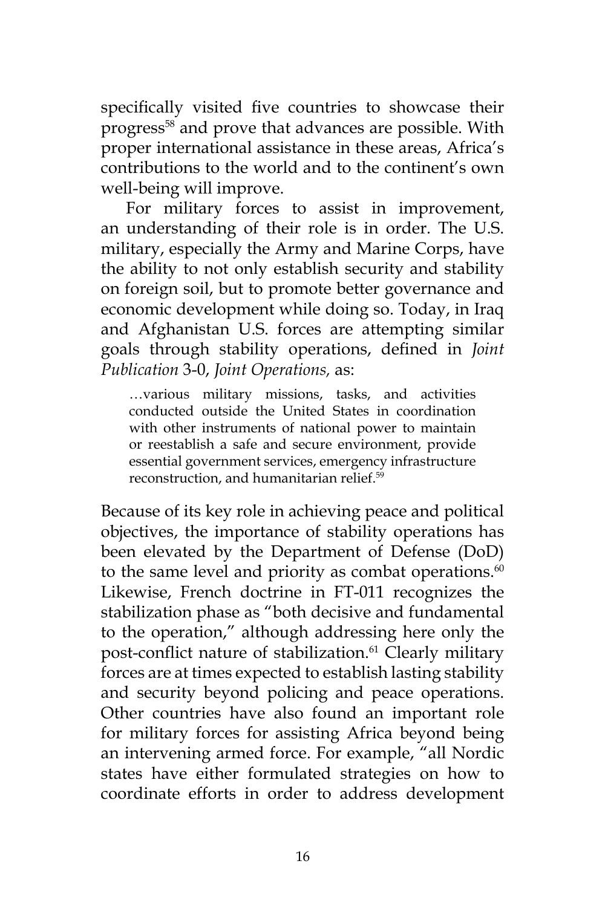specifically visited five countries to showcase their progress[58] and prove that advances are possible. With proper international assistance in these areas, Africa's contributions to the world and to the continent's own well-being will improve.

For military forces to assist in improvement, an understanding of their role is in order. The U.S. military, especially the Army and Marine Corps, have the ability to not only establish security and stability on foreign soil, but to promote better governance and economic development while doing so. Today, in Iraq and Afghanistan U.S. forces are attempting similar goals through stability operations, defined in *Joint Publication* 3-0, *Joint Operations,* as:

> …various military missions, tasks, and activities conducted outside the United States in coordination with other instruments of national power to maintain or reestablish a safe and secure environment, provide essential government services, emergency infrastructure reconstruction, and humanitarian relief.[59]

Because of its key role in achieving peace and political objectives, the importance of stability operations has been elevated by the Department of Defense (DoD) to the same level and priority as combat operations.[60] Likewise, French doctrine in FT-011 recognizes the stabilization phase as "both decisive and fundamental to the operation," although addressing here only the post-conflict nature of stabilization.[61] Clearly military forces are at times expected to establish lasting stability and security beyond policing and peace operations. Other countries have also found an important role for military forces for assisting Africa beyond being an intervening armed force. For example, "all Nordic states have either formulated strategies on how to coordinate efforts in order to address development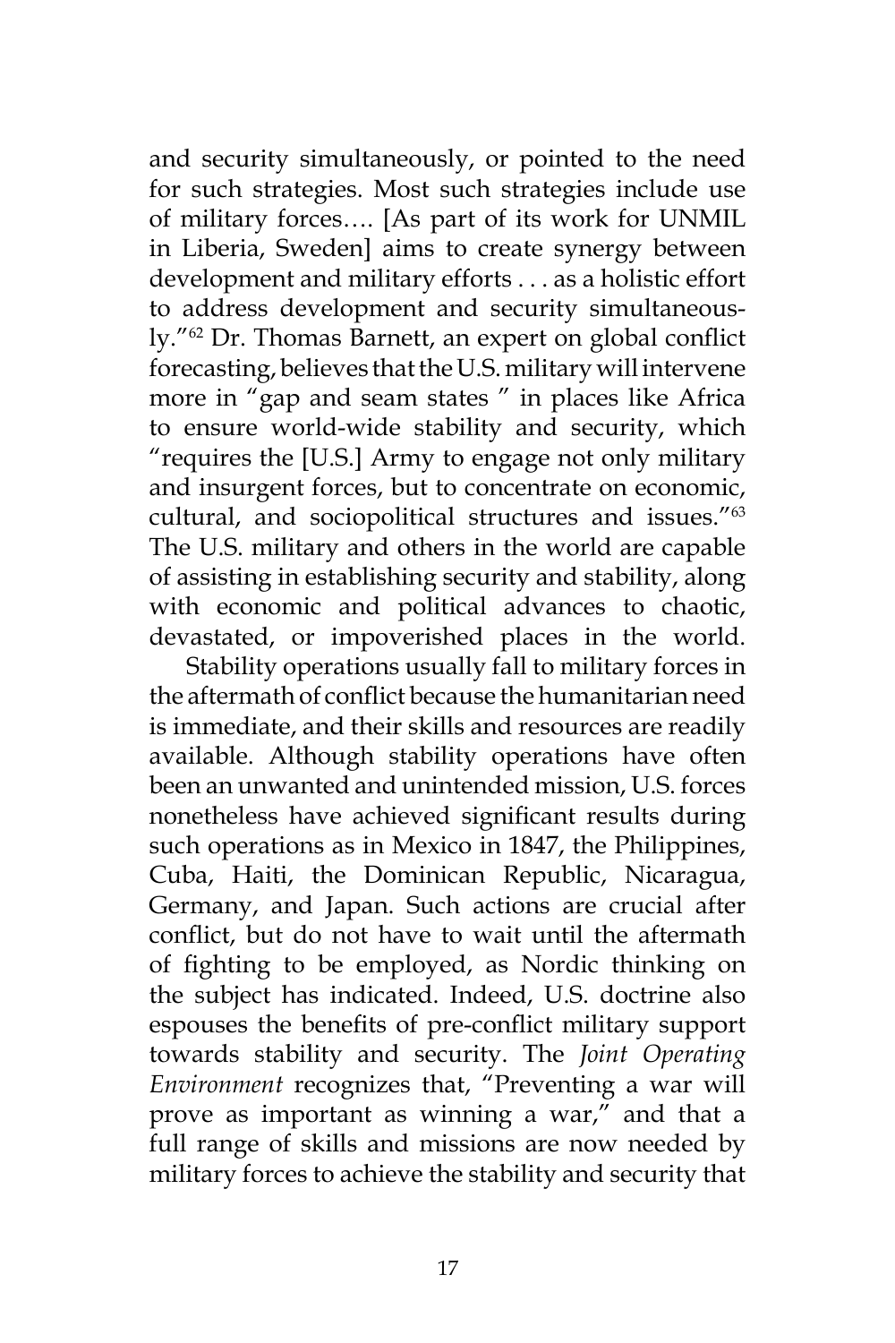and security simultaneously, or pointed to the need for such strategies. Most such strategies include use of military forces…. [As part of its work for UNMIL in Liberia, Sweden] aims to create synergy between development and military efforts . . . as a holistic effort to address development and security simultaneously."[62] Dr. Thomas Barnett, an expert on global conflict forecasting, believes that the U.S. military will intervene more in "gap and seam states " in places like Africa to ensure world-wide stability and security, which "requires the [U.S.] Army to engage not only military and insurgent forces, but to concentrate on economic, cultural, and sociopolitical structures and issues."[63] The U.S. military and others in the world are capable of assisting in establishing security and stability, along with economic and political advances to chaotic, devastated, or impoverished places in the world.

Stability operations usually fall to military forces in the aftermath of conflict because the humanitarian need is immediate, and their skills and resources are readily available. Although stability operations have often been an unwanted and unintended mission, U.S. forces nonetheless have achieved significant results during such operations as in Mexico in 1847, the Philippines, Cuba, Haiti, the Dominican Republic, Nicaragua, Germany, and Japan. Such actions are crucial after conflict, but do not have to wait until the aftermath of fighting to be employed, as Nordic thinking on the subject has indicated. Indeed, U.S. doctrine also espouses the benefits of pre-conflict military support towards stability and security. The *Joint Operating Environment* recognizes that, "Preventing a war will prove as important as winning a war," and that a full range of skills and missions are now needed by military forces to achieve the stability and security that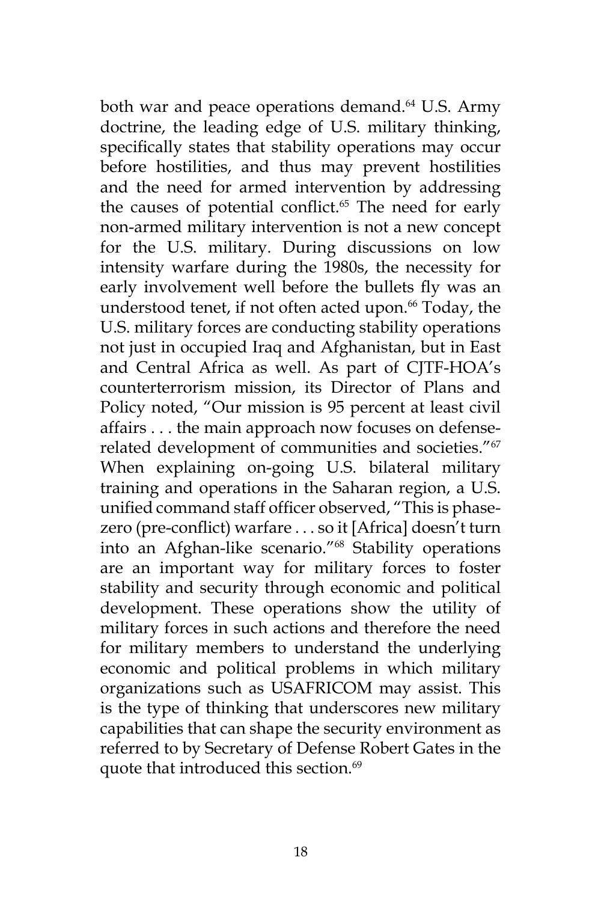both war and peace operations demand.[64] U.S. Army doctrine, the leading edge of U.S. military thinking, specifically states that stability operations may occur before hostilities, and thus may prevent hostilities and the need for armed intervention by addressing the causes of potential conflict.[65] The need for early non-armed military intervention is not a new concept for the U.S. military. During discussions on low intensity warfare during the 1980s, the necessity for early involvement well before the bullets fly was an understood tenet, if not often acted upon.[66] Today, the U.S. military forces are conducting stability operations not just in occupied Iraq and Afghanistan, but in East and Central Africa as well. As part of CJTF-HOA's counterterrorism mission, its Director of Plans and Policy noted, "Our mission is 95 percent at least civil affairs . . . the main approach now focuses on defense-related development of communities and societies."[67] When explaining on-going U.S. bilateral military training and operations in the Saharan region, a U.S. unified command staff officer observed, "This is phase-zero (pre-conflict) warfare . . . so it [Africa] doesn't turn into an Afghan-like scenario."[68] Stability operations are an important way for military forces to foster stability and security through economic and political development. These operations show the utility of military forces in such actions and therefore the need for military members to understand the underlying economic and political problems in which military organizations such as USAFRICOM may assist. This is the type of thinking that underscores new military capabilities that can shape the security environment as referred to by Secretary of Defense Robert Gates in the quote that introduced this section.[69]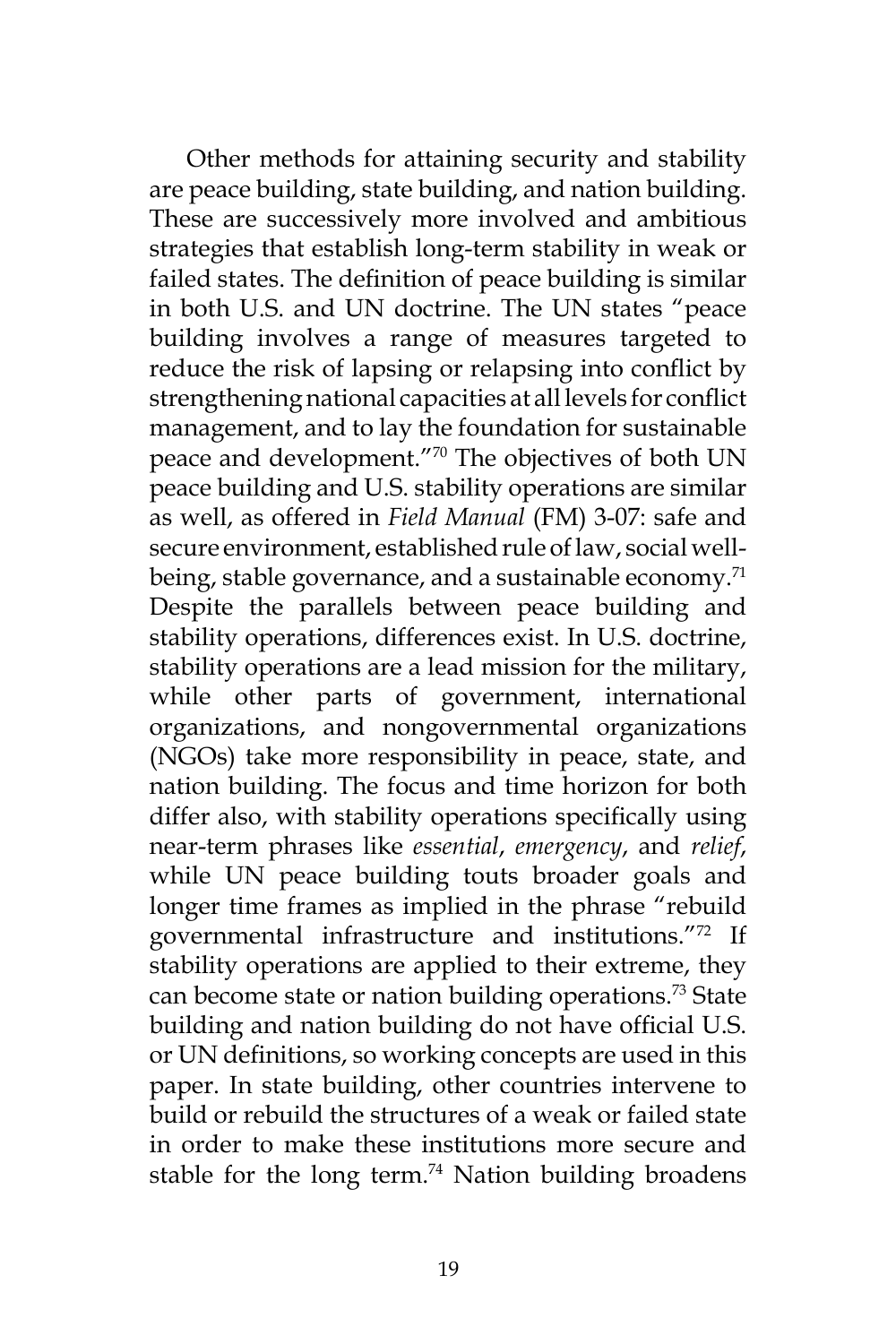Other methods for attaining security and stability are peace building, state building, and nation building. These are successively more involved and ambitious strategies that establish long-term stability in weak or failed states. The definition of peace building is similar in both U.S. and UN doctrine. The UN states "peace building involves a range of measures targeted to reduce the risk of lapsing or relapsing into conflict by strengthening national capacities at all levels for conflict management, and to lay the foundation for sustainable peace and development."[70] The objectives of both UN peace building and U.S. stability operations are similar as well, as offered in *Field Manual* (FM) 3-07: safe and secure environment, established rule of law, social well-being, stable governance, and a sustainable economy.[71] Despite the parallels between peace building and stability operations, differences exist. In U.S. doctrine, stability operations are a lead mission for the military, while other parts of government, international organizations, and nongovernmental organizations (NGOs) take more responsibility in peace, state, and nation building. The focus and time horizon for both differ also, with stability operations specifically using near-term phrases like *essential*, *emergency*, and *relief*, while UN peace building touts broader goals and longer time frames as implied in the phrase "rebuild governmental infrastructure and institutions."[72] If stability operations are applied to their extreme, they can become state or nation building operations.[73] State building and nation building do not have official U.S. or UN definitions, so working concepts are used in this paper. In state building, other countries intervene to build or rebuild the structures of a weak or failed state in order to make these institutions more secure and stable for the long term.[74] Nation building broadens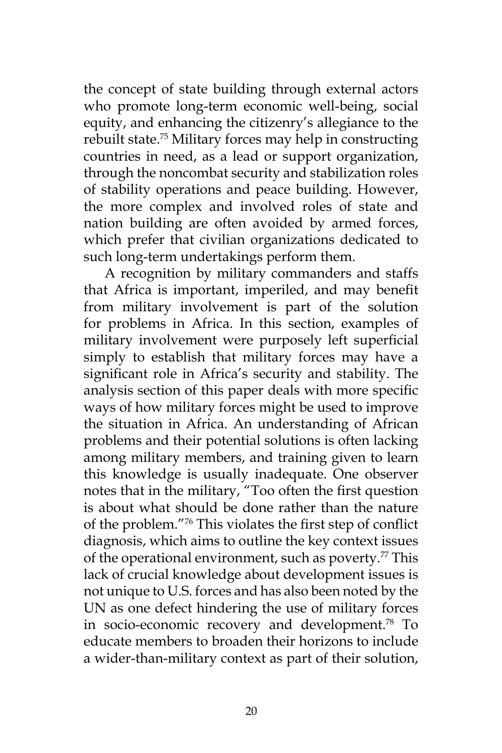the concept of state building through external actors who promote long-term economic well-being, social equity, and enhancing the citizenry's allegiance to the rebuilt state.[75] Military forces may help in constructing countries in need, as a lead or support organization, through the noncombat security and stabilization roles of stability operations and peace building. However, the more complex and involved roles of state and nation building are often avoided by armed forces, which prefer that civilian organizations dedicated to such long-term undertakings perform them.

A recognition by military commanders and staffs that Africa is important, imperiled, and may benefit from military involvement is part of the solution for problems in Africa. In this section, examples of military involvement were purposely left superficial simply to establish that military forces may have a significant role in Africa's security and stability. The analysis section of this paper deals with more specific ways of how military forces might be used to improve the situation in Africa. An understanding of African problems and their potential solutions is often lacking among military members, and training given to learn this knowledge is usually inadequate. One observer notes that in the military, "Too often the first question is about what should be done rather than the nature of the problem."[76] This violates the first step of conflict diagnosis, which aims to outline the key context issues of the operational environment, such as poverty.[77] This lack of crucial knowledge about development issues is not unique to U.S. forces and has also been noted by the UN as one defect hindering the use of military forces in socio-economic recovery and development.[78] To educate members to broaden their horizons to include a wider-than-military context as part of their solution,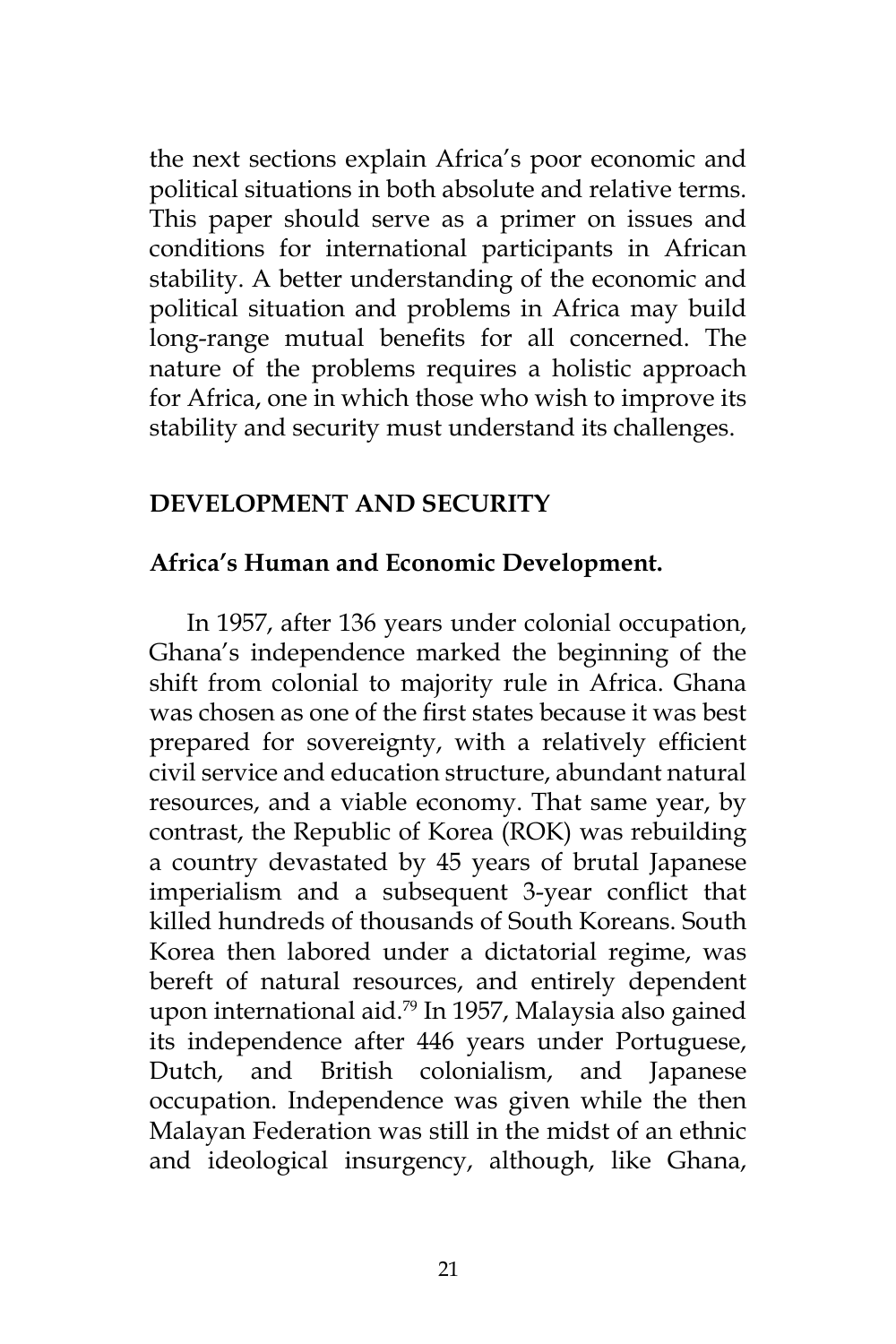the next sections explain Africa's poor economic and political situations in both absolute and relative terms. This paper should serve as a primer on issues and conditions for international participants in African stability. A better understanding of the economic and political situation and problems in Africa may build long-range mutual benefits for all concerned. The nature of the problems requires a holistic approach for Africa, one in which those who wish to improve its stability and security must understand its challenges.

## DEVELOPMENT AND SECURITY

### Africa's Human and Economic Development.

In 1957, after 136 years under colonial occupation, Ghana's independence marked the beginning of the shift from colonial to majority rule in Africa. Ghana was chosen as one of the first states because it was best prepared for sovereignty, with a relatively efficient civil service and education structure, abundant natural resources, and a viable economy. That same year, by contrast, the Republic of Korea (ROK) was rebuilding a country devastated by 45 years of brutal Japanese imperialism and a subsequent 3-year conflict that killed hundreds of thousands of South Koreans. South Korea then labored under a dictatorial regime, was bereft of natural resources, and entirely dependent upon international aid.[79] In 1957, Malaysia also gained its independence after 446 years under Portuguese, Dutch, and British colonialism, and Japanese occupation. Independence was given while the then Malayan Federation was still in the midst of an ethnic and ideological insurgency, although, like Ghana,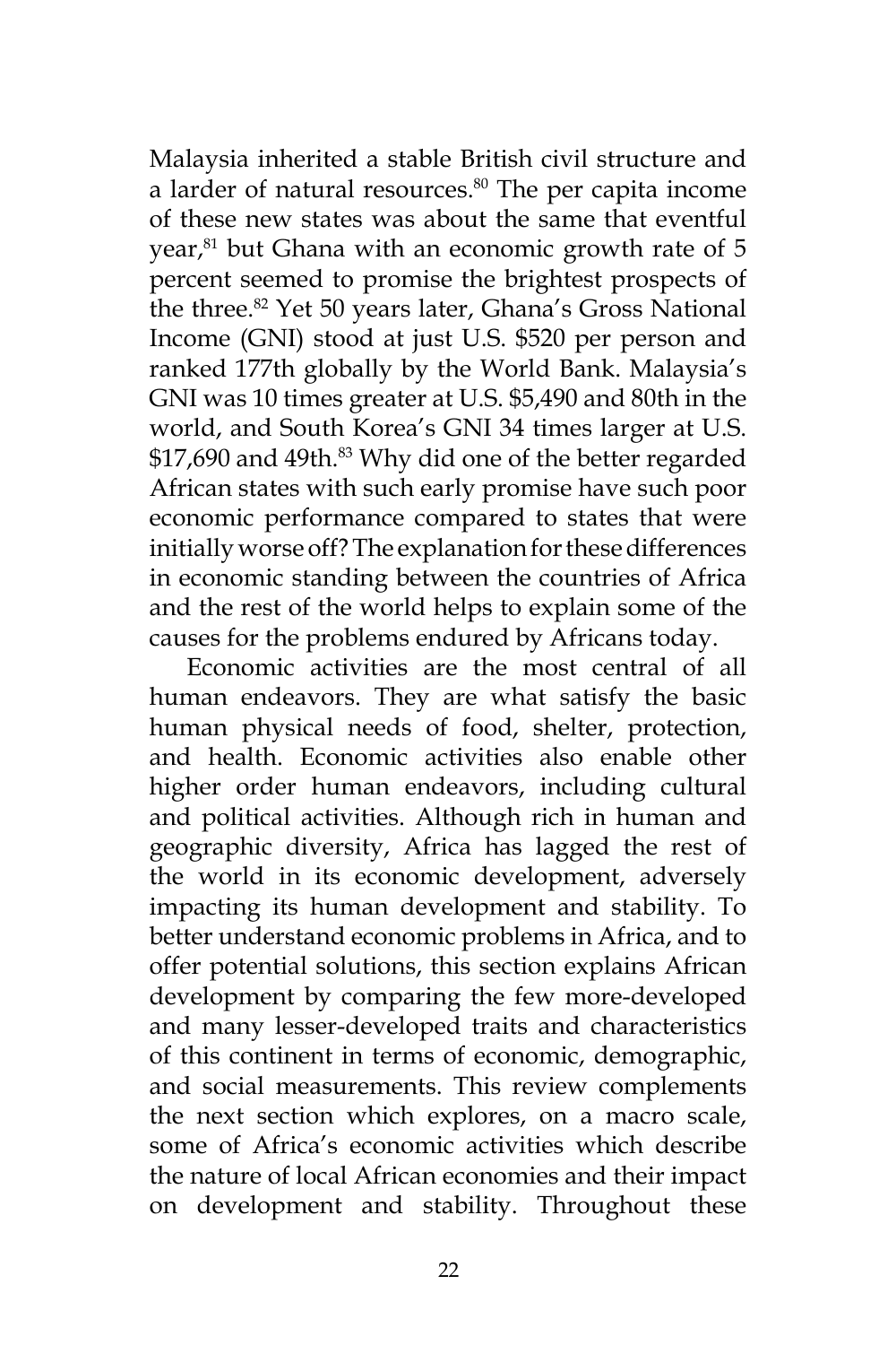Malaysia inherited a stable British civil structure and a larder of natural resources.[80] The per capita income of these new states was about the same that eventful year,[81] but Ghana with an economic growth rate of 5 percent seemed to promise the brightest prospects of the three.[82] Yet 50 years later, Ghana's Gross National Income (GNI) stood at just U.S. $520 per person and ranked 177th globally by the World Bank. Malaysia's GNI was 10 times greater at U.S. $5,490 and 80th in the world, and South Korea's GNI 34 times larger at U.S. $17,690 and 49th.[83] Why did one of the better regarded African states with such early promise have such poor economic performance compared to states that were initially worse off? The explanation for these differences in economic standing between the countries of Africa and the rest of the world helps to explain some of the causes for the problems endured by Africans today.

Economic activities are the most central of all human endeavors. They are what satisfy the basic human physical needs of food, shelter, protection, and health. Economic activities also enable other higher order human endeavors, including cultural and political activities. Although rich in human and geographic diversity, Africa has lagged the rest of the world in its economic development, adversely impacting its human development and stability. To better understand economic problems in Africa, and to offer potential solutions, this section explains African development by comparing the few more-developed and many lesser-developed traits and characteristics of this continent in terms of economic, demographic, and social measurements. This review complements the next section which explores, on a macro scale, some of Africa's economic activities which describe the nature of local African economies and their impact on development and stability. Throughout these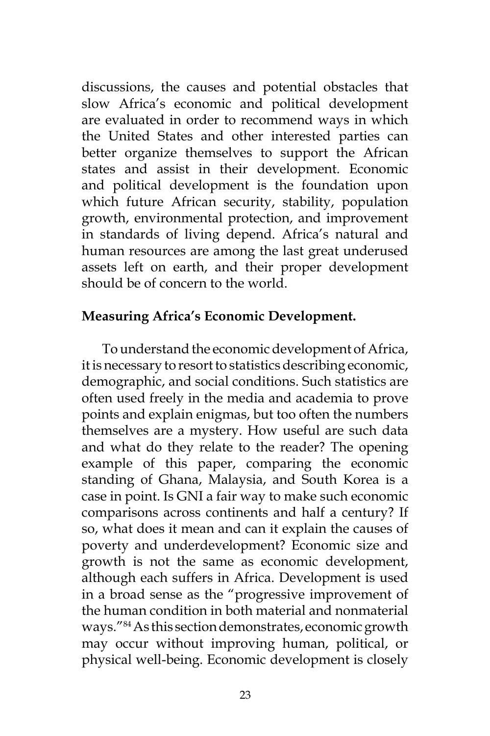discussions, the causes and potential obstacles that slow Africa's economic and political development are evaluated in order to recommend ways in which the United States and other interested parties can better organize themselves to support the African states and assist in their development. Economic and political development is the foundation upon which future African security, stability, population growth, environmental protection, and improvement in standards of living depend. Africa's natural and human resources are among the last great underused assets left on earth, and their proper development should be of concern to the world.

**Measuring Africa's Economic Development.**

To understand the economic development of Africa, it is necessary to resort to statistics describing economic, demographic, and social conditions. Such statistics are often used freely in the media and academia to prove points and explain enigmas, but too often the numbers themselves are a mystery. How useful are such data and what do they relate to the reader? The opening example of this paper, comparing the economic standing of Ghana, Malaysia, and South Korea is a case in point. Is GNI a fair way to make such economic comparisons across continents and half a century? If so, what does it mean and can it explain the causes of poverty and underdevelopment? Economic size and growth is not the same as economic development, although each suffers in Africa. Development is used in a broad sense as the "progressive improvement of the human condition in both material and nonmaterial ways."[84] As this section demonstrates, economic growth may occur without improving human, political, or physical well-being. Economic development is closely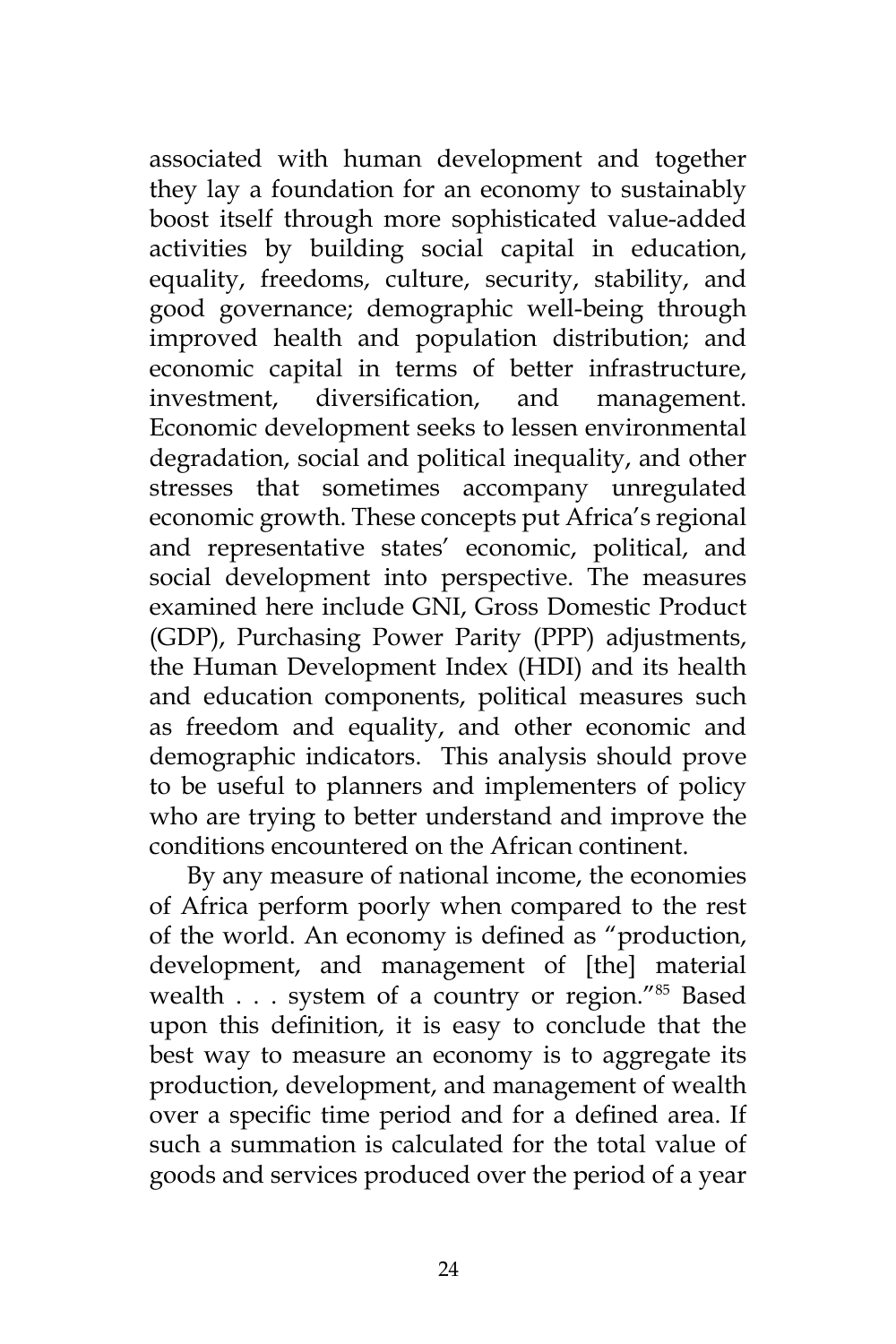associated with human development and together they lay a foundation for an economy to sustainably boost itself through more sophisticated value-added activities by building social capital in education, equality, freedoms, culture, security, stability, and good governance; demographic well-being through improved health and population distribution; and economic capital in terms of better infrastructure, investment, diversification, and management. Economic development seeks to lessen environmental degradation, social and political inequality, and other stresses that sometimes accompany unregulated economic growth. These concepts put Africa's regional and representative states' economic, political, and social development into perspective. The measures examined here include GNI, Gross Domestic Product (GDP), Purchasing Power Parity (PPP) adjustments, the Human Development Index (HDI) and its health and education components, political measures such as freedom and equality, and other economic and demographic indicators. This analysis should prove to be useful to planners and implementers of policy who are trying to better understand and improve the conditions encountered on the African continent.

By any measure of national income, the economies of Africa perform poorly when compared to the rest of the world. An economy is defined as "production, development, and management of [the] material wealth . . . system of a country or region."[85] Based upon this definition, it is easy to conclude that the best way to measure an economy is to aggregate its production, development, and management of wealth over a specific time period and for a defined area. If such a summation is calculated for the total value of goods and services produced over the period of a year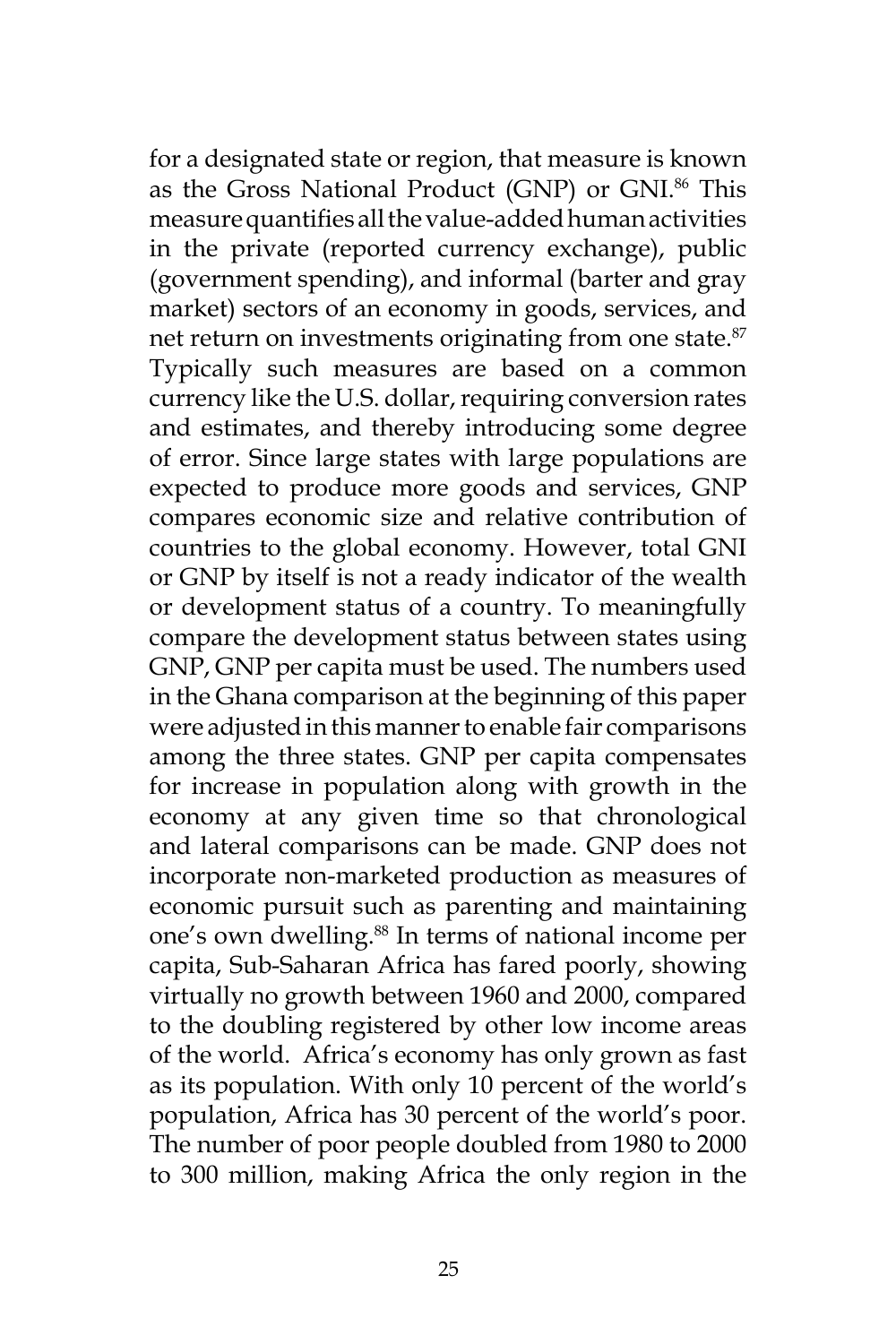for a designated state or region, that measure is known as the Gross National Product (GNP) or GNI.[86] This measure quantifies all the value-added human activities in the private (reported currency exchange), public (government spending), and informal (barter and gray market) sectors of an economy in goods, services, and net return on investments originating from one state.[87] Typically such measures are based on a common currency like the U.S. dollar, requiring conversion rates and estimates, and thereby introducing some degree of error. Since large states with large populations are expected to produce more goods and services, GNP compares economic size and relative contribution of countries to the global economy. However, total GNI or GNP by itself is not a ready indicator of the wealth or development status of a country. To meaningfully compare the development status between states using GNP, GNP per capita must be used. The numbers used in the Ghana comparison at the beginning of this paper were adjusted in this manner to enable fair comparisons among the three states. GNP per capita compensates for increase in population along with growth in the economy at any given time so that chronological and lateral comparisons can be made. GNP does not incorporate non-marketed production as measures of economic pursuit such as parenting and maintaining one's own dwelling.[88] In terms of national income per capita, Sub-Saharan Africa has fared poorly, showing virtually no growth between 1960 and 2000, compared to the doubling registered by other low income areas of the world. Africa's economy has only grown as fast as its population. With only 10 percent of the world's population, Africa has 30 percent of the world's poor. The number of poor people doubled from 1980 to 2000 to 300 million, making Africa the only region in the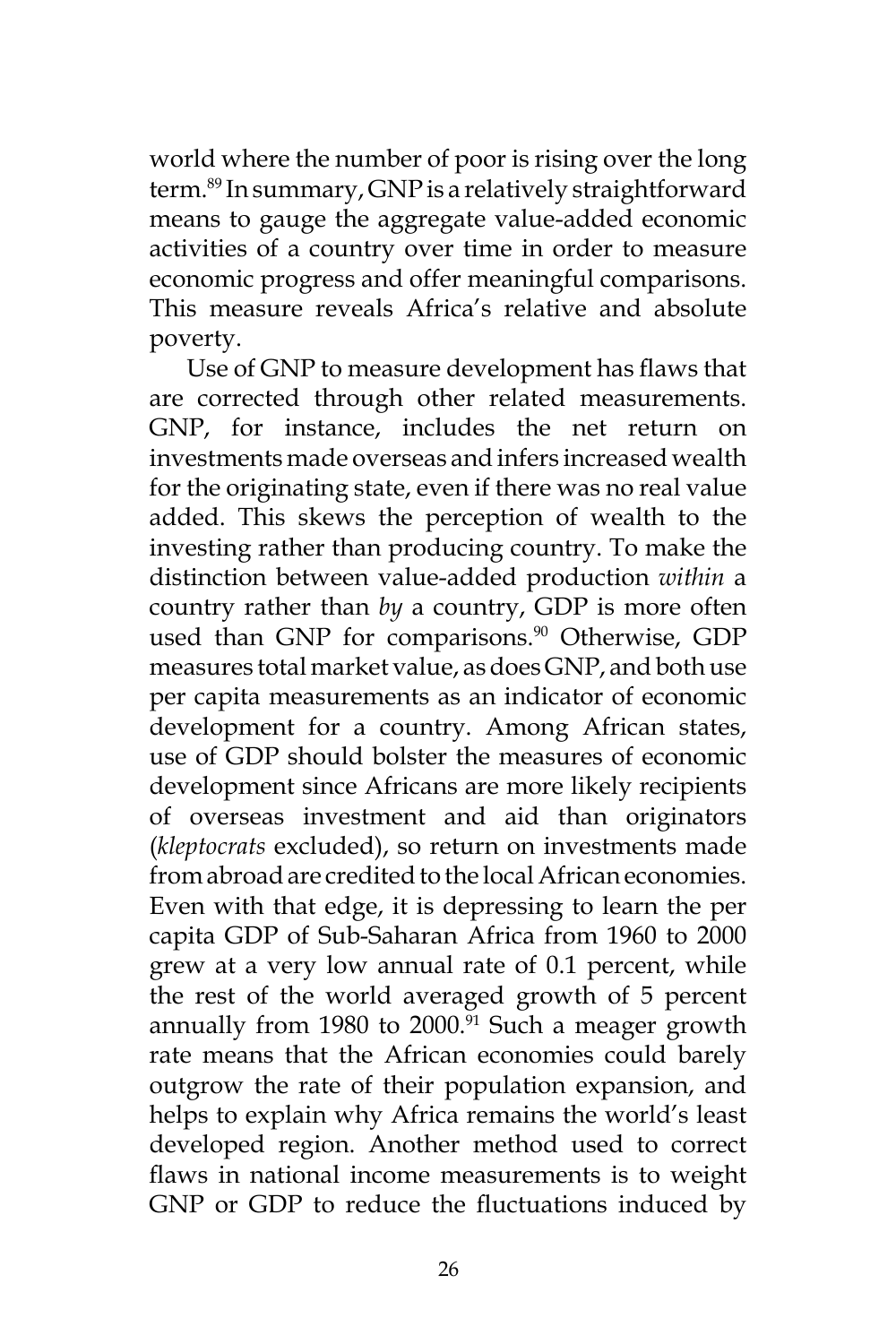world where the number of poor is rising over the long term.[89] In summary, GNP is a relatively straightforward means to gauge the aggregate value-added economic activities of a country over time in order to measure economic progress and offer meaningful comparisons. This measure reveals Africa's relative and absolute poverty.

Use of GNP to measure development has flaws that are corrected through other related measurements. GNP, for instance, includes the net return on investments made overseas and infers increased wealth for the originating state, even if there was no real value added. This skews the perception of wealth to the investing rather than producing country. To make the distinction between value-added production *within* a country rather than *by* a country, GDP is more often used than GNP for comparisons.[90] Otherwise, GDP measures total market value, as does GNP, and both use per capita measurements as an indicator of economic development for a country. Among African states, use of GDP should bolster the measures of economic development since Africans are more likely recipients of overseas investment and aid than originators (*kleptocrats* excluded), so return on investments made from abroad are credited to the local African economies. Even with that edge, it is depressing to learn the per capita GDP of Sub-Saharan Africa from 1960 to 2000 grew at a very low annual rate of 0.1 percent, while the rest of the world averaged growth of 5 percent annually from 1980 to 2000.[91] Such a meager growth rate means that the African economies could barely outgrow the rate of their population expansion, and helps to explain why Africa remains the world's least developed region. Another method used to correct flaws in national income measurements is to weight GNP or GDP to reduce the fluctuations induced by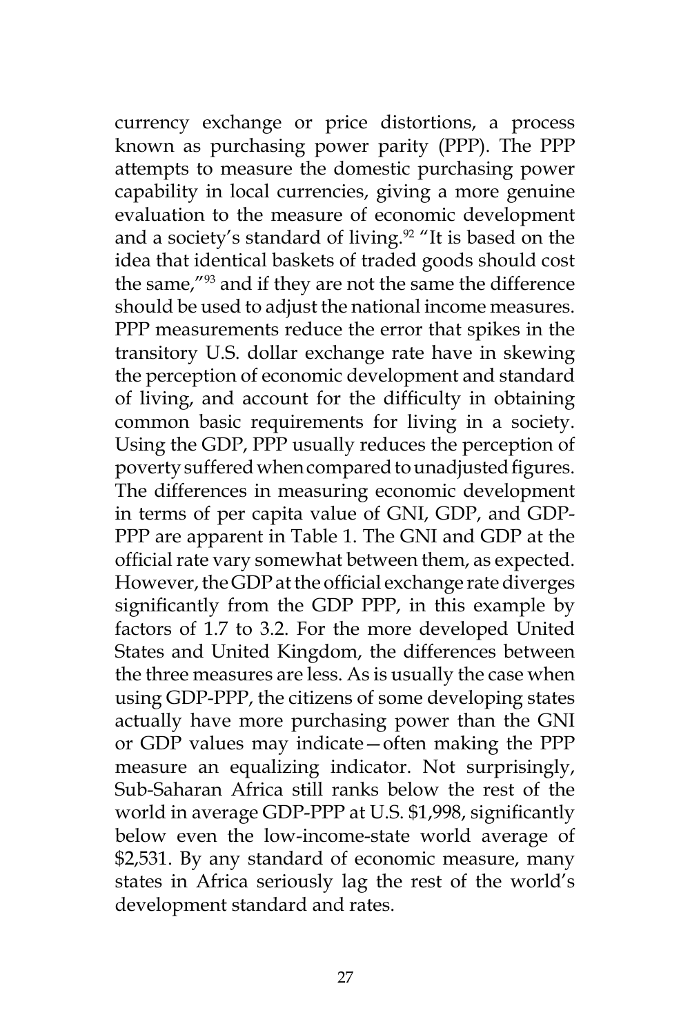currency exchange or price distortions, a process known as purchasing power parity (PPP). The PPP attempts to measure the domestic purchasing power capability in local currencies, giving a more genuine evaluation to the measure of economic development and a society's standard of living.[92] "It is based on the idea that identical baskets of traded goods should cost the same,"[93] and if they are not the same the difference should be used to adjust the national income measures. PPP measurements reduce the error that spikes in the transitory U.S. dollar exchange rate have in skewing the perception of economic development and standard of living, and account for the difficulty in obtaining common basic requirements for living in a society. Using the GDP, PPP usually reduces the perception of poverty suffered when compared to unadjusted figures. The differences in measuring economic development in terms of per capita value of GNI, GDP, and GDP-PPP are apparent in Table 1. The GNI and GDP at the official rate vary somewhat between them, as expected. However, the GDP at the official exchange rate diverges significantly from the GDP PPP, in this example by factors of 1.7 to 3.2. For the more developed United States and United Kingdom, the differences between the three measures are less. As is usually the case when using GDP-PPP, the citizens of some developing states actually have more purchasing power than the GNI or GDP values may indicate—often making the PPP measure an equalizing indicator. Not surprisingly, Sub-Saharan Africa still ranks below the rest of the world in average GDP-PPP at U.S. $1,998, significantly below even the low-income-state world average of $2,531. By any standard of economic measure, many states in Africa seriously lag the rest of the world's development standard and rates.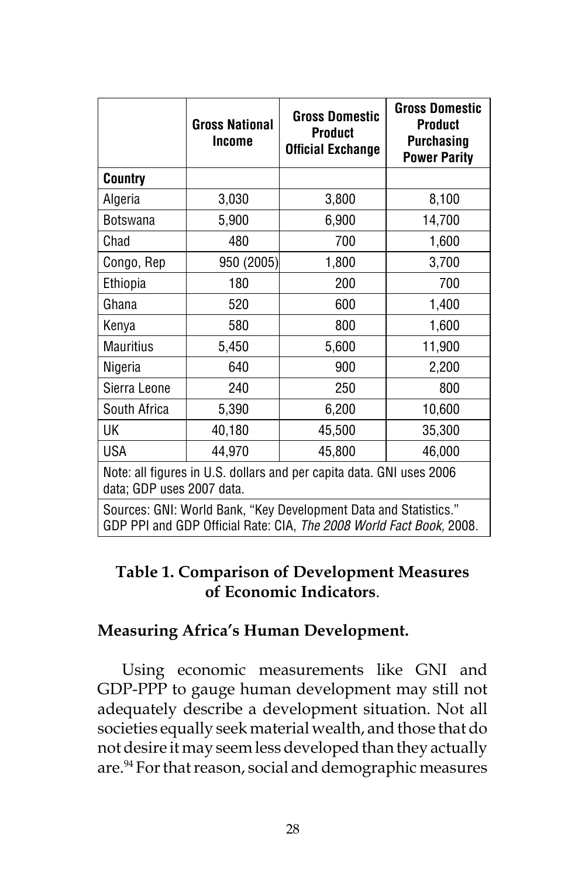| | Gross National Income | Gross Domestic Product Official Exchange | Gross Domestic Product Purchasing Power Parity |
|---|---|---|---|
| **Country** | | | |
| Algeria | 3,030 | 3,800 | 8,100 |
| Botswana | 5,900 | 6,900 | 14,700 |
| Chad | 480 | 700 | 1,600 |
| Congo, Rep | 950 (2005) | 1,800 | 3,700 |
| Ethiopia | 180 | 200 | 700 |
| Ghana | 520 | 600 | 1,400 |
| Kenya | 580 | 800 | 1,600 |
| Mauritius | 5,450 | 5,600 | 11,900 |
| Nigeria | 640 | 900 | 2,200 |
| Sierra Leone | 240 | 250 | 800 |
| South Africa | 5,390 | 6,200 | 10,600 |
| UK | 40,180 | 45,500 | 35,300 |
| USA | 44,970 | 45,800 | 46,000 |
| Note: all figures in U.S. dollars and per capita data. GNI uses 2006 data; GDP uses 2007 data. | | | |
| Sources: GNI: World Bank, "Key Development Data and Statistics." GDP PPI and GDP Official Rate: CIA, *The 2008 World Fact Book,* 2008. | | | |

**Table 1. Comparison of Development Measures of Economic Indicators**.

## Measuring Africa's Human Development.

Using economic measurements like GNI and GDP-PPP to gauge human development may still not adequately describe a development situation. Not all societies equally seek material wealth, and those that do not desire it may seem less developed than they actually are.[94] For that reason, social and demographic measures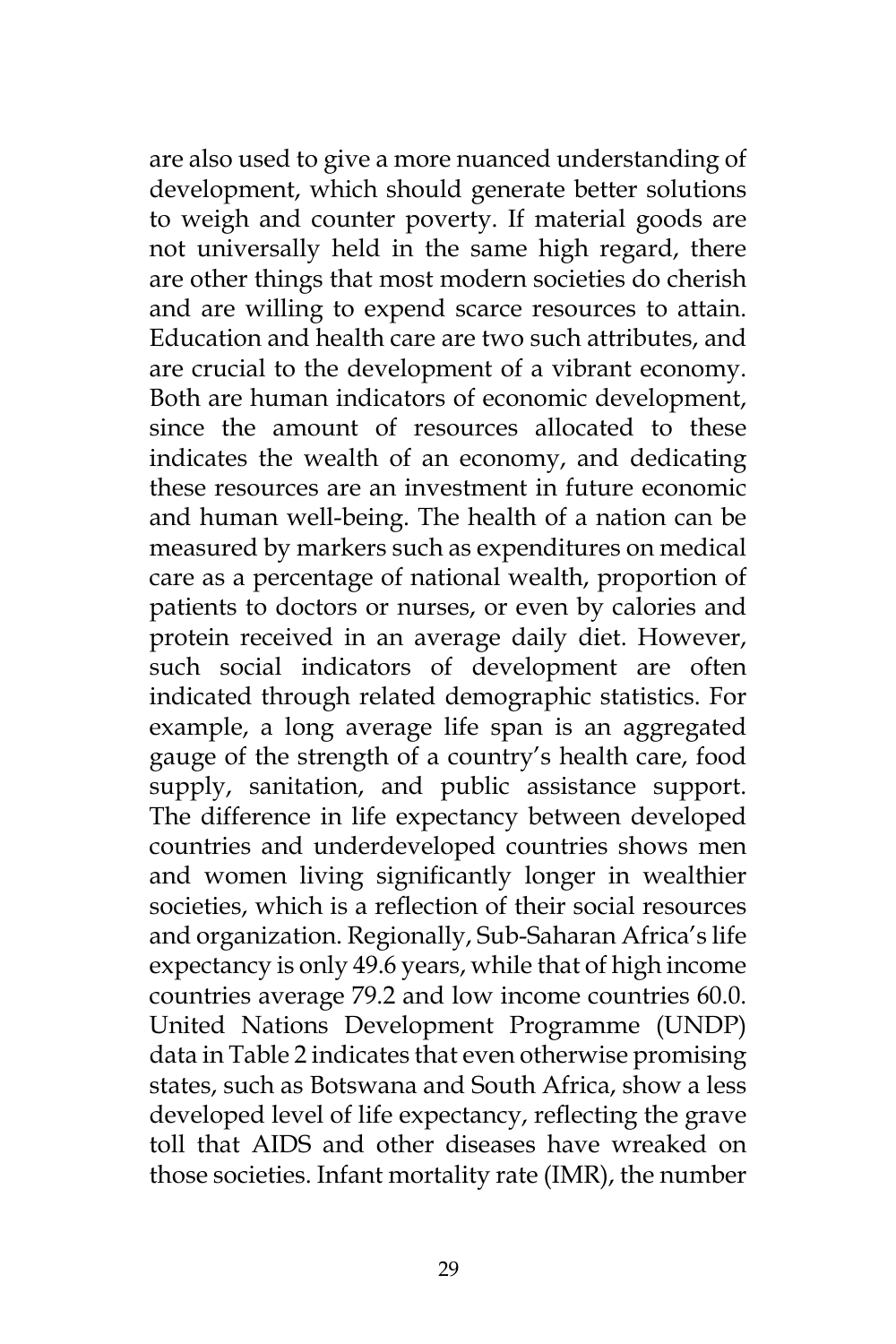are also used to give a more nuanced understanding of development, which should generate better solutions to weigh and counter poverty. If material goods are not universally held in the same high regard, there are other things that most modern societies do cherish and are willing to expend scarce resources to attain. Education and health care are two such attributes, and are crucial to the development of a vibrant economy. Both are human indicators of economic development, since the amount of resources allocated to these indicates the wealth of an economy, and dedicating these resources are an investment in future economic and human well-being. The health of a nation can be measured by markers such as expenditures on medical care as a percentage of national wealth, proportion of patients to doctors or nurses, or even by calories and protein received in an average daily diet. However, such social indicators of development are often indicated through related demographic statistics. For example, a long average life span is an aggregated gauge of the strength of a country's health care, food supply, sanitation, and public assistance support. The difference in life expectancy between developed countries and underdeveloped countries shows men and women living significantly longer in wealthier societies, which is a reflection of their social resources and organization. Regionally, Sub-Saharan Africa's life expectancy is only 49.6 years, while that of high income countries average 79.2 and low income countries 60.0. United Nations Development Programme (UNDP) data in Table 2 indicates that even otherwise promising states, such as Botswana and South Africa, show a less developed level of life expectancy, reflecting the grave toll that AIDS and other diseases have wreaked on those societies. Infant mortality rate (IMR), the number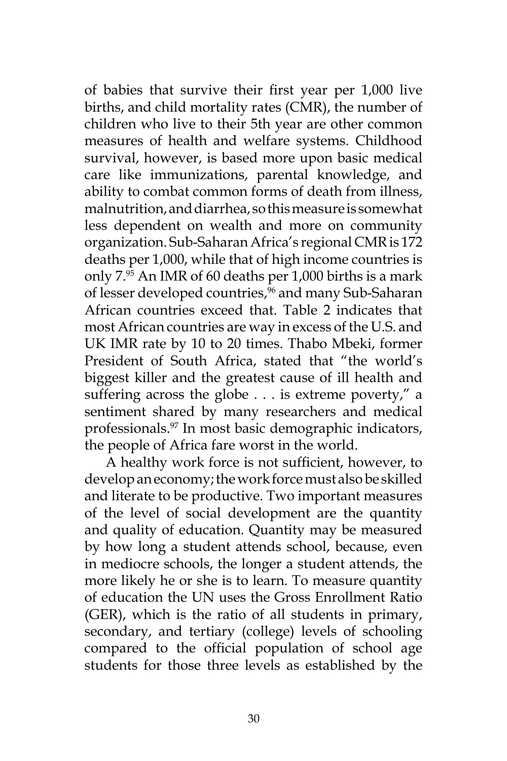of babies that survive their first year per 1,000 live births, and child mortality rates (CMR), the number of children who live to their 5th year are other common measures of health and welfare systems. Childhood survival, however, is based more upon basic medical care like immunizations, parental knowledge, and ability to combat common forms of death from illness, malnutrition, and diarrhea, so this measure is somewhat less dependent on wealth and more on community organization. Sub-Saharan Africa's regional CMR is 172 deaths per 1,000, while that of high income countries is only 7.[95] An IMR of 60 deaths per 1,000 births is a mark of lesser developed countries,[96] and many Sub-Saharan African countries exceed that. Table 2 indicates that most African countries are way in excess of the U.S. and UK IMR rate by 10 to 20 times. Thabo Mbeki, former President of South Africa, stated that "the world's biggest killer and the greatest cause of ill health and suffering across the globe . . . is extreme poverty," a sentiment shared by many researchers and medical professionals.[97] In most basic demographic indicators, the people of Africa fare worst in the world.

A healthy work force is not sufficient, however, to develop an economy; the work force must also be skilled and literate to be productive. Two important measures of the level of social development are the quantity and quality of education. Quantity may be measured by how long a student attends school, because, even in mediocre schools, the longer a student attends, the more likely he or she is to learn. To measure quantity of education the UN uses the Gross Enrollment Ratio (GER), which is the ratio of all students in primary, secondary, and tertiary (college) levels of schooling compared to the official population of school age students for those three levels as established by the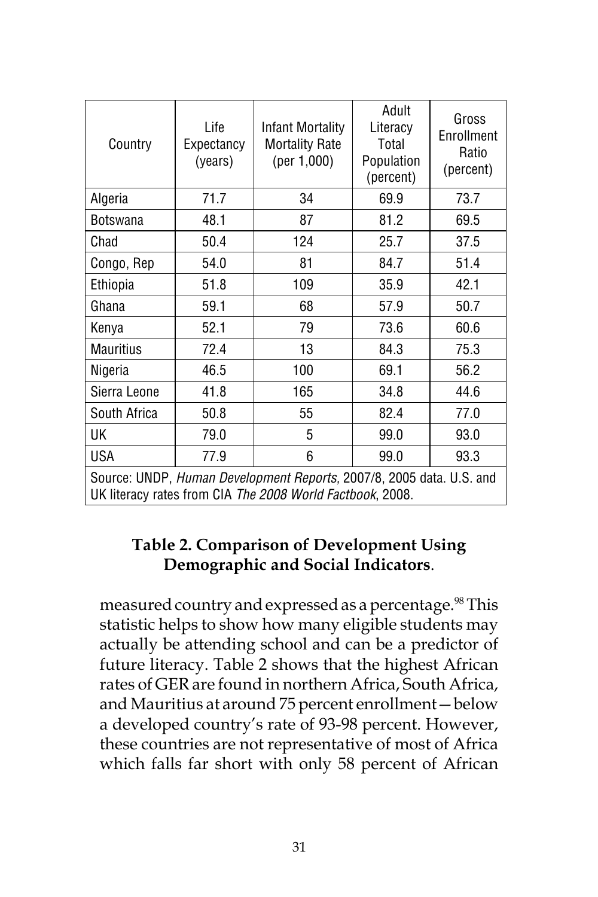| Country | Life Expectancy (years) | Infant Mortality Mortality Rate (per 1,000) | Adult Literacy Total Population (percent) | Gross Enrollment Ratio (percent) |
|---|---|---|---|---|
| Algeria | 71.7 | 34 | 69.9 | 73.7 |
| Botswana | 48.1 | 87 | 81.2 | 69.5 |
| Chad | 50.4 | 124 | 25.7 | 37.5 |
| Congo, Rep | 54.0 | 81 | 84.7 | 51.4 |
| Ethiopia | 51.8 | 109 | 35.9 | 42.1 |
| Ghana | 59.1 | 68 | 57.9 | 50.7 |
| Kenya | 52.1 | 79 | 73.6 | 60.6 |
| Mauritius | 72.4 | 13 | 84.3 | 75.3 |
| Nigeria | 46.5 | 100 | 69.1 | 56.2 |
| Sierra Leone | 41.8 | 165 | 34.8 | 44.6 |
| South Africa | 50.8 | 55 | 82.4 | 77.0 |
| UK | 79.0 | 5 | 99.0 | 93.0 |
| USA | 77.9 | 6 | 99.0 | 93.3 |

Source: UNDP, *Human Development Reports,* 2007/8, 2005 data. U.S. and UK literacy rates from CIA *The 2008 World Factbook*, 2008.

**Table 2. Comparison of Development Using Demographic and Social Indicators**.

measured country and expressed as a percentage.[98] This statistic helps to show how many eligible students may actually be attending school and can be a predictor of future literacy. Table 2 shows that the highest African rates of GER are found in northern Africa, South Africa, and Mauritius at around 75 percent enrollment—below a developed country's rate of 93-98 percent. However, these countries are not representative of most of Africa which falls far short with only 58 percent of African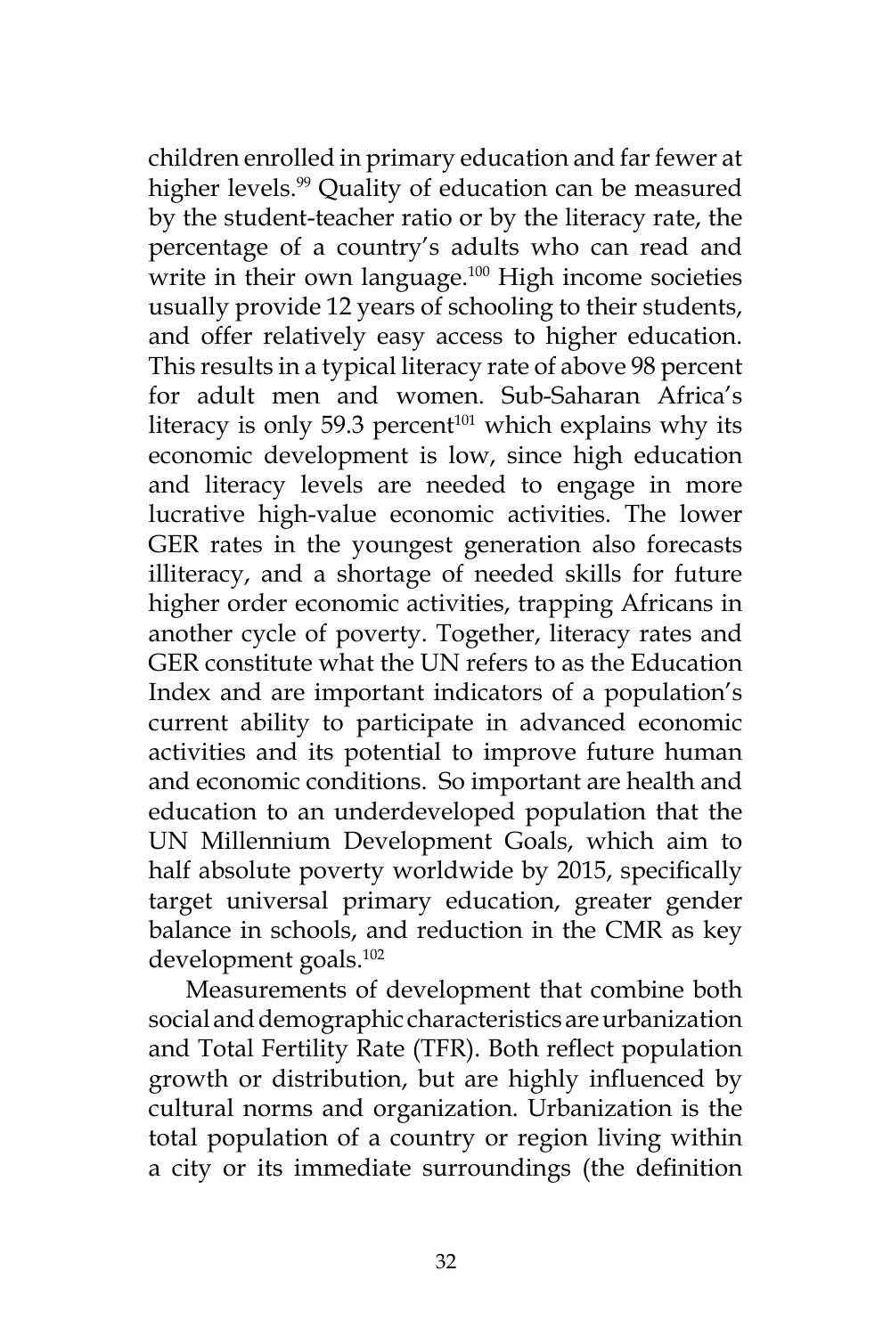children enrolled in primary education and far fewer at higher levels.[99] Quality of education can be measured by the student-teacher ratio or by the literacy rate, the percentage of a country's adults who can read and write in their own language.[100] High income societies usually provide 12 years of schooling to their students, and offer relatively easy access to higher education. This results in a typical literacy rate of above 98 percent for adult men and women. Sub-Saharan Africa's literacy is only 59.3 percent[101] which explains why its economic development is low, since high education and literacy levels are needed to engage in more lucrative high-value economic activities. The lower GER rates in the youngest generation also forecasts illiteracy, and a shortage of needed skills for future higher order economic activities, trapping Africans in another cycle of poverty. Together, literacy rates and GER constitute what the UN refers to as the Education Index and are important indicators of a population's current ability to participate in advanced economic activities and its potential to improve future human and economic conditions. So important are health and education to an underdeveloped population that the UN Millennium Development Goals, which aim to half absolute poverty worldwide by 2015, specifically target universal primary education, greater gender balance in schools, and reduction in the CMR as key development goals.[102]

Measurements of development that combine both social and demographic characteristics are urbanization and Total Fertility Rate (TFR). Both reflect population growth or distribution, but are highly influenced by cultural norms and organization. Urbanization is the total population of a country or region living within a city or its immediate surroundings (the definition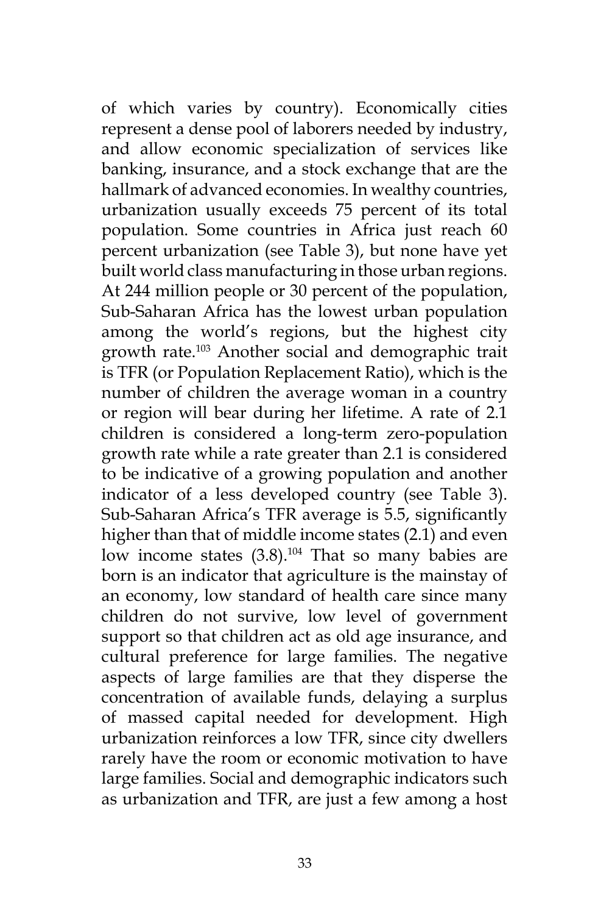of which varies by country). Economically cities represent a dense pool of laborers needed by industry, and allow economic specialization of services like banking, insurance, and a stock exchange that are the hallmark of advanced economies. In wealthy countries, urbanization usually exceeds 75 percent of its total population. Some countries in Africa just reach 60 percent urbanization (see Table 3), but none have yet built world class manufacturing in those urban regions. At 244 million people or 30 percent of the population, Sub-Saharan Africa has the lowest urban population among the world's regions, but the highest city growth rate.[103] Another social and demographic trait is TFR (or Population Replacement Ratio), which is the number of children the average woman in a country or region will bear during her lifetime. A rate of 2.1 children is considered a long-term zero-population growth rate while a rate greater than 2.1 is considered to be indicative of a growing population and another indicator of a less developed country (see Table 3). Sub-Saharan Africa's TFR average is 5.5, significantly higher than that of middle income states (2.1) and even low income states (3.8).[104] That so many babies are born is an indicator that agriculture is the mainstay of an economy, low standard of health care since many children do not survive, low level of government support so that children act as old age insurance, and cultural preference for large families. The negative aspects of large families are that they disperse the concentration of available funds, delaying a surplus of massed capital needed for development. High urbanization reinforces a low TFR, since city dwellers rarely have the room or economic motivation to have large families. Social and demographic indicators such as urbanization and TFR, are just a few among a host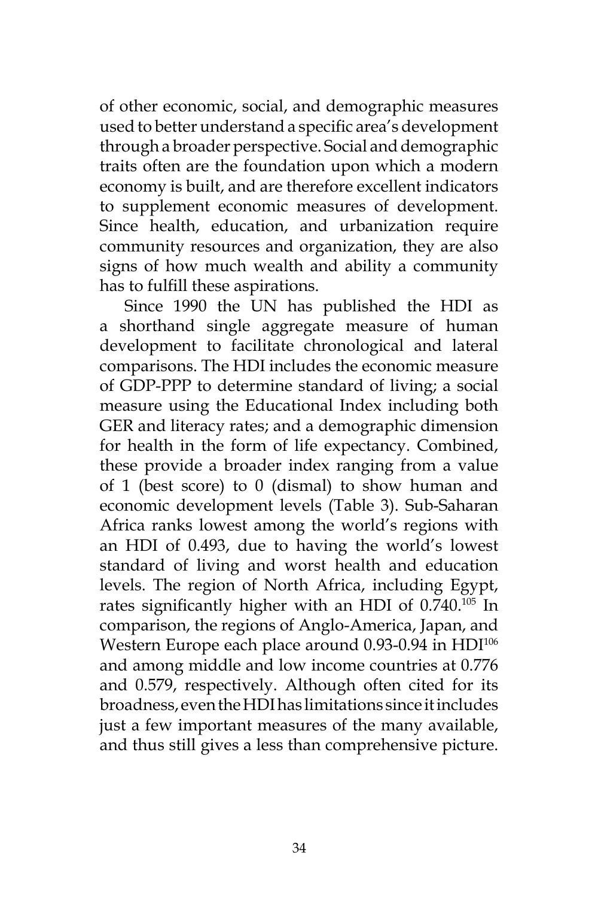of other economic, social, and demographic measures used to better understand a specific area's development through a broader perspective. Social and demographic traits often are the foundation upon which a modern economy is built, and are therefore excellent indicators to supplement economic measures of development. Since health, education, and urbanization require community resources and organization, they are also signs of how much wealth and ability a community has to fulfill these aspirations.

Since 1990 the UN has published the HDI as a shorthand single aggregate measure of human development to facilitate chronological and lateral comparisons. The HDI includes the economic measure of GDP-PPP to determine standard of living; a social measure using the Educational Index including both GER and literacy rates; and a demographic dimension for health in the form of life expectancy. Combined, these provide a broader index ranging from a value of 1 (best score) to 0 (dismal) to show human and economic development levels (Table 3). Sub-Saharan Africa ranks lowest among the world's regions with an HDI of 0.493, due to having the world's lowest standard of living and worst health and education levels. The region of North Africa, including Egypt, rates significantly higher with an HDI of 0.740.[105] In comparison, the regions of Anglo-America, Japan, and Western Europe each place around 0.93-0.94 in HDI[106] and among middle and low income countries at 0.776 and 0.579, respectively. Although often cited for its broadness, even the HDI has limitations since it includes just a few important measures of the many available, and thus still gives a less than comprehensive picture.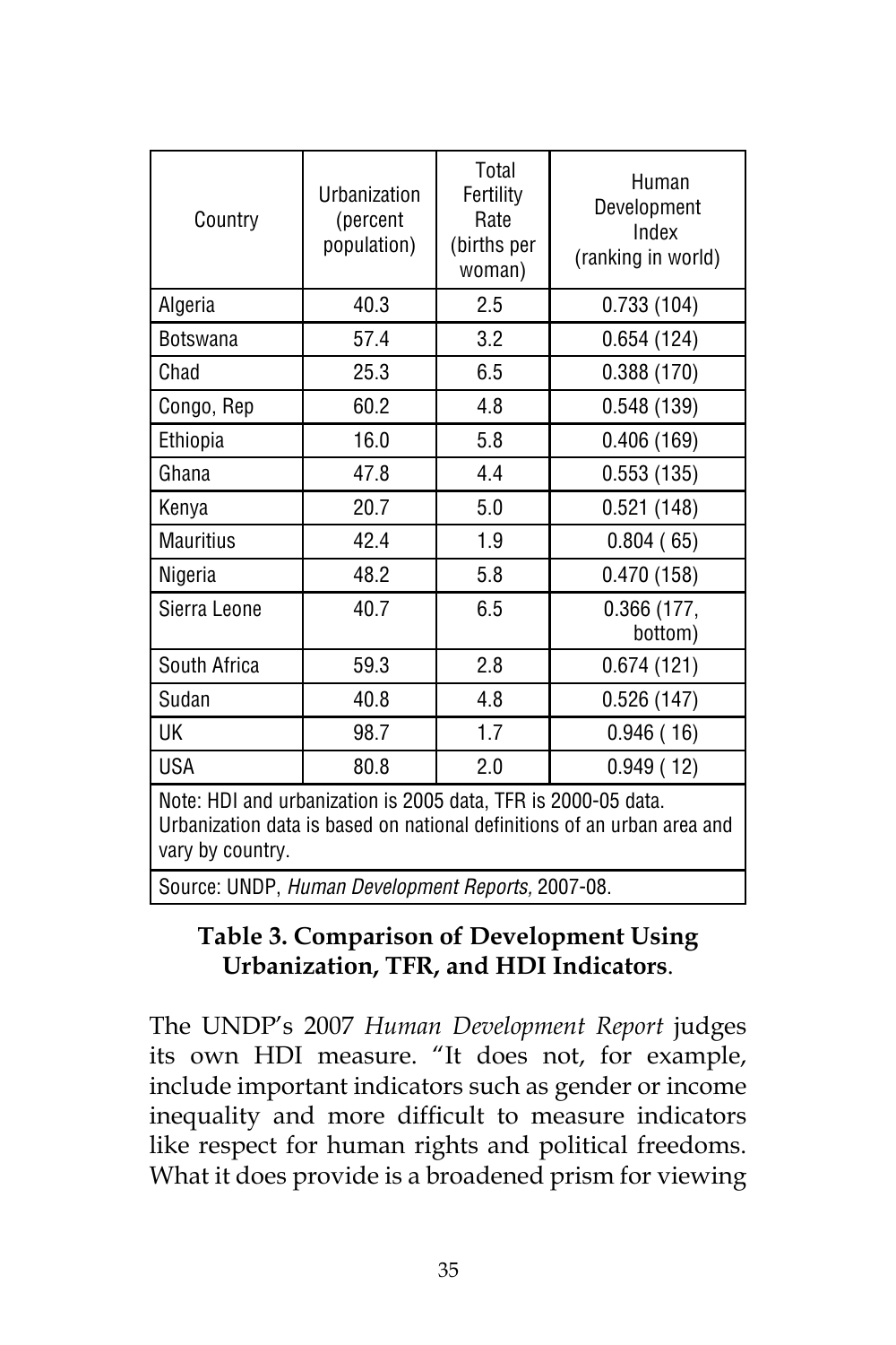| Country | Urbanization (percent population) | Total Fertility Rate (births per woman) | Human Development Index (ranking in world) |
|---|---|---|---|
| Algeria | 40.3 | 2.5 | 0.733 (104) |
| Botswana | 57.4 | 3.2 | 0.654 (124) |
| Chad | 25.3 | 6.5 | 0.388 (170) |
| Congo, Rep | 60.2 | 4.8 | 0.548 (139) |
| Ethiopia | 16.0 | 5.8 | 0.406 (169) |
| Ghana | 47.8 | 4.4 | 0.553 (135) |
| Kenya | 20.7 | 5.0 | 0.521 (148) |
| Mauritius | 42.4 | 1.9 | 0.804 ( 65) |
| Nigeria | 48.2 | 5.8 | 0.470 (158) |
| Sierra Leone | 40.7 | 6.5 | 0.366 (177, bottom) |
| South Africa | 59.3 | 2.8 | 0.674 (121) |
| Sudan | 40.8 | 4.8 | 0.526 (147) |
| UK | 98.7 | 1.7 | 0.946 ( 16) |
| USA | 80.8 | 2.0 | 0.949 ( 12) |

Note: HDI and urbanization is 2005 data, TFR is 2000-05 data. Urbanization data is based on national definitions of an urban area and vary by country.

Source: UNDP, *Human Development Reports*, 2007-08.

**Table 3. Comparison of Development Using Urbanization, TFR, and HDI Indicators**.

The UNDP's 2007 *Human Development Report* judges its own HDI measure. "It does not, for example, include important indicators such as gender or income inequality and more difficult to measure indicators like respect for human rights and political freedoms. What it does provide is a broadened prism for viewing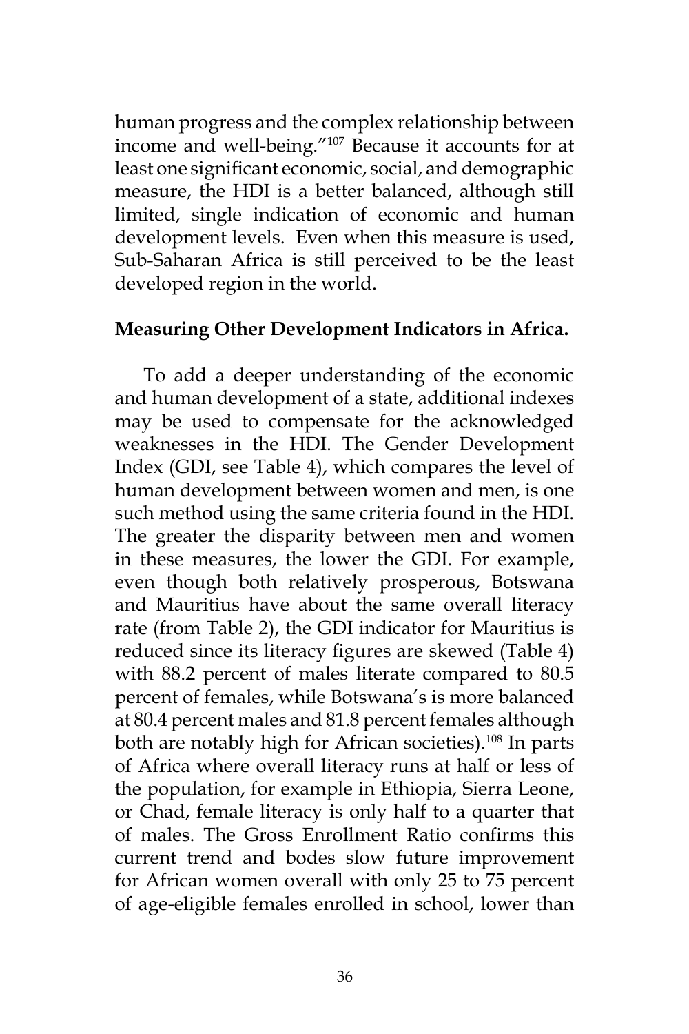human progress and the complex relationship between income and well-being."[107] Because it accounts for at least one significant economic, social, and demographic measure, the HDI is a better balanced, although still limited, single indication of economic and human development levels. Even when this measure is used, Sub-Saharan Africa is still perceived to be the least developed region in the world.

**Measuring Other Development Indicators in Africa.**

To add a deeper understanding of the economic and human development of a state, additional indexes may be used to compensate for the acknowledged weaknesses in the HDI. The Gender Development Index (GDI, see Table 4), which compares the level of human development between women and men, is one such method using the same criteria found in the HDI. The greater the disparity between men and women in these measures, the lower the GDI. For example, even though both relatively prosperous, Botswana and Mauritius have about the same overall literacy rate (from Table 2), the GDI indicator for Mauritius is reduced since its literacy figures are skewed (Table 4) with 88.2 percent of males literate compared to 80.5 percent of females, while Botswana's is more balanced at 80.4 percent males and 81.8 percent females although both are notably high for African societies).[108] In parts of Africa where overall literacy runs at half or less of the population, for example in Ethiopia, Sierra Leone, or Chad, female literacy is only half to a quarter that of males. The Gross Enrollment Ratio confirms this current trend and bodes slow future improvement for African women overall with only 25 to 75 percent of age-eligible females enrolled in school, lower than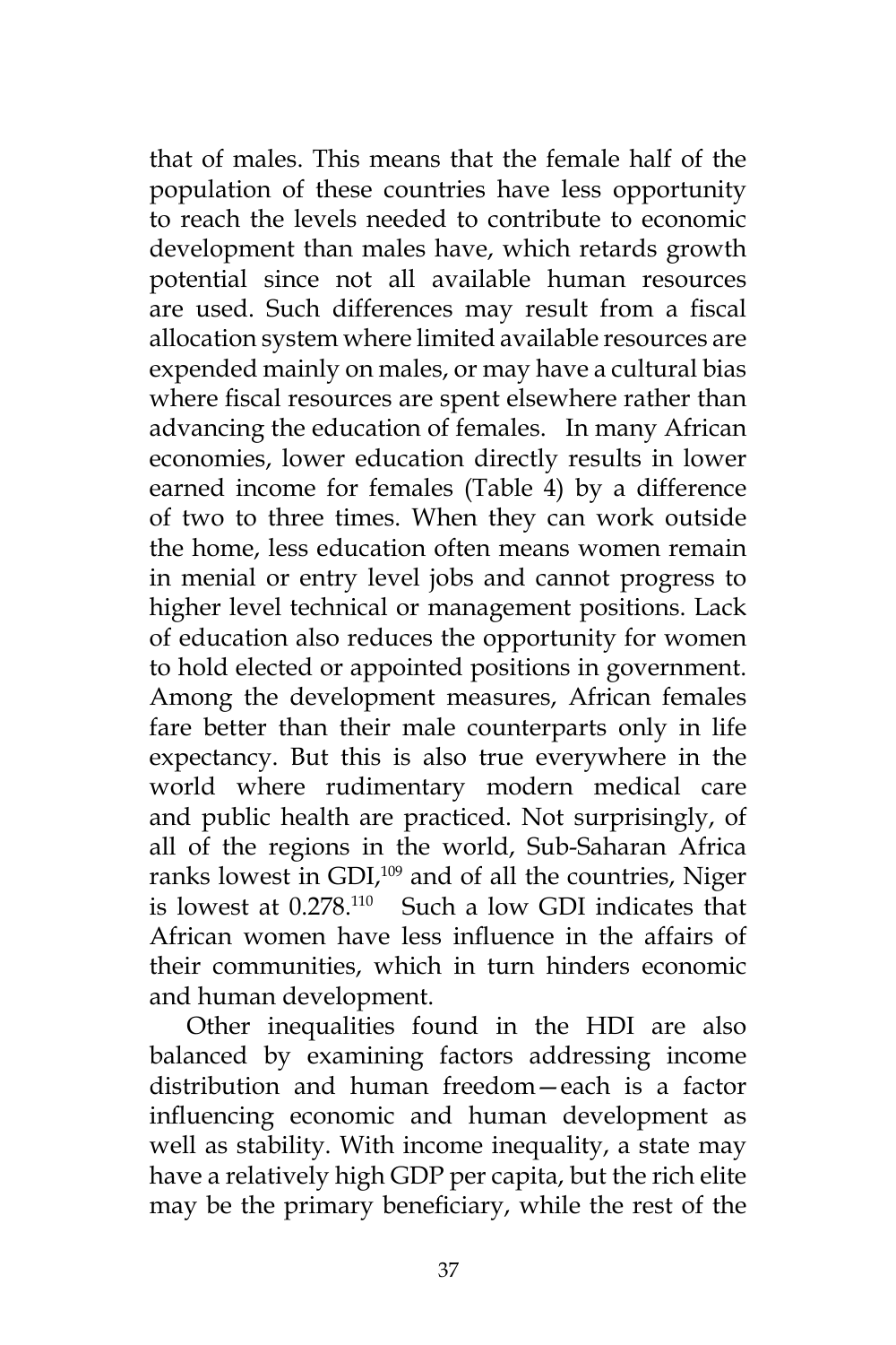that of males. This means that the female half of the population of these countries have less opportunity to reach the levels needed to contribute to economic development than males have, which retards growth potential since not all available human resources are used. Such differences may result from a fiscal allocation system where limited available resources are expended mainly on males, or may have a cultural bias where fiscal resources are spent elsewhere rather than advancing the education of females. In many African economies, lower education directly results in lower earned income for females (Table 4) by a difference of two to three times. When they can work outside the home, less education often means women remain in menial or entry level jobs and cannot progress to higher level technical or management positions. Lack of education also reduces the opportunity for women to hold elected or appointed positions in government. Among the development measures, African females fare better than their male counterparts only in life expectancy. But this is also true everywhere in the world where rudimentary modern medical care and public health are practiced. Not surprisingly, of all of the regions in the world, Sub-Saharan Africa ranks lowest in GDI,[109] and of all the countries, Niger is lowest at 0.278.[110] Such a low GDI indicates that African women have less influence in the affairs of their communities, which in turn hinders economic and human development.

Other inequalities found in the HDI are also balanced by examining factors addressing income distribution and human freedom—each is a factor influencing economic and human development as well as stability. With income inequality, a state may have a relatively high GDP per capita, but the rich elite may be the primary beneficiary, while the rest of the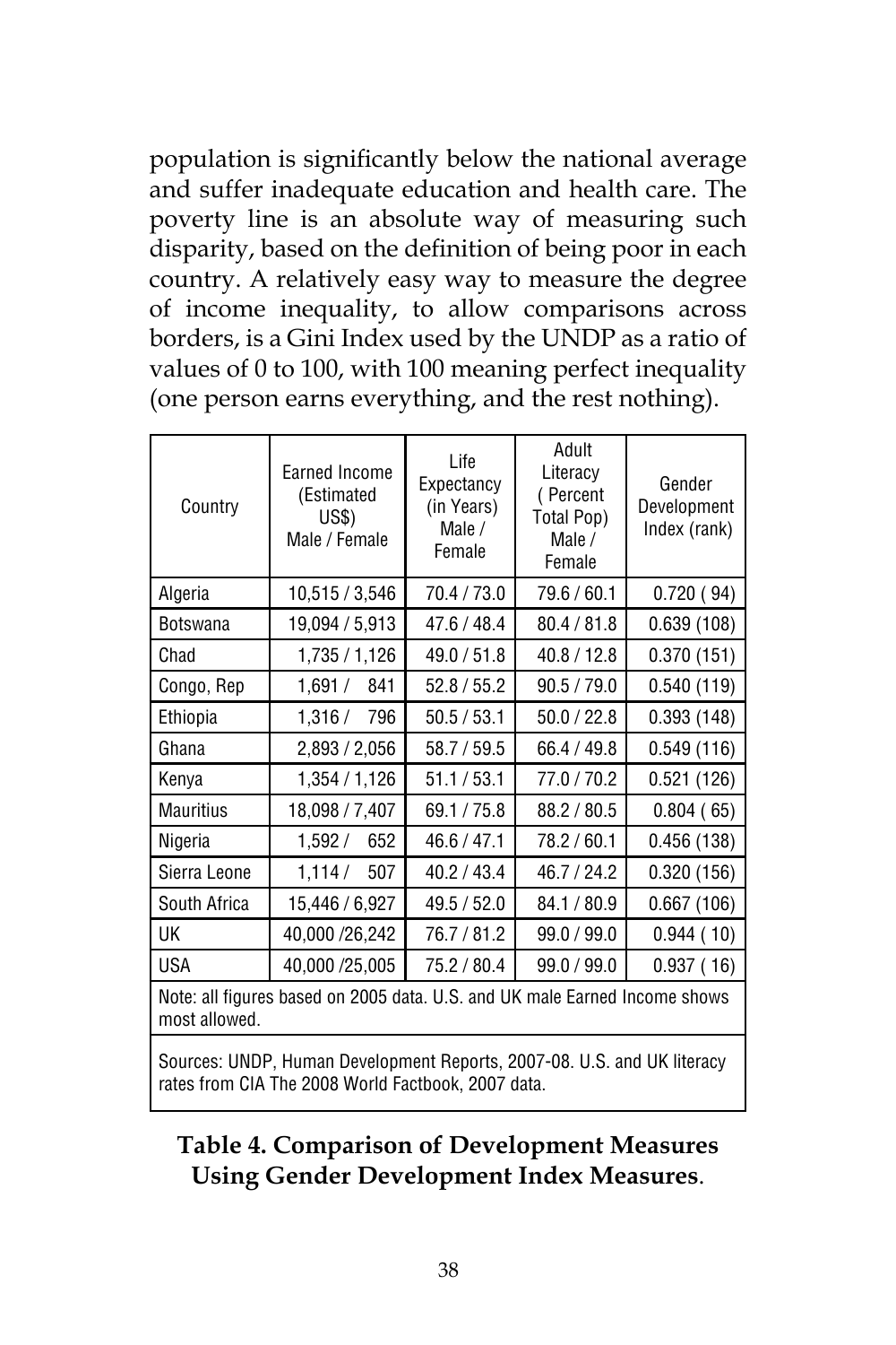population is significantly below the national average and suffer inadequate education and health care. The poverty line is an absolute way of measuring such disparity, based on the definition of being poor in each country. A relatively easy way to measure the degree of income inequality, to allow comparisons across borders, is a Gini Index used by the UNDP as a ratio of values of 0 to 100, with 100 meaning perfect inequality (one person earns everything, and the rest nothing).

| Country | Earned Income (Estimated US$) Male / Female | Life Expectancy (in Years) Male / Female | Adult Literacy ( Percent Total Pop) Male / Female | Gender Development Index (rank) |
|---|---|---|---|---|
| Algeria | 10,515 / 3,546 | 70.4 / 73.0 | 79.6 / 60.1 | 0.720 ( 94) |
| Botswana | 19,094 / 5,913 | 47.6 / 48.4 | 80.4 / 81.8 | 0.639 (108) |
| Chad | 1,735 / 1,126 | 49.0 / 51.8 | 40.8 / 12.8 | 0.370 (151) |
| Congo, Rep | 1,691 / 841 | 52.8 / 55.2 | 90.5 / 79.0 | 0.540 (119) |
| Ethiopia | 1,316 / 796 | 50.5 / 53.1 | 50.0 / 22.8 | 0.393 (148) |
| Ghana | 2,893 / 2,056 | 58.7 / 59.5 | 66.4 / 49.8 | 0.549 (116) |
| Kenya | 1,354 / 1,126 | 51.1 / 53.1 | 77.0 / 70.2 | 0.521 (126) |
| Mauritius | 18,098 / 7,407 | 69.1 / 75.8 | 88.2 / 80.5 | 0.804 ( 65) |
| Nigeria | 1,592 / 652 | 46.6 / 47.1 | 78.2 / 60.1 | 0.456 (138) |
| Sierra Leone | 1,114 / 507 | 40.2 / 43.4 | 46.7 / 24.2 | 0.320 (156) |
| South Africa | 15,446 / 6,927 | 49.5 / 52.0 | 84.1 / 80.9 | 0.667 (106) |
| UK | 40,000 /26,242 | 76.7 / 81.2 | 99.0 / 99.0 | 0.944 ( 10) |
| USA | 40,000 /25,005 | 75.2 / 80.4 | 99.0 / 99.0 | 0.937 ( 16) |

Note: all figures based on 2005 data. U.S. and UK male Earned Income shows most allowed.

Sources: UNDP, Human Development Reports, 2007-08. U.S. and UK literacy rates from CIA The 2008 World Factbook, 2007 data.

**Table 4. Comparison of Development Measures Using Gender Development Index Measures**.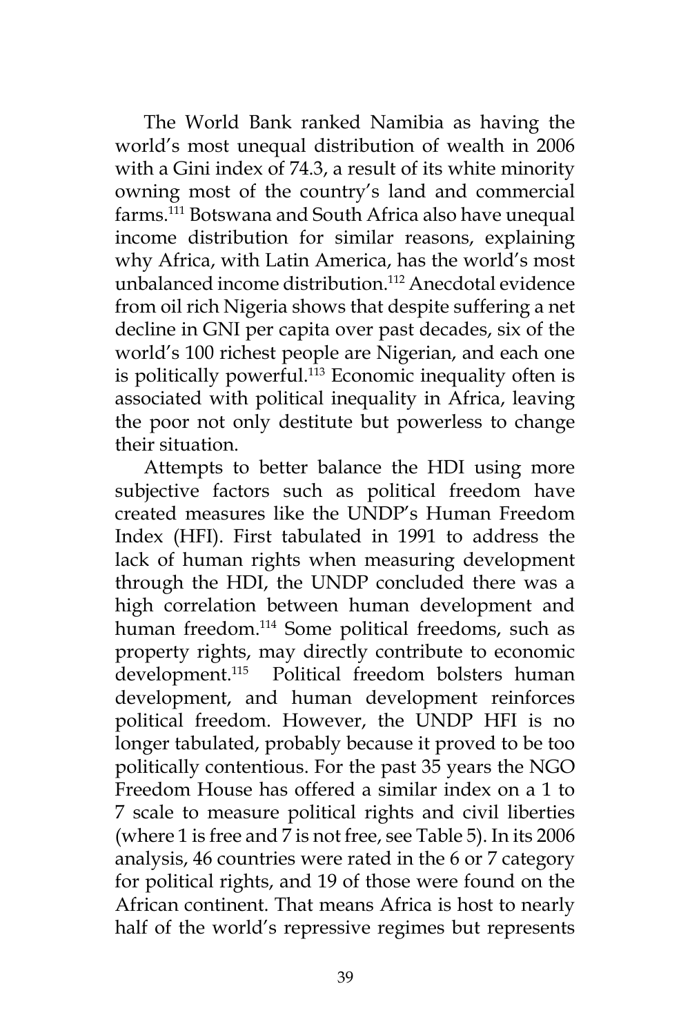The World Bank ranked Namibia as having the world's most unequal distribution of wealth in 2006 with a Gini index of 74.3, a result of its white minority owning most of the country's land and commercial farms.[111] Botswana and South Africa also have unequal income distribution for similar reasons, explaining why Africa, with Latin America, has the world's most unbalanced income distribution.[112] Anecdotal evidence from oil rich Nigeria shows that despite suffering a net decline in GNI per capita over past decades, six of the world's 100 richest people are Nigerian, and each one is politically powerful.[113] Economic inequality often is associated with political inequality in Africa, leaving the poor not only destitute but powerless to change their situation.

Attempts to better balance the HDI using more subjective factors such as political freedom have created measures like the UNDP's Human Freedom Index (HFI). First tabulated in 1991 to address the lack of human rights when measuring development through the HDI, the UNDP concluded there was a high correlation between human development and human freedom.[114] Some political freedoms, such as property rights, may directly contribute to economic development.[115] Political freedom bolsters human development, and human development reinforces political freedom. However, the UNDP HFI is no longer tabulated, probably because it proved to be too politically contentious. For the past 35 years the NGO Freedom House has offered a similar index on a 1 to 7 scale to measure political rights and civil liberties (where 1 is free and 7 is not free, see Table 5). In its 2006 analysis, 46 countries were rated in the 6 or 7 category for political rights, and 19 of those were found on the African continent. That means Africa is host to nearly half of the world's repressive regimes but represents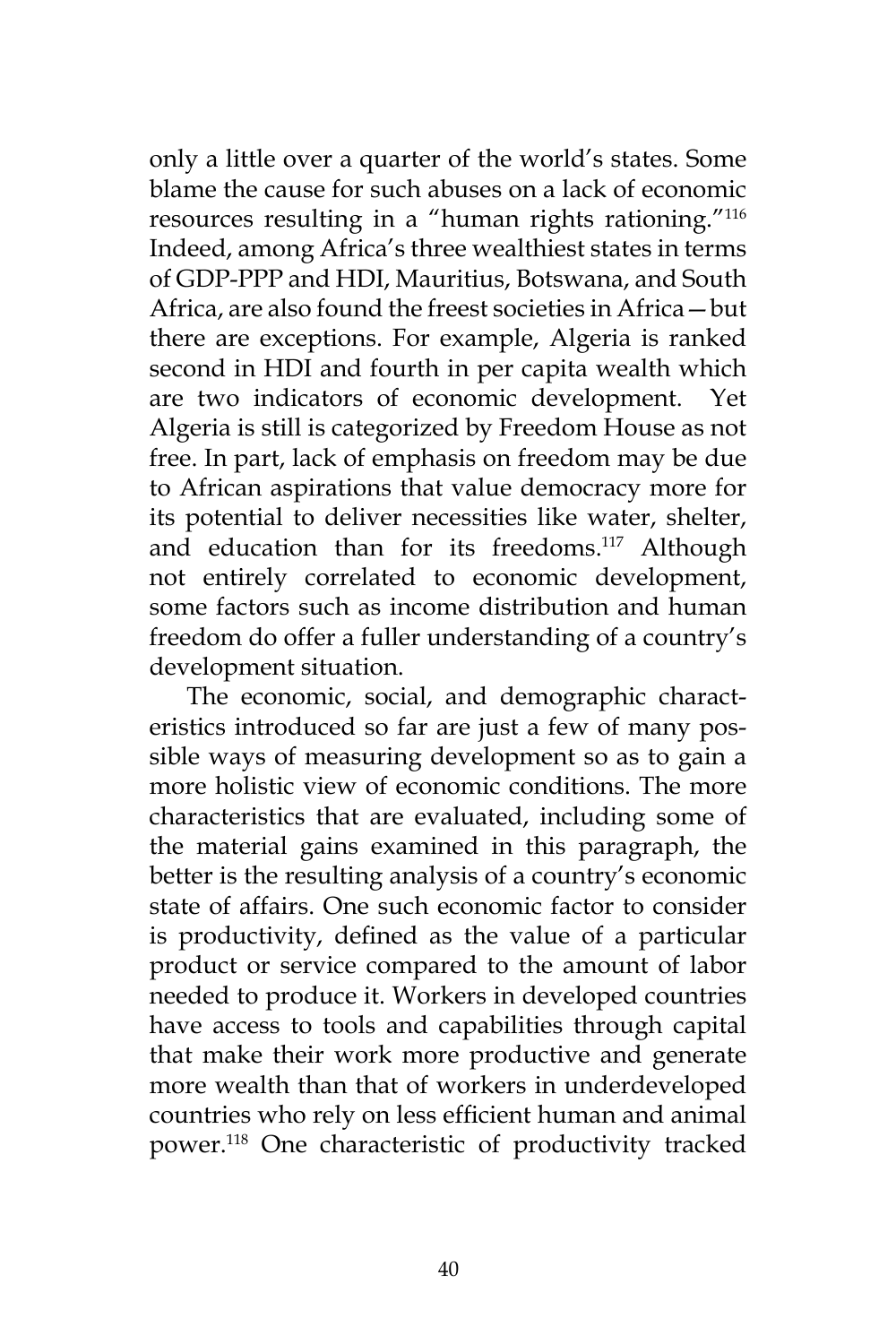only a little over a quarter of the world's states. Some blame the cause for such abuses on a lack of economic resources resulting in a "human rights rationing."[116] Indeed, among Africa's three wealthiest states in terms of GDP-PPP and HDI, Mauritius, Botswana, and South Africa, are also found the freest societies in Africa—but there are exceptions. For example, Algeria is ranked second in HDI and fourth in per capita wealth which are two indicators of economic development. Yet Algeria is still is categorized by Freedom House as not free. In part, lack of emphasis on freedom may be due to African aspirations that value democracy more for its potential to deliver necessities like water, shelter, and education than for its freedoms.[117] Although not entirely correlated to economic development, some factors such as income distribution and human freedom do offer a fuller understanding of a country's development situation.

The economic, social, and demographic characteristics introduced so far are just a few of many possible ways of measuring development so as to gain a more holistic view of economic conditions. The more characteristics that are evaluated, including some of the material gains examined in this paragraph, the better is the resulting analysis of a country's economic state of affairs. One such economic factor to consider is productivity, defined as the value of a particular product or service compared to the amount of labor needed to produce it. Workers in developed countries have access to tools and capabilities through capital that make their work more productive and generate more wealth than that of workers in underdeveloped countries who rely on less efficient human and animal power.[118] One characteristic of productivity tracked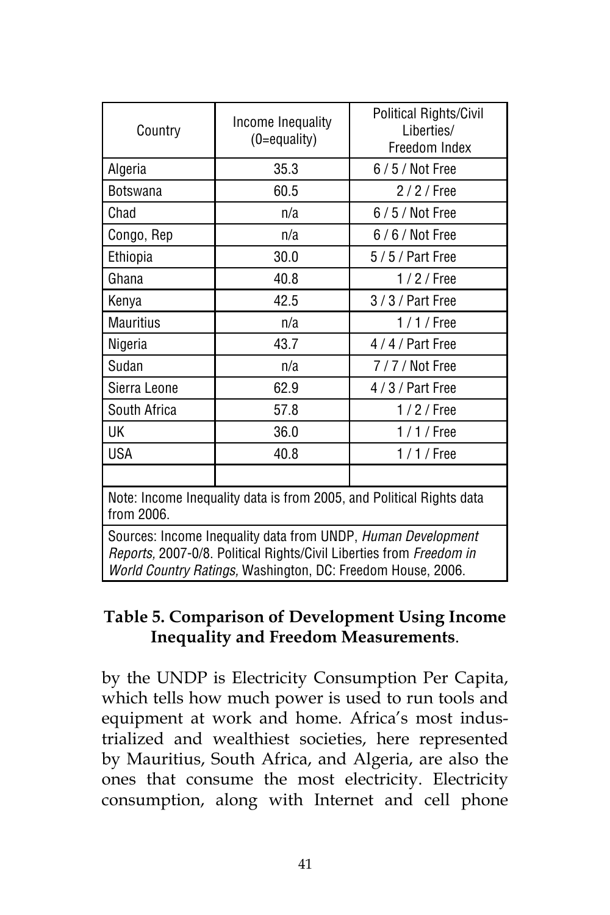| Country | Income Inequality (0=equality) | Political Rights/Civil Liberties/ Freedom Index |
|---|---|---|
| Algeria | 35.3 | 6 / 5 / Not Free |
| Botswana | 60.5 | 2 / 2 / Free |
| Chad | n/a | 6 / 5 / Not Free |
| Congo, Rep | n/a | 6 / 6 / Not Free |
| Ethiopia | 30.0 | 5 / 5 / Part Free |
| Ghana | 40.8 | 1 / 2 / Free |
| Kenya | 42.5 | 3 / 3 / Part Free |
| Mauritius | n/a | 1 / 1 / Free |
| Nigeria | 43.7 | 4 / 4 / Part Free |
| Sudan | n/a | 7 / 7 / Not Free |
| Sierra Leone | 62.9 | 4 / 3 / Part Free |
| South Africa | 57.8 | 1 / 2 / Free |
| UK | 36.0 | 1 / 1 / Free |
| USA | 40.8 | 1 / 1 / Free |
| | | |
| Note: Income Inequality data is from 2005, and Political Rights data from 2006. | | |
| Sources: Income Inequality data from UNDP, *Human Development Reports*, 2007-0/8. Political Rights/Civil Liberties from *Freedom in World Country Ratings*, Washington, DC: Freedom House, 2006. | | |

**Table 5. Comparison of Development Using Income Inequality and Freedom Measurements**.

by the UNDP is Electricity Consumption Per Capita, which tells how much power is used to run tools and equipment at work and home. Africa's most industrialized and wealthiest societies, here represented by Mauritius, South Africa, and Algeria, are also the ones that consume the most electricity. Electricity consumption, along with Internet and cell phone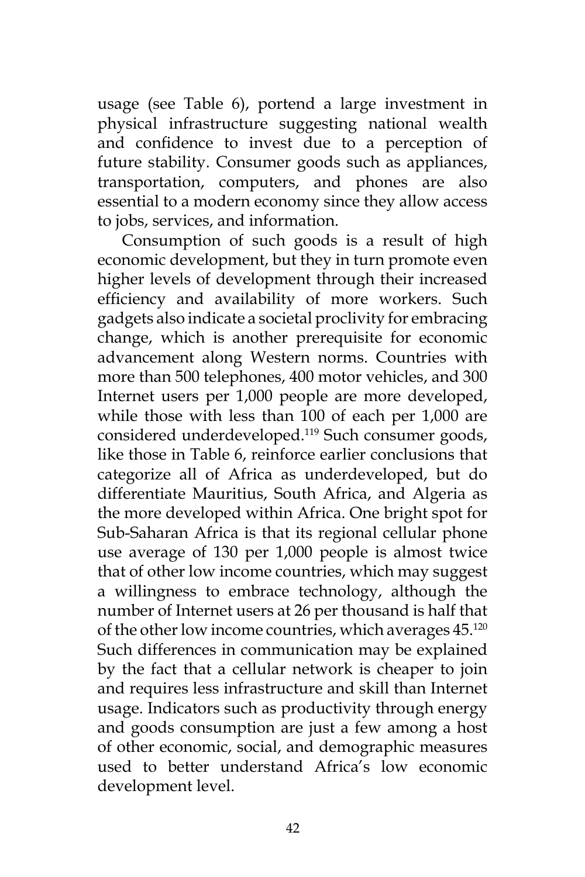usage (see Table 6), portend a large investment in physical infrastructure suggesting national wealth and confidence to invest due to a perception of future stability. Consumer goods such as appliances, transportation, computers, and phones are also essential to a modern economy since they allow access to jobs, services, and information.

Consumption of such goods is a result of high economic development, but they in turn promote even higher levels of development through their increased efficiency and availability of more workers. Such gadgets also indicate a societal proclivity for embracing change, which is another prerequisite for economic advancement along Western norms. Countries with more than 500 telephones, 400 motor vehicles, and 300 Internet users per 1,000 people are more developed, while those with less than 100 of each per 1,000 are considered underdeveloped.[119] Such consumer goods, like those in Table 6, reinforce earlier conclusions that categorize all of Africa as underdeveloped, but do differentiate Mauritius, South Africa, and Algeria as the more developed within Africa. One bright spot for Sub-Saharan Africa is that its regional cellular phone use average of 130 per 1,000 people is almost twice that of other low income countries, which may suggest a willingness to embrace technology, although the number of Internet users at 26 per thousand is half that of the other low income countries, which averages 45.[120] Such differences in communication may be explained by the fact that a cellular network is cheaper to join and requires less infrastructure and skill than Internet usage. Indicators such as productivity through energy and goods consumption are just a few among a host of other economic, social, and demographic measures used to better understand Africa's low economic development level.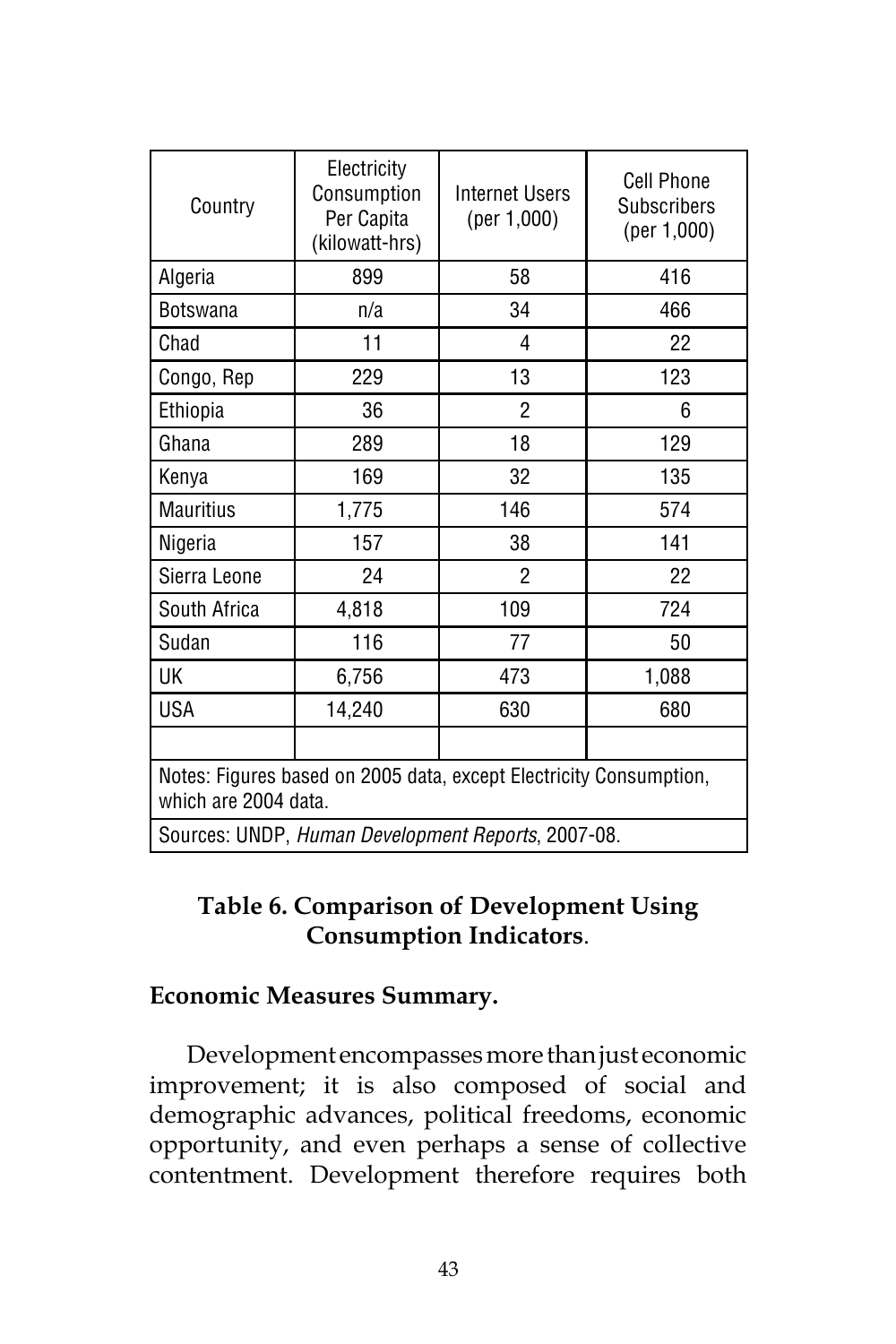| Country | Electricity Consumption Per Capita (kilowatt-hrs) | Internet Users (per 1,000) | Cell Phone Subscribers (per 1,000) |
|---|---|---|---|
| Algeria | 899 | 58 | 416 |
| Botswana | n/a | 34 | 466 |
| Chad | 11 | 4 | 22 |
| Congo, Rep | 229 | 13 | 123 |
| Ethiopia | 36 | 2 | 6 |
| Ghana | 289 | 18 | 129 |
| Kenya | 169 | 32 | 135 |
| Mauritius | 1,775 | 146 | 574 |
| Nigeria | 157 | 38 | 141 |
| Sierra Leone | 24 | 2 | 22 |
| South Africa | 4,818 | 109 | 724 |
| Sudan | 116 | 77 | 50 |
| UK | 6,756 | 473 | 1,088 |
| USA | 14,240 | 630 | 680 |
| | | | |
| Notes: Figures based on 2005 data, except Electricity Consumption, which are 2004 data. | | | |
| Sources: UNDP, *Human Development Reports*, 2007-08. | | | |

**Table 6. Comparison of Development Using Consumption Indicators**.

**Economic Measures Summary.**

Development encompasses more than just economic improvement; it is also composed of social and demographic advances, political freedoms, economic opportunity, and even perhaps a sense of collective contentment. Development therefore requires both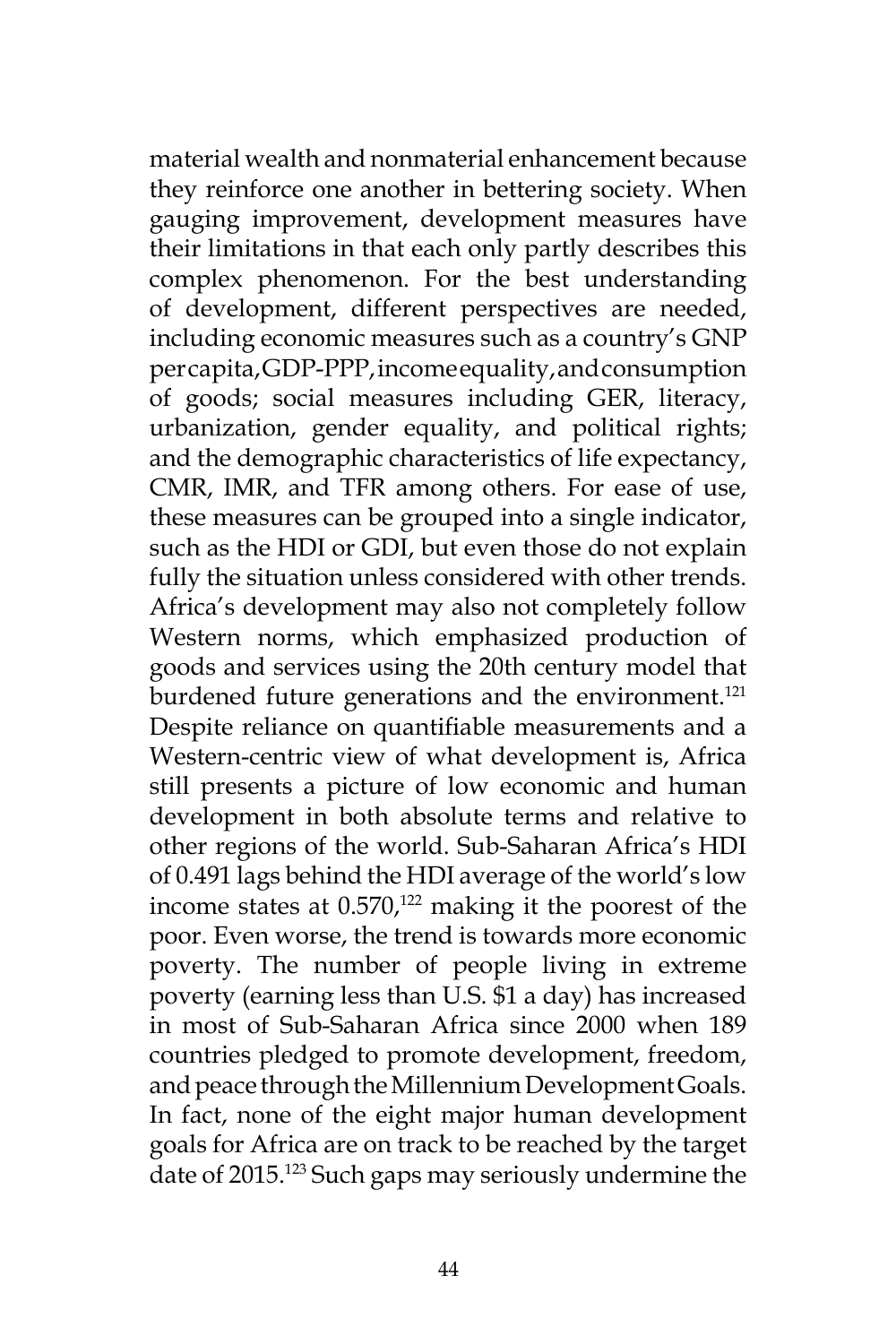material wealth and nonmaterial enhancement because they reinforce one another in bettering society. When gauging improvement, development measures have their limitations in that each only partly describes this complex phenomenon. For the best understanding of development, different perspectives are needed, including economic measures such as a country's GNP per capita, GDP-PPP, income equality, and consumption of goods; social measures including GER, literacy, urbanization, gender equality, and political rights; and the demographic characteristics of life expectancy, CMR, IMR, and TFR among others. For ease of use, these measures can be grouped into a single indicator, such as the HDI or GDI, but even those do not explain fully the situation unless considered with other trends. Africa's development may also not completely follow Western norms, which emphasized production of goods and services using the 20th century model that burdened future generations and the environment.[121] Despite reliance on quantifiable measurements and a Western-centric view of what development is, Africa still presents a picture of low economic and human development in both absolute terms and relative to other regions of the world. Sub-Saharan Africa's HDI of 0.491 lags behind the HDI average of the world's low income states at 0.570,[122] making it the poorest of the poor. Even worse, the trend is towards more economic poverty. The number of people living in extreme poverty (earning less than U.S. $1 a day) has increased in most of Sub-Saharan Africa since 2000 when 189 countries pledged to promote development, freedom, and peace through the Millennium Development Goals. In fact, none of the eight major human development goals for Africa are on track to be reached by the target date of 2015.[123] Such gaps may seriously undermine the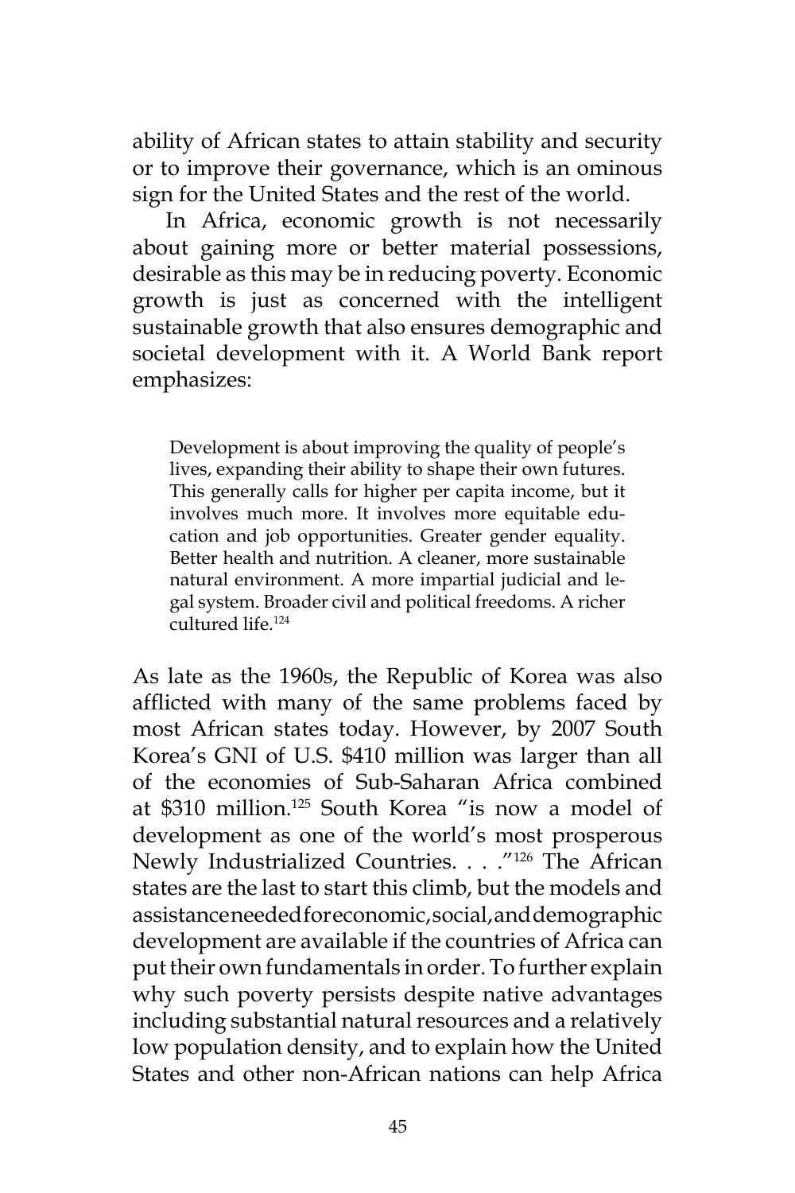ability of African states to attain stability and security or to improve their governance, which is an ominous sign for the United States and the rest of the world.

In Africa, economic growth is not necessarily about gaining more or better material possessions, desirable as this may be in reducing poverty. Economic growth is just as concerned with the intelligent sustainable growth that also ensures demographic and societal development with it. A World Bank report emphasizes:

> Development is about improving the quality of people's lives, expanding their ability to shape their own futures. This generally calls for higher per capita income, but it involves much more. It involves more equitable education and job opportunities. Greater gender equality. Better health and nutrition. A cleaner, more sustainable natural environment. A more impartial judicial and legal system. Broader civil and political freedoms. A richer cultured life.[124]

As late as the 1960s, the Republic of Korea was also afflicted with many of the same problems faced by most African states today. However, by 2007 South Korea's GNI of U.S. $410 million was larger than all of the economies of Sub-Saharan Africa combined at $310 million.[125] South Korea "is now a model of development as one of the world's most prosperous Newly Industrialized Countries. . . ."[126] The African states are the last to start this climb, but the models and assistance needed for economic, social, and demographic development are available if the countries of Africa can put their own fundamentals in order. To further explain why such poverty persists despite native advantages including substantial natural resources and a relatively low population density, and to explain how the United States and other non-African nations can help Africa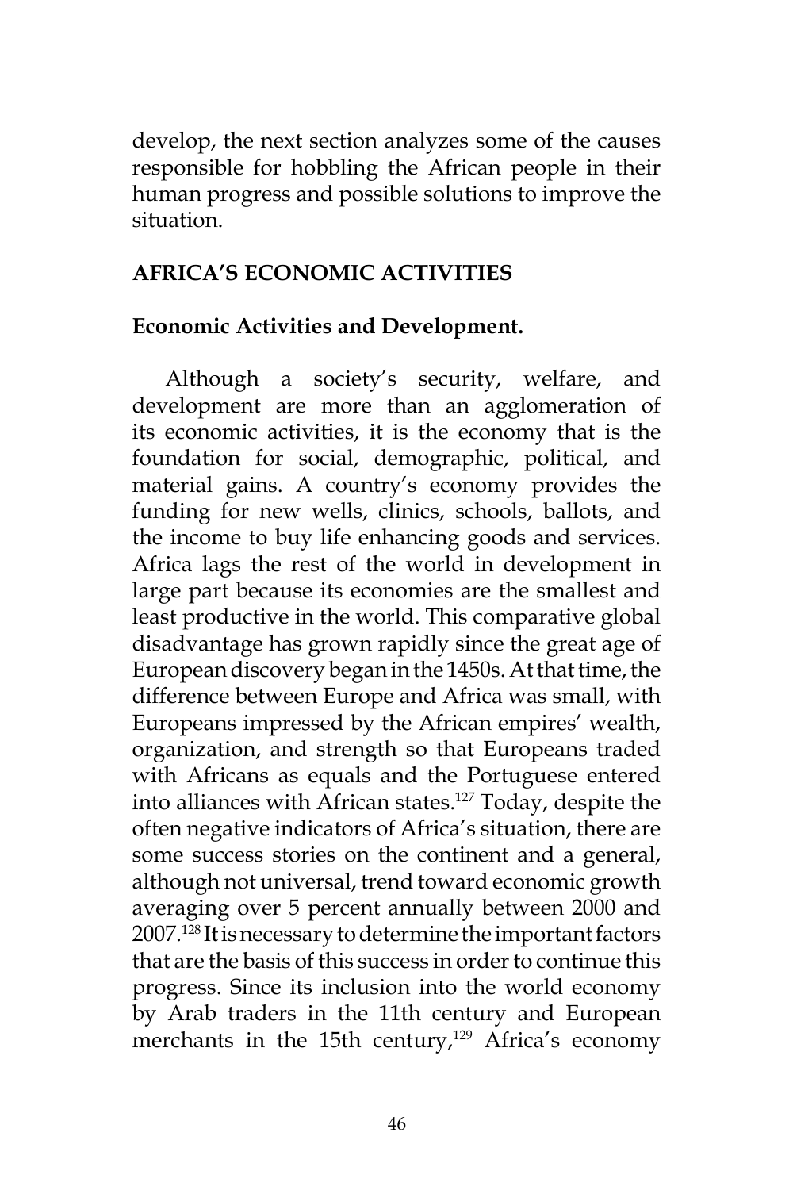develop, the next section analyzes some of the causes responsible for hobbling the African people in their human progress and possible solutions to improve the situation.

## AFRICA'S ECONOMIC ACTIVITIES

### Economic Activities and Development.

Although a society's security, welfare, and development are more than an agglomeration of its economic activities, it is the economy that is the foundation for social, demographic, political, and material gains. A country's economy provides the funding for new wells, clinics, schools, ballots, and the income to buy life enhancing goods and services. Africa lags the rest of the world in development in large part because its economies are the smallest and least productive in the world. This comparative global disadvantage has grown rapidly since the great age of European discovery began in the 1450s. At that time, the difference between Europe and Africa was small, with Europeans impressed by the African empires' wealth, organization, and strength so that Europeans traded with Africans as equals and the Portuguese entered into alliances with African states.[127] Today, despite the often negative indicators of Africa's situation, there are some success stories on the continent and a general, although not universal, trend toward economic growth averaging over 5 percent annually between 2000 and 2007.[128] It is necessary to determine the important factors that are the basis of this success in order to continue this progress. Since its inclusion into the world economy by Arab traders in the 11th century and European merchants in the 15th century,[129] Africa's economy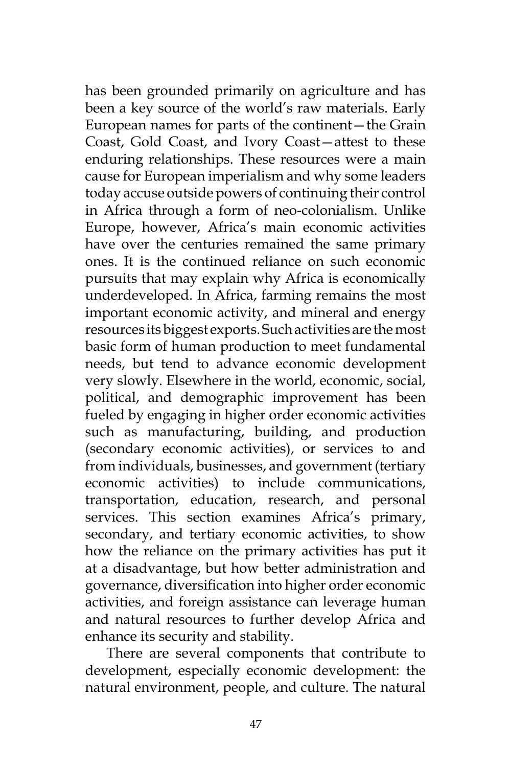has been grounded primarily on agriculture and has been a key source of the world's raw materials. Early European names for parts of the continent—the Grain Coast, Gold Coast, and Ivory Coast—attest to these enduring relationships. These resources were a main cause for European imperialism and why some leaders today accuse outside powers of continuing their control in Africa through a form of neo-colonialism. Unlike Europe, however, Africa's main economic activities have over the centuries remained the same primary ones. It is the continued reliance on such economic pursuits that may explain why Africa is economically underdeveloped. In Africa, farming remains the most important economic activity, and mineral and energy resources its biggest exports. Such activities are the most basic form of human production to meet fundamental needs, but tend to advance economic development very slowly. Elsewhere in the world, economic, social, political, and demographic improvement has been fueled by engaging in higher order economic activities such as manufacturing, building, and production (secondary economic activities), or services to and from individuals, businesses, and government (tertiary economic activities) to include communications, transportation, education, research, and personal services. This section examines Africa's primary, secondary, and tertiary economic activities, to show how the reliance on the primary activities has put it at a disadvantage, but how better administration and governance, diversification into higher order economic activities, and foreign assistance can leverage human and natural resources to further develop Africa and enhance its security and stability.

There are several components that contribute to development, especially economic development: the natural environment, people, and culture. The natural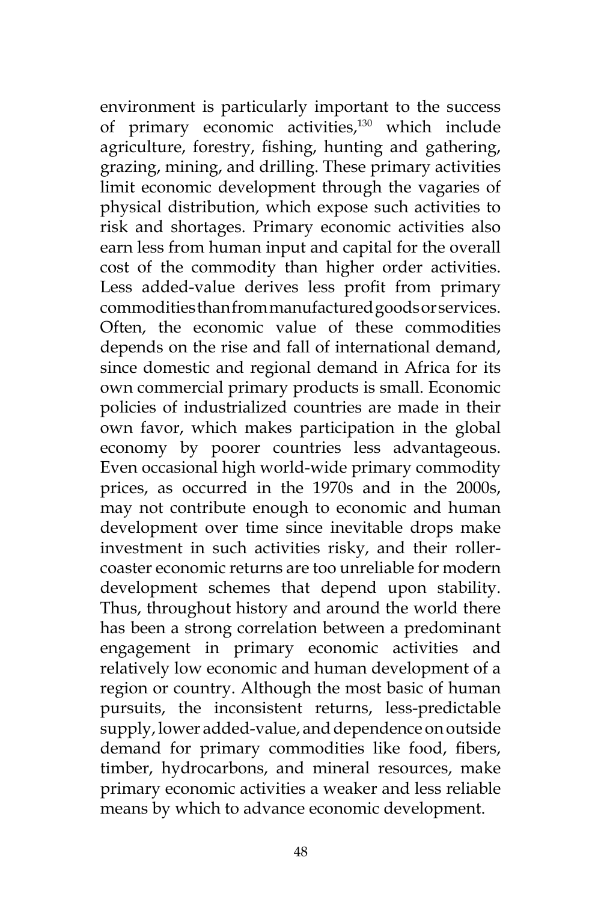environment is particularly important to the success of primary economic activities,[130] which include agriculture, forestry, fishing, hunting and gathering, grazing, mining, and drilling. These primary activities limit economic development through the vagaries of physical distribution, which expose such activities to risk and shortages. Primary economic activities also earn less from human input and capital for the overall cost of the commodity than higher order activities. Less added-value derives less profit from primary commodities than from manufactured goods or services. Often, the economic value of these commodities depends on the rise and fall of international demand, since domestic and regional demand in Africa for its own commercial primary products is small. Economic policies of industrialized countries are made in their own favor, which makes participation in the global economy by poorer countries less advantageous. Even occasional high world-wide primary commodity prices, as occurred in the 1970s and in the 2000s, may not contribute enough to economic and human development over time since inevitable drops make investment in such activities risky, and their roller-coaster economic returns are too unreliable for modern development schemes that depend upon stability. Thus, throughout history and around the world there has been a strong correlation between a predominant engagement in primary economic activities and relatively low economic and human development of a region or country. Although the most basic of human pursuits, the inconsistent returns, less-predictable supply, lower added-value, and dependence on outside demand for primary commodities like food, fibers, timber, hydrocarbons, and mineral resources, make primary economic activities a weaker and less reliable means by which to advance economic development.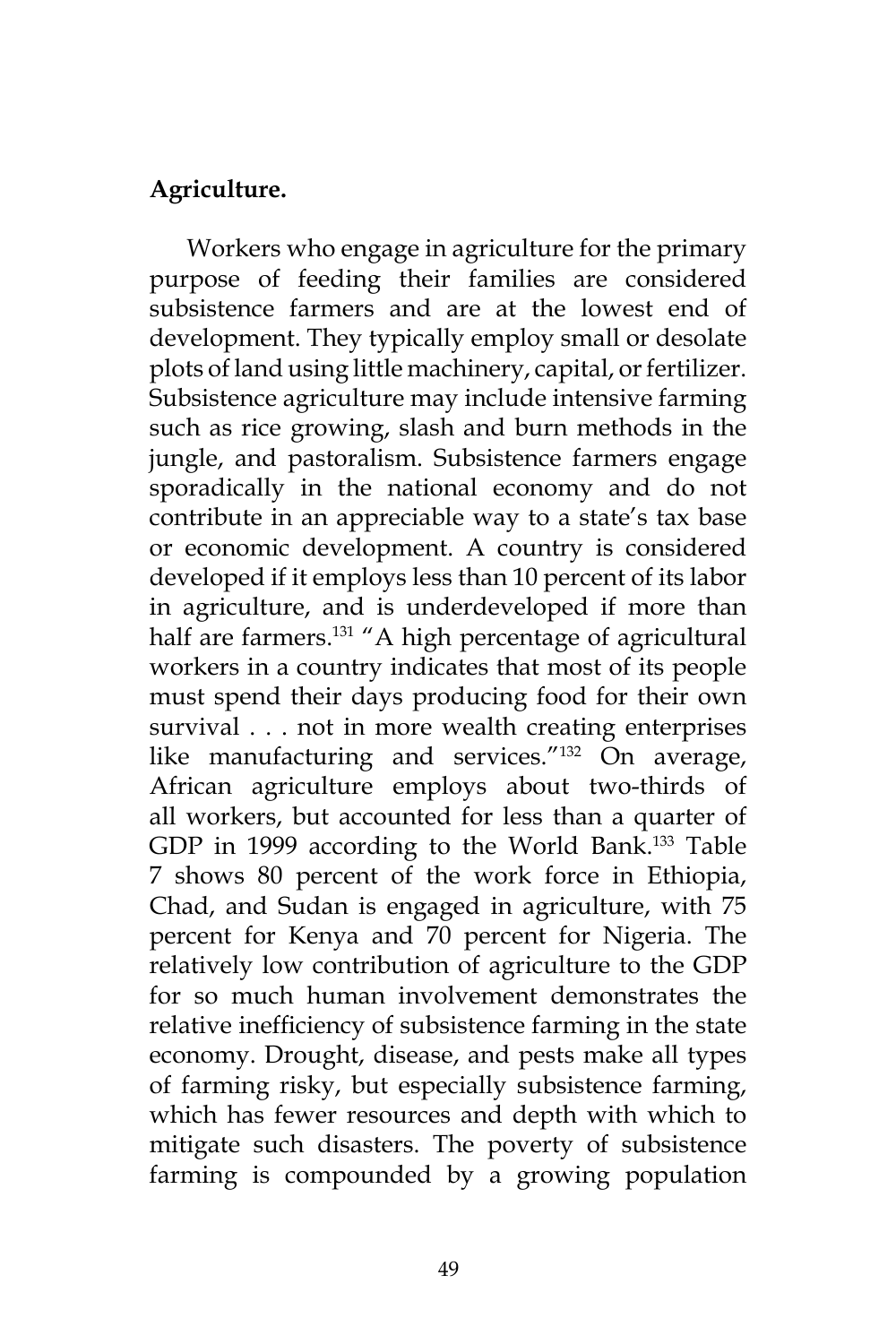**Agriculture.**

Workers who engage in agriculture for the primary purpose of feeding their families are considered subsistence farmers and are at the lowest end of development. They typically employ small or desolate plots of land using little machinery, capital, or fertilizer. Subsistence agriculture may include intensive farming such as rice growing, slash and burn methods in the jungle, and pastoralism. Subsistence farmers engage sporadically in the national economy and do not contribute in an appreciable way to a state's tax base or economic development. A country is considered developed if it employs less than 10 percent of its labor in agriculture, and is underdeveloped if more than half are farmers.[131] "A high percentage of agricultural workers in a country indicates that most of its people must spend their days producing food for their own survival . . . not in more wealth creating enterprises like manufacturing and services."[132] On average, African agriculture employs about two-thirds of all workers, but accounted for less than a quarter of GDP in 1999 according to the World Bank.[133] Table 7 shows 80 percent of the work force in Ethiopia, Chad, and Sudan is engaged in agriculture, with 75 percent for Kenya and 70 percent for Nigeria. The relatively low contribution of agriculture to the GDP for so much human involvement demonstrates the relative inefficiency of subsistence farming in the state economy. Drought, disease, and pests make all types of farming risky, but especially subsistence farming, which has fewer resources and depth with which to mitigate such disasters. The poverty of subsistence farming is compounded by a growing population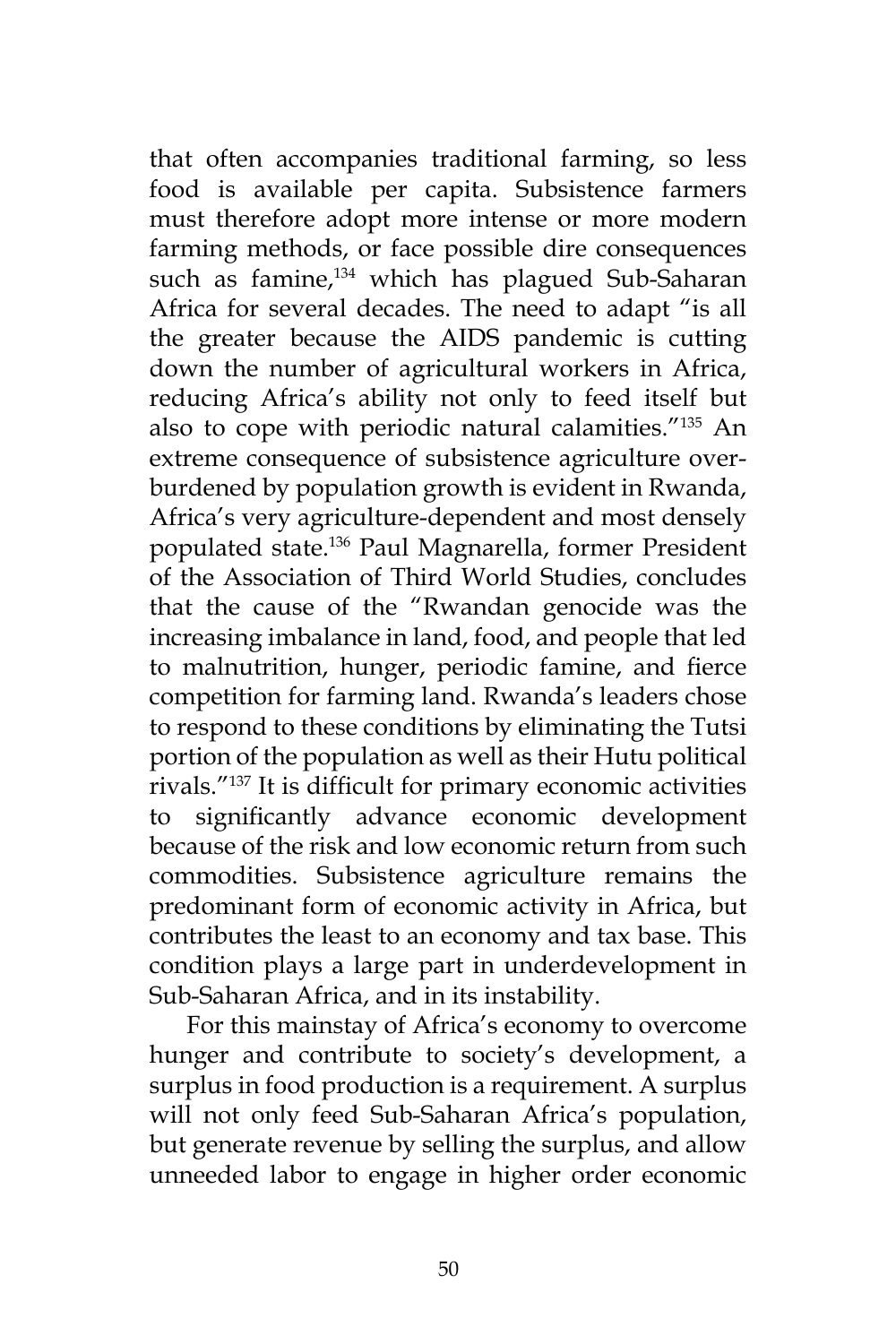that often accompanies traditional farming, so less food is available per capita. Subsistence farmers must therefore adopt more intense or more modern farming methods, or face possible dire consequences such as famine,[134] which has plagued Sub-Saharan Africa for several decades. The need to adapt "is all the greater because the AIDS pandemic is cutting down the number of agricultural workers in Africa, reducing Africa's ability not only to feed itself but also to cope with periodic natural calamities."[135] An extreme consequence of subsistence agriculture overburdened by population growth is evident in Rwanda, Africa's very agriculture-dependent and most densely populated state.[136] Paul Magnarella, former President of the Association of Third World Studies, concludes that the cause of the "Rwandan genocide was the increasing imbalance in land, food, and people that led to malnutrition, hunger, periodic famine, and fierce competition for farming land. Rwanda's leaders chose to respond to these conditions by eliminating the Tutsi portion of the population as well as their Hutu political rivals."[137] It is difficult for primary economic activities to significantly advance economic development because of the risk and low economic return from such commodities. Subsistence agriculture remains the predominant form of economic activity in Africa, but contributes the least to an economy and tax base. This condition plays a large part in underdevelopment in Sub-Saharan Africa, and in its instability.

For this mainstay of Africa's economy to overcome hunger and contribute to society's development, a surplus in food production is a requirement. A surplus will not only feed Sub-Saharan Africa's population, but generate revenue by selling the surplus, and allow unneeded labor to engage in higher order economic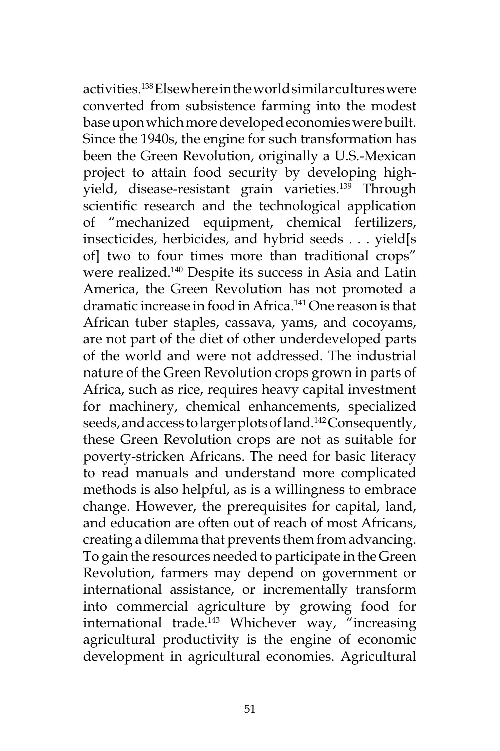activities.[138] Elsewhere in the world similar cultures were converted from subsistence farming into the modest base upon which more developed economies were built. Since the 1940s, the engine for such transformation has been the Green Revolution, originally a U.S.-Mexican project to attain food security by developing high-yield, disease-resistant grain varieties.[139] Through scientific research and the technological application of "mechanized equipment, chemical fertilizers, insecticides, herbicides, and hybrid seeds . . . yield[s of] two to four times more than traditional crops" were realized.[140] Despite its success in Asia and Latin America, the Green Revolution has not promoted a dramatic increase in food in Africa.[141] One reason is that African tuber staples, cassava, yams, and cocoyams, are not part of the diet of other underdeveloped parts of the world and were not addressed. The industrial nature of the Green Revolution crops grown in parts of Africa, such as rice, requires heavy capital investment for machinery, chemical enhancements, specialized seeds, and access to larger plots of land.[142] Consequently, these Green Revolution crops are not as suitable for poverty-stricken Africans. The need for basic literacy to read manuals and understand more complicated methods is also helpful, as is a willingness to embrace change. However, the prerequisites for capital, land, and education are often out of reach of most Africans, creating a dilemma that prevents them from advancing. To gain the resources needed to participate in the Green Revolution, farmers may depend on government or international assistance, or incrementally transform into commercial agriculture by growing food for international trade.[143] Whichever way, "increasing agricultural productivity is the engine of economic development in agricultural economies. Agricultural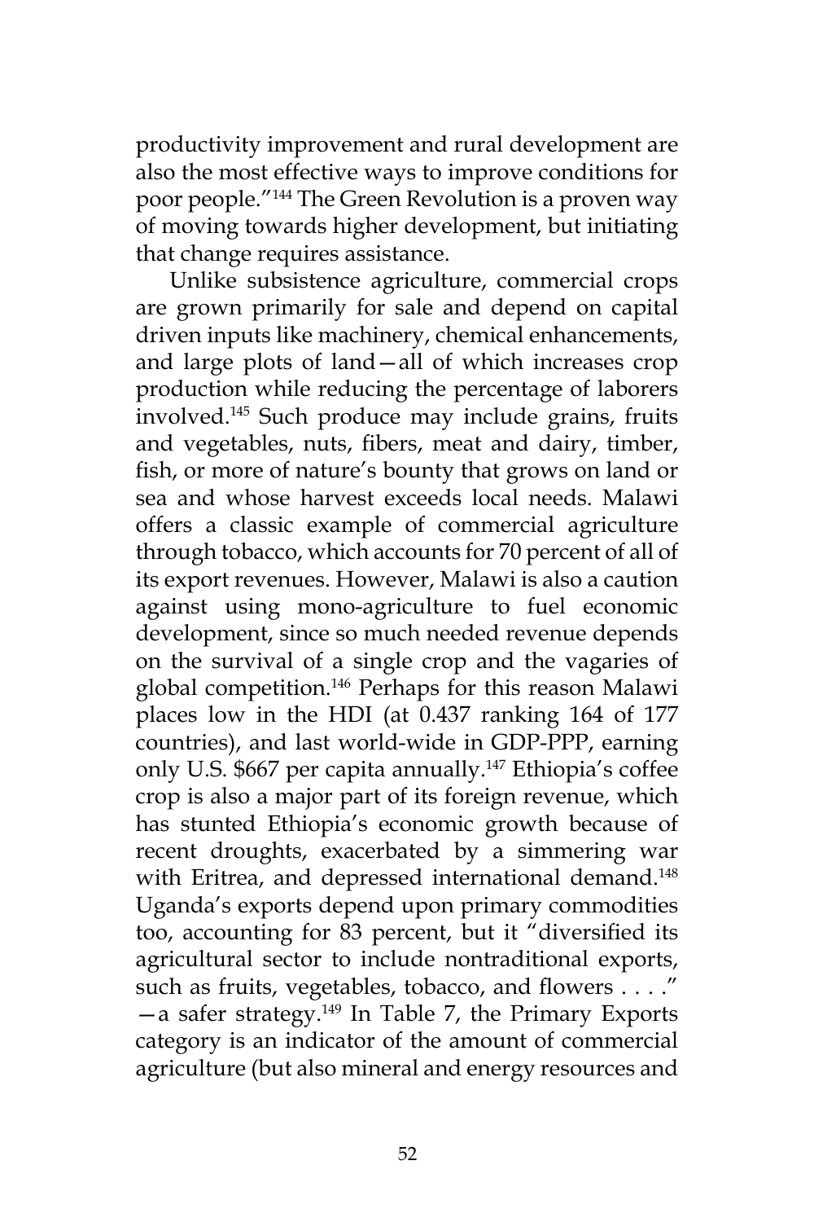productivity improvement and rural development are also the most effective ways to improve conditions for poor people."[144] The Green Revolution is a proven way of moving towards higher development, but initiating that change requires assistance.

Unlike subsistence agriculture, commercial crops are grown primarily for sale and depend on capital driven inputs like machinery, chemical enhancements, and large plots of land—all of which increases crop production while reducing the percentage of laborers involved.[145] Such produce may include grains, fruits and vegetables, nuts, fibers, meat and dairy, timber, fish, or more of nature's bounty that grows on land or sea and whose harvest exceeds local needs. Malawi offers a classic example of commercial agriculture through tobacco, which accounts for 70 percent of all of its export revenues. However, Malawi is also a caution against using mono-agriculture to fuel economic development, since so much needed revenue depends on the survival of a single crop and the vagaries of global competition.[146] Perhaps for this reason Malawi places low in the HDI (at 0.437 ranking 164 of 177 countries), and last world-wide in GDP-PPP, earning only U.S. $667 per capita annually.[147] Ethiopia's coffee crop is also a major part of its foreign revenue, which has stunted Ethiopia's economic growth because of recent droughts, exacerbated by a simmering war with Eritrea, and depressed international demand.[148] Uganda's exports depend upon primary commodities too, accounting for 83 percent, but it "diversified its agricultural sector to include nontraditional exports, such as fruits, vegetables, tobacco, and flowers . . . ."—a safer strategy.[149] In Table 7, the Primary Exports category is an indicator of the amount of commercial agriculture (but also mineral and energy resources and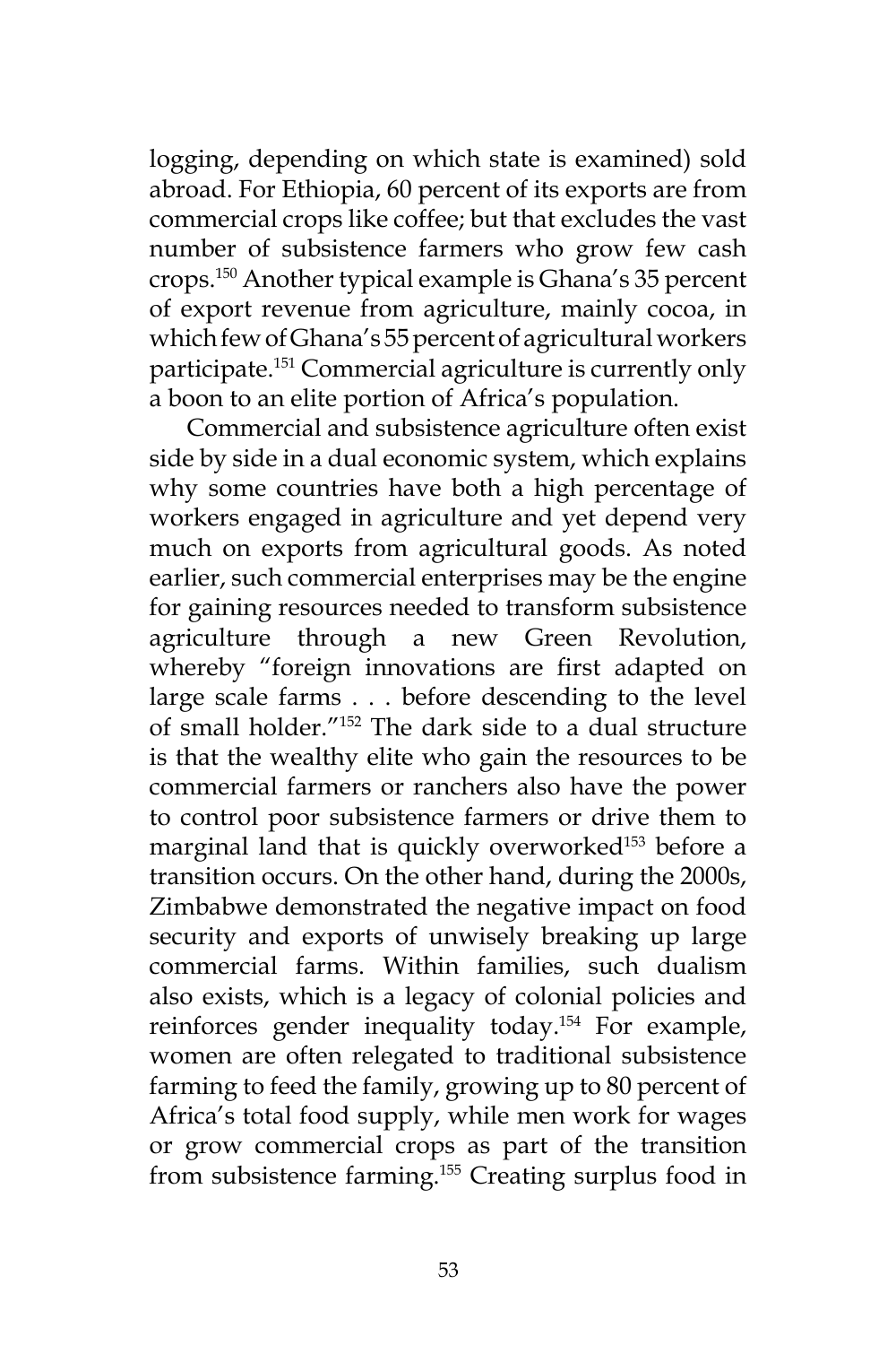logging, depending on which state is examined) sold abroad. For Ethiopia, 60 percent of its exports are from commercial crops like coffee; but that excludes the vast number of subsistence farmers who grow few cash crops.[150] Another typical example is Ghana's 35 percent of export revenue from agriculture, mainly cocoa, in which few of Ghana's 55 percent of agricultural workers participate.[151] Commercial agriculture is currently only a boon to an elite portion of Africa's population.

Commercial and subsistence agriculture often exist side by side in a dual economic system, which explains why some countries have both a high percentage of workers engaged in agriculture and yet depend very much on exports from agricultural goods. As noted earlier, such commercial enterprises may be the engine for gaining resources needed to transform subsistence agriculture through a new Green Revolution, whereby "foreign innovations are first adapted on large scale farms . . . before descending to the level of small holder."[152] The dark side to a dual structure is that the wealthy elite who gain the resources to be commercial farmers or ranchers also have the power to control poor subsistence farmers or drive them to marginal land that is quickly overworked[153] before a transition occurs. On the other hand, during the 2000s, Zimbabwe demonstrated the negative impact on food security and exports of unwisely breaking up large commercial farms. Within families, such dualism also exists, which is a legacy of colonial policies and reinforces gender inequality today.[154] For example, women are often relegated to traditional subsistence farming to feed the family, growing up to 80 percent of Africa's total food supply, while men work for wages or grow commercial crops as part of the transition from subsistence farming.[155] Creating surplus food in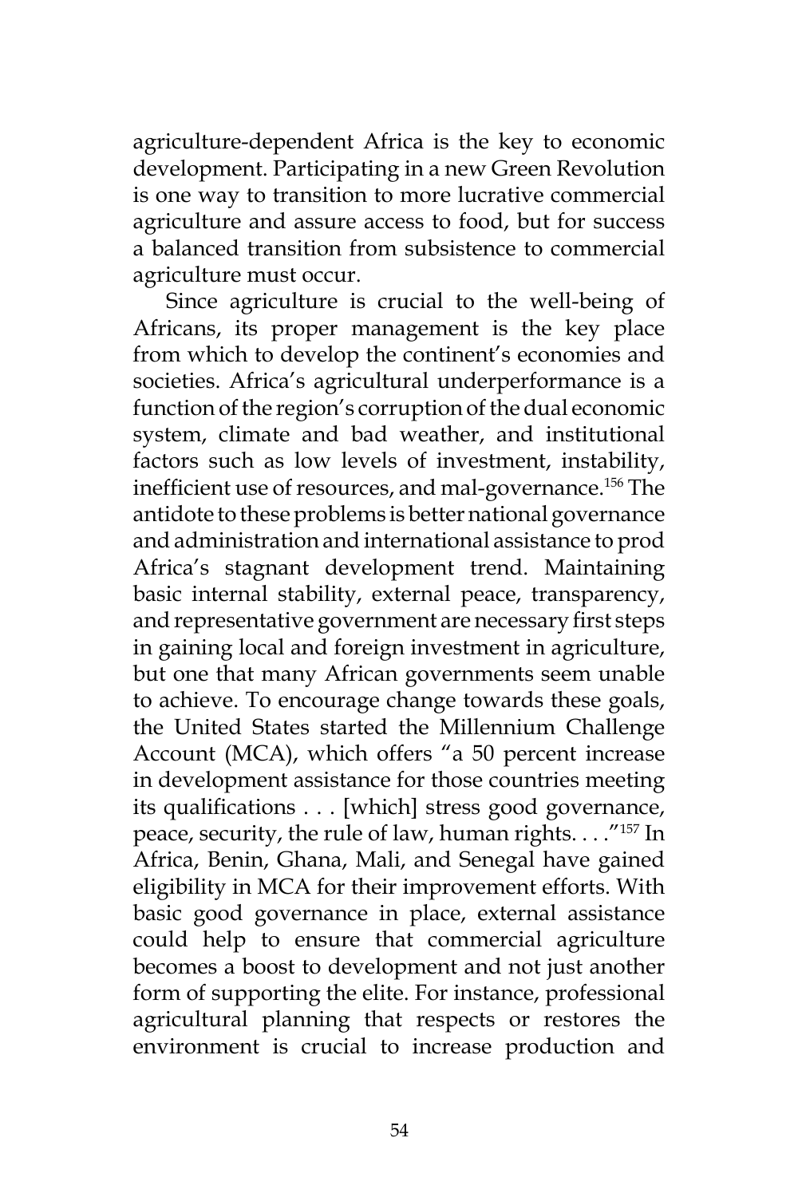agriculture-dependent Africa is the key to economic development. Participating in a new Green Revolution is one way to transition to more lucrative commercial agriculture and assure access to food, but for success a balanced transition from subsistence to commercial agriculture must occur.

Since agriculture is crucial to the well-being of Africans, its proper management is the key place from which to develop the continent's economies and societies. Africa's agricultural underperformance is a function of the region's corruption of the dual economic system, climate and bad weather, and institutional factors such as low levels of investment, instability, inefficient use of resources, and mal-governance.[156] The antidote to these problems is better national governance and administration and international assistance to prod Africa's stagnant development trend. Maintaining basic internal stability, external peace, transparency, and representative government are necessary first steps in gaining local and foreign investment in agriculture, but one that many African governments seem unable to achieve. To encourage change towards these goals, the United States started the Millennium Challenge Account (MCA), which offers "a 50 percent increase in development assistance for those countries meeting its qualifications . . . [which] stress good governance, peace, security, the rule of law, human rights. . . ."[157] In Africa, Benin, Ghana, Mali, and Senegal have gained eligibility in MCA for their improvement efforts. With basic good governance in place, external assistance could help to ensure that commercial agriculture becomes a boost to development and not just another form of supporting the elite. For instance, professional agricultural planning that respects or restores the environment is crucial to increase production and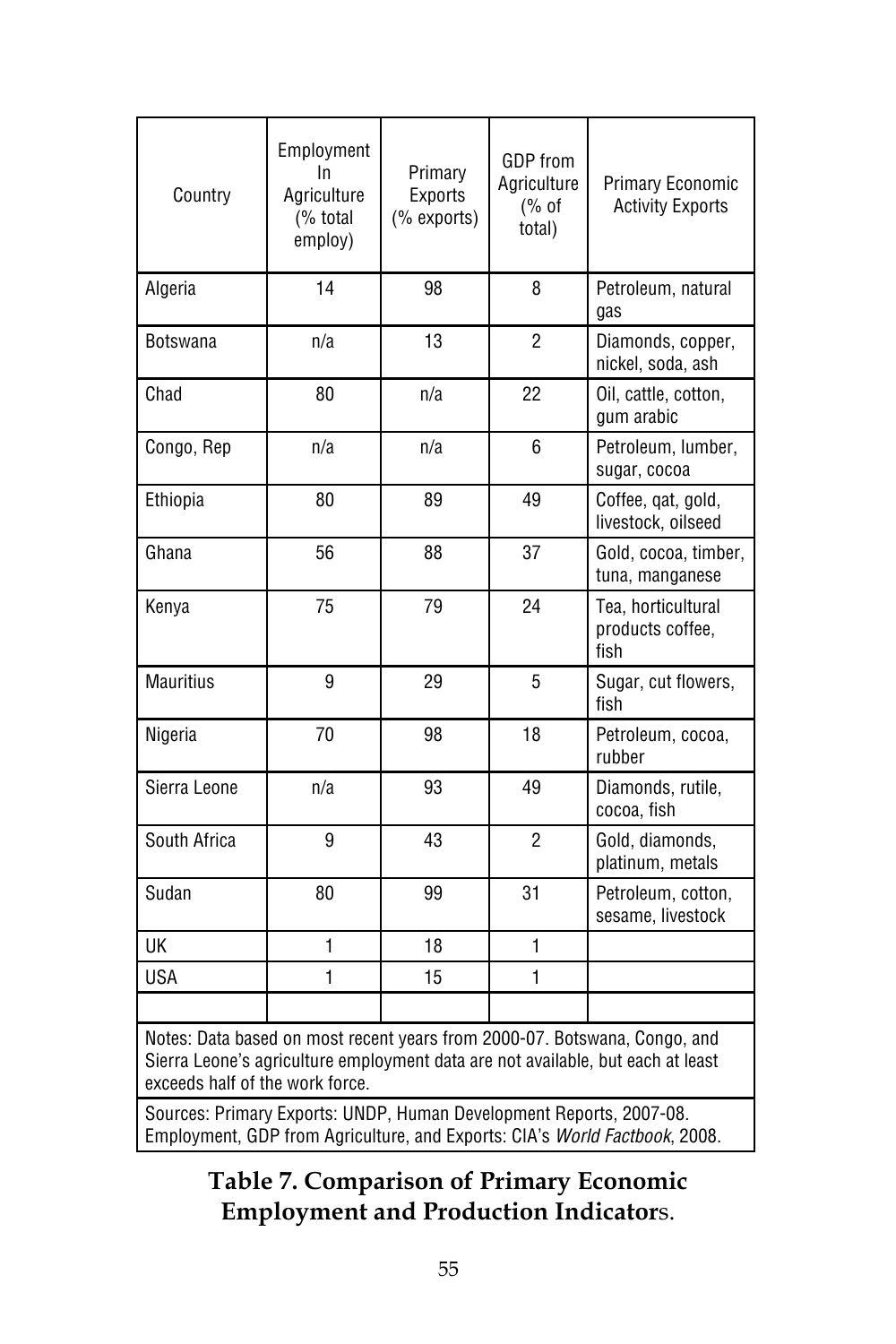| Country | Employment In Agriculture (% total employ) | Primary Exports (% exports) | GDP from Agriculture (% of total) | Primary Economic Activity Exports |
|---|---|---|---|---|
| Algeria | 14 | 98 | 8 | Petroleum, natural gas |
| Botswana | n/a | 13 | 2 | Diamonds, copper, nickel, soda, ash |
| Chad | 80 | n/a | 22 | Oil, cattle, cotton, gum arabic |
| Congo, Rep | n/a | n/a | 6 | Petroleum, lumber, sugar, cocoa |
| Ethiopia | 80 | 89 | 49 | Coffee, qat, gold, livestock, oilseed |
| Ghana | 56 | 88 | 37 | Gold, cocoa, timber, tuna, manganese |
| Kenya | 75 | 79 | 24 | Tea, horticultural products coffee, fish |
| Mauritius | 9 | 29 | 5 | Sugar, cut flowers, fish |
| Nigeria | 70 | 98 | 18 | Petroleum, cocoa, rubber |
| Sierra Leone | n/a | 93 | 49 | Diamonds, rutile, cocoa, fish |
| South Africa | 9 | 43 | 2 | Gold, diamonds, platinum, metals |
| Sudan | 80 | 99 | 31 | Petroleum, cotton, sesame, livestock |
| UK | 1 | 18 | 1 | |
| USA | 1 | 15 | 1 | |
| | | | | |

Notes: Data based on most recent years from 2000-07. Botswana, Congo, and Sierra Leone's agriculture employment data are not available, but each at least exceeds half of the work force.

Sources: Primary Exports: UNDP, Human Development Reports, 2007-08. Employment, GDP from Agriculture, and Exports: CIA's *World Factbook*, 2008.

**Table 7. Comparison of Primary Economic Employment and Production Indicators.**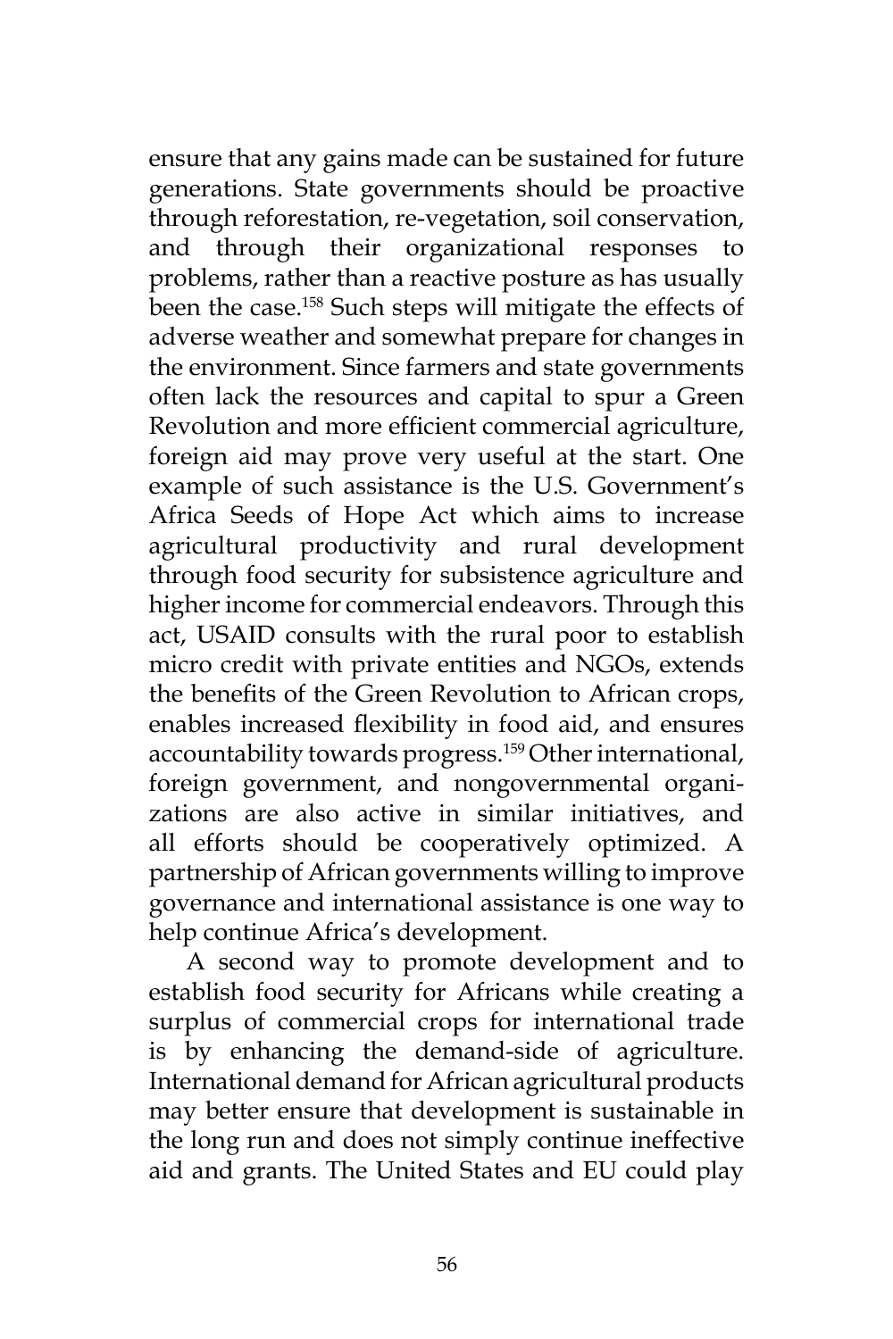ensure that any gains made can be sustained for future generations. State governments should be proactive through reforestation, re-vegetation, soil conservation, and through their organizational responses to problems, rather than a reactive posture as has usually been the case.[158] Such steps will mitigate the effects of adverse weather and somewhat prepare for changes in the environment. Since farmers and state governments often lack the resources and capital to spur a Green Revolution and more efficient commercial agriculture, foreign aid may prove very useful at the start. One example of such assistance is the U.S. Government's Africa Seeds of Hope Act which aims to increase agricultural productivity and rural development through food security for subsistence agriculture and higher income for commercial endeavors. Through this act, USAID consults with the rural poor to establish micro credit with private entities and NGOs, extends the benefits of the Green Revolution to African crops, enables increased flexibility in food aid, and ensures accountability towards progress.[159] Other international, foreign government, and nongovernmental organizations are also active in similar initiatives, and all efforts should be cooperatively optimized. A partnership of African governments willing to improve governance and international assistance is one way to help continue Africa's development.

A second way to promote development and to establish food security for Africans while creating a surplus of commercial crops for international trade is by enhancing the demand-side of agriculture. International demand for African agricultural products may better ensure that development is sustainable in the long run and does not simply continue ineffective aid and grants. The United States and EU could play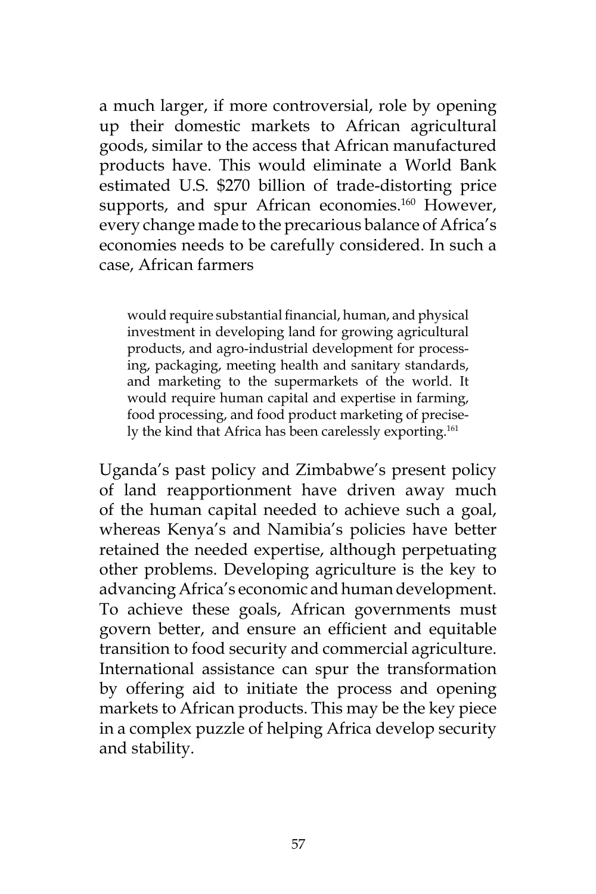a much larger, if more controversial, role by opening up their domestic markets to African agricultural goods, similar to the access that African manufactured products have. This would eliminate a World Bank estimated U.S. $270 billion of trade-distorting price supports, and spur African economies.[160] However, every change made to the precarious balance of Africa's economies needs to be carefully considered. In such a case, African farmers

> would require substantial financial, human, and physical investment in developing land for growing agricultural products, and agro-industrial development for processing, packaging, meeting health and sanitary standards, and marketing to the supermarkets of the world. It would require human capital and expertise in farming, food processing, and food product marketing of precisely the kind that Africa has been carelessly exporting.[161]

Uganda's past policy and Zimbabwe's present policy of land reapportionment have driven away much of the human capital needed to achieve such a goal, whereas Kenya's and Namibia's policies have better retained the needed expertise, although perpetuating other problems. Developing agriculture is the key to advancing Africa's economic and human development. To achieve these goals, African governments must govern better, and ensure an efficient and equitable transition to food security and commercial agriculture. International assistance can spur the transformation by offering aid to initiate the process and opening markets to African products. This may be the key piece in a complex puzzle of helping Africa develop security and stability.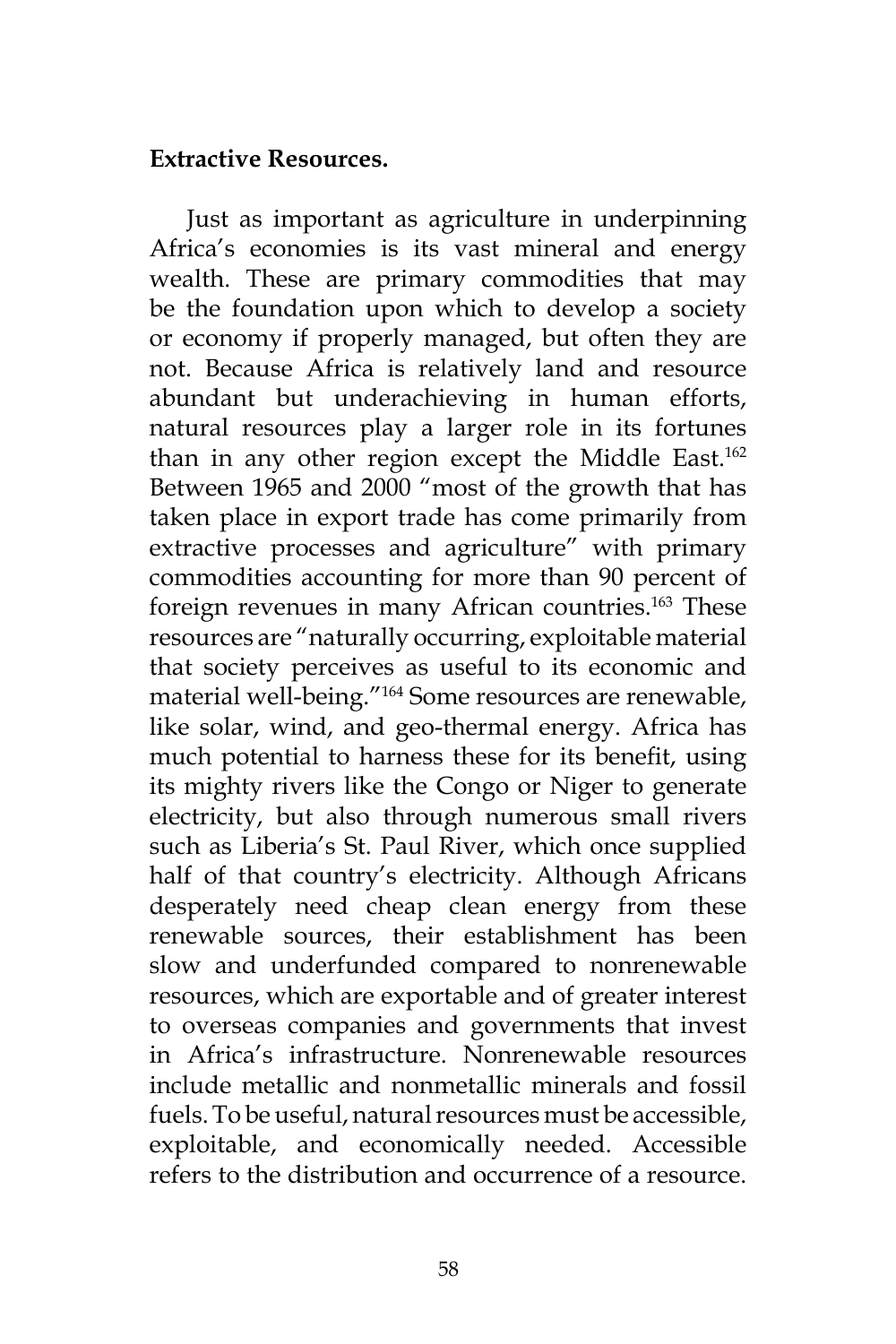**Extractive Resources.**

Just as important as agriculture in underpinning Africa's economies is its vast mineral and energy wealth. These are primary commodities that may be the foundation upon which to develop a society or economy if properly managed, but often they are not. Because Africa is relatively land and resource abundant but underachieving in human efforts, natural resources play a larger role in its fortunes than in any other region except the Middle East.[162] Between 1965 and 2000 "most of the growth that has taken place in export trade has come primarily from extractive processes and agriculture" with primary commodities accounting for more than 90 percent of foreign revenues in many African countries.[163] These resources are "naturally occurring, exploitable material that society perceives as useful to its economic and material well-being."[164] Some resources are renewable, like solar, wind, and geo-thermal energy. Africa has much potential to harness these for its benefit, using its mighty rivers like the Congo or Niger to generate electricity, but also through numerous small rivers such as Liberia's St. Paul River, which once supplied half of that country's electricity. Although Africans desperately need cheap clean energy from these renewable sources, their establishment has been slow and underfunded compared to nonrenewable resources, which are exportable and of greater interest to overseas companies and governments that invest in Africa's infrastructure. Nonrenewable resources include metallic and nonmetallic minerals and fossil fuels. To be useful, natural resources must be accessible, exploitable, and economically needed. Accessible refers to the distribution and occurrence of a resource.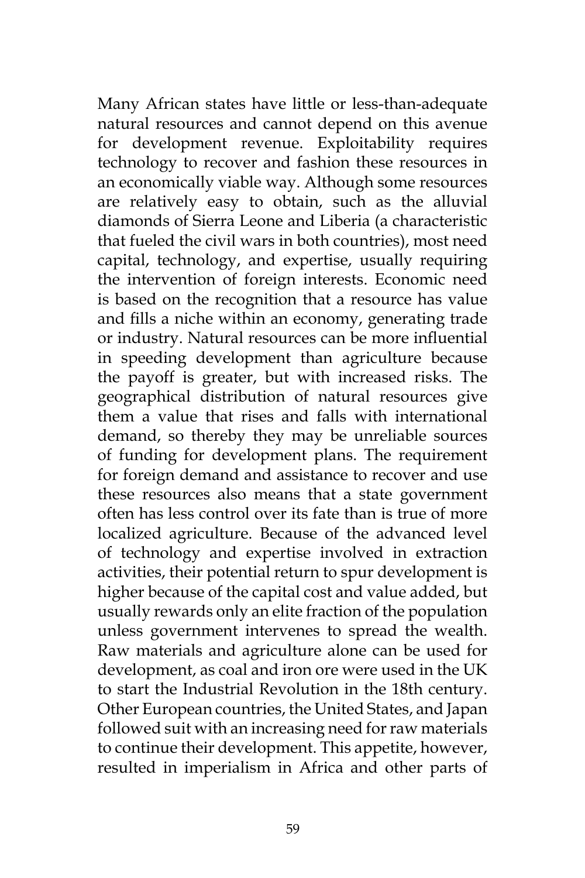Many African states have little or less-than-adequate natural resources and cannot depend on this avenue for development revenue. Exploitability requires technology to recover and fashion these resources in an economically viable way. Although some resources are relatively easy to obtain, such as the alluvial diamonds of Sierra Leone and Liberia (a characteristic that fueled the civil wars in both countries), most need capital, technology, and expertise, usually requiring the intervention of foreign interests. Economic need is based on the recognition that a resource has value and fills a niche within an economy, generating trade or industry. Natural resources can be more influential in speeding development than agriculture because the payoff is greater, but with increased risks. The geographical distribution of natural resources give them a value that rises and falls with international demand, so thereby they may be unreliable sources of funding for development plans. The requirement for foreign demand and assistance to recover and use these resources also means that a state government often has less control over its fate than is true of more localized agriculture. Because of the advanced level of technology and expertise involved in extraction activities, their potential return to spur development is higher because of the capital cost and value added, but usually rewards only an elite fraction of the population unless government intervenes to spread the wealth. Raw materials and agriculture alone can be used for development, as coal and iron ore were used in the UK to start the Industrial Revolution in the 18th century. Other European countries, the United States, and Japan followed suit with an increasing need for raw materials to continue their development. This appetite, however, resulted in imperialism in Africa and other parts of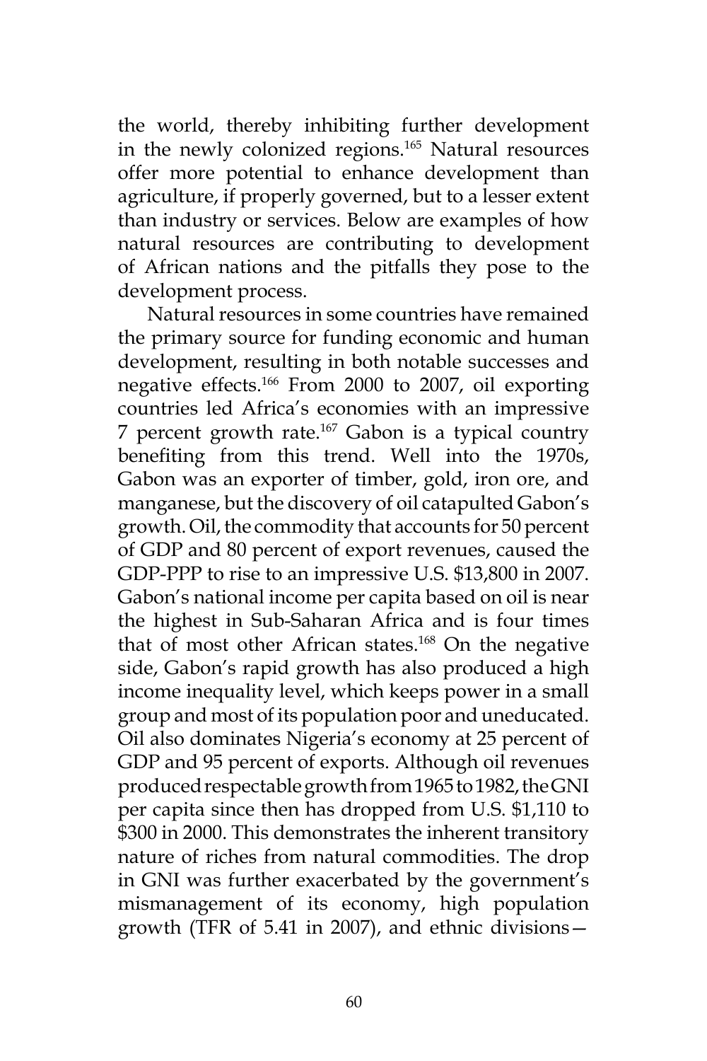the world, thereby inhibiting further development in the newly colonized regions.[165] Natural resources offer more potential to enhance development than agriculture, if properly governed, but to a lesser extent than industry or services. Below are examples of how natural resources are contributing to development of African nations and the pitfalls they pose to the development process.

Natural resources in some countries have remained the primary source for funding economic and human development, resulting in both notable successes and negative effects.[166] From 2000 to 2007, oil exporting countries led Africa's economies with an impressive 7 percent growth rate.[167] Gabon is a typical country benefiting from this trend. Well into the 1970s, Gabon was an exporter of timber, gold, iron ore, and manganese, but the discovery of oil catapulted Gabon's growth. Oil, the commodity that accounts for 50 percent of GDP and 80 percent of export revenues, caused the GDP-PPP to rise to an impressive U.S. $13,800 in 2007. Gabon's national income per capita based on oil is near the highest in Sub-Saharan Africa and is four times that of most other African states.[168] On the negative side, Gabon's rapid growth has also produced a high income inequality level, which keeps power in a small group and most of its population poor and uneducated. Oil also dominates Nigeria's economy at 25 percent of GDP and 95 percent of exports. Although oil revenues produced respectable growth from 1965 to 1982, the GNI per capita since then has dropped from U.S. $1,110 to $300 in 2000. This demonstrates the inherent transitory nature of riches from natural commodities. The drop in GNI was further exacerbated by the government's mismanagement of its economy, high population growth (TFR of 5.41 in 2007), and ethnic divisions—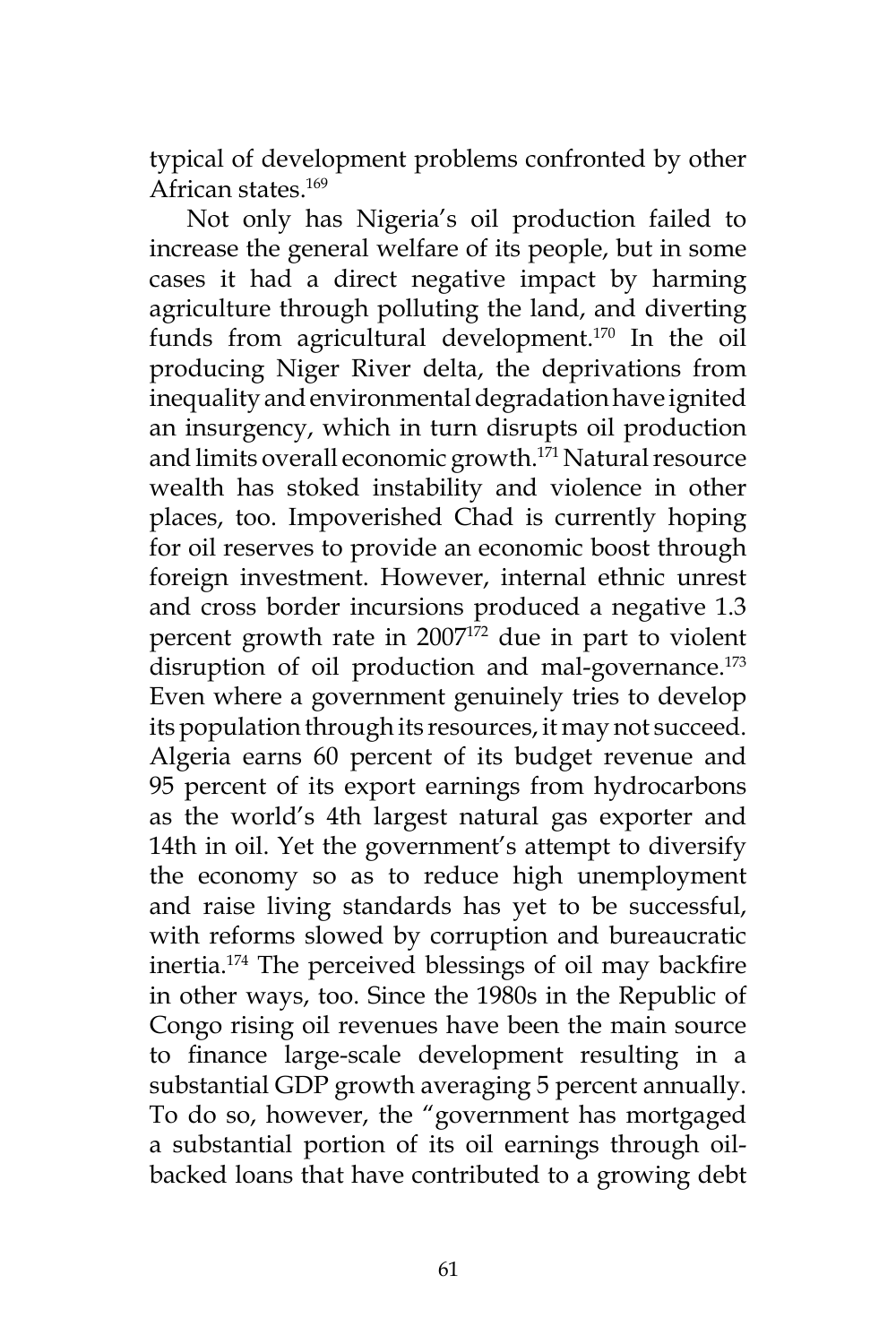typical of development problems confronted by other African states.[169]

Not only has Nigeria's oil production failed to increase the general welfare of its people, but in some cases it had a direct negative impact by harming agriculture through polluting the land, and diverting funds from agricultural development.[170] In the oil producing Niger River delta, the deprivations from inequality and environmental degradation have ignited an insurgency, which in turn disrupts oil production and limits overall economic growth.[171] Natural resource wealth has stoked instability and violence in other places, too. Impoverished Chad is currently hoping for oil reserves to provide an economic boost through foreign investment. However, internal ethnic unrest and cross border incursions produced a negative 1.3 percent growth rate in 2007[172] due in part to violent disruption of oil production and mal-governance.[173] Even where a government genuinely tries to develop its population through its resources, it may not succeed. Algeria earns 60 percent of its budget revenue and 95 percent of its export earnings from hydrocarbons as the world's 4th largest natural gas exporter and 14th in oil. Yet the government's attempt to diversify the economy so as to reduce high unemployment and raise living standards has yet to be successful, with reforms slowed by corruption and bureaucratic inertia.[174] The perceived blessings of oil may backfire in other ways, too. Since the 1980s in the Republic of Congo rising oil revenues have been the main source to finance large-scale development resulting in a substantial GDP growth averaging 5 percent annually. To do so, however, the "government has mortgaged a substantial portion of its oil earnings through oil-backed loans that have contributed to a growing debt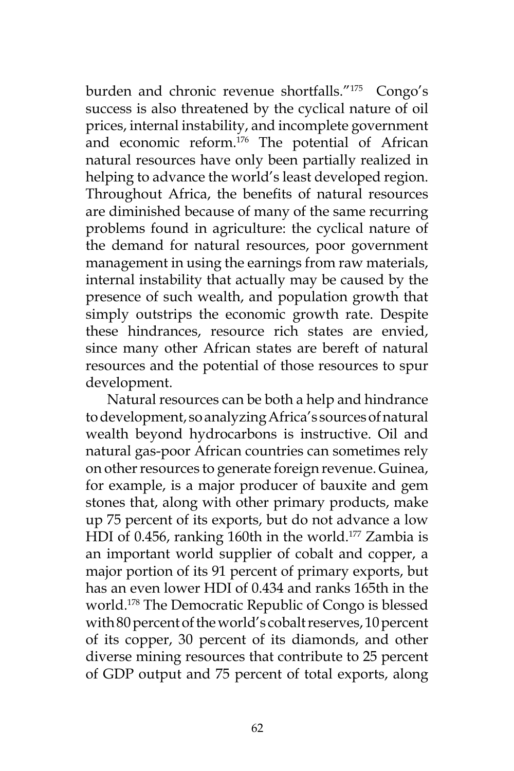burden and chronic revenue shortfalls."[175] Congo's success is also threatened by the cyclical nature of oil prices, internal instability, and incomplete government and economic reform.[176] The potential of African natural resources have only been partially realized in helping to advance the world's least developed region. Throughout Africa, the benefits of natural resources are diminished because of many of the same recurring problems found in agriculture: the cyclical nature of the demand for natural resources, poor government management in using the earnings from raw materials, internal instability that actually may be caused by the presence of such wealth, and population growth that simply outstrips the economic growth rate. Despite these hindrances, resource rich states are envied, since many other African states are bereft of natural resources and the potential of those resources to spur development.

Natural resources can be both a help and hindrance to development, so analyzing Africa's sources of natural wealth beyond hydrocarbons is instructive. Oil and natural gas-poor African countries can sometimes rely on other resources to generate foreign revenue. Guinea, for example, is a major producer of bauxite and gem stones that, along with other primary products, make up 75 percent of its exports, but do not advance a low HDI of 0.456, ranking 160th in the world.[177] Zambia is an important world supplier of cobalt and copper, a major portion of its 91 percent of primary exports, but has an even lower HDI of 0.434 and ranks 165th in the world.[178] The Democratic Republic of Congo is blessed with 80 percent of the world's cobalt reserves, 10 percent of its copper, 30 percent of its diamonds, and other diverse mining resources that contribute to 25 percent of GDP output and 75 percent of total exports, along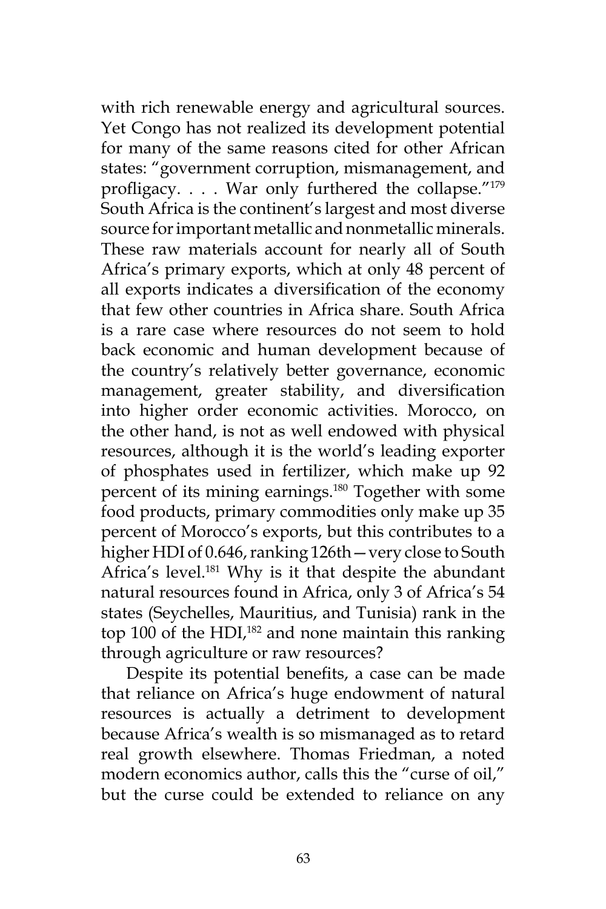with rich renewable energy and agricultural sources. Yet Congo has not realized its development potential for many of the same reasons cited for other African states: "government corruption, mismanagement, and profligacy. . . . War only furthered the collapse."[179] South Africa is the continent's largest and most diverse source for important metallic and nonmetallic minerals. These raw materials account for nearly all of South Africa's primary exports, which at only 48 percent of all exports indicates a diversification of the economy that few other countries in Africa share. South Africa is a rare case where resources do not seem to hold back economic and human development because of the country's relatively better governance, economic management, greater stability, and diversification into higher order economic activities. Morocco, on the other hand, is not as well endowed with physical resources, although it is the world's leading exporter of phosphates used in fertilizer, which make up 92 percent of its mining earnings.[180] Together with some food products, primary commodities only make up 35 percent of Morocco's exports, but this contributes to a higher HDI of 0.646, ranking 126th—very close to South Africa's level.[181] Why is it that despite the abundant natural resources found in Africa, only 3 of Africa's 54 states (Seychelles, Mauritius, and Tunisia) rank in the top 100 of the HDI,[182] and none maintain this ranking through agriculture or raw resources?

Despite its potential benefits, a case can be made that reliance on Africa's huge endowment of natural resources is actually a detriment to development because Africa's wealth is so mismanaged as to retard real growth elsewhere. Thomas Friedman, a noted modern economics author, calls this the "curse of oil," but the curse could be extended to reliance on any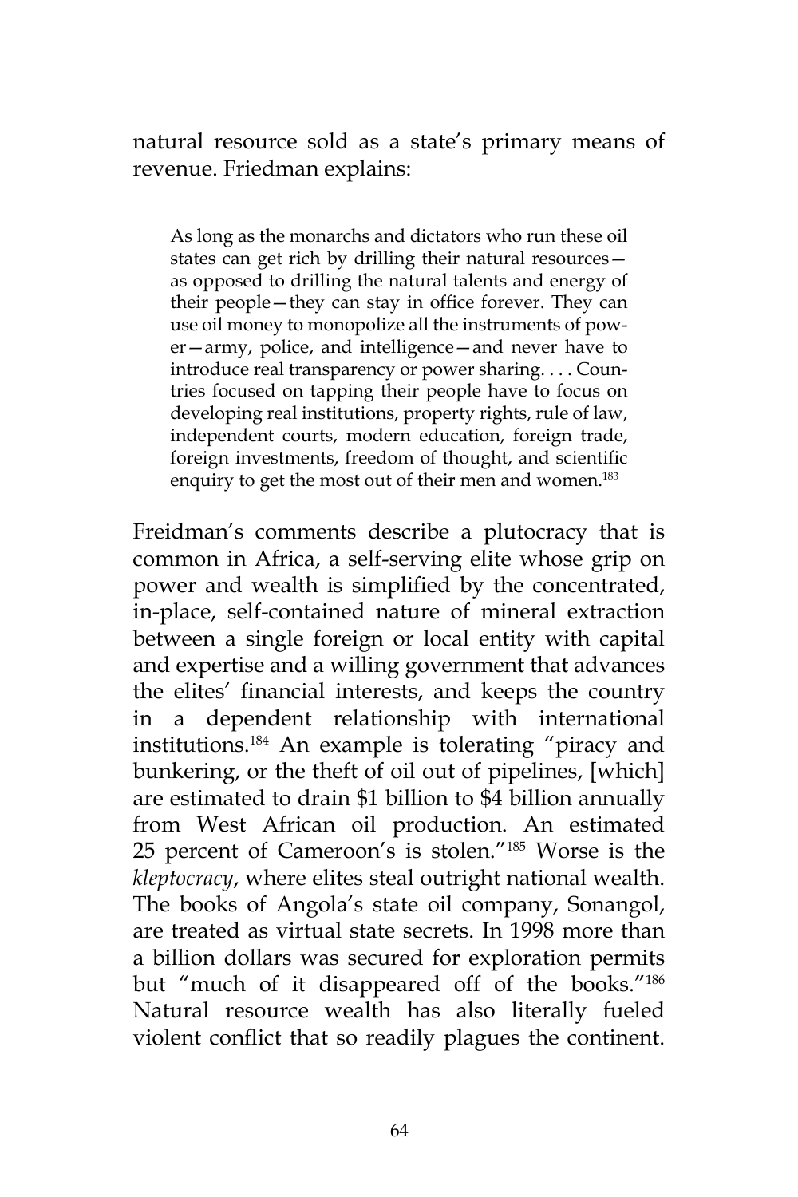natural resource sold as a state's primary means of revenue. Friedman explains:

> As long as the monarchs and dictators who run these oil states can get rich by drilling their natural resources—as opposed to drilling the natural talents and energy of their people—they can stay in office forever. They can use oil money to monopolize all the instruments of power—army, police, and intelligence—and never have to introduce real transparency or power sharing. . . . Countries focused on tapping their people have to focus on developing real institutions, property rights, rule of law, independent courts, modern education, foreign trade, foreign investments, freedom of thought, and scientific enquiry to get the most out of their men and women.[183]

Freidman's comments describe a plutocracy that is common in Africa, a self-serving elite whose grip on power and wealth is simplified by the concentrated, in-place, self-contained nature of mineral extraction between a single foreign or local entity with capital and expertise and a willing government that advances the elites' financial interests, and keeps the country in a dependent relationship with international institutions.[184] An example is tolerating "piracy and bunkering, or the theft of oil out of pipelines, [which] are estimated to drain $1 billion to $4 billion annually from West African oil production. An estimated 25 percent of Cameroon's is stolen."[185] Worse is the *kleptocracy*, where elites steal outright national wealth. The books of Angola's state oil company, Sonangol, are treated as virtual state secrets. In 1998 more than a billion dollars was secured for exploration permits but "much of it disappeared off of the books."[186] Natural resource wealth has also literally fueled violent conflict that so readily plagues the continent.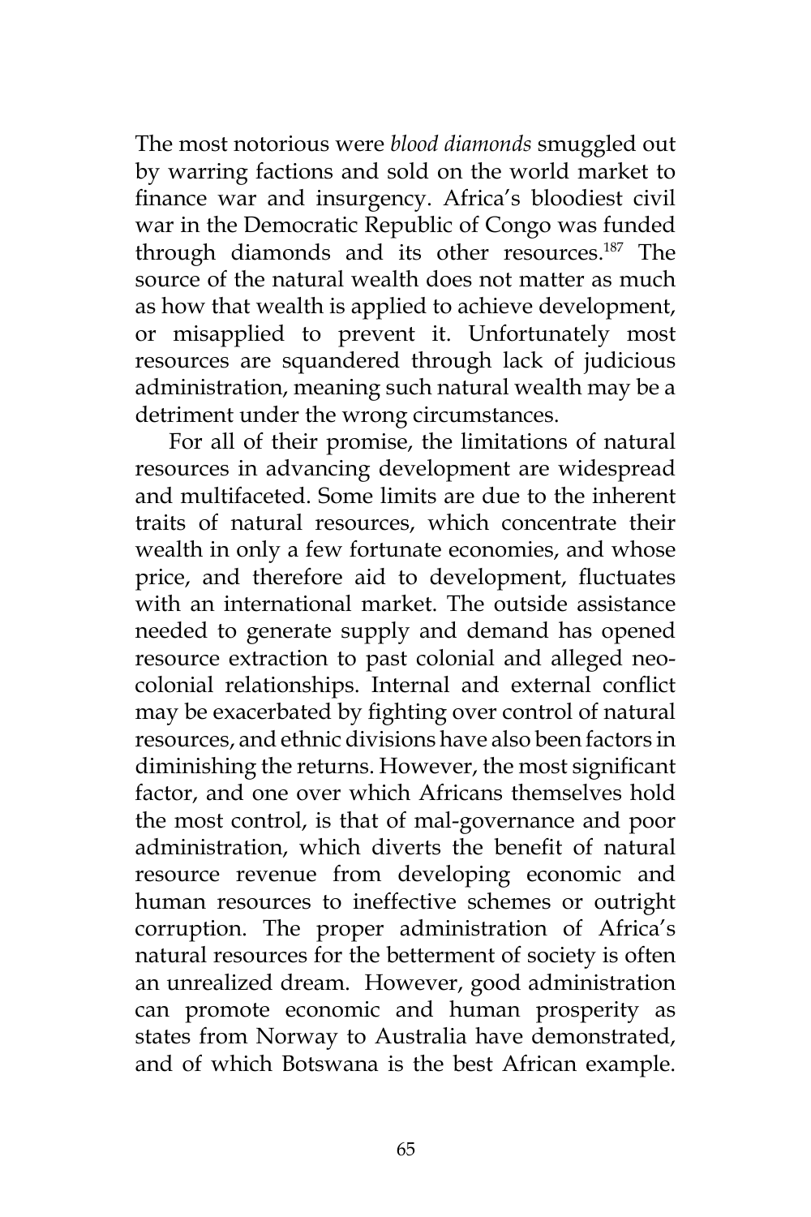The most notorious were *blood diamonds* smuggled out by warring factions and sold on the world market to finance war and insurgency. Africa's bloodiest civil war in the Democratic Republic of Congo was funded through diamonds and its other resources.[187] The source of the natural wealth does not matter as much as how that wealth is applied to achieve development, or misapplied to prevent it. Unfortunately most resources are squandered through lack of judicious administration, meaning such natural wealth may be a detriment under the wrong circumstances.

For all of their promise, the limitations of natural resources in advancing development are widespread and multifaceted. Some limits are due to the inherent traits of natural resources, which concentrate their wealth in only a few fortunate economies, and whose price, and therefore aid to development, fluctuates with an international market. The outside assistance needed to generate supply and demand has opened resource extraction to past colonial and alleged neo-colonial relationships. Internal and external conflict may be exacerbated by fighting over control of natural resources, and ethnic divisions have also been factors in diminishing the returns. However, the most significant factor, and one over which Africans themselves hold the most control, is that of mal-governance and poor administration, which diverts the benefit of natural resource revenue from developing economic and human resources to ineffective schemes or outright corruption. The proper administration of Africa's natural resources for the betterment of society is often an unrealized dream. However, good administration can promote economic and human prosperity as states from Norway to Australia have demonstrated, and of which Botswana is the best African example.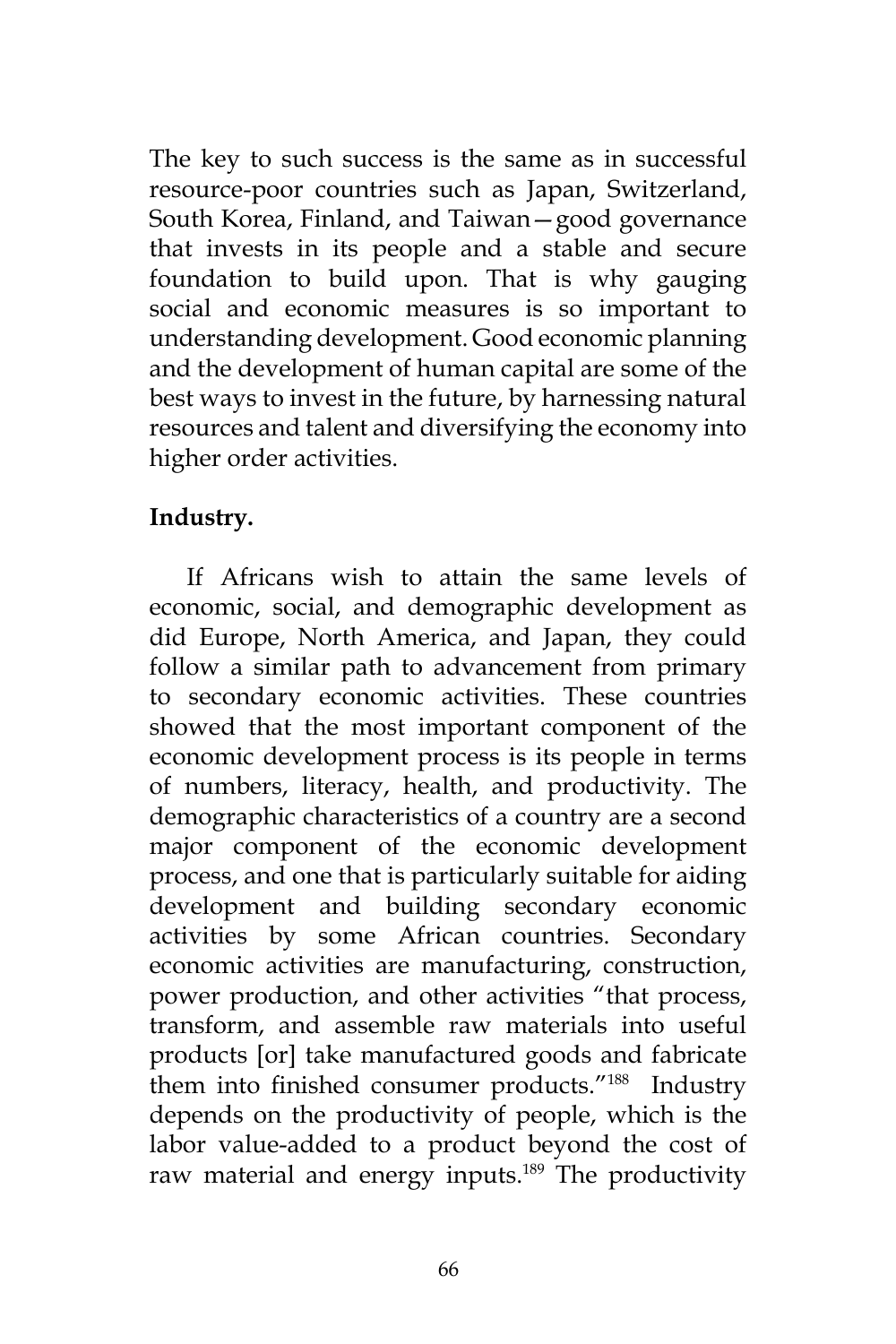The key to such success is the same as in successful resource-poor countries such as Japan, Switzerland, South Korea, Finland, and Taiwan—good governance that invests in its people and a stable and secure foundation to build upon. That is why gauging social and economic measures is so important to understanding development. Good economic planning and the development of human capital are some of the best ways to invest in the future, by harnessing natural resources and talent and diversifying the economy into higher order activities.

**Industry.**

If Africans wish to attain the same levels of economic, social, and demographic development as did Europe, North America, and Japan, they could follow a similar path to advancement from primary to secondary economic activities. These countries showed that the most important component of the economic development process is its people in terms of numbers, literacy, health, and productivity. The demographic characteristics of a country are a second major component of the economic development process, and one that is particularly suitable for aiding development and building secondary economic activities by some African countries. Secondary economic activities are manufacturing, construction, power production, and other activities "that process, transform, and assemble raw materials into useful products [or] take manufactured goods and fabricate them into finished consumer products."[188] Industry depends on the productivity of people, which is the labor value-added to a product beyond the cost of raw material and energy inputs.[189] The productivity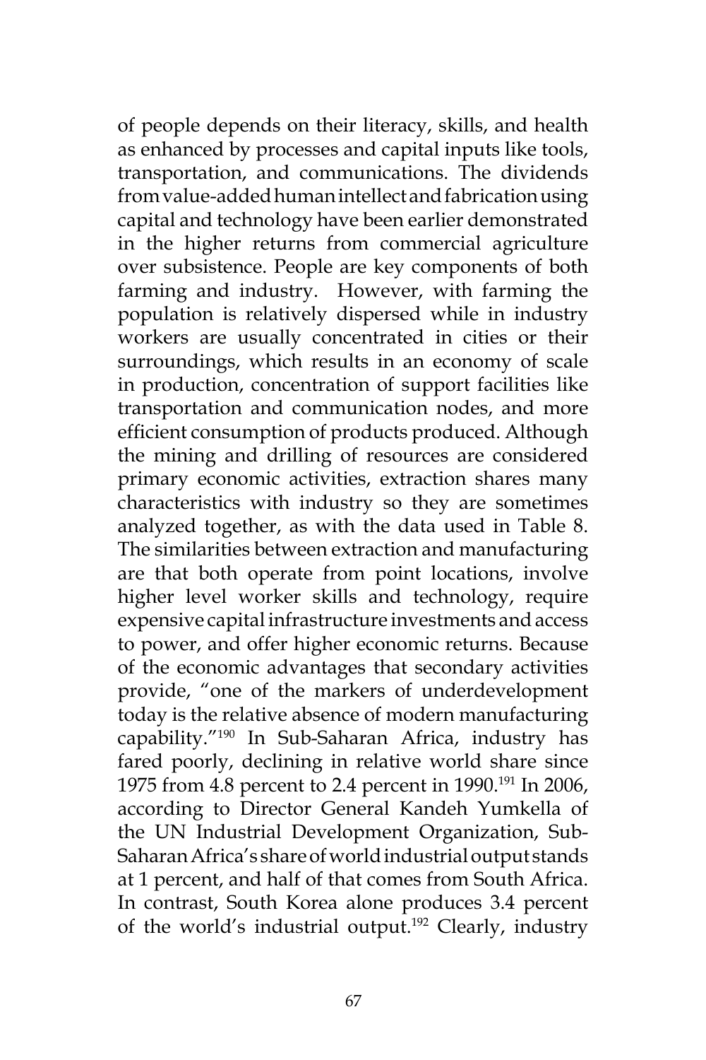of people depends on their literacy, skills, and health as enhanced by processes and capital inputs like tools, transportation, and communications. The dividends from value-added human intellect and fabrication using capital and technology have been earlier demonstrated in the higher returns from commercial agriculture over subsistence. People are key components of both farming and industry. However, with farming the population is relatively dispersed while in industry workers are usually concentrated in cities or their surroundings, which results in an economy of scale in production, concentration of support facilities like transportation and communication nodes, and more efficient consumption of products produced. Although the mining and drilling of resources are considered primary economic activities, extraction shares many characteristics with industry so they are sometimes analyzed together, as with the data used in Table 8. The similarities between extraction and manufacturing are that both operate from point locations, involve higher level worker skills and technology, require expensive capital infrastructure investments and access to power, and offer higher economic returns. Because of the economic advantages that secondary activities provide, "one of the markers of underdevelopment today is the relative absence of modern manufacturing capability."[190] In Sub-Saharan Africa, industry has fared poorly, declining in relative world share since 1975 from 4.8 percent to 2.4 percent in 1990.[191] In 2006, according to Director General Kandeh Yumkella of the UN Industrial Development Organization, Sub-Saharan Africa's share of world industrial output stands at 1 percent, and half of that comes from South Africa. In contrast, South Korea alone produces 3.4 percent of the world's industrial output.[192] Clearly, industry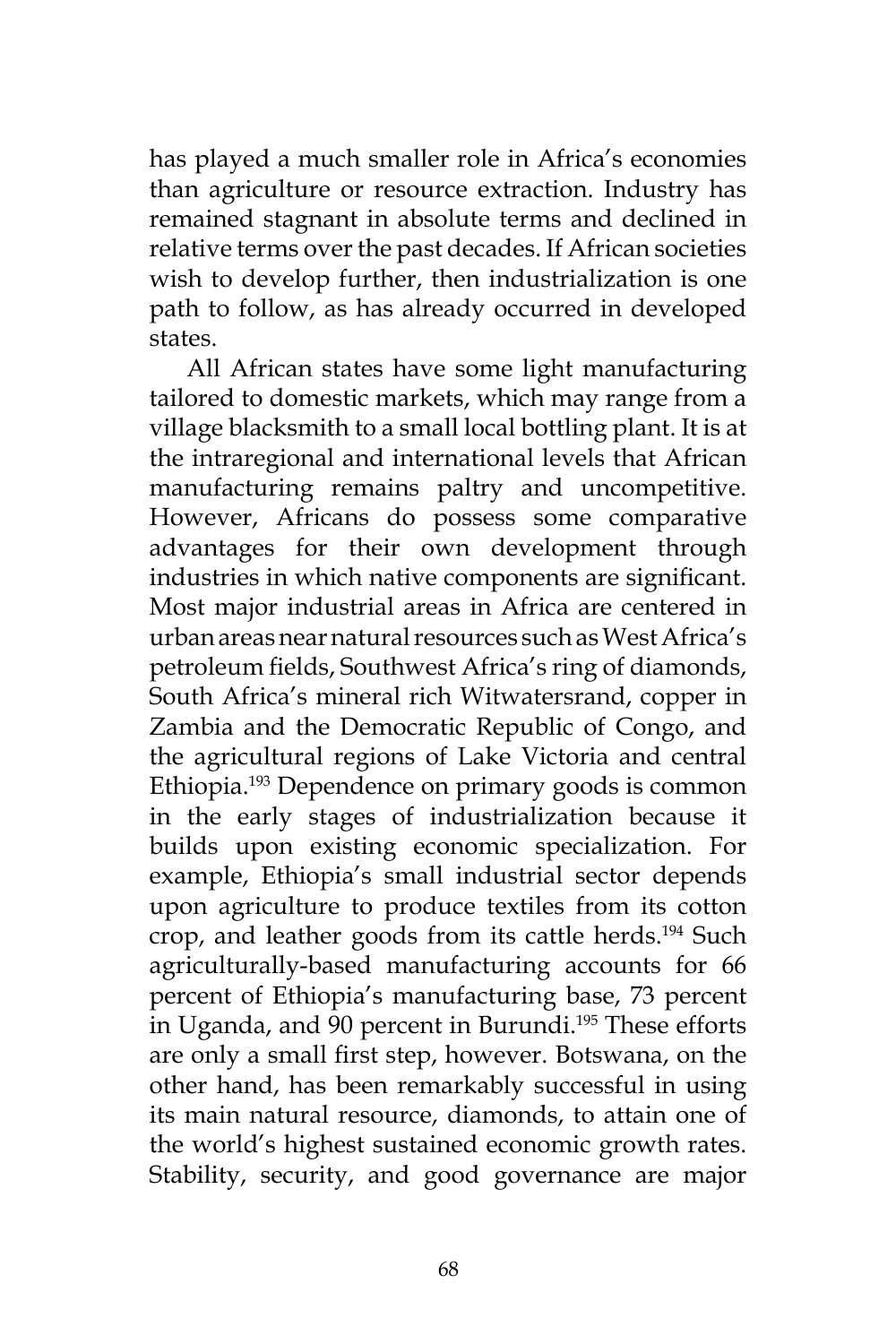has played a much smaller role in Africa's economies than agriculture or resource extraction. Industry has remained stagnant in absolute terms and declined in relative terms over the past decades. If African societies wish to develop further, then industrialization is one path to follow, as has already occurred in developed states.

All African states have some light manufacturing tailored to domestic markets, which may range from a village blacksmith to a small local bottling plant. It is at the intraregional and international levels that African manufacturing remains paltry and uncompetitive. However, Africans do possess some comparative advantages for their own development through industries in which native components are significant. Most major industrial areas in Africa are centered in urban areas near natural resources such as West Africa's petroleum fields, Southwest Africa's ring of diamonds, South Africa's mineral rich Witwatersrand, copper in Zambia and the Democratic Republic of Congo, and the agricultural regions of Lake Victoria and central Ethiopia.[193] Dependence on primary goods is common in the early stages of industrialization because it builds upon existing economic specialization. For example, Ethiopia's small industrial sector depends upon agriculture to produce textiles from its cotton crop, and leather goods from its cattle herds.[194] Such agriculturally-based manufacturing accounts for 66 percent of Ethiopia's manufacturing base, 73 percent in Uganda, and 90 percent in Burundi.[195] These efforts are only a small first step, however. Botswana, on the other hand, has been remarkably successful in using its main natural resource, diamonds, to attain one of the world's highest sustained economic growth rates. Stability, security, and good governance are major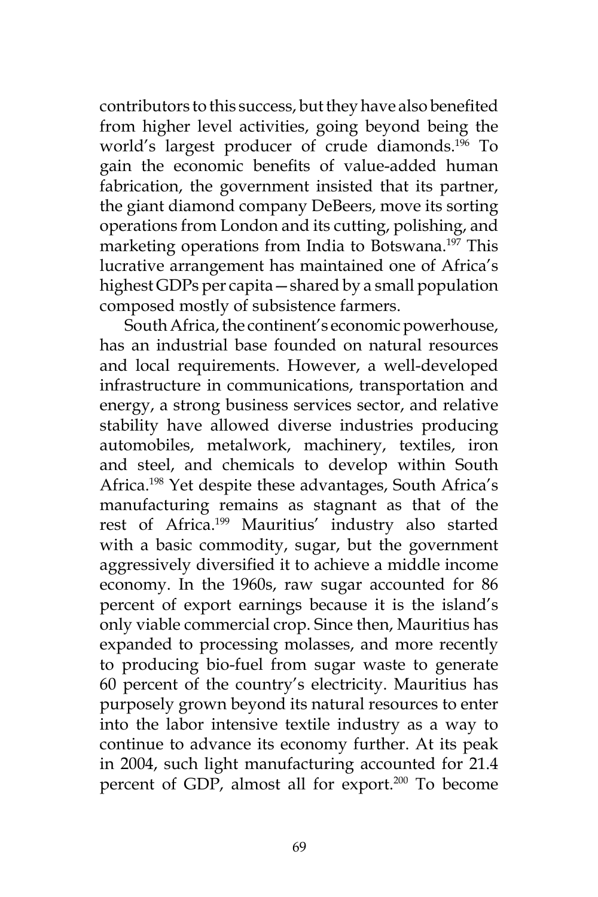contributors to this success, but they have also benefited from higher level activities, going beyond being the world's largest producer of crude diamonds.[196] To gain the economic benefits of value-added human fabrication, the government insisted that its partner, the giant diamond company DeBeers, move its sorting operations from London and its cutting, polishing, and marketing operations from India to Botswana.[197] This lucrative arrangement has maintained one of Africa's highest GDPs per capita—shared by a small population composed mostly of subsistence farmers.

South Africa, the continent's economic powerhouse, has an industrial base founded on natural resources and local requirements. However, a well-developed infrastructure in communications, transportation and energy, a strong business services sector, and relative stability have allowed diverse industries producing automobiles, metalwork, machinery, textiles, iron and steel, and chemicals to develop within South Africa.[198] Yet despite these advantages, South Africa's manufacturing remains as stagnant as that of the rest of Africa.[199] Mauritius' industry also started with a basic commodity, sugar, but the government aggressively diversified it to achieve a middle income economy. In the 1960s, raw sugar accounted for 86 percent of export earnings because it is the island's only viable commercial crop. Since then, Mauritius has expanded to processing molasses, and more recently to producing bio-fuel from sugar waste to generate 60 percent of the country's electricity. Mauritius has purposely grown beyond its natural resources to enter into the labor intensive textile industry as a way to continue to advance its economy further. At its peak in 2004, such light manufacturing accounted for 21.4 percent of GDP, almost all for export.[200] To become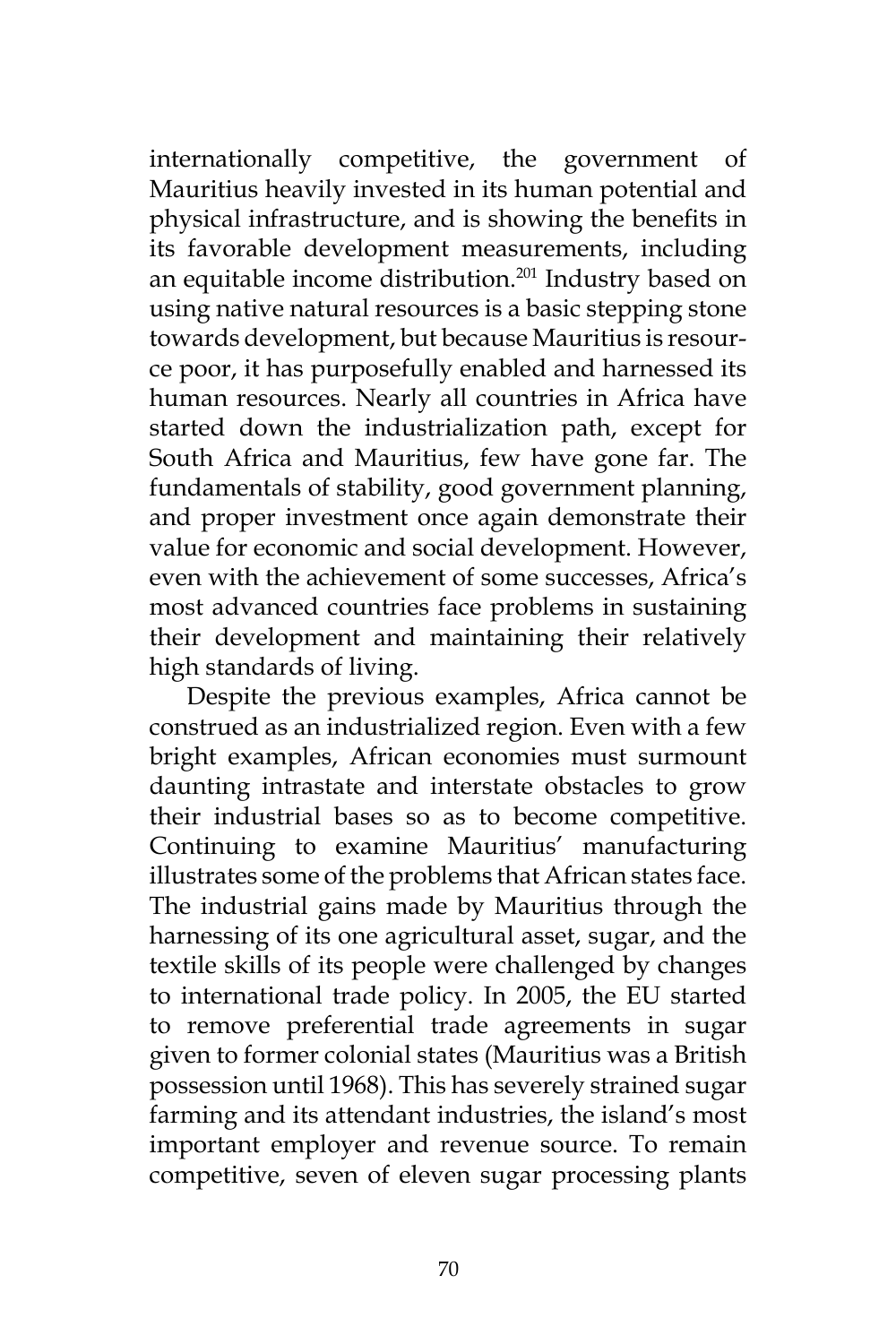internationally competitive, the government of Mauritius heavily invested in its human potential and physical infrastructure, and is showing the benefits in its favorable development measurements, including an equitable income distribution.[201] Industry based on using native natural resources is a basic stepping stone towards development, but because Mauritius is resource poor, it has purposefully enabled and harnessed its human resources. Nearly all countries in Africa have started down the industrialization path, except for South Africa and Mauritius, few have gone far. The fundamentals of stability, good government planning, and proper investment once again demonstrate their value for economic and social development. However, even with the achievement of some successes, Africa's most advanced countries face problems in sustaining their development and maintaining their relatively high standards of living.

Despite the previous examples, Africa cannot be construed as an industrialized region. Even with a few bright examples, African economies must surmount daunting intrastate and interstate obstacles to grow their industrial bases so as to become competitive. Continuing to examine Mauritius' manufacturing illustrates some of the problems that African states face. The industrial gains made by Mauritius through the harnessing of its one agricultural asset, sugar, and the textile skills of its people were challenged by changes to international trade policy. In 2005, the EU started to remove preferential trade agreements in sugar given to former colonial states (Mauritius was a British possession until 1968). This has severely strained sugar farming and its attendant industries, the island's most important employer and revenue source. To remain competitive, seven of eleven sugar processing plants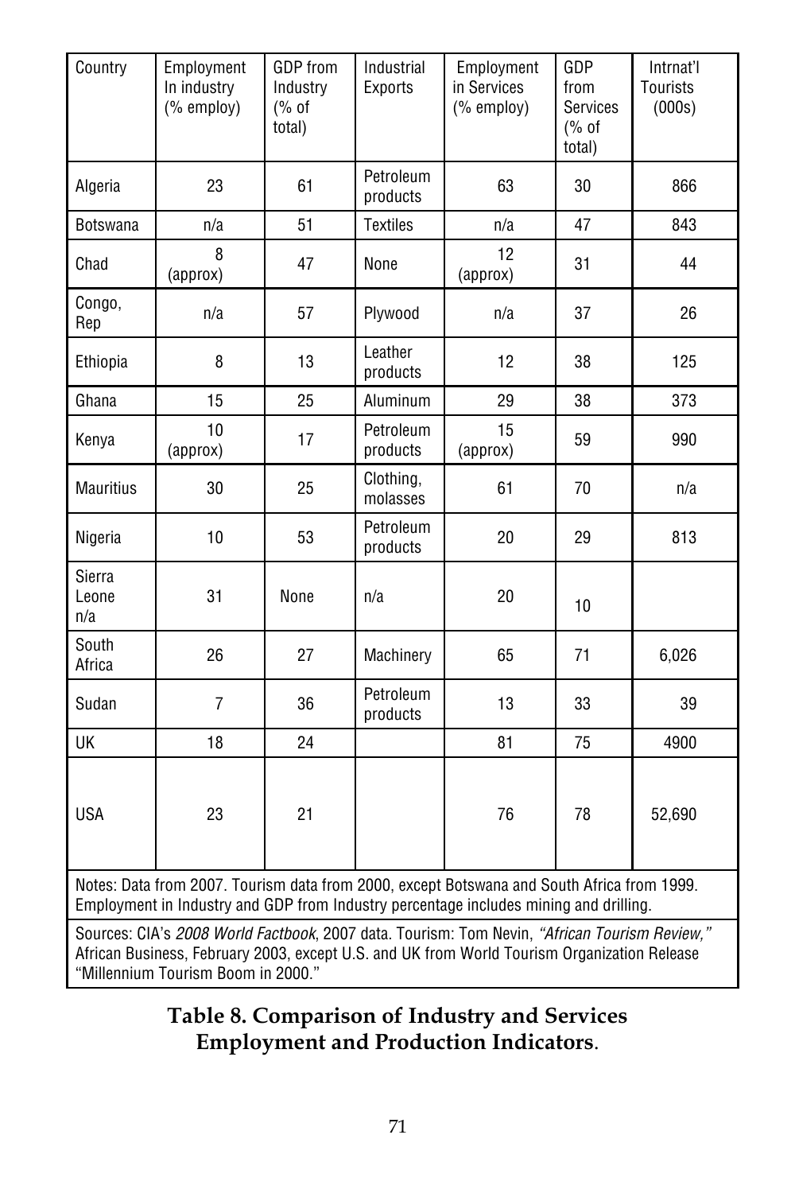| Country | Employment In industry (% employ) | GDP from Industry (% of total) | Industrial Exports | Employment in Services (% employ) | GDP from Services (% of total) | Intrnat'l Tourists (000s) |
|---|---|---|---|---|---|---|
| Algeria | 23 | 61 | Petroleum products | 63 | 30 | 866 |
| Botswana | n/a | 51 | Textiles | n/a | 47 | 843 |
| Chad | 8 (approx) | 47 | None | 12 (approx) | 31 | 44 |
| Congo, Rep | n/a | 57 | Plywood | n/a | 37 | 26 |
| Ethiopia | 8 | 13 | Leather products | 12 | 38 | 125 |
| Ghana | 15 | 25 | Aluminum | 29 | 38 | 373 |
| Kenya | 10 (approx) | 17 | Petroleum products | 15 (approx) | 59 | 990 |
| Mauritius | 30 | 25 | Clothing, molasses | 61 | 70 | n/a |
| Nigeria | 10 | 53 | Petroleum products | 20 | 29 | 813 |
| Sierra Leone n/a | 31 | None | n/a | 20 | 10 | |
| South Africa | 26 | 27 | Machinery | 65 | 71 | 6,026 |
| Sudan | 7 | 36 | Petroleum products | 13 | 33 | 39 |
| UK | 18 | 24 | | 81 | 75 | 4900 |
| USA | 23 | 21 | | 76 | 78 | 52,690 |

Notes: Data from 2007. Tourism data from 2000, except Botswana and South Africa from 1999. Employment in Industry and GDP from Industry percentage includes mining and drilling.

Sources: CIA's *2008 World Factbook*, 2007 data. Tourism: Tom Nevin, *"African Tourism Review,"* African Business, February 2003, except U.S. and UK from World Tourism Organization Release "Millennium Tourism Boom in 2000."

**Table 8. Comparison of Industry and Services Employment and Production Indicators**.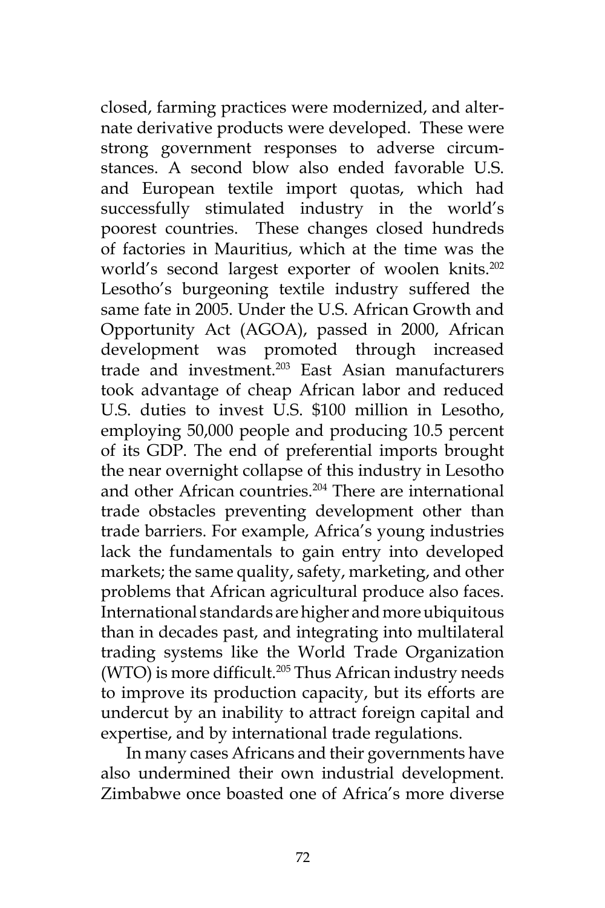closed, farming practices were modernized, and alternate derivative products were developed. These were strong government responses to adverse circumstances. A second blow also ended favorable U.S. and European textile import quotas, which had successfully stimulated industry in the world's poorest countries. These changes closed hundreds of factories in Mauritius, which at the time was the world's second largest exporter of woolen knits.[202] Lesotho's burgeoning textile industry suffered the same fate in 2005. Under the U.S. African Growth and Opportunity Act (AGOA), passed in 2000, African development was promoted through increased trade and investment.[203] East Asian manufacturers took advantage of cheap African labor and reduced U.S. duties to invest U.S. $100 million in Lesotho, employing 50,000 people and producing 10.5 percent of its GDP. The end of preferential imports brought the near overnight collapse of this industry in Lesotho and other African countries.[204] There are international trade obstacles preventing development other than trade barriers. For example, Africa's young industries lack the fundamentals to gain entry into developed markets; the same quality, safety, marketing, and other problems that African agricultural produce also faces. International standards are higher and more ubiquitous than in decades past, and integrating into multilateral trading systems like the World Trade Organization (WTO) is more difficult.[205] Thus African industry needs to improve its production capacity, but its efforts are undercut by an inability to attract foreign capital and expertise, and by international trade regulations.

In many cases Africans and their governments have also undermined their own industrial development. Zimbabwe once boasted one of Africa's more diverse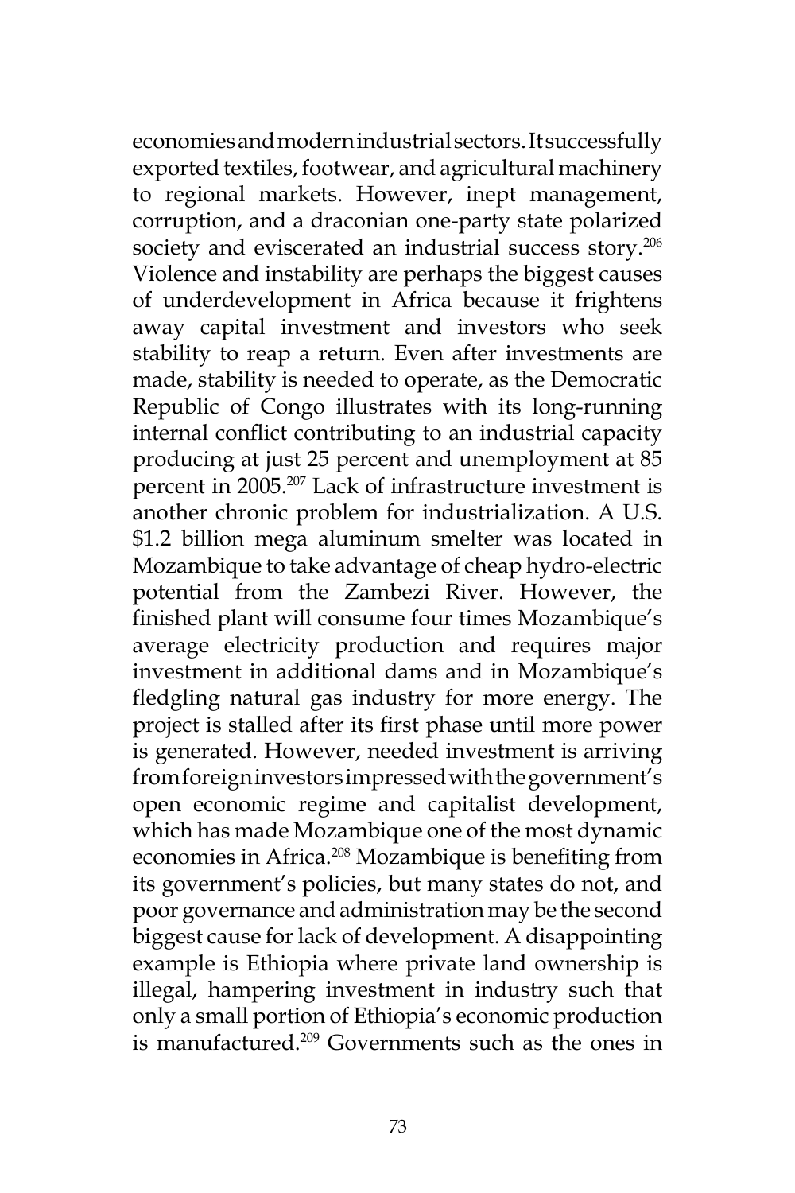economies and modern industrial sectors. It successfully exported textiles, footwear, and agricultural machinery to regional markets. However, inept management, corruption, and a draconian one-party state polarized society and eviscerated an industrial success story.[206] Violence and instability are perhaps the biggest causes of underdevelopment in Africa because it frightens away capital investment and investors who seek stability to reap a return. Even after investments are made, stability is needed to operate, as the Democratic Republic of Congo illustrates with its long-running internal conflict contributing to an industrial capacity producing at just 25 percent and unemployment at 85 percent in 2005.[207] Lack of infrastructure investment is another chronic problem for industrialization. A U.S. $1.2 billion mega aluminum smelter was located in Mozambique to take advantage of cheap hydro-electric potential from the Zambezi River. However, the finished plant will consume four times Mozambique's average electricity production and requires major investment in additional dams and in Mozambique's fledgling natural gas industry for more energy. The project is stalled after its first phase until more power is generated. However, needed investment is arriving from foreign investors impressed with the government's open economic regime and capitalist development, which has made Mozambique one of the most dynamic economies in Africa.[208] Mozambique is benefiting from its government's policies, but many states do not, and poor governance and administration may be the second biggest cause for lack of development. A disappointing example is Ethiopia where private land ownership is illegal, hampering investment in industry such that only a small portion of Ethiopia's economic production is manufactured.[209] Governments such as the ones in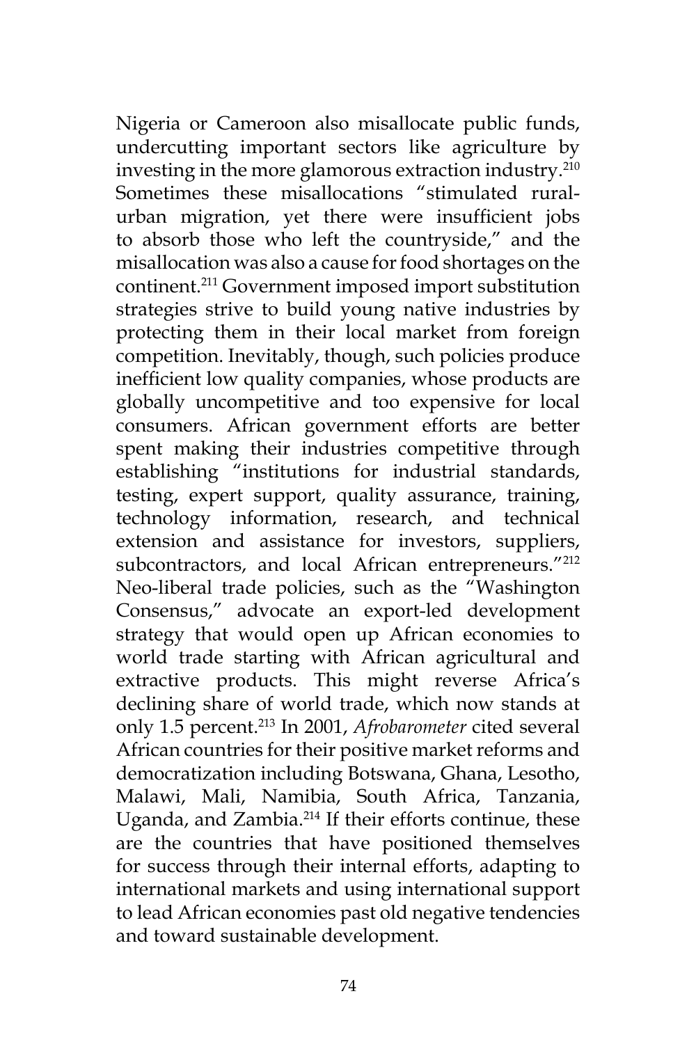Nigeria or Cameroon also misallocate public funds, undercutting important sectors like agriculture by investing in the more glamorous extraction industry.[210] Sometimes these misallocations "stimulated rural-urban migration, yet there were insufficient jobs to absorb those who left the countryside," and the misallocation was also a cause for food shortages on the continent.[211] Government imposed import substitution strategies strive to build young native industries by protecting them in their local market from foreign competition. Inevitably, though, such policies produce inefficient low quality companies, whose products are globally uncompetitive and too expensive for local consumers. African government efforts are better spent making their industries competitive through establishing "institutions for industrial standards, testing, expert support, quality assurance, training, technology information, research, and technical extension and assistance for investors, suppliers, subcontractors, and local African entrepreneurs."[212] Neo-liberal trade policies, such as the "Washington Consensus," advocate an export-led development strategy that would open up African economies to world trade starting with African agricultural and extractive products. This might reverse Africa's declining share of world trade, which now stands at only 1.5 percent.[213] In 2001, *Afrobarometer* cited several African countries for their positive market reforms and democratization including Botswana, Ghana, Lesotho, Malawi, Mali, Namibia, South Africa, Tanzania, Uganda, and Zambia.[214] If their efforts continue, these are the countries that have positioned themselves for success through their internal efforts, adapting to international markets and using international support to lead African economies past old negative tendencies and toward sustainable development.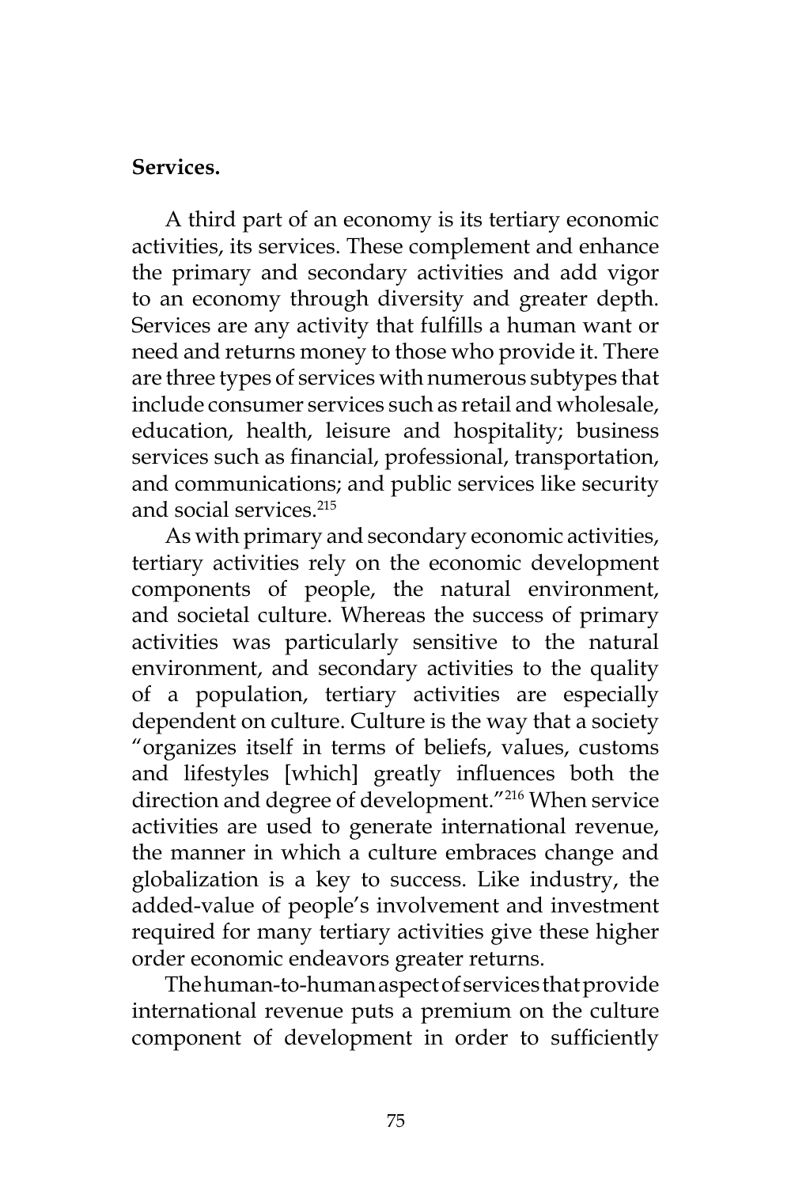**Services.**

A third part of an economy is its tertiary economic activities, its services. These complement and enhance the primary and secondary activities and add vigor to an economy through diversity and greater depth. Services are any activity that fulfills a human want or need and returns money to those who provide it. There are three types of services with numerous subtypes that include consumer services such as retail and wholesale, education, health, leisure and hospitality; business services such as financial, professional, transportation, and communications; and public services like security and social services.[215]

As with primary and secondary economic activities, tertiary activities rely on the economic development components of people, the natural environment, and societal culture. Whereas the success of primary activities was particularly sensitive to the natural environment, and secondary activities to the quality of a population, tertiary activities are especially dependent on culture. Culture is the way that a society "organizes itself in terms of beliefs, values, customs and lifestyles [which] greatly influences both the direction and degree of development."[216] When service activities are used to generate international revenue, the manner in which a culture embraces change and globalization is a key to success. Like industry, the added-value of people's involvement and investment required for many tertiary activities give these higher order economic endeavors greater returns.

The human-to-human aspect of services that provide international revenue puts a premium on the culture component of development in order to sufficiently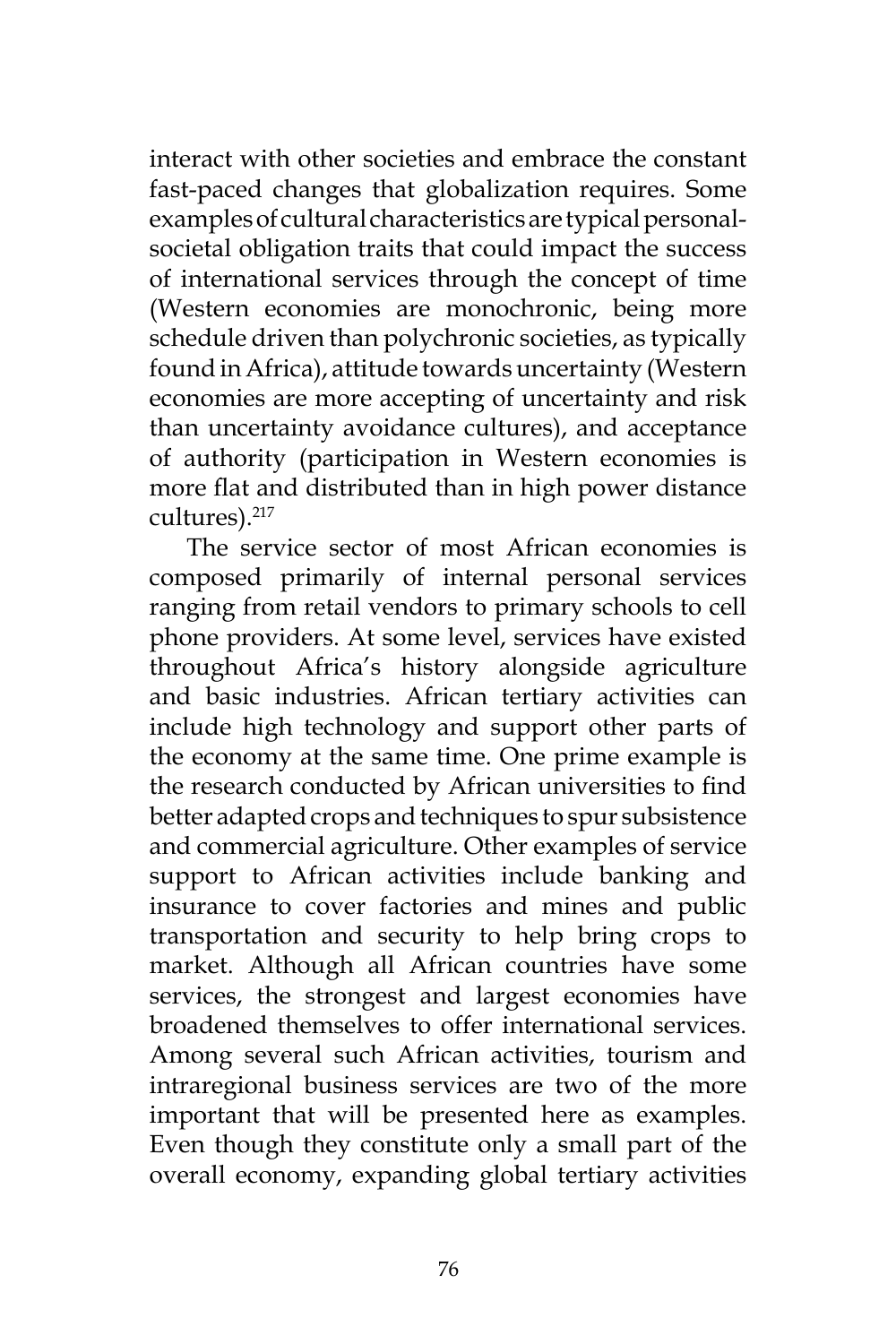interact with other societies and embrace the constant fast-paced changes that globalization requires. Some examples of cultural characteristics are typical personal-societal obligation traits that could impact the success of international services through the concept of time (Western economies are monochronic, being more schedule driven than polychronic societies, as typically found in Africa), attitude towards uncertainty (Western economies are more accepting of uncertainty and risk than uncertainty avoidance cultures), and acceptance of authority (participation in Western economies is more flat and distributed than in high power distance cultures).[217]

The service sector of most African economies is composed primarily of internal personal services ranging from retail vendors to primary schools to cell phone providers. At some level, services have existed throughout Africa's history alongside agriculture and basic industries. African tertiary activities can include high technology and support other parts of the economy at the same time. One prime example is the research conducted by African universities to find better adapted crops and techniques to spur subsistence and commercial agriculture. Other examples of service support to African activities include banking and insurance to cover factories and mines and public transportation and security to help bring crops to market. Although all African countries have some services, the strongest and largest economies have broadened themselves to offer international services. Among several such African activities, tourism and intraregional business services are two of the more important that will be presented here as examples. Even though they constitute only a small part of the overall economy, expanding global tertiary activities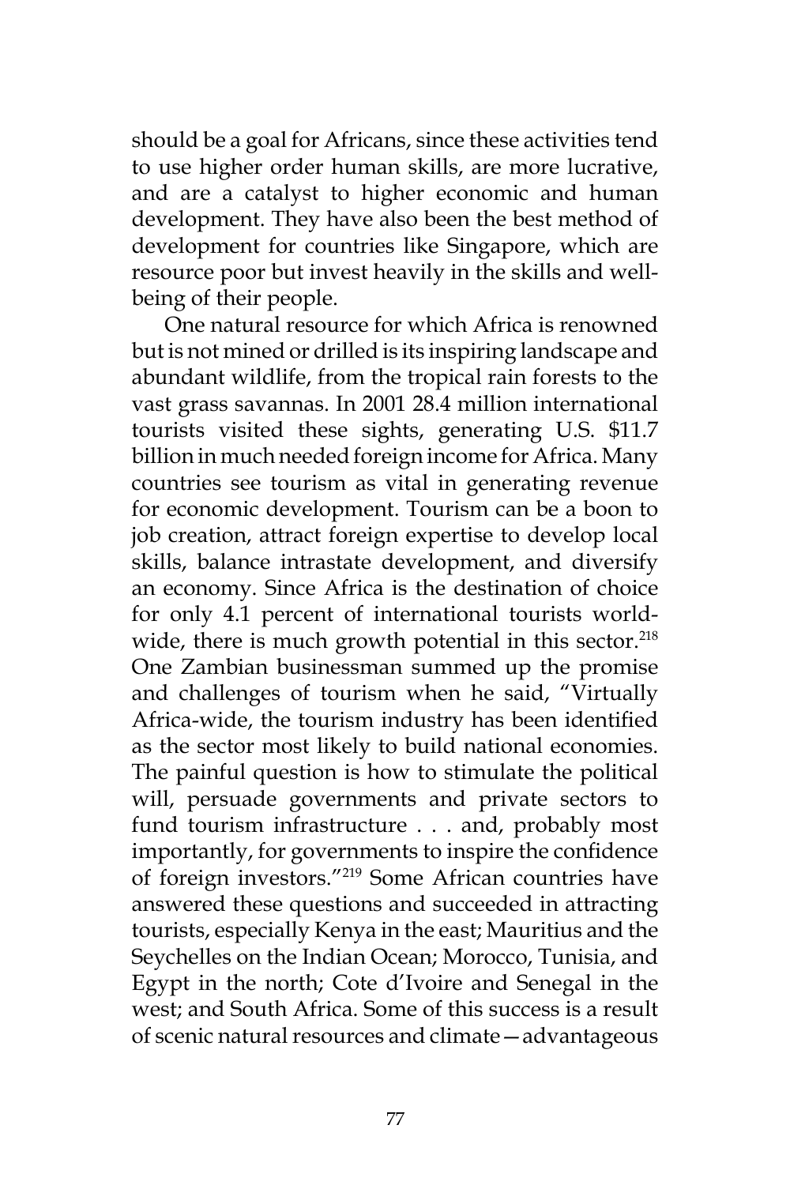should be a goal for Africans, since these activities tend to use higher order human skills, are more lucrative, and are a catalyst to higher economic and human development. They have also been the best method of development for countries like Singapore, which are resource poor but invest heavily in the skills and well-being of their people.

One natural resource for which Africa is renowned but is not mined or drilled is its inspiring landscape and abundant wildlife, from the tropical rain forests to the vast grass savannas. In 2001 28.4 million international tourists visited these sights, generating U.S. $11.7 billion in much needed foreign income for Africa. Many countries see tourism as vital in generating revenue for economic development. Tourism can be a boon to job creation, attract foreign expertise to develop local skills, balance intrastate development, and diversify an economy. Since Africa is the destination of choice for only 4.1 percent of international tourists worldwide, there is much growth potential in this sector.[218] One Zambian businessman summed up the promise and challenges of tourism when he said, "Virtually Africa-wide, the tourism industry has been identified as the sector most likely to build national economies. The painful question is how to stimulate the political will, persuade governments and private sectors to fund tourism infrastructure . . . and, probably most importantly, for governments to inspire the confidence of foreign investors."[219] Some African countries have answered these questions and succeeded in attracting tourists, especially Kenya in the east; Mauritius and the Seychelles on the Indian Ocean; Morocco, Tunisia, and Egypt in the north; Cote d'Ivoire and Senegal in the west; and South Africa. Some of this success is a result of scenic natural resources and climate—advantageous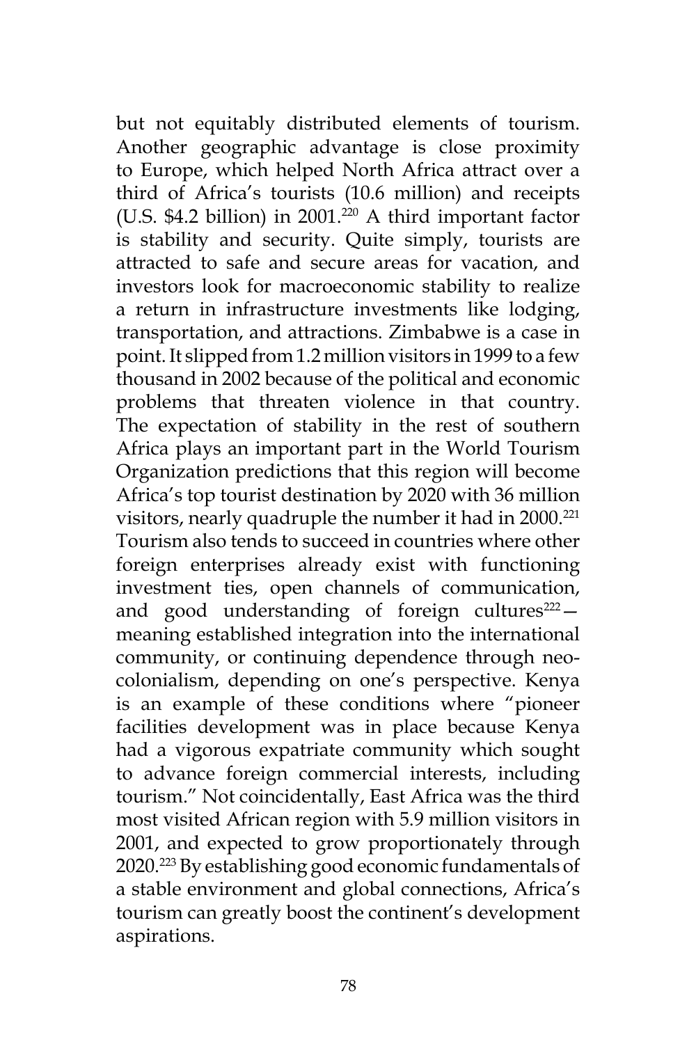but not equitably distributed elements of tourism. Another geographic advantage is close proximity to Europe, which helped North Africa attract over a third of Africa's tourists (10.6 million) and receipts (U.S. $4.2 billion) in 2001.[220] A third important factor is stability and security. Quite simply, tourists are attracted to safe and secure areas for vacation, and investors look for macroeconomic stability to realize a return in infrastructure investments like lodging, transportation, and attractions. Zimbabwe is a case in point. It slipped from 1.2 million visitors in 1999 to a few thousand in 2002 because of the political and economic problems that threaten violence in that country. The expectation of stability in the rest of southern Africa plays an important part in the World Tourism Organization predictions that this region will become Africa's top tourist destination by 2020 with 36 million visitors, nearly quadruple the number it had in 2000.[221] Tourism also tends to succeed in countries where other foreign enterprises already exist with functioning investment ties, open channels of communication, and good understanding of foreign cultures[222]—meaning established integration into the international community, or continuing dependence through neo-colonialism, depending on one's perspective. Kenya is an example of these conditions where "pioneer facilities development was in place because Kenya had a vigorous expatriate community which sought to advance foreign commercial interests, including tourism." Not coincidentally, East Africa was the third most visited African region with 5.9 million visitors in 2001, and expected to grow proportionately through 2020.[223] By establishing good economic fundamentals of a stable environment and global connections, Africa's tourism can greatly boost the continent's development aspirations.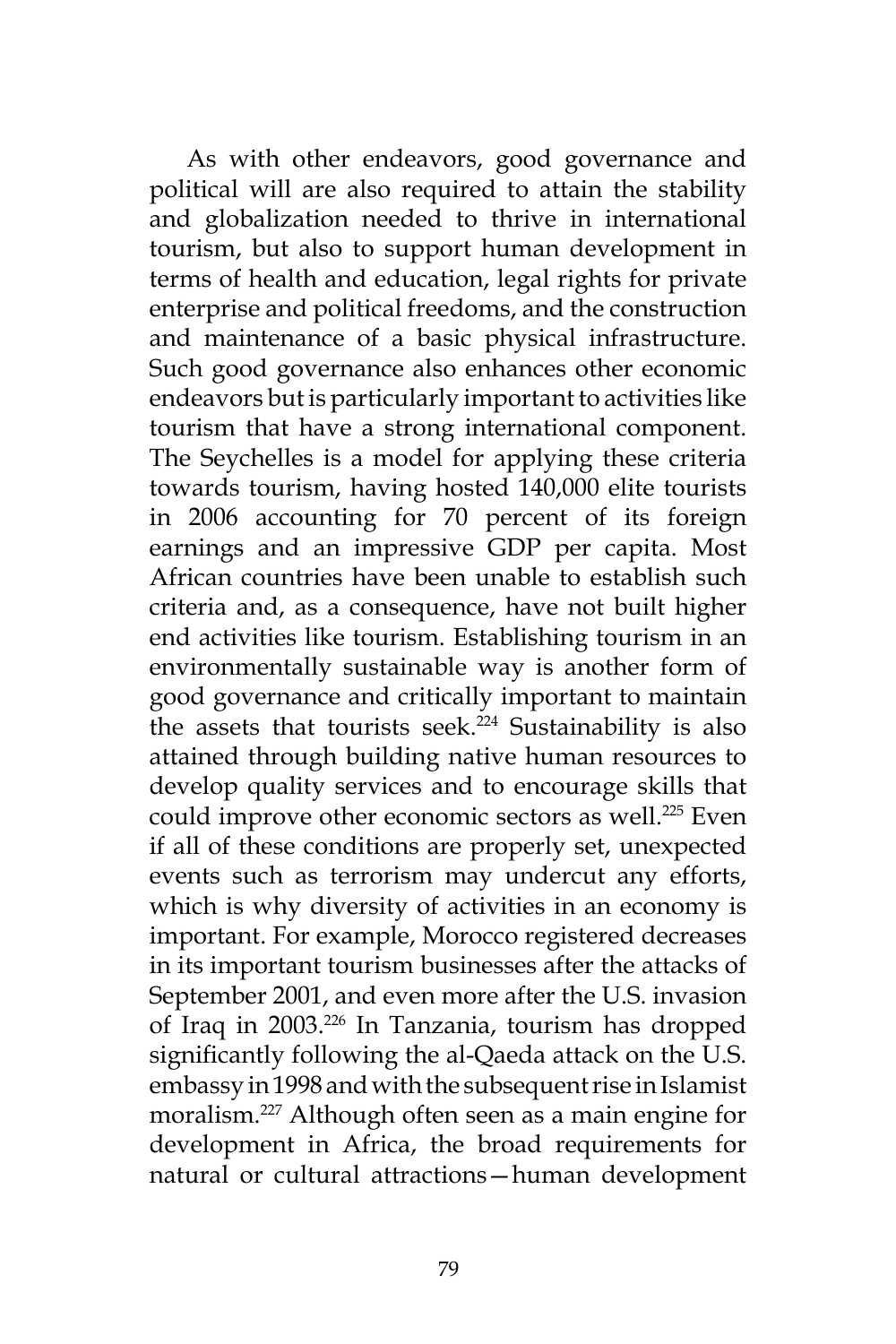As with other endeavors, good governance and political will are also required to attain the stability and globalization needed to thrive in international tourism, but also to support human development in terms of health and education, legal rights for private enterprise and political freedoms, and the construction and maintenance of a basic physical infrastructure. Such good governance also enhances other economic endeavors but is particularly important to activities like tourism that have a strong international component. The Seychelles is a model for applying these criteria towards tourism, having hosted 140,000 elite tourists in 2006 accounting for 70 percent of its foreign earnings and an impressive GDP per capita. Most African countries have been unable to establish such criteria and, as a consequence, have not built higher end activities like tourism. Establishing tourism in an environmentally sustainable way is another form of good governance and critically important to maintain the assets that tourists seek.[224] Sustainability is also attained through building native human resources to develop quality services and to encourage skills that could improve other economic sectors as well.[225] Even if all of these conditions are properly set, unexpected events such as terrorism may undercut any efforts, which is why diversity of activities in an economy is important. For example, Morocco registered decreases in its important tourism businesses after the attacks of September 2001, and even more after the U.S. invasion of Iraq in 2003.[226] In Tanzania, tourism has dropped significantly following the al-Qaeda attack on the U.S. embassy in 1998 and with the subsequent rise in Islamist moralism.[227] Although often seen as a main engine for development in Africa, the broad requirements for natural or cultural attractions—human development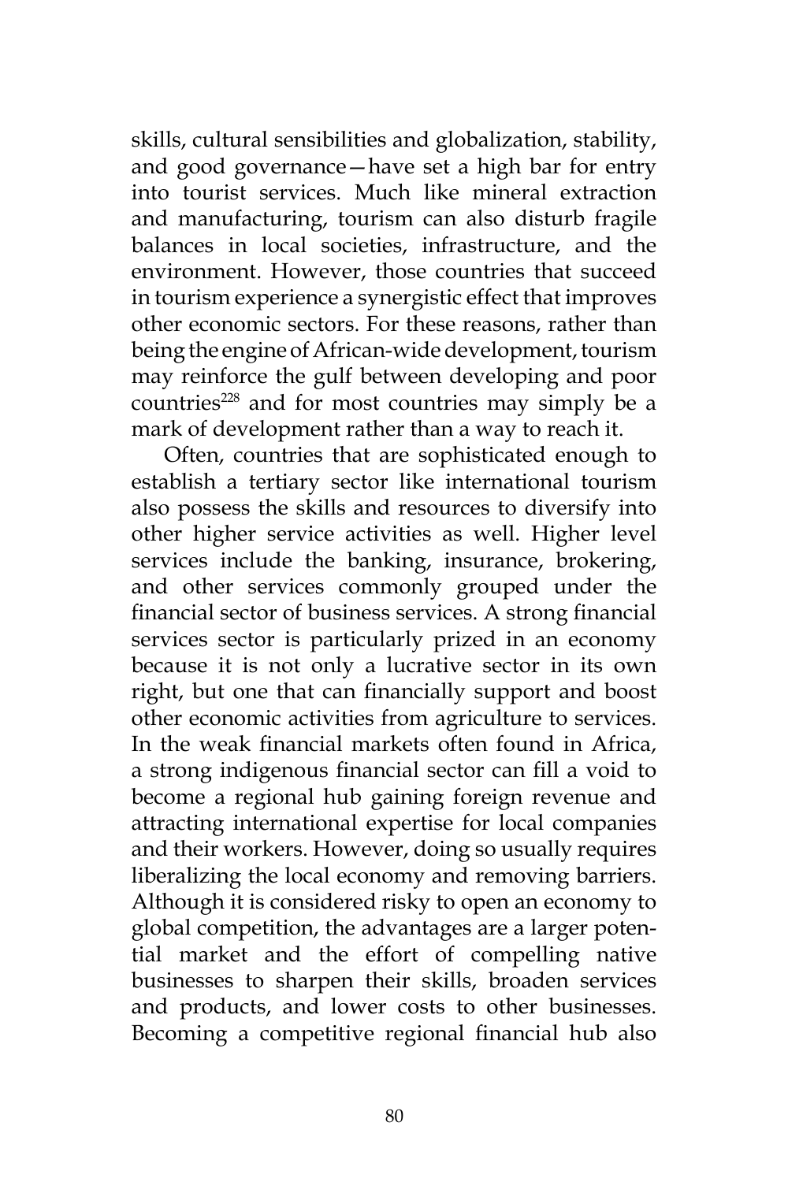skills, cultural sensibilities and globalization, stability, and good governance—have set a high bar for entry into tourist services. Much like mineral extraction and manufacturing, tourism can also disturb fragile balances in local societies, infrastructure, and the environment. However, those countries that succeed in tourism experience a synergistic effect that improves other economic sectors. For these reasons, rather than being the engine of African-wide development, tourism may reinforce the gulf between developing and poor countries[228] and for most countries may simply be a mark of development rather than a way to reach it.

Often, countries that are sophisticated enough to establish a tertiary sector like international tourism also possess the skills and resources to diversify into other higher service activities as well. Higher level services include the banking, insurance, brokering, and other services commonly grouped under the financial sector of business services. A strong financial services sector is particularly prized in an economy because it is not only a lucrative sector in its own right, but one that can financially support and boost other economic activities from agriculture to services. In the weak financial markets often found in Africa, a strong indigenous financial sector can fill a void to become a regional hub gaining foreign revenue and attracting international expertise for local companies and their workers. However, doing so usually requires liberalizing the local economy and removing barriers. Although it is considered risky to open an economy to global competition, the advantages are a larger potential market and the effort of compelling native businesses to sharpen their skills, broaden services and products, and lower costs to other businesses. Becoming a competitive regional financial hub also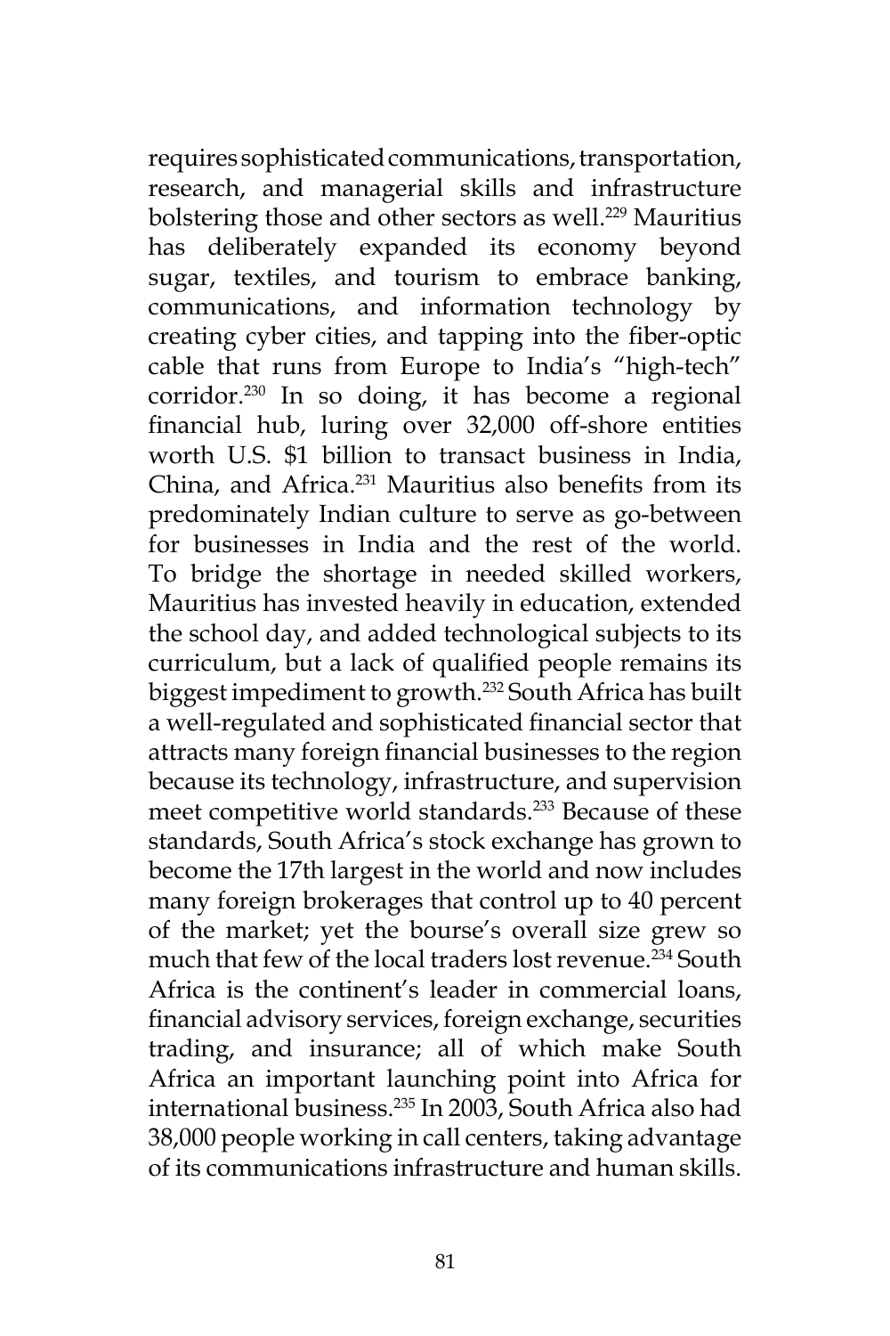requires sophisticated communications, transportation, research, and managerial skills and infrastructure bolstering those and other sectors as well.[229] Mauritius has deliberately expanded its economy beyond sugar, textiles, and tourism to embrace banking, communications, and information technology by creating cyber cities, and tapping into the fiber-optic cable that runs from Europe to India's "high-tech" corridor.[230] In so doing, it has become a regional financial hub, luring over 32,000 off-shore entities worth U.S. $1 billion to transact business in India, China, and Africa.[231] Mauritius also benefits from its predominately Indian culture to serve as go-between for businesses in India and the rest of the world. To bridge the shortage in needed skilled workers, Mauritius has invested heavily in education, extended the school day, and added technological subjects to its curriculum, but a lack of qualified people remains its biggest impediment to growth.[232] South Africa has built a well-regulated and sophisticated financial sector that attracts many foreign financial businesses to the region because its technology, infrastructure, and supervision meet competitive world standards.[233] Because of these standards, South Africa's stock exchange has grown to become the 17th largest in the world and now includes many foreign brokerages that control up to 40 percent of the market; yet the bourse's overall size grew so much that few of the local traders lost revenue.[234] South Africa is the continent's leader in commercial loans, financial advisory services, foreign exchange, securities trading, and insurance; all of which make South Africa an important launching point into Africa for international business.[235] In 2003, South Africa also had 38,000 people working in call centers, taking advantage of its communications infrastructure and human skills.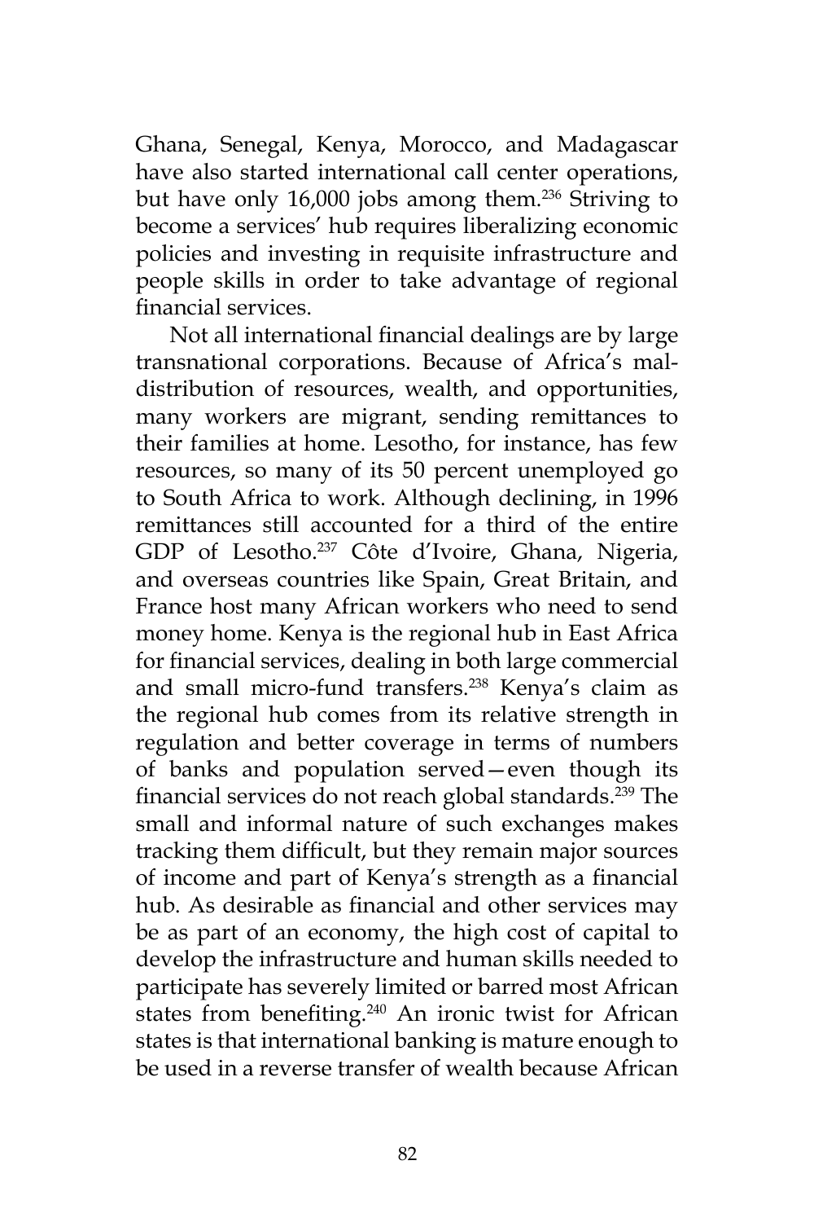Ghana, Senegal, Kenya, Morocco, and Madagascar have also started international call center operations, but have only 16,000 jobs among them.[236] Striving to become a services' hub requires liberalizing economic policies and investing in requisite infrastructure and people skills in order to take advantage of regional financial services.

Not all international financial dealings are by large transnational corporations. Because of Africa's maldistribution of resources, wealth, and opportunities, many workers are migrant, sending remittances to their families at home. Lesotho, for instance, has few resources, so many of its 50 percent unemployed go to South Africa to work. Although declining, in 1996 remittances still accounted for a third of the entire GDP of Lesotho.[237] Côte d'Ivoire, Ghana, Nigeria, and overseas countries like Spain, Great Britain, and France host many African workers who need to send money home. Kenya is the regional hub in East Africa for financial services, dealing in both large commercial and small micro-fund transfers.[238] Kenya's claim as the regional hub comes from its relative strength in regulation and better coverage in terms of numbers of banks and population served—even though its financial services do not reach global standards.[239] The small and informal nature of such exchanges makes tracking them difficult, but they remain major sources of income and part of Kenya's strength as a financial hub. As desirable as financial and other services may be as part of an economy, the high cost of capital to develop the infrastructure and human skills needed to participate has severely limited or barred most African states from benefiting.[240] An ironic twist for African states is that international banking is mature enough to be used in a reverse transfer of wealth because African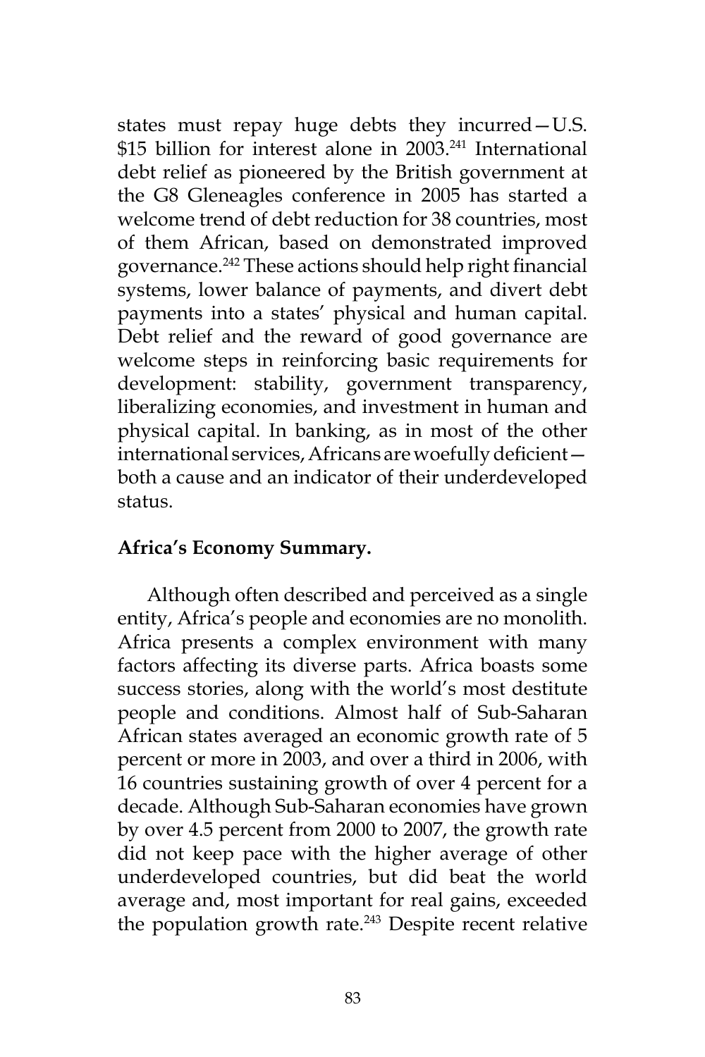states must repay huge debts they incurred—U.S. $15 billion for interest alone in 2003.[241] International debt relief as pioneered by the British government at the G8 Gleneagles conference in 2005 has started a welcome trend of debt reduction for 38 countries, most of them African, based on demonstrated improved governance.[242] These actions should help right financial systems, lower balance of payments, and divert debt payments into a states' physical and human capital. Debt relief and the reward of good governance are welcome steps in reinforcing basic requirements for development: stability, government transparency, liberalizing economies, and investment in human and physical capital. In banking, as in most of the other international services, Africans are woefully deficient—both a cause and an indicator of their underdeveloped status.

**Africa's Economy Summary.**

Although often described and perceived as a single entity, Africa's people and economies are no monolith. Africa presents a complex environment with many factors affecting its diverse parts. Africa boasts some success stories, along with the world's most destitute people and conditions. Almost half of Sub-Saharan African states averaged an economic growth rate of 5 percent or more in 2003, and over a third in 2006, with 16 countries sustaining growth of over 4 percent for a decade. Although Sub-Saharan economies have grown by over 4.5 percent from 2000 to 2007, the growth rate did not keep pace with the higher average of other underdeveloped countries, but did beat the world average and, most important for real gains, exceeded the population growth rate.[243] Despite recent relative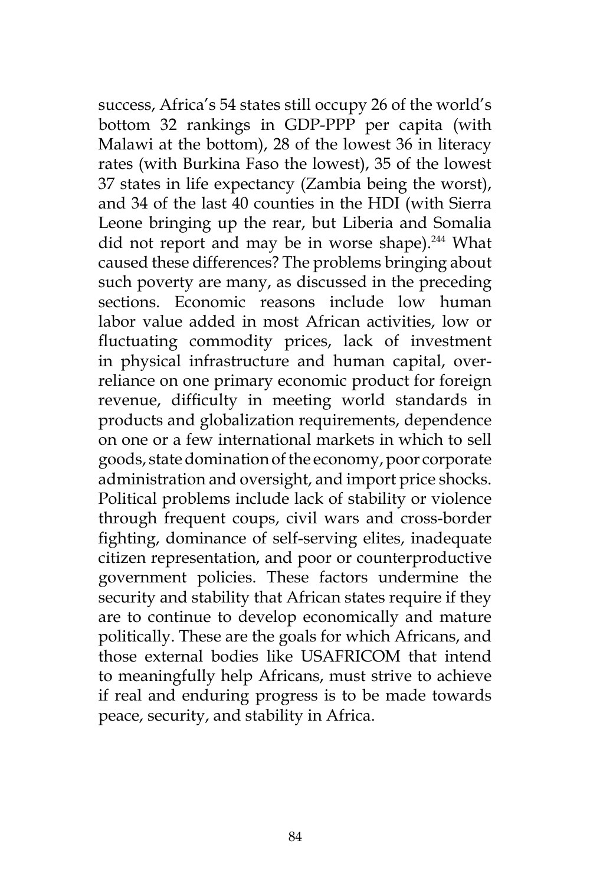success, Africa's 54 states still occupy 26 of the world's bottom 32 rankings in GDP-PPP per capita (with Malawi at the bottom), 28 of the lowest 36 in literacy rates (with Burkina Faso the lowest), 35 of the lowest 37 states in life expectancy (Zambia being the worst), and 34 of the last 40 counties in the HDI (with Sierra Leone bringing up the rear, but Liberia and Somalia did not report and may be in worse shape).[244] What caused these differences? The problems bringing about such poverty are many, as discussed in the preceding sections. Economic reasons include low human labor value added in most African activities, low or fluctuating commodity prices, lack of investment in physical infrastructure and human capital, over-reliance on one primary economic product for foreign revenue, difficulty in meeting world standards in products and globalization requirements, dependence on one or a few international markets in which to sell goods, state domination of the economy, poor corporate administration and oversight, and import price shocks. Political problems include lack of stability or violence through frequent coups, civil wars and cross-border fighting, dominance of self-serving elites, inadequate citizen representation, and poor or counterproductive government policies. These factors undermine the security and stability that African states require if they are to continue to develop economically and mature politically. These are the goals for which Africans, and those external bodies like USAFRICOM that intend to meaningfully help Africans, must strive to achieve if real and enduring progress is to be made towards peace, security, and stability in Africa.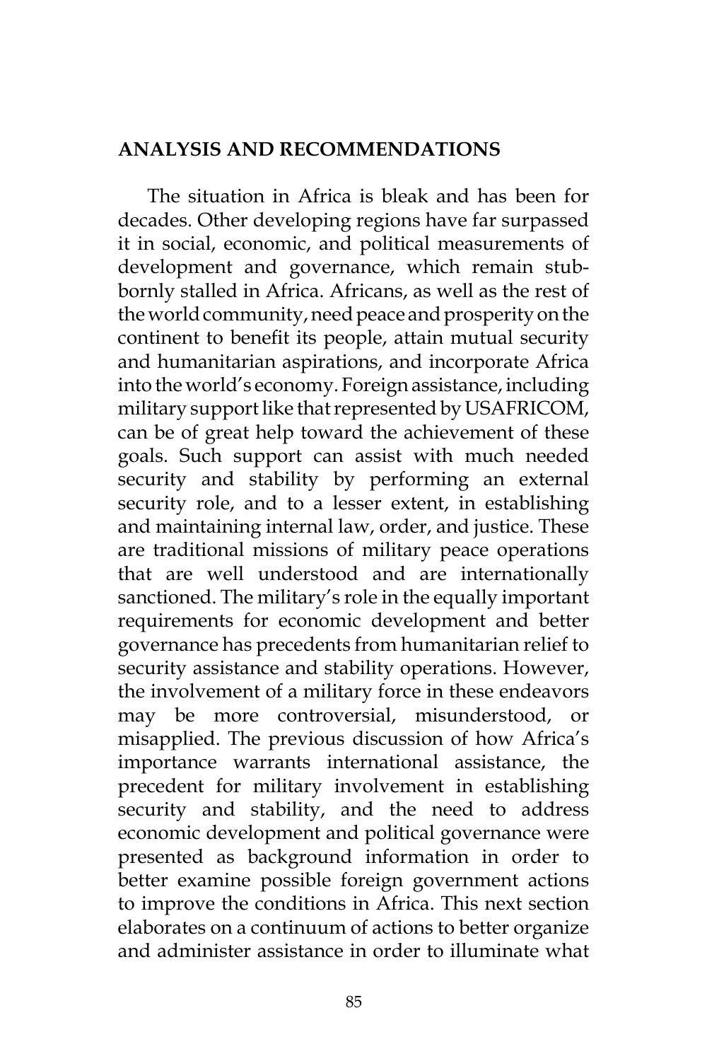## ANALYSIS AND RECOMMENDATIONS

The situation in Africa is bleak and has been for decades. Other developing regions have far surpassed it in social, economic, and political measurements of development and governance, which remain stubbornly stalled in Africa. Africans, as well as the rest of the world community, need peace and prosperity on the continent to benefit its people, attain mutual security and humanitarian aspirations, and incorporate Africa into the world's economy. Foreign assistance, including military support like that represented by USAFRICOM, can be of great help toward the achievement of these goals. Such support can assist with much needed security and stability by performing an external security role, and to a lesser extent, in establishing and maintaining internal law, order, and justice. These are traditional missions of military peace operations that are well understood and are internationally sanctioned. The military's role in the equally important requirements for economic development and better governance has precedents from humanitarian relief to security assistance and stability operations. However, the involvement of a military force in these endeavors may be more controversial, misunderstood, or misapplied. The previous discussion of how Africa's importance warrants international assistance, the precedent for military involvement in establishing security and stability, and the need to address economic development and political governance were presented as background information in order to better examine possible foreign government actions to improve the conditions in Africa. This next section elaborates on a continuum of actions to better organize and administer assistance in order to illuminate what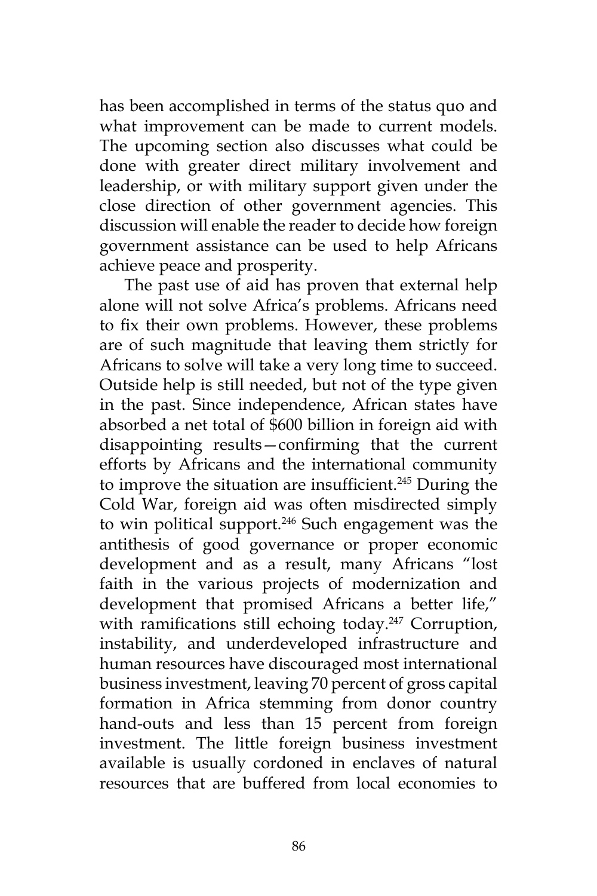has been accomplished in terms of the status quo and what improvement can be made to current models. The upcoming section also discusses what could be done with greater direct military involvement and leadership, or with military support given under the close direction of other government agencies. This discussion will enable the reader to decide how foreign government assistance can be used to help Africans achieve peace and prosperity.

The past use of aid has proven that external help alone will not solve Africa's problems. Africans need to fix their own problems. However, these problems are of such magnitude that leaving them strictly for Africans to solve will take a very long time to succeed. Outside help is still needed, but not of the type given in the past. Since independence, African states have absorbed a net total of $600 billion in foreign aid with disappointing results—confirming that the current efforts by Africans and the international community to improve the situation are insufficient.[245] During the Cold War, foreign aid was often misdirected simply to win political support.[246] Such engagement was the antithesis of good governance or proper economic development and as a result, many Africans "lost faith in the various projects of modernization and development that promised Africans a better life," with ramifications still echoing today.[247] Corruption, instability, and underdeveloped infrastructure and human resources have discouraged most international business investment, leaving 70 percent of gross capital formation in Africa stemming from donor country hand-outs and less than 15 percent from foreign investment. The little foreign business investment available is usually cordoned in enclaves of natural resources that are buffered from local economies to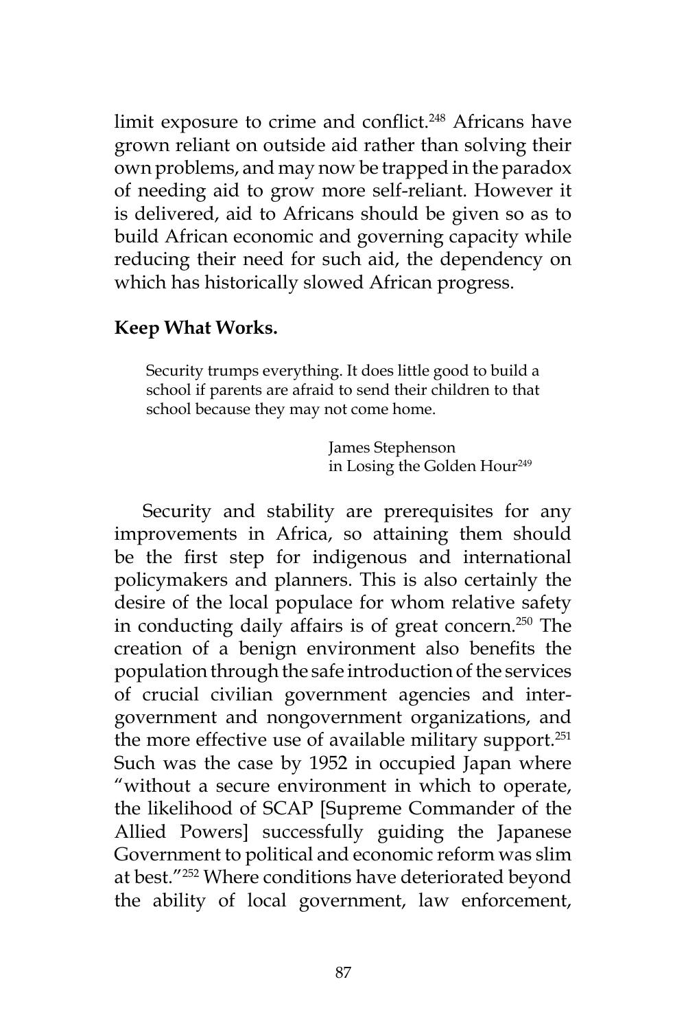limit exposure to crime and conflict.[248] Africans have grown reliant on outside aid rather than solving their own problems, and may now be trapped in the paradox of needing aid to grow more self-reliant. However it is delivered, aid to Africans should be given so as to build African economic and governing capacity while reducing their need for such aid, the dependency on which has historically slowed African progress.

**Keep What Works.**

> Security trumps everything. It does little good to build a school if parents are afraid to send their children to that school because they may not come home.
>
> James Stephenson
> in Losing the Golden Hour[249]

Security and stability are prerequisites for any improvements in Africa, so attaining them should be the first step for indigenous and international policymakers and planners. This is also certainly the desire of the local populace for whom relative safety in conducting daily affairs is of great concern.[250] The creation of a benign environment also benefits the population through the safe introduction of the services of crucial civilian government agencies and inter-government and nongovernment organizations, and the more effective use of available military support.[251] Such was the case by 1952 in occupied Japan where "without a secure environment in which to operate, the likelihood of SCAP [Supreme Commander of the Allied Powers] successfully guiding the Japanese Government to political and economic reform was slim at best."[252] Where conditions have deteriorated beyond the ability of local government, law enforcement,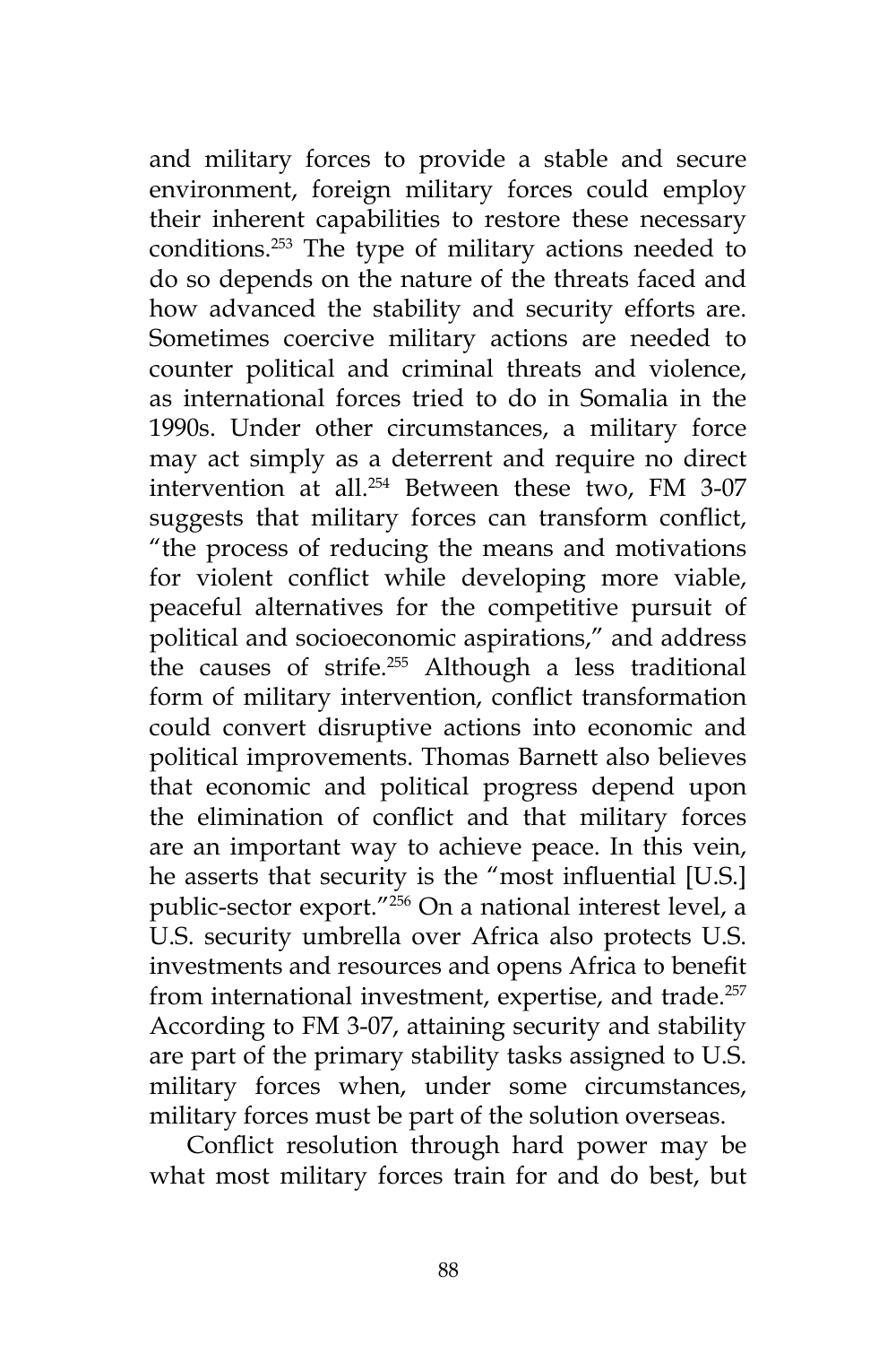and military forces to provide a stable and secure environment, foreign military forces could employ their inherent capabilities to restore these necessary conditions.[253] The type of military actions needed to do so depends on the nature of the threats faced and how advanced the stability and security efforts are. Sometimes coercive military actions are needed to counter political and criminal threats and violence, as international forces tried to do in Somalia in the 1990s. Under other circumstances, a military force may act simply as a deterrent and require no direct intervention at all.[254] Between these two, FM 3-07 suggests that military forces can transform conflict, "the process of reducing the means and motivations for violent conflict while developing more viable, peaceful alternatives for the competitive pursuit of political and socioeconomic aspirations," and address the causes of strife.[255] Although a less traditional form of military intervention, conflict transformation could convert disruptive actions into economic and political improvements. Thomas Barnett also believes that economic and political progress depend upon the elimination of conflict and that military forces are an important way to achieve peace. In this vein, he asserts that security is the "most influential [U.S.] public-sector export."[256] On a national interest level, a U.S. security umbrella over Africa also protects U.S. investments and resources and opens Africa to benefit from international investment, expertise, and trade.[257] According to FM 3-07, attaining security and stability are part of the primary stability tasks assigned to U.S. military forces when, under some circumstances, military forces must be part of the solution overseas.

Conflict resolution through hard power may be what most military forces train for and do best, but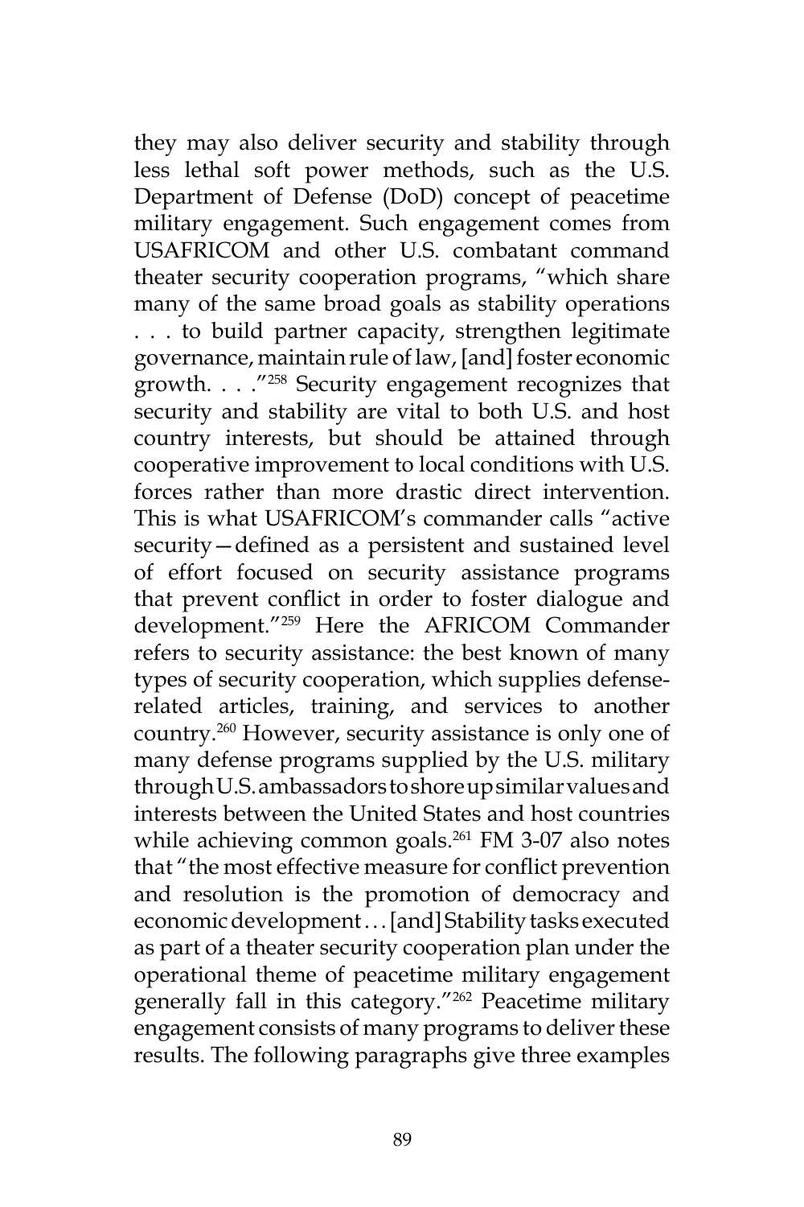they may also deliver security and stability through less lethal soft power methods, such as the U.S. Department of Defense (DoD) concept of peacetime military engagement. Such engagement comes from USAFRICOM and other U.S. combatant command theater security cooperation programs, "which share many of the same broad goals as stability operations . . . to build partner capacity, strengthen legitimate governance, maintain rule of law, [and] foster economic growth. . . ."[258] Security engagement recognizes that security and stability are vital to both U.S. and host country interests, but should be attained through cooperative improvement to local conditions with U.S. forces rather than more drastic direct intervention. This is what USAFRICOM's commander calls "active security—defined as a persistent and sustained level of effort focused on security assistance programs that prevent conflict in order to foster dialogue and development."[259] Here the AFRICOM Commander refers to security assistance: the best known of many types of security cooperation, which supplies defense-related articles, training, and services to another country.[260] However, security assistance is only one of many defense programs supplied by the U.S. military through U.S. ambassadors to shore up similar values and interests between the United States and host countries while achieving common goals.[261] FM 3-07 also notes that "the most effective measure for conflict prevention and resolution is the promotion of democracy and economic development . . . [and] Stability tasks executed as part of a theater security cooperation plan under the operational theme of peacetime military engagement generally fall in this category."[262] Peacetime military engagement consists of many programs to deliver these results. The following paragraphs give three examples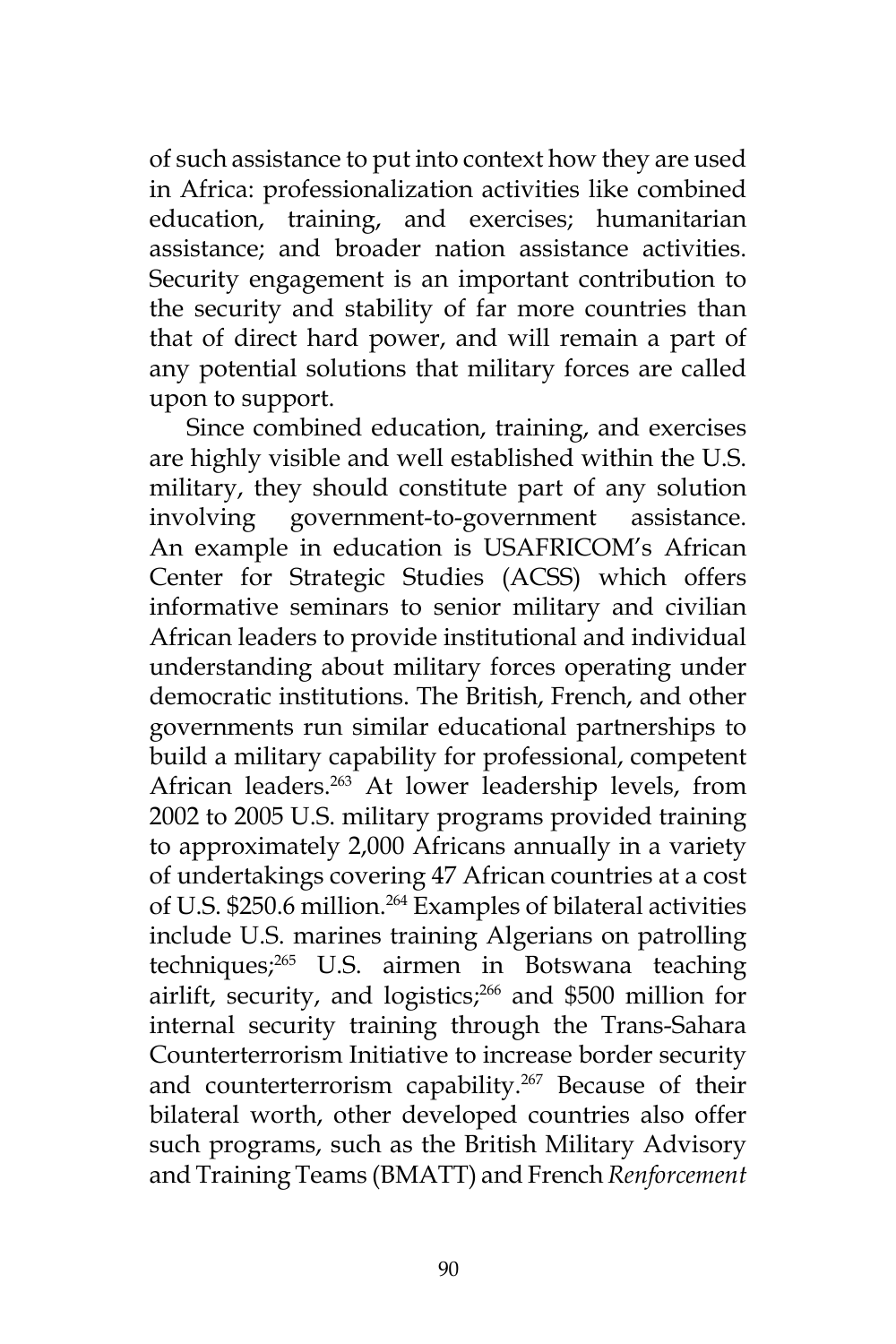of such assistance to put into context how they are used in Africa: professionalization activities like combined education, training, and exercises; humanitarian assistance; and broader nation assistance activities. Security engagement is an important contribution to the security and stability of far more countries than that of direct hard power, and will remain a part of any potential solutions that military forces are called upon to support.

Since combined education, training, and exercises are highly visible and well established within the U.S. military, they should constitute part of any solution involving government-to-government assistance. An example in education is USAFRICOM's African Center for Strategic Studies (ACSS) which offers informative seminars to senior military and civilian African leaders to provide institutional and individual understanding about military forces operating under democratic institutions. The British, French, and other governments run similar educational partnerships to build a military capability for professional, competent African leaders.[263] At lower leadership levels, from 2002 to 2005 U.S. military programs provided training to approximately 2,000 Africans annually in a variety of undertakings covering 47 African countries at a cost of U.S. $250.6 million.[264] Examples of bilateral activities include U.S. marines training Algerians on patrolling techniques;[265] U.S. airmen in Botswana teaching airlift, security, and logistics;[266] and $500 million for internal security training through the Trans-Sahara Counterterrorism Initiative to increase border security and counterterrorism capability.[267] Because of their bilateral worth, other developed countries also offer such programs, such as the British Military Advisory and Training Teams (BMATT) and French *Renforcement*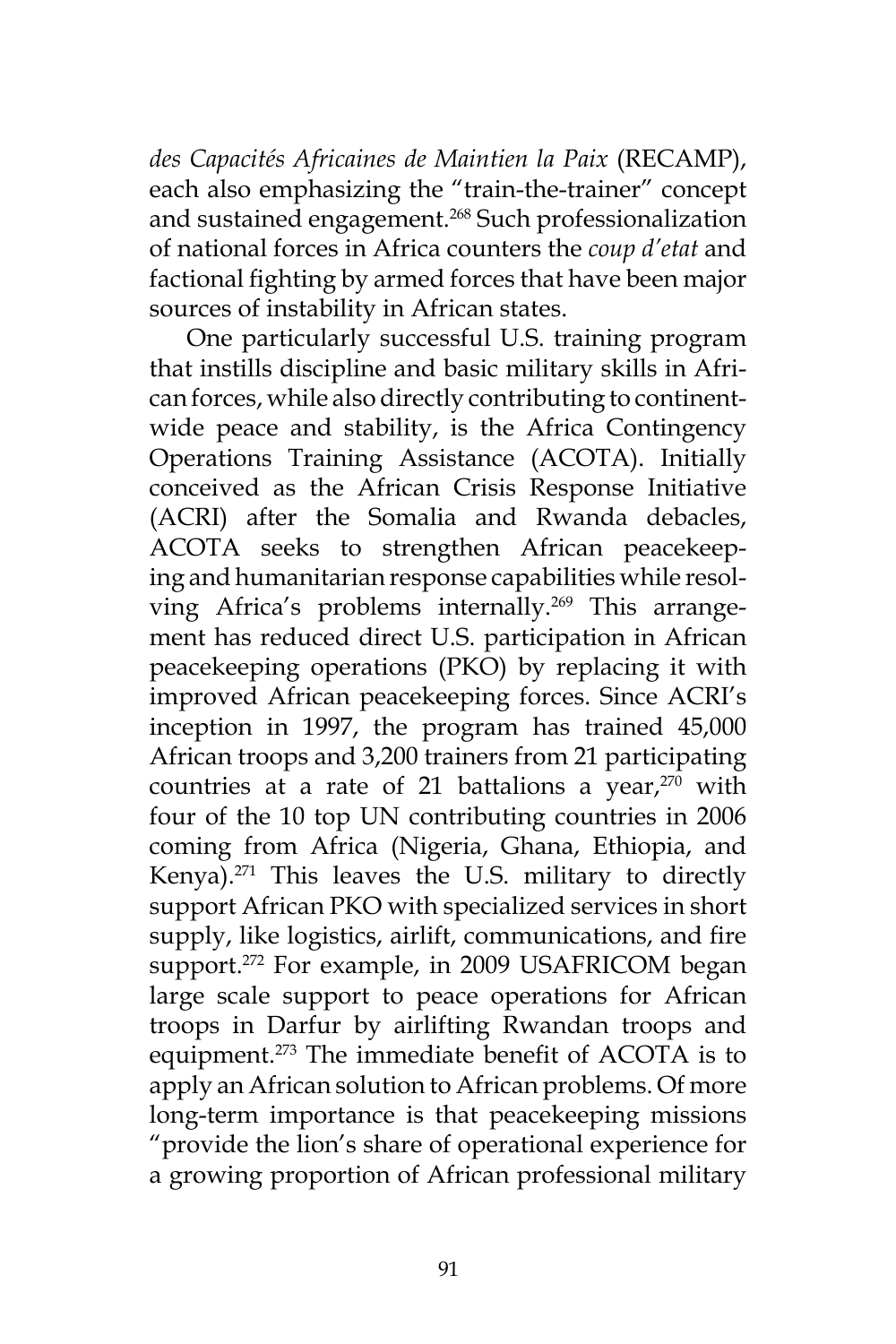*des Capacités Africaines de Maintien la Paix* (RECAMP), each also emphasizing the "train-the-trainer" concept and sustained engagement.[268] Such professionalization of national forces in Africa counters the *coup d'etat* and factional fighting by armed forces that have been major sources of instability in African states.

One particularly successful U.S. training program that instills discipline and basic military skills in African forces, while also directly contributing to continent-wide peace and stability, is the Africa Contingency Operations Training Assistance (ACOTA). Initially conceived as the African Crisis Response Initiative (ACRI) after the Somalia and Rwanda debacles, ACOTA seeks to strengthen African peacekeeping and humanitarian response capabilities while resolving Africa's problems internally.[269] This arrangement has reduced direct U.S. participation in African peacekeeping operations (PKO) by replacing it with improved African peacekeeping forces. Since ACRI's inception in 1997, the program has trained 45,000 African troops and 3,200 trainers from 21 participating countries at a rate of 21 battalions a year,[270] with four of the 10 top UN contributing countries in 2006 coming from Africa (Nigeria, Ghana, Ethiopia, and Kenya).[271] This leaves the U.S. military to directly support African PKO with specialized services in short supply, like logistics, airlift, communications, and fire support.[272] For example, in 2009 USAFRICOM began large scale support to peace operations for African troops in Darfur by airlifting Rwandan troops and equipment.[273] The immediate benefit of ACOTA is to apply an African solution to African problems. Of more long-term importance is that peacekeeping missions "provide the lion's share of operational experience for a growing proportion of African professional military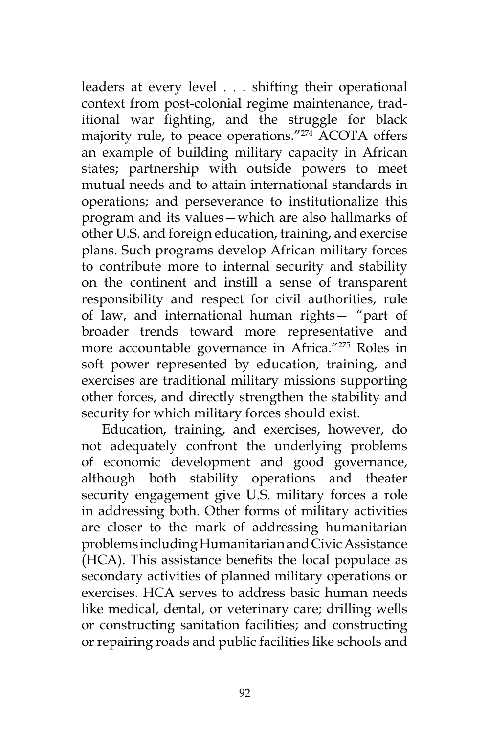leaders at every level . . . shifting their operational context from post-colonial regime maintenance, traditional war fighting, and the struggle for black majority rule, to peace operations."[274] ACOTA offers an example of building military capacity in African states; partnership with outside powers to meet mutual needs and to attain international standards in operations; and perseverance to institutionalize this program and its values—which are also hallmarks of other U.S. and foreign education, training, and exercise plans. Such programs develop African military forces to contribute more to internal security and stability on the continent and instill a sense of transparent responsibility and respect for civil authorities, rule of law, and international human rights— "part of broader trends toward more representative and more accountable governance in Africa."[275] Roles in soft power represented by education, training, and exercises are traditional military missions supporting other forces, and directly strengthen the stability and security for which military forces should exist.

Education, training, and exercises, however, do not adequately confront the underlying problems of economic development and good governance, although both stability operations and theater security engagement give U.S. military forces a role in addressing both. Other forms of military activities are closer to the mark of addressing humanitarian problems including Humanitarian and Civic Assistance (HCA). This assistance benefits the local populace as secondary activities of planned military operations or exercises. HCA serves to address basic human needs like medical, dental, or veterinary care; drilling wells or constructing sanitation facilities; and constructing or repairing roads and public facilities like schools and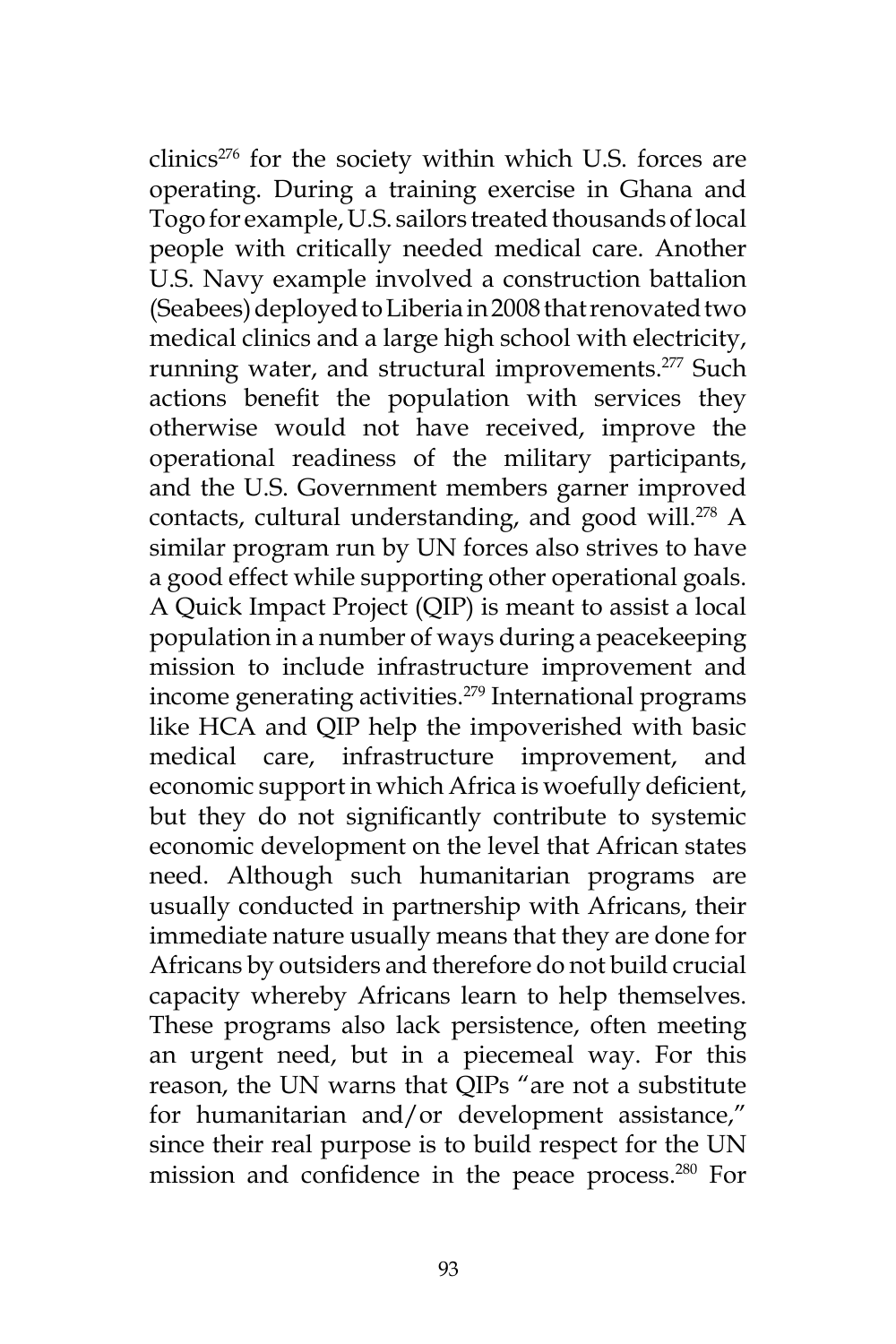clinics[276] for the society within which U.S. forces are operating. During a training exercise in Ghana and Togo for example, U.S. sailors treated thousands of local people with critically needed medical care. Another U.S. Navy example involved a construction battalion (Seabees) deployed to Liberia in 2008 that renovated two medical clinics and a large high school with electricity, running water, and structural improvements.[277] Such actions benefit the population with services they otherwise would not have received, improve the operational readiness of the military participants, and the U.S. Government members garner improved contacts, cultural understanding, and good will.[278] A similar program run by UN forces also strives to have a good effect while supporting other operational goals. A Quick Impact Project (QIP) is meant to assist a local population in a number of ways during a peacekeeping mission to include infrastructure improvement and income generating activities.[279] International programs like HCA and QIP help the impoverished with basic medical care, infrastructure improvement, and economic support in which Africa is woefully deficient, but they do not significantly contribute to systemic economic development on the level that African states need. Although such humanitarian programs are usually conducted in partnership with Africans, their immediate nature usually means that they are done for Africans by outsiders and therefore do not build crucial capacity whereby Africans learn to help themselves. These programs also lack persistence, often meeting an urgent need, but in a piecemeal way. For this reason, the UN warns that QIPs "are not a substitute for humanitarian and/or development assistance," since their real purpose is to build respect for the UN mission and confidence in the peace process.[280] For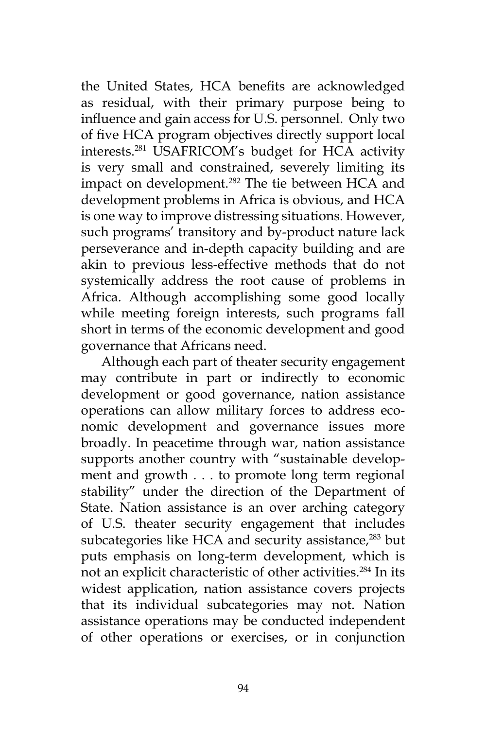the United States, HCA benefits are acknowledged as residual, with their primary purpose being to influence and gain access for U.S. personnel. Only two of five HCA program objectives directly support local interests.[281] USAFRICOM's budget for HCA activity is very small and constrained, severely limiting its impact on development.[282] The tie between HCA and development problems in Africa is obvious, and HCA is one way to improve distressing situations. However, such programs' transitory and by-product nature lack perseverance and in-depth capacity building and are akin to previous less-effective methods that do not systemically address the root cause of problems in Africa. Although accomplishing some good locally while meeting foreign interests, such programs fall short in terms of the economic development and good governance that Africans need.

Although each part of theater security engagement may contribute in part or indirectly to economic development or good governance, nation assistance operations can allow military forces to address economic development and governance issues more broadly. In peacetime through war, nation assistance supports another country with "sustainable development and growth . . . to promote long term regional stability" under the direction of the Department of State. Nation assistance is an over arching category of U.S. theater security engagement that includes subcategories like HCA and security assistance,[283] but puts emphasis on long-term development, which is not an explicit characteristic of other activities.[284] In its widest application, nation assistance covers projects that its individual subcategories may not. Nation assistance operations may be conducted independent of other operations or exercises, or in conjunction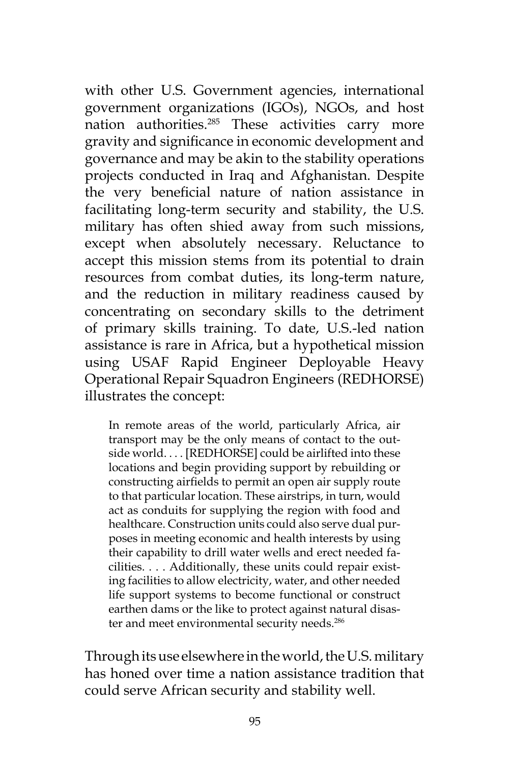with other U.S. Government agencies, international government organizations (IGOs), NGOs, and host nation authorities.[285] These activities carry more gravity and significance in economic development and governance and may be akin to the stability operations projects conducted in Iraq and Afghanistan. Despite the very beneficial nature of nation assistance in facilitating long-term security and stability, the U.S. military has often shied away from such missions, except when absolutely necessary. Reluctance to accept this mission stems from its potential to drain resources from combat duties, its long-term nature, and the reduction in military readiness caused by concentrating on secondary skills to the detriment of primary skills training. To date, U.S.-led nation assistance is rare in Africa, but a hypothetical mission using USAF Rapid Engineer Deployable Heavy Operational Repair Squadron Engineers (REDHORSE) illustrates the concept:

> In remote areas of the world, particularly Africa, air transport may be the only means of contact to the outside world. . . . [REDHORSE] could be airlifted into these locations and begin providing support by rebuilding or constructing airfields to permit an open air supply route to that particular location. These airstrips, in turn, would act as conduits for supplying the region with food and healthcare. Construction units could also serve dual purposes in meeting economic and health interests by using their capability to drill water wells and erect needed facilities. . . . Additionally, these units could repair existing facilities to allow electricity, water, and other needed life support systems to become functional or construct earthen dams or the like to protect against natural disaster and meet environmental security needs.[286]

Through its use elsewhere in the world, the U.S. military has honed over time a nation assistance tradition that could serve African security and stability well.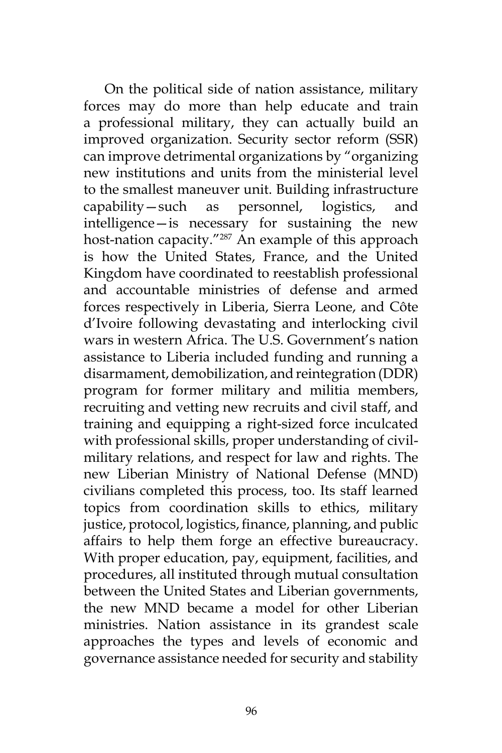On the political side of nation assistance, military forces may do more than help educate and train a professional military, they can actually build an improved organization. Security sector reform (SSR) can improve detrimental organizations by "organizing new institutions and units from the ministerial level to the smallest maneuver unit. Building infrastructure capability—such as personnel, logistics, and intelligence—is necessary for sustaining the new host-nation capacity."[287] An example of this approach is how the United States, France, and the United Kingdom have coordinated to reestablish professional and accountable ministries of defense and armed forces respectively in Liberia, Sierra Leone, and Côte d'Ivoire following devastating and interlocking civil wars in western Africa. The U.S. Government's nation assistance to Liberia included funding and running a disarmament, demobilization, and reintegration (DDR) program for former military and militia members, recruiting and vetting new recruits and civil staff, and training and equipping a right-sized force inculcated with professional skills, proper understanding of civil-military relations, and respect for law and rights. The new Liberian Ministry of National Defense (MND) civilians completed this process, too. Its staff learned topics from coordination skills to ethics, military justice, protocol, logistics, finance, planning, and public affairs to help them forge an effective bureaucracy. With proper education, pay, equipment, facilities, and procedures, all instituted through mutual consultation between the United States and Liberian governments, the new MND became a model for other Liberian ministries. Nation assistance in its grandest scale approaches the types and levels of economic and governance assistance needed for security and stability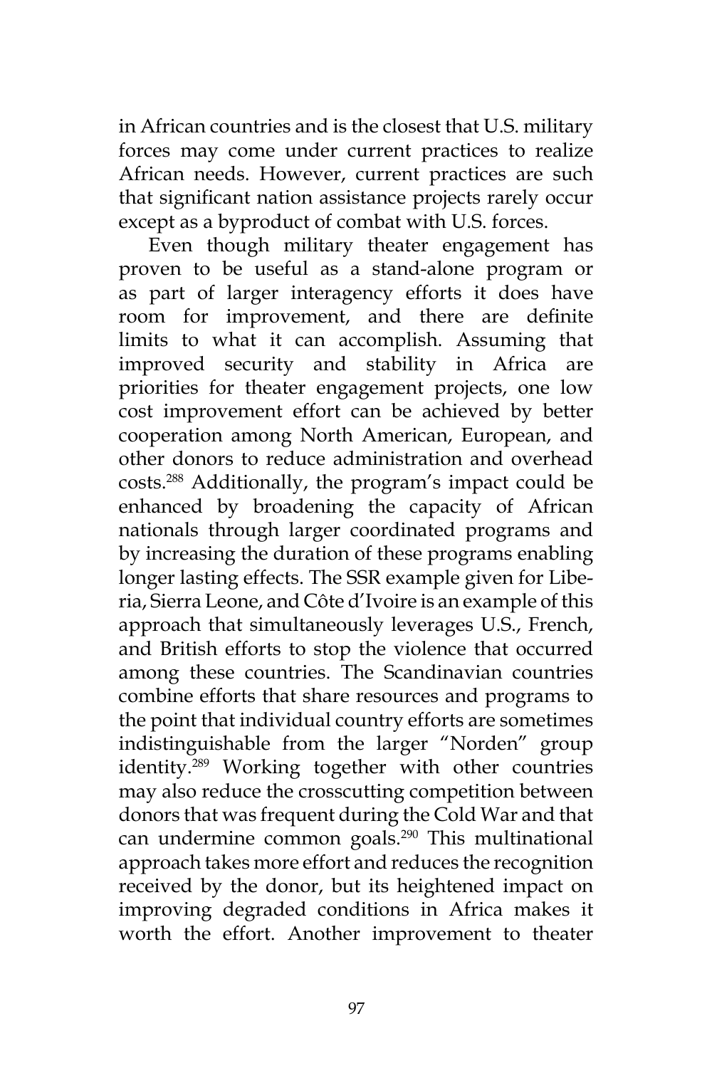in African countries and is the closest that U.S. military forces may come under current practices to realize African needs. However, current practices are such that significant nation assistance projects rarely occur except as a byproduct of combat with U.S. forces.

Even though military theater engagement has proven to be useful as a stand-alone program or as part of larger interagency efforts it does have room for improvement, and there are definite limits to what it can accomplish. Assuming that improved security and stability in Africa are priorities for theater engagement projects, one low cost improvement effort can be achieved by better cooperation among North American, European, and other donors to reduce administration and overhead costs.[288] Additionally, the program's impact could be enhanced by broadening the capacity of African nationals through larger coordinated programs and by increasing the duration of these programs enabling longer lasting effects. The SSR example given for Liberia, Sierra Leone, and Côte d'Ivoire is an example of this approach that simultaneously leverages U.S., French, and British efforts to stop the violence that occurred among these countries. The Scandinavian countries combine efforts that share resources and programs to the point that individual country efforts are sometimes indistinguishable from the larger "Norden" group identity.[289] Working together with other countries may also reduce the crosscutting competition between donors that was frequent during the Cold War and that can undermine common goals.[290] This multinational approach takes more effort and reduces the recognition received by the donor, but its heightened impact on improving degraded conditions in Africa makes it worth the effort. Another improvement to theater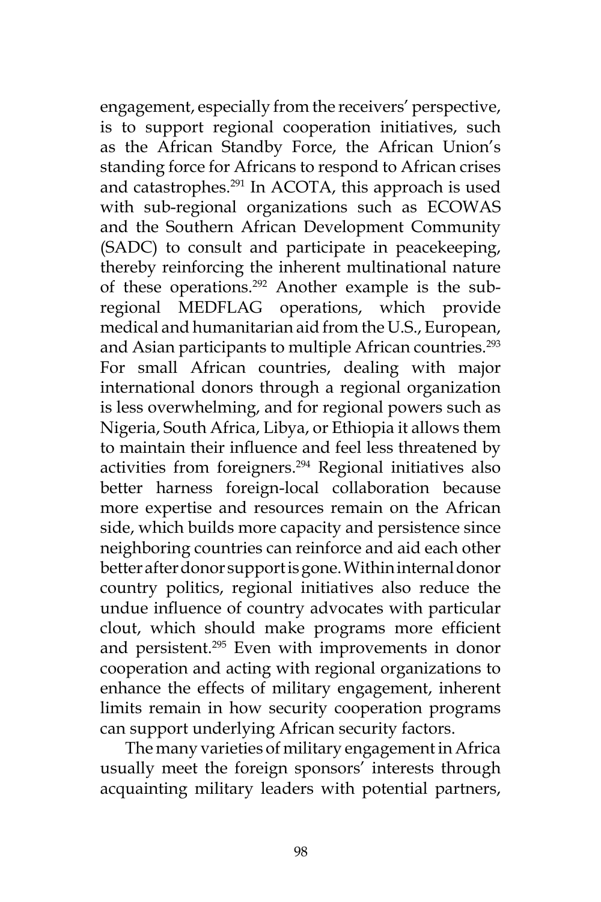engagement, especially from the receivers' perspective, is to support regional cooperation initiatives, such as the African Standby Force, the African Union's standing force for Africans to respond to African crises and catastrophes.[291] In ACOTA, this approach is used with sub-regional organizations such as ECOWAS and the Southern African Development Community (SADC) to consult and participate in peacekeeping, thereby reinforcing the inherent multinational nature of these operations.[292] Another example is the sub-regional MEDFLAG operations, which provide medical and humanitarian aid from the U.S., European, and Asian participants to multiple African countries.[293] For small African countries, dealing with major international donors through a regional organization is less overwhelming, and for regional powers such as Nigeria, South Africa, Libya, or Ethiopia it allows them to maintain their influence and feel less threatened by activities from foreigners.[294] Regional initiatives also better harness foreign-local collaboration because more expertise and resources remain on the African side, which builds more capacity and persistence since neighboring countries can reinforce and aid each other better after donor support is gone. Within internal donor country politics, regional initiatives also reduce the undue influence of country advocates with particular clout, which should make programs more efficient and persistent.[295] Even with improvements in donor cooperation and acting with regional organizations to enhance the effects of military engagement, inherent limits remain in how security cooperation programs can support underlying African security factors.

The many varieties of military engagement in Africa usually meet the foreign sponsors' interests through acquainting military leaders with potential partners,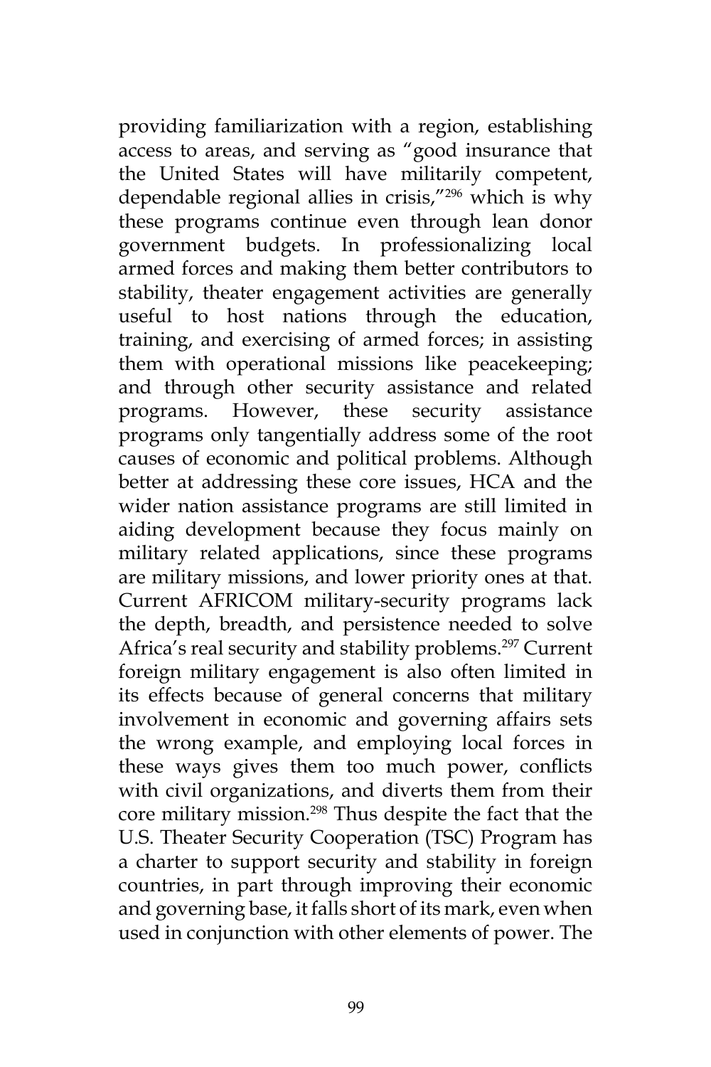providing familiarization with a region, establishing access to areas, and serving as "good insurance that the United States will have militarily competent, dependable regional allies in crisis,"[296] which is why these programs continue even through lean donor government budgets. In professionalizing local armed forces and making them better contributors to stability, theater engagement activities are generally useful to host nations through the education, training, and exercising of armed forces; in assisting them with operational missions like peacekeeping; and through other security assistance and related programs. However, these security assistance programs only tangentially address some of the root causes of economic and political problems. Although better at addressing these core issues, HCA and the wider nation assistance programs are still limited in aiding development because they focus mainly on military related applications, since these programs are military missions, and lower priority ones at that. Current AFRICOM military-security programs lack the depth, breadth, and persistence needed to solve Africa's real security and stability problems.[297] Current foreign military engagement is also often limited in its effects because of general concerns that military involvement in economic and governing affairs sets the wrong example, and employing local forces in these ways gives them too much power, conflicts with civil organizations, and diverts them from their core military mission.[298] Thus despite the fact that the U.S. Theater Security Cooperation (TSC) Program has a charter to support security and stability in foreign countries, in part through improving their economic and governing base, it falls short of its mark, even when used in conjunction with other elements of power. The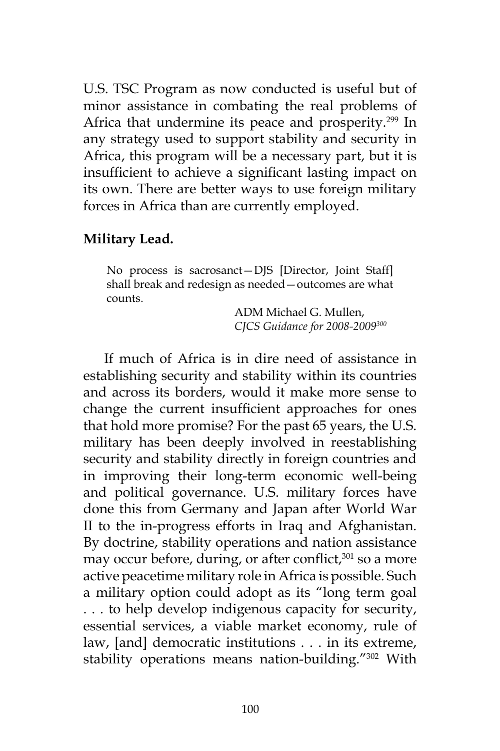U.S. TSC Program as now conducted is useful but of minor assistance in combating the real problems of Africa that undermine its peace and prosperity.[299] In any strategy used to support stability and security in Africa, this program will be a necessary part, but it is insufficient to achieve a significant lasting impact on its own. There are better ways to use foreign military forces in Africa than are currently employed.

**Military Lead.**

> No process is sacrosanct—DJS [Director, Joint Staff] shall break and redesign as needed—outcomes are what counts.
>
> ADM Michael G. Mullen,
> *CJCS Guidance for 2008-2009*[300]

If much of Africa is in dire need of assistance in establishing security and stability within its countries and across its borders, would it make more sense to change the current insufficient approaches for ones that hold more promise? For the past 65 years, the U.S. military has been deeply involved in reestablishing security and stability directly in foreign countries and in improving their long-term economic well-being and political governance. U.S. military forces have done this from Germany and Japan after World War II to the in-progress efforts in Iraq and Afghanistan. By doctrine, stability operations and nation assistance may occur before, during, or after conflict,[301] so a more active peacetime military role in Africa is possible. Such a military option could adopt as its "long term goal . . . to help develop indigenous capacity for security, essential services, a viable market economy, rule of law, [and] democratic institutions . . . in its extreme, stability operations means nation-building."[302] With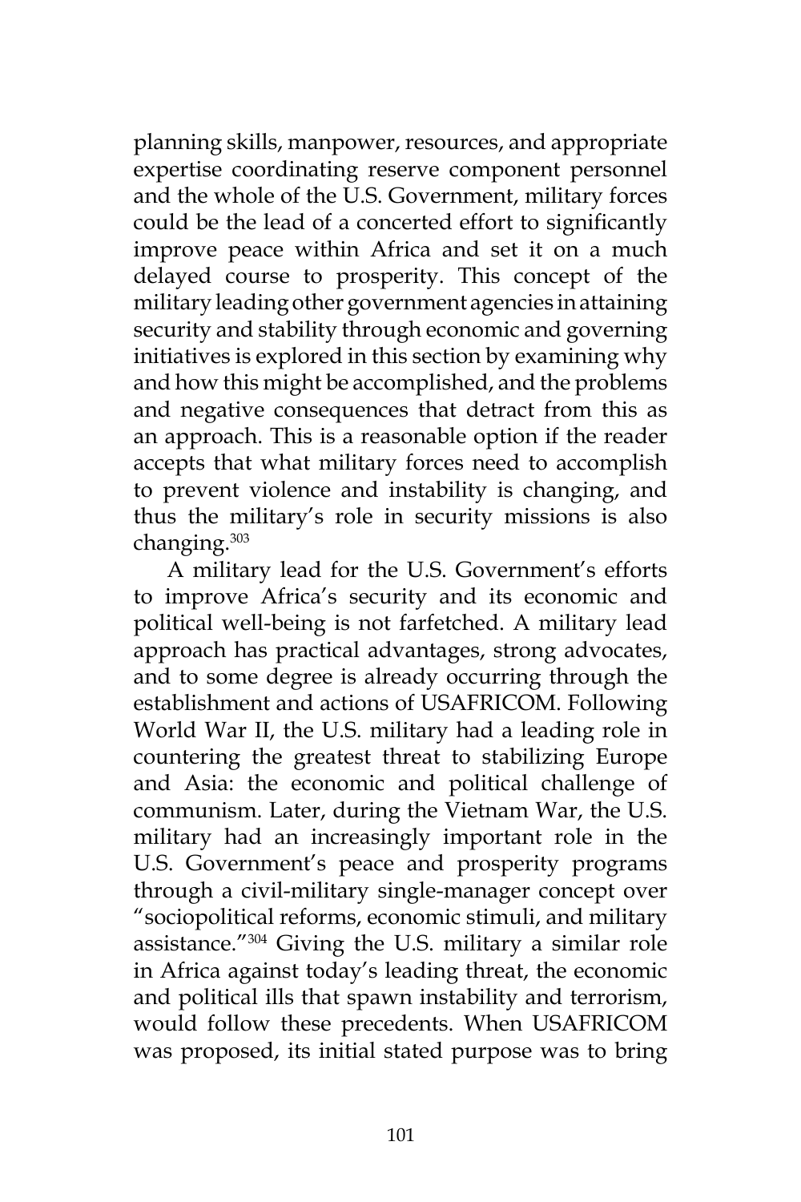planning skills, manpower, resources, and appropriate expertise coordinating reserve component personnel and the whole of the U.S. Government, military forces could be the lead of a concerted effort to significantly improve peace within Africa and set it on a much delayed course to prosperity. This concept of the military leading other government agencies in attaining security and stability through economic and governing initiatives is explored in this section by examining why and how this might be accomplished, and the problems and negative consequences that detract from this as an approach. This is a reasonable option if the reader accepts that what military forces need to accomplish to prevent violence and instability is changing, and thus the military's role in security missions is also changing.[303]

A military lead for the U.S. Government's efforts to improve Africa's security and its economic and political well-being is not farfetched. A military lead approach has practical advantages, strong advocates, and to some degree is already occurring through the establishment and actions of USAFRICOM. Following World War II, the U.S. military had a leading role in countering the greatest threat to stabilizing Europe and Asia: the economic and political challenge of communism. Later, during the Vietnam War, the U.S. military had an increasingly important role in the U.S. Government's peace and prosperity programs through a civil-military single-manager concept over "sociopolitical reforms, economic stimuli, and military assistance."[304] Giving the U.S. military a similar role in Africa against today's leading threat, the economic and political ills that spawn instability and terrorism, would follow these precedents. When USAFRICOM was proposed, its initial stated purpose was to bring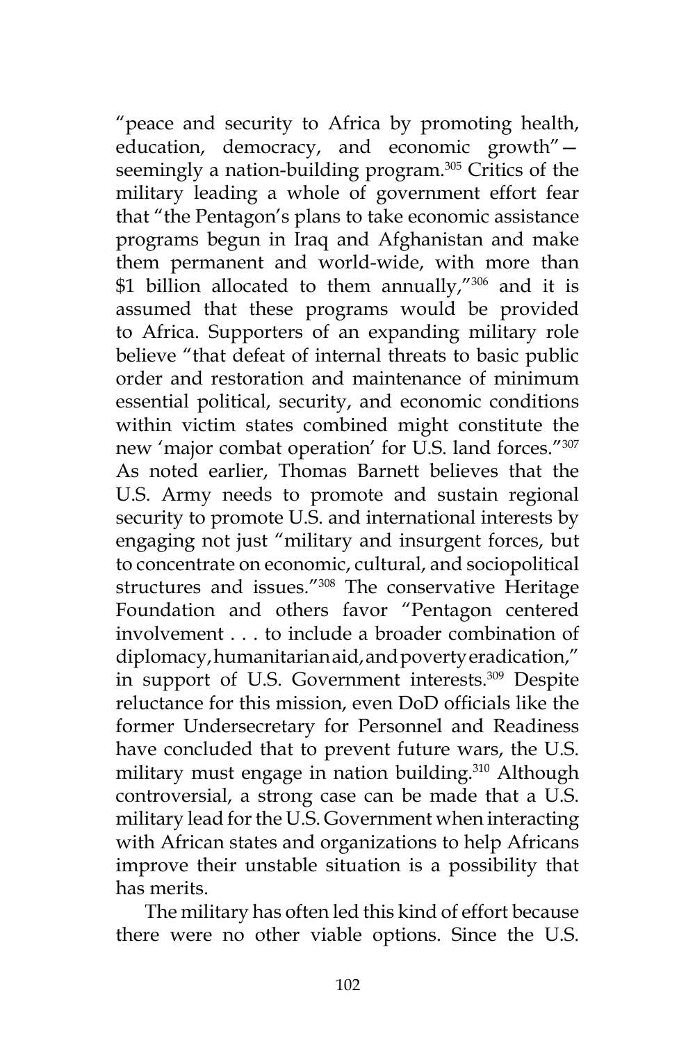"peace and security to Africa by promoting health, education, democracy, and economic growth"—seemingly a nation-building program.[305] Critics of the military leading a whole of government effort fear that "the Pentagon's plans to take economic assistance programs begun in Iraq and Afghanistan and make them permanent and world-wide, with more than $1 billion allocated to them annually,"[306] and it is assumed that these programs would be provided to Africa. Supporters of an expanding military role believe "that defeat of internal threats to basic public order and restoration and maintenance of minimum essential political, security, and economic conditions within victim states combined might constitute the new 'major combat operation' for U.S. land forces."[307] As noted earlier, Thomas Barnett believes that the U.S. Army needs to promote and sustain regional security to promote U.S. and international interests by engaging not just "military and insurgent forces, but to concentrate on economic, cultural, and sociopolitical structures and issues."[308] The conservative Heritage Foundation and others favor "Pentagon centered involvement . . . to include a broader combination of diplomacy, humanitarian aid, and poverty eradication," in support of U.S. Government interests.[309] Despite reluctance for this mission, even DoD officials like the former Undersecretary for Personnel and Readiness have concluded that to prevent future wars, the U.S. military must engage in nation building.[310] Although controversial, a strong case can be made that a U.S. military lead for the U.S. Government when interacting with African states and organizations to help Africans improve their unstable situation is a possibility that has merits.

The military has often led this kind of effort because there were no other viable options. Since the U.S.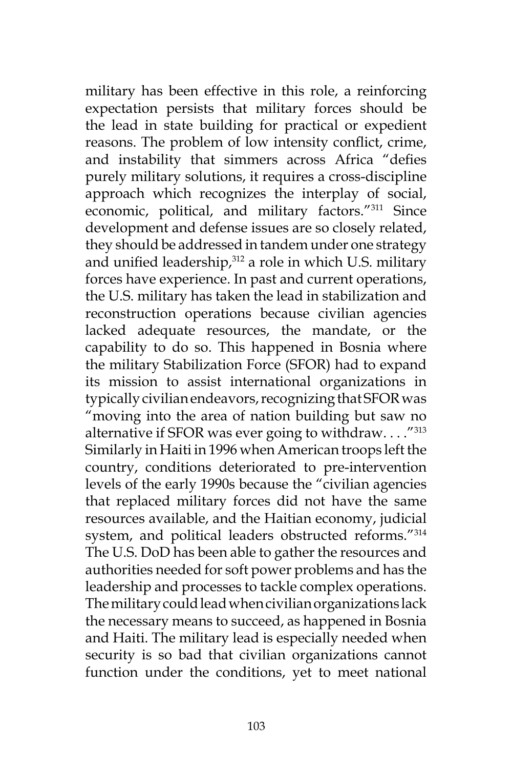military has been effective in this role, a reinforcing expectation persists that military forces should be the lead in state building for practical or expedient reasons. The problem of low intensity conflict, crime, and instability that simmers across Africa "defies purely military solutions, it requires a cross-discipline approach which recognizes the interplay of social, economic, political, and military factors."[311] Since development and defense issues are so closely related, they should be addressed in tandem under one strategy and unified leadership,[312] a role in which U.S. military forces have experience. In past and current operations, the U.S. military has taken the lead in stabilization and reconstruction operations because civilian agencies lacked adequate resources, the mandate, or the capability to do so. This happened in Bosnia where the military Stabilization Force (SFOR) had to expand its mission to assist international organizations in typically civilian endeavors, recognizing that SFOR was "moving into the area of nation building but saw no alternative if SFOR was ever going to withdraw. . . ."[313] Similarly in Haiti in 1996 when American troops left the country, conditions deteriorated to pre-intervention levels of the early 1990s because the "civilian agencies that replaced military forces did not have the same resources available, and the Haitian economy, judicial system, and political leaders obstructed reforms."[314] The U.S. DoD has been able to gather the resources and authorities needed for soft power problems and has the leadership and processes to tackle complex operations. The military could lead when civilian organizations lack the necessary means to succeed, as happened in Bosnia and Haiti. The military lead is especially needed when security is so bad that civilian organizations cannot function under the conditions, yet to meet national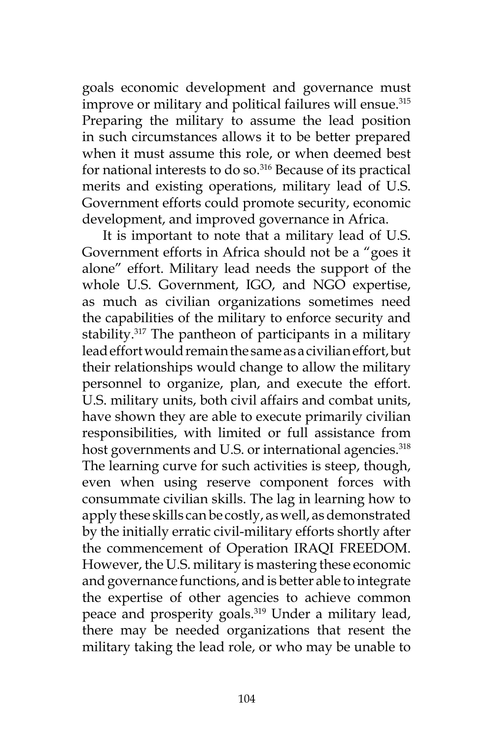goals economic development and governance must improve or military and political failures will ensue.[315] Preparing the military to assume the lead position in such circumstances allows it to be better prepared when it must assume this role, or when deemed best for national interests to do so.[316] Because of its practical merits and existing operations, military lead of U.S. Government efforts could promote security, economic development, and improved governance in Africa.

It is important to note that a military lead of U.S. Government efforts in Africa should not be a "goes it alone" effort. Military lead needs the support of the whole U.S. Government, IGO, and NGO expertise, as much as civilian organizations sometimes need the capabilities of the military to enforce security and stability.[317] The pantheon of participants in a military lead effort would remain the same as a civilian effort, but their relationships would change to allow the military personnel to organize, plan, and execute the effort. U.S. military units, both civil affairs and combat units, have shown they are able to execute primarily civilian responsibilities, with limited or full assistance from host governments and U.S. or international agencies.[318] The learning curve for such activities is steep, though, even when using reserve component forces with consummate civilian skills. The lag in learning how to apply these skills can be costly, as well, as demonstrated by the initially erratic civil-military efforts shortly after the commencement of Operation IRAQI FREEDOM. However, the U.S. military is mastering these economic and governance functions, and is better able to integrate the expertise of other agencies to achieve common peace and prosperity goals.[319] Under a military lead, there may be needed organizations that resent the military taking the lead role, or who may be unable to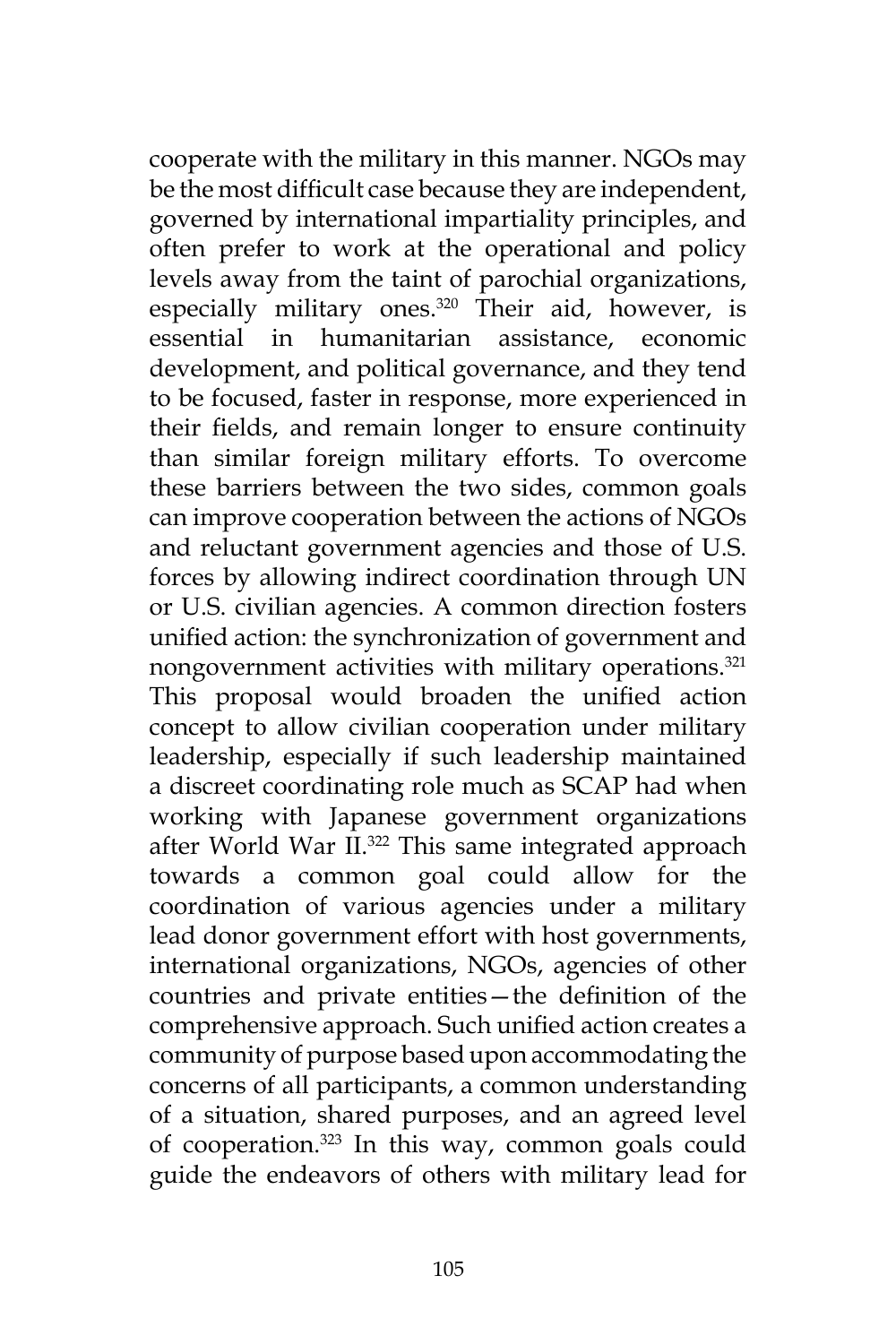cooperate with the military in this manner. NGOs may be the most difficult case because they are independent, governed by international impartiality principles, and often prefer to work at the operational and policy levels away from the taint of parochial organizations, especially military ones.[320] Their aid, however, is essential in humanitarian assistance, economic development, and political governance, and they tend to be focused, faster in response, more experienced in their fields, and remain longer to ensure continuity than similar foreign military efforts. To overcome these barriers between the two sides, common goals can improve cooperation between the actions of NGOs and reluctant government agencies and those of U.S. forces by allowing indirect coordination through UN or U.S. civilian agencies. A common direction fosters unified action: the synchronization of government and nongovernment activities with military operations.[321] This proposal would broaden the unified action concept to allow civilian cooperation under military leadership, especially if such leadership maintained a discreet coordinating role much as SCAP had when working with Japanese government organizations after World War II.[322] This same integrated approach towards a common goal could allow for the coordination of various agencies under a military lead donor government effort with host governments, international organizations, NGOs, agencies of other countries and private entities—the definition of the comprehensive approach. Such unified action creates a community of purpose based upon accommodating the concerns of all participants, a common understanding of a situation, shared purposes, and an agreed level of cooperation.[323] In this way, common goals could guide the endeavors of others with military lead for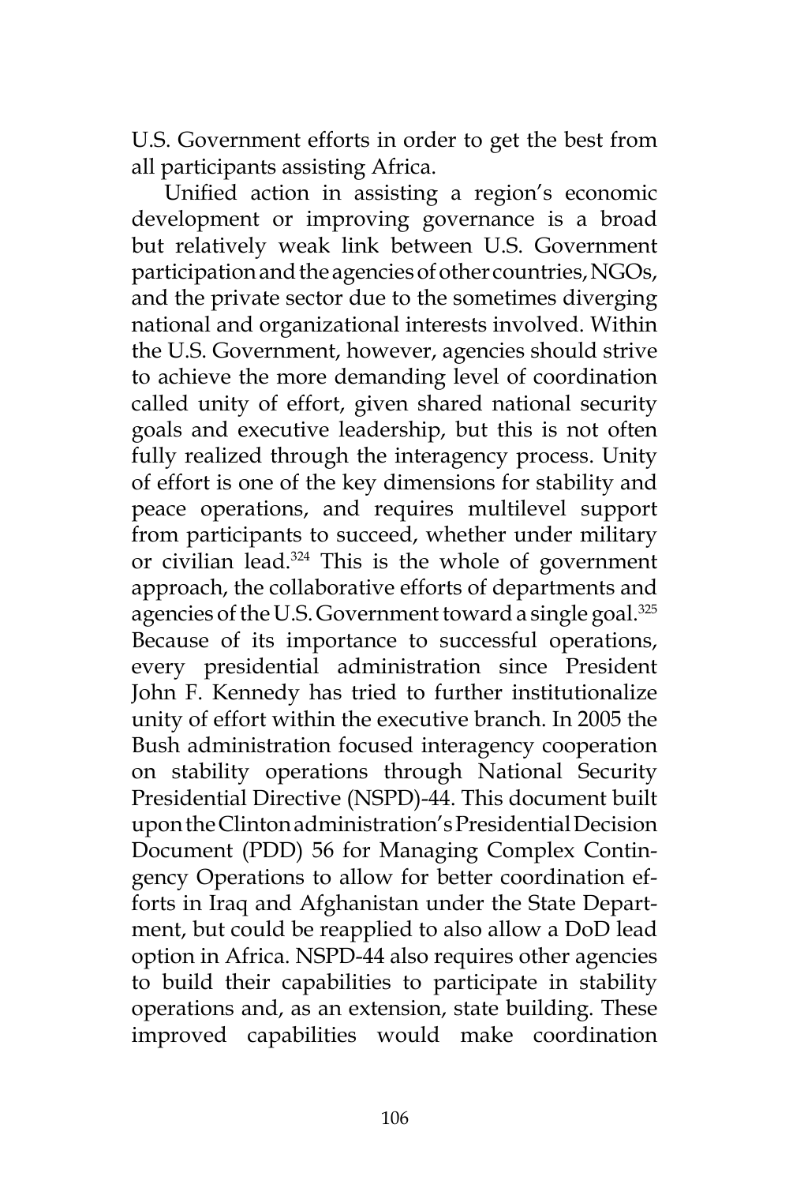U.S. Government efforts in order to get the best from all participants assisting Africa.

Unified action in assisting a region's economic development or improving governance is a broad but relatively weak link between U.S. Government participation and the agencies of other countries, NGOs, and the private sector due to the sometimes diverging national and organizational interests involved. Within the U.S. Government, however, agencies should strive to achieve the more demanding level of coordination called unity of effort, given shared national security goals and executive leadership, but this is not often fully realized through the interagency process. Unity of effort is one of the key dimensions for stability and peace operations, and requires multilevel support from participants to succeed, whether under military or civilian lead.[324] This is the whole of government approach, the collaborative efforts of departments and agencies of the U.S. Government toward a single goal.[325] Because of its importance to successful operations, every presidential administration since President John F. Kennedy has tried to further institutionalize unity of effort within the executive branch. In 2005 the Bush administration focused interagency cooperation on stability operations through National Security Presidential Directive (NSPD)-44. This document built upon the Clinton administration's Presidential Decision Document (PDD) 56 for Managing Complex Contingency Operations to allow for better coordination efforts in Iraq and Afghanistan under the State Department, but could be reapplied to also allow a DoD lead option in Africa. NSPD-44 also requires other agencies to build their capabilities to participate in stability operations and, as an extension, state building. These improved capabilities would make coordination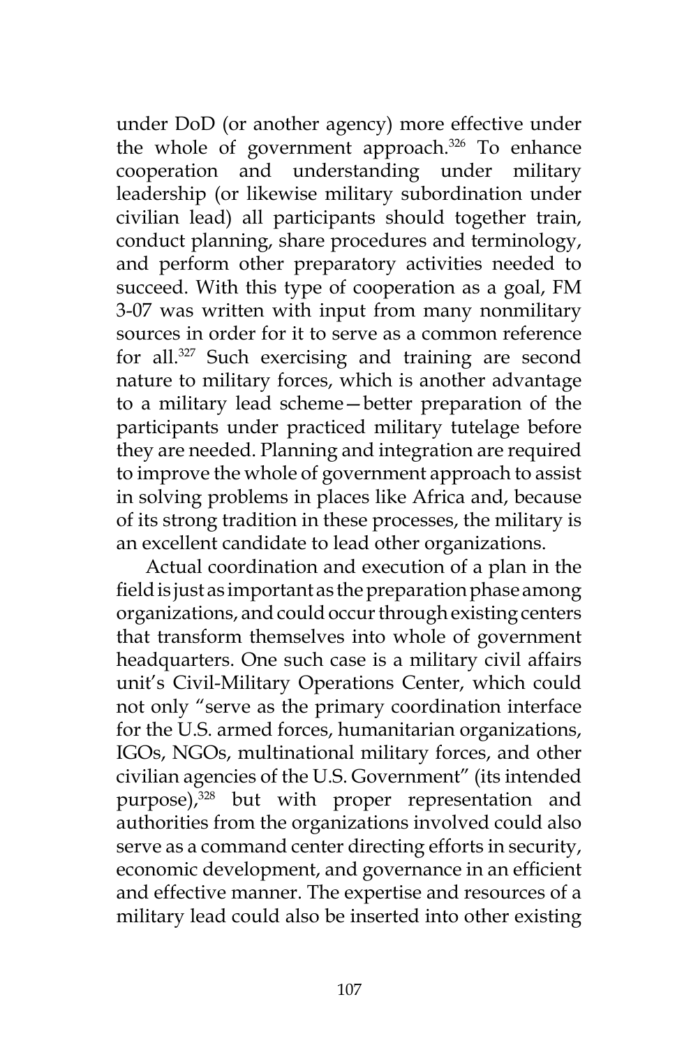under DoD (or another agency) more effective under the whole of government approach.[326] To enhance cooperation and understanding under military leadership (or likewise military subordination under civilian lead) all participants should together train, conduct planning, share procedures and terminology, and perform other preparatory activities needed to succeed. With this type of cooperation as a goal, FM 3-07 was written with input from many nonmilitary sources in order for it to serve as a common reference for all.[327] Such exercising and training are second nature to military forces, which is another advantage to a military lead scheme—better preparation of the participants under practiced military tutelage before they are needed. Planning and integration are required to improve the whole of government approach to assist in solving problems in places like Africa and, because of its strong tradition in these processes, the military is an excellent candidate to lead other organizations.

Actual coordination and execution of a plan in the field is just as important as the preparation phase among organizations, and could occur through existing centers that transform themselves into whole of government headquarters. One such case is a military civil affairs unit's Civil-Military Operations Center, which could not only "serve as the primary coordination interface for the U.S. armed forces, humanitarian organizations, IGOs, NGOs, multinational military forces, and other civilian agencies of the U.S. Government" (its intended purpose),[328] but with proper representation and authorities from the organizations involved could also serve as a command center directing efforts in security, economic development, and governance in an efficient and effective manner. The expertise and resources of a military lead could also be inserted into other existing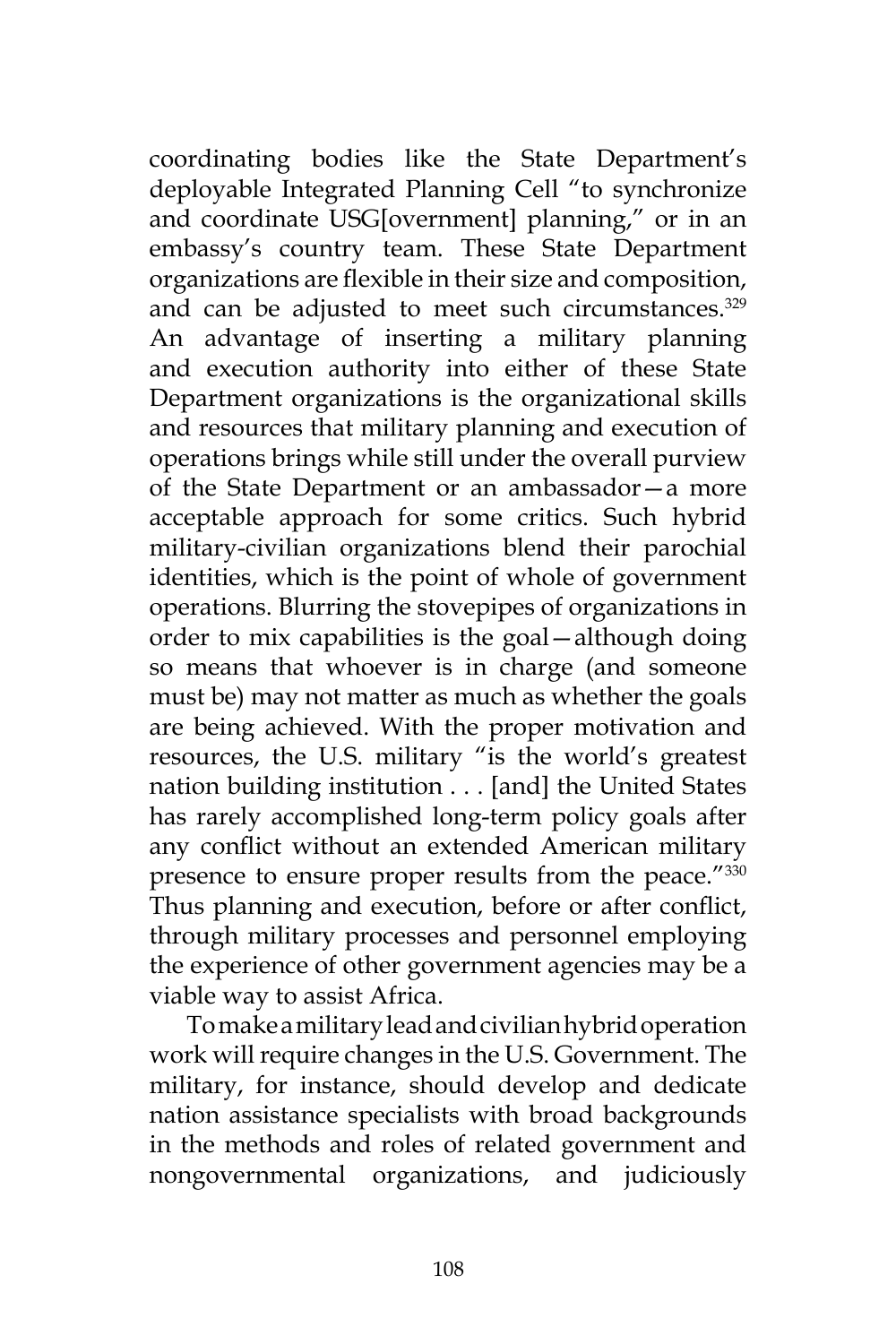coordinating bodies like the State Department's deployable Integrated Planning Cell "to synchronize and coordinate USG[overnment] planning," or in an embassy's country team. These State Department organizations are flexible in their size and composition, and can be adjusted to meet such circumstances.[329] An advantage of inserting a military planning and execution authority into either of these State Department organizations is the organizational skills and resources that military planning and execution of operations brings while still under the overall purview of the State Department or an ambassador—a more acceptable approach for some critics. Such hybrid military-civilian organizations blend their parochial identities, which is the point of whole of government operations. Blurring the stovepipes of organizations in order to mix capabilities is the goal—although doing so means that whoever is in charge (and someone must be) may not matter as much as whether the goals are being achieved. With the proper motivation and resources, the U.S. military "is the world's greatest nation building institution . . . [and] the United States has rarely accomplished long-term policy goals after any conflict without an extended American military presence to ensure proper results from the peace."[330] Thus planning and execution, before or after conflict, through military processes and personnel employing the experience of other government agencies may be a viable way to assist Africa.

To make a military lead and civilian hybrid operation work will require changes in the U.S. Government. The military, for instance, should develop and dedicate nation assistance specialists with broad backgrounds in the methods and roles of related government and nongovernmental organizations, and judiciously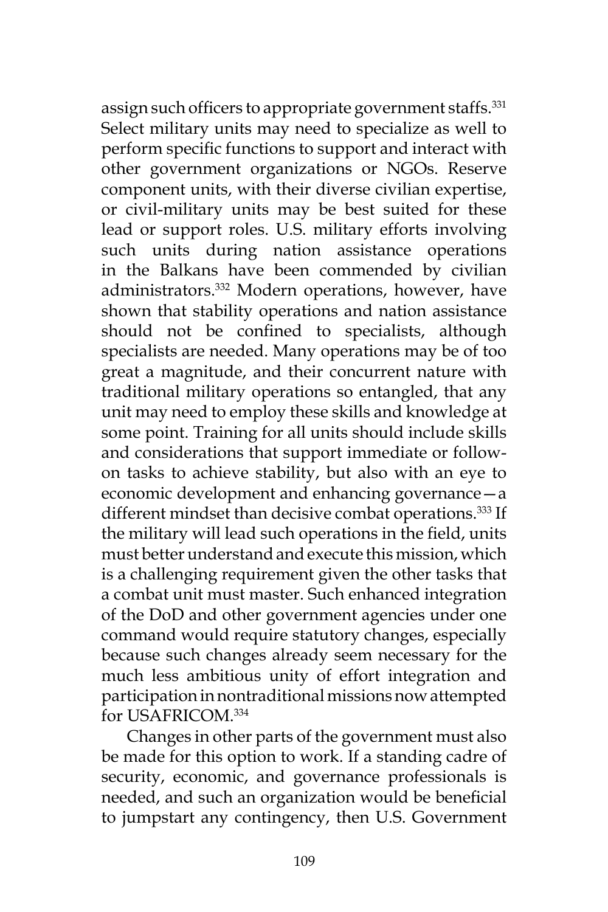assign such officers to appropriate government staffs.[331] Select military units may need to specialize as well to perform specific functions to support and interact with other government organizations or NGOs. Reserve component units, with their diverse civilian expertise, or civil-military units may be best suited for these lead or support roles. U.S. military efforts involving such units during nation assistance operations in the Balkans have been commended by civilian administrators.[332] Modern operations, however, have shown that stability operations and nation assistance should not be confined to specialists, although specialists are needed. Many operations may be of too great a magnitude, and their concurrent nature with traditional military operations so entangled, that any unit may need to employ these skills and knowledge at some point. Training for all units should include skills and considerations that support immediate or follow-on tasks to achieve stability, but also with an eye to economic development and enhancing governance—a different mindset than decisive combat operations.[333] If the military will lead such operations in the field, units must better understand and execute this mission, which is a challenging requirement given the other tasks that a combat unit must master. Such enhanced integration of the DoD and other government agencies under one command would require statutory changes, especially because such changes already seem necessary for the much less ambitious unity of effort integration and participation in nontraditional missions now attempted for USAFRICOM.[334]

Changes in other parts of the government must also be made for this option to work. If a standing cadre of security, economic, and governance professionals is needed, and such an organization would be beneficial to jumpstart any contingency, then U.S. Government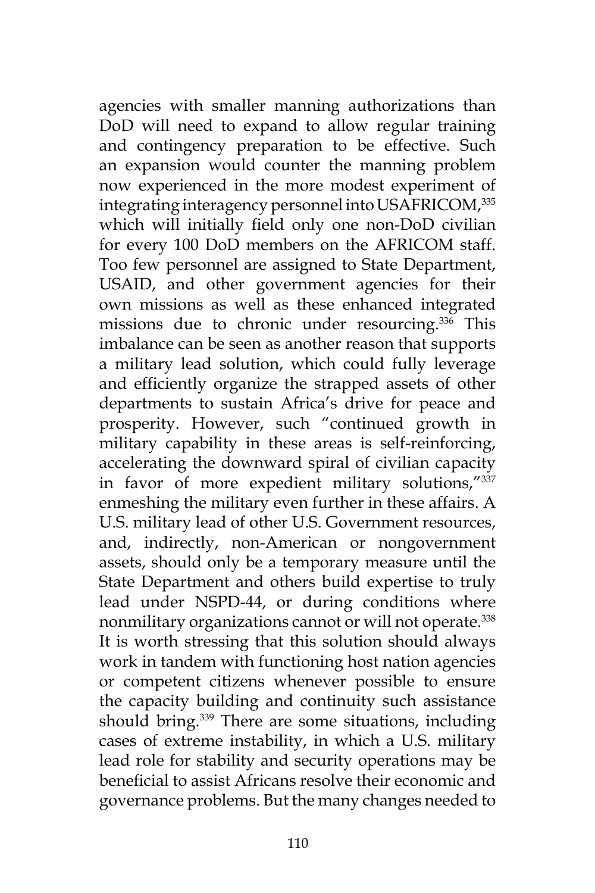agencies with smaller manning authorizations than DoD will need to expand to allow regular training and contingency preparation to be effective. Such an expansion would counter the manning problem now experienced in the more modest experiment of integrating interagency personnel into USAFRICOM,[335] which will initially field only one non-DoD civilian for every 100 DoD members on the AFRICOM staff. Too few personnel are assigned to State Department, USAID, and other government agencies for their own missions as well as these enhanced integrated missions due to chronic under resourcing.[336] This imbalance can be seen as another reason that supports a military lead solution, which could fully leverage and efficiently organize the strapped assets of other departments to sustain Africa's drive for peace and prosperity. However, such "continued growth in military capability in these areas is self-reinforcing, accelerating the downward spiral of civilian capacity in favor of more expedient military solutions,"[337] enmeshing the military even further in these affairs. A U.S. military lead of other U.S. Government resources, and, indirectly, non-American or nongovernment assets, should only be a temporary measure until the State Department and others build expertise to truly lead under NSPD-44, or during conditions where nonmilitary organizations cannot or will not operate.[338] It is worth stressing that this solution should always work in tandem with functioning host nation agencies or competent citizens whenever possible to ensure the capacity building and continuity such assistance should bring.[339] There are some situations, including cases of extreme instability, in which a U.S. military lead role for stability and security operations may be beneficial to assist Africans resolve their economic and governance problems. But the many changes needed to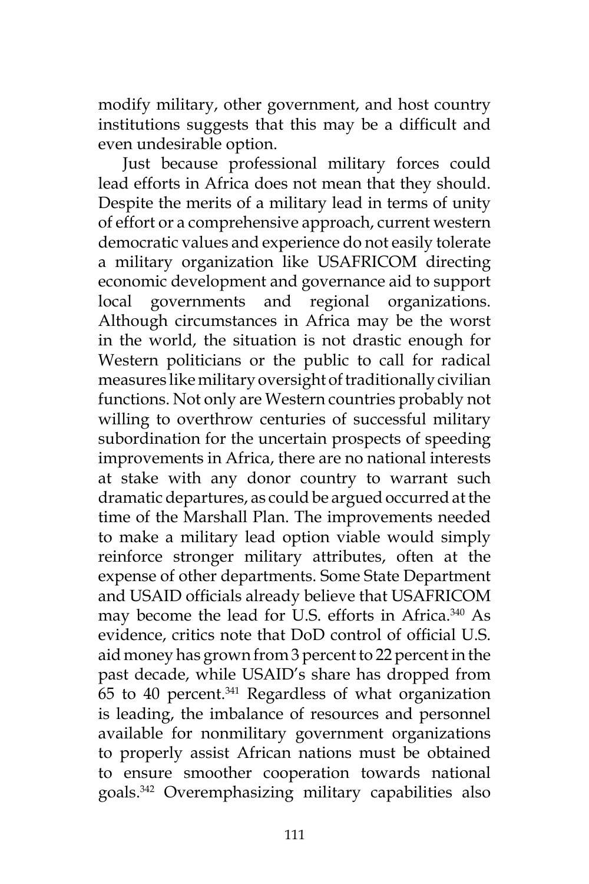modify military, other government, and host country institutions suggests that this may be a difficult and even undesirable option.

Just because professional military forces could lead efforts in Africa does not mean that they should. Despite the merits of a military lead in terms of unity of effort or a comprehensive approach, current western democratic values and experience do not easily tolerate a military organization like USAFRICOM directing economic development and governance aid to support local governments and regional organizations. Although circumstances in Africa may be the worst in the world, the situation is not drastic enough for Western politicians or the public to call for radical measures like military oversight of traditionally civilian functions. Not only are Western countries probably not willing to overthrow centuries of successful military subordination for the uncertain prospects of speeding improvements in Africa, there are no national interests at stake with any donor country to warrant such dramatic departures, as could be argued occurred at the time of the Marshall Plan. The improvements needed to make a military lead option viable would simply reinforce stronger military attributes, often at the expense of other departments. Some State Department and USAID officials already believe that USAFRICOM may become the lead for U.S. efforts in Africa.[340] As evidence, critics note that DoD control of official U.S. aid money has grown from 3 percent to 22 percent in the past decade, while USAID's share has dropped from 65 to 40 percent.[341] Regardless of what organization is leading, the imbalance of resources and personnel available for nonmilitary government organizations to properly assist African nations must be obtained to ensure smoother cooperation towards national goals.[342] Overemphasizing military capabilities also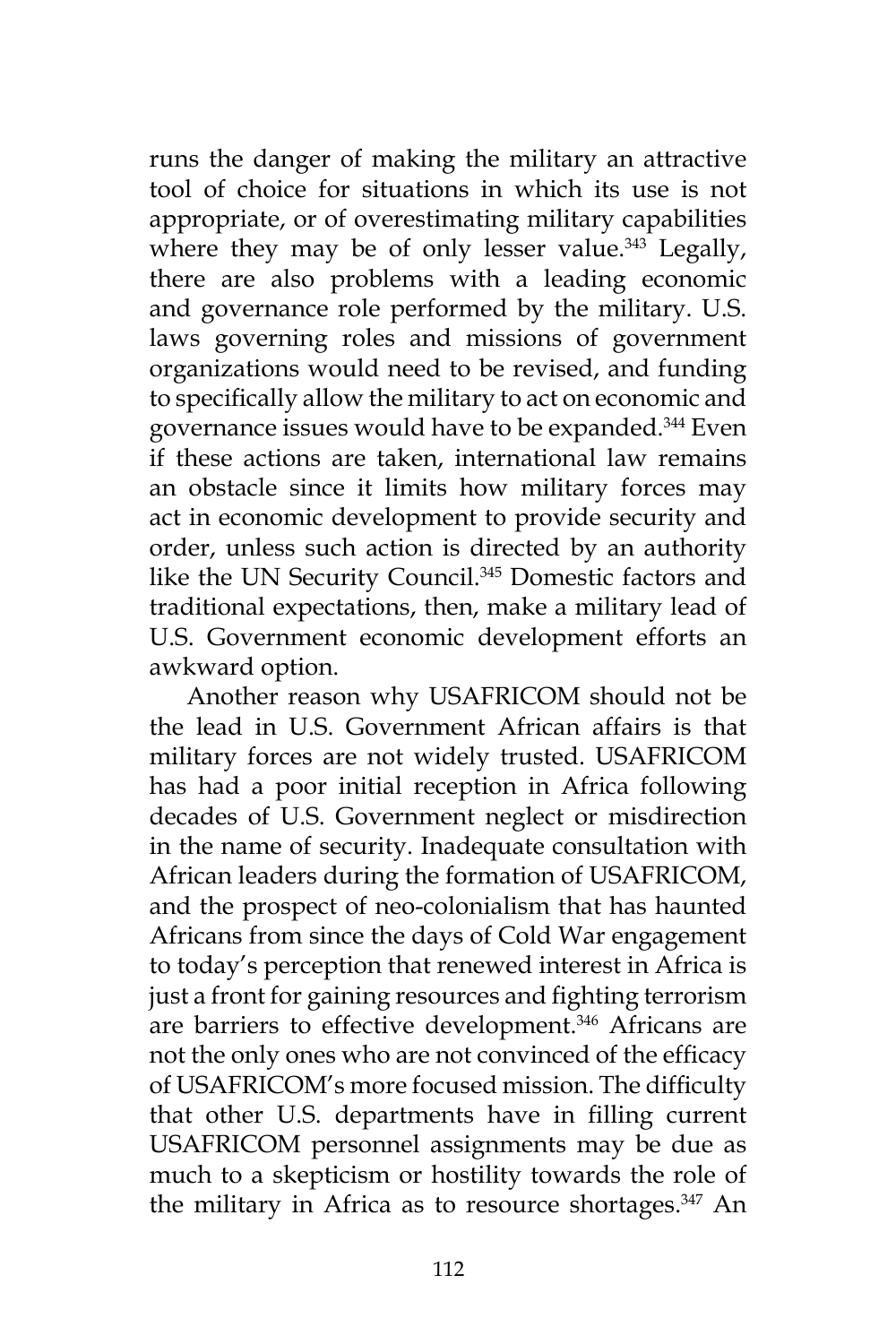runs the danger of making the military an attractive tool of choice for situations in which its use is not appropriate, or of overestimating military capabilities where they may be of only lesser value.[343] Legally, there are also problems with a leading economic and governance role performed by the military. U.S. laws governing roles and missions of government organizations would need to be revised, and funding to specifically allow the military to act on economic and governance issues would have to be expanded.[344] Even if these actions are taken, international law remains an obstacle since it limits how military forces may act in economic development to provide security and order, unless such action is directed by an authority like the UN Security Council.[345] Domestic factors and traditional expectations, then, make a military lead of U.S. Government economic development efforts an awkward option.

Another reason why USAFRICOM should not be the lead in U.S. Government African affairs is that military forces are not widely trusted. USAFRICOM has had a poor initial reception in Africa following decades of U.S. Government neglect or misdirection in the name of security. Inadequate consultation with African leaders during the formation of USAFRICOM, and the prospect of neo-colonialism that has haunted Africans from since the days of Cold War engagement to today's perception that renewed interest in Africa is just a front for gaining resources and fighting terrorism are barriers to effective development.[346] Africans are not the only ones who are not convinced of the efficacy of USAFRICOM's more focused mission. The difficulty that other U.S. departments have in filling current USAFRICOM personnel assignments may be due as much to a skepticism or hostility towards the role of the military in Africa as to resource shortages.[347] An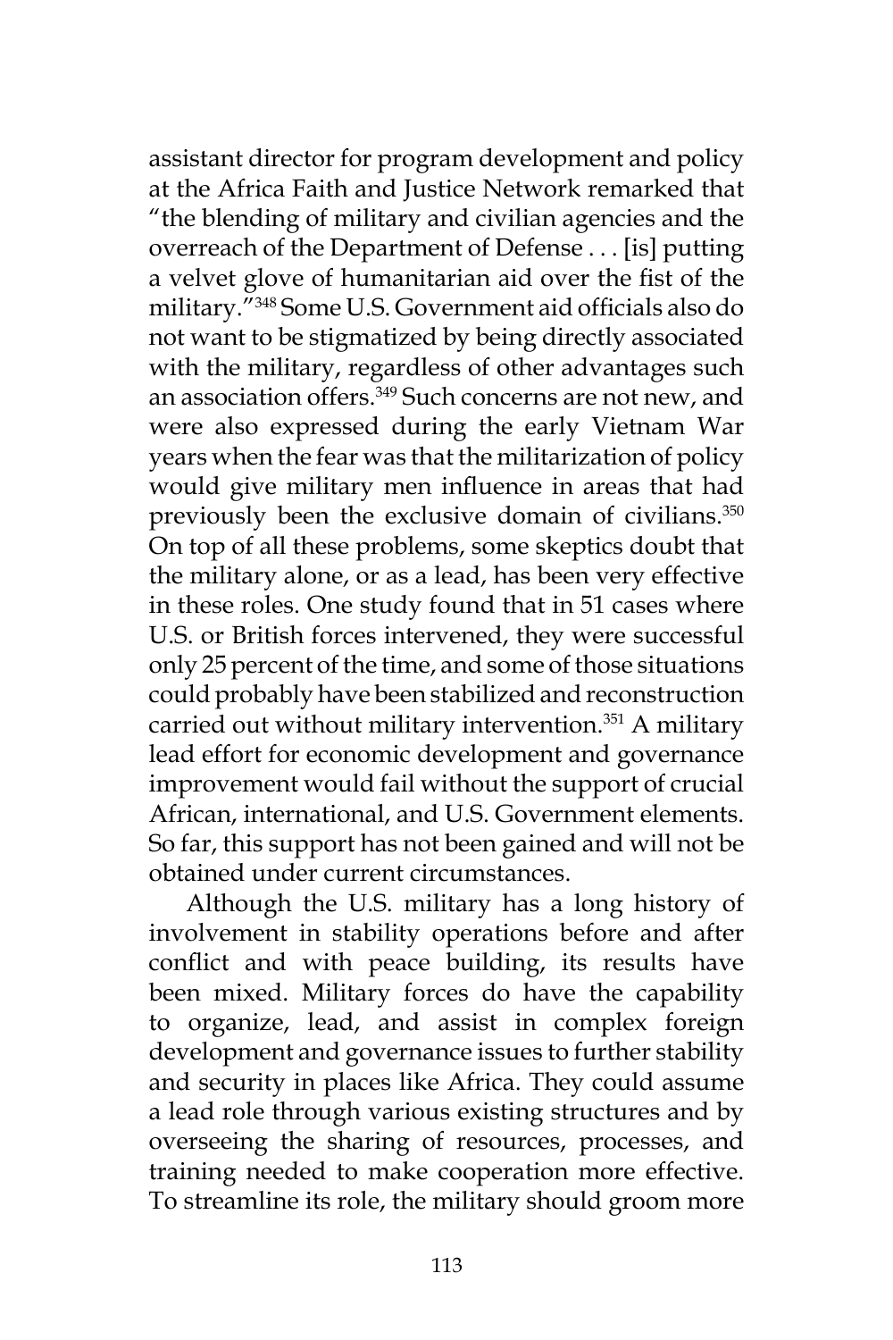assistant director for program development and policy at the Africa Faith and Justice Network remarked that "the blending of military and civilian agencies and the overreach of the Department of Defense . . . [is] putting a velvet glove of humanitarian aid over the fist of the military."[348] Some U.S. Government aid officials also do not want to be stigmatized by being directly associated with the military, regardless of other advantages such an association offers.[349] Such concerns are not new, and were also expressed during the early Vietnam War years when the fear was that the militarization of policy would give military men influence in areas that had previously been the exclusive domain of civilians.[350] On top of all these problems, some skeptics doubt that the military alone, or as a lead, has been very effective in these roles. One study found that in 51 cases where U.S. or British forces intervened, they were successful only 25 percent of the time, and some of those situations could probably have been stabilized and reconstruction carried out without military intervention.[351] A military lead effort for economic development and governance improvement would fail without the support of crucial African, international, and U.S. Government elements. So far, this support has not been gained and will not be obtained under current circumstances.

Although the U.S. military has a long history of involvement in stability operations before and after conflict and with peace building, its results have been mixed. Military forces do have the capability to organize, lead, and assist in complex foreign development and governance issues to further stability and security in places like Africa. They could assume a lead role through various existing structures and by overseeing the sharing of resources, processes, and training needed to make cooperation more effective. To streamline its role, the military should groom more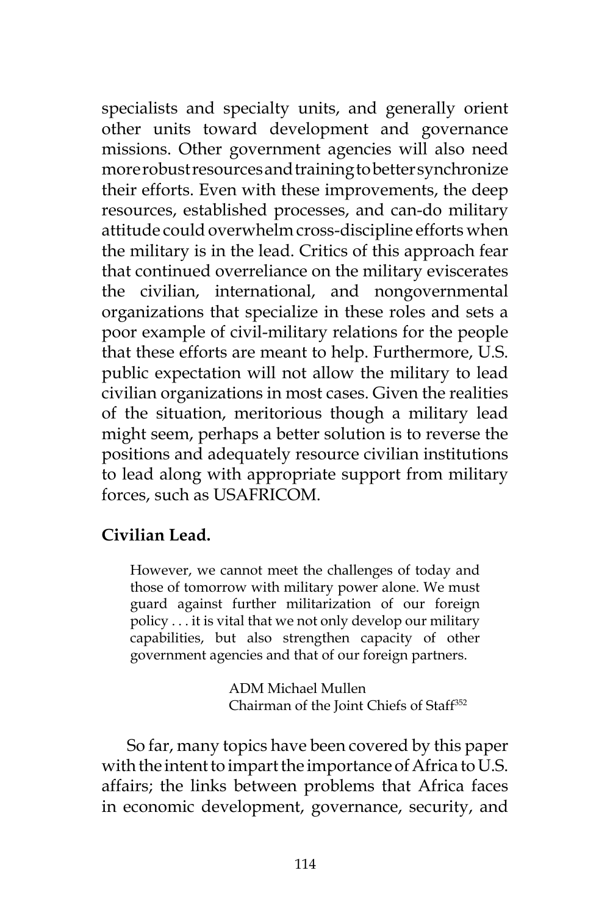specialists and specialty units, and generally orient other units toward development and governance missions. Other government agencies will also need more robust resources and training to better synchronize their efforts. Even with these improvements, the deep resources, established processes, and can-do military attitude could overwhelm cross-discipline efforts when the military is in the lead. Critics of this approach fear that continued overreliance on the military eviscerates the civilian, international, and nongovernmental organizations that specialize in these roles and sets a poor example of civil-military relations for the people that these efforts are meant to help. Furthermore, U.S. public expectation will not allow the military to lead civilian organizations in most cases. Given the realities of the situation, meritorious though a military lead might seem, perhaps a better solution is to reverse the positions and adequately resource civilian institutions to lead along with appropriate support from military forces, such as USAFRICOM.

**Civilian Lead.**

> However, we cannot meet the challenges of today and those of tomorrow with military power alone. We must guard against further militarization of our foreign policy . . . it is vital that we not only develop our military capabilities, but also strengthen capacity of other government agencies and that of our foreign partners.
>
> ADM Michael Mullen
> Chairman of the Joint Chiefs of Staff[352]

So far, many topics have been covered by this paper with the intent to impart the importance of Africa to U.S. affairs; the links between problems that Africa faces in economic development, governance, security, and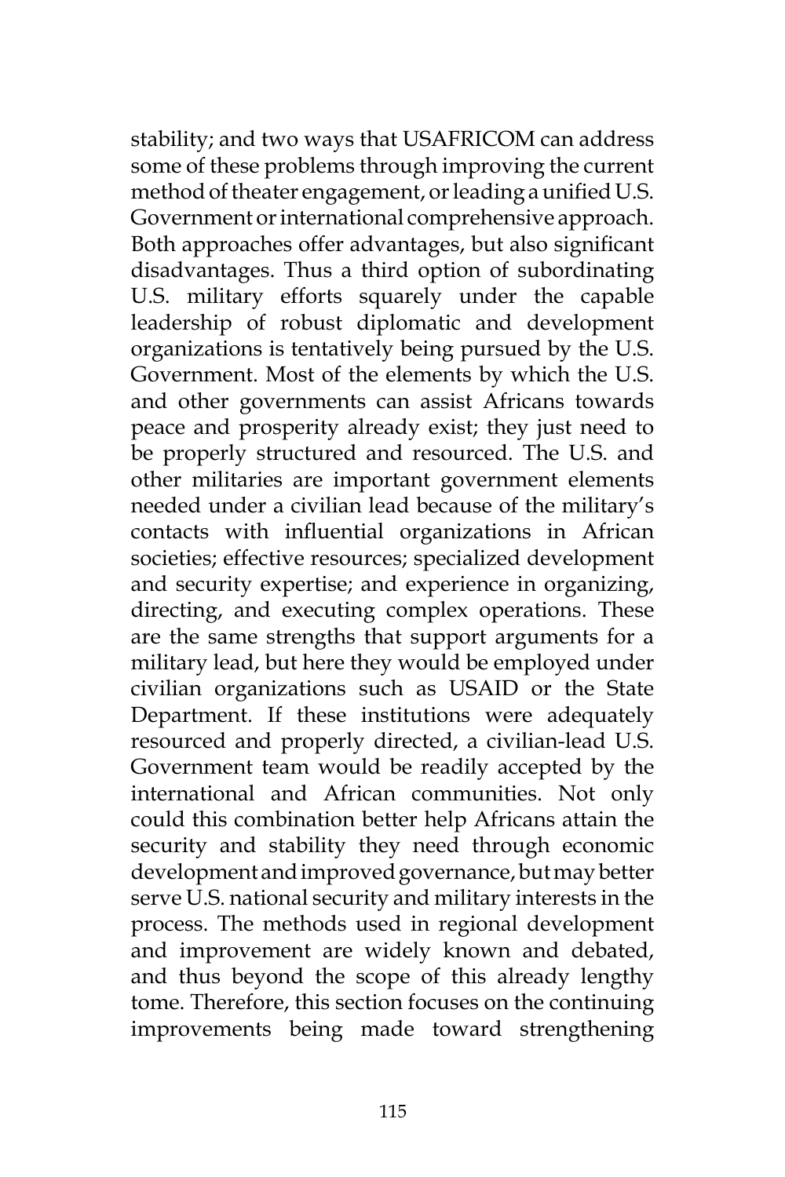stability; and two ways that USAFRICOM can address some of these problems through improving the current method of theater engagement, or leading a unified U.S. Government or international comprehensive approach. Both approaches offer advantages, but also significant disadvantages. Thus a third option of subordinating U.S. military efforts squarely under the capable leadership of robust diplomatic and development organizations is tentatively being pursued by the U.S. Government. Most of the elements by which the U.S. and other governments can assist Africans towards peace and prosperity already exist; they just need to be properly structured and resourced. The U.S. and other militaries are important government elements needed under a civilian lead because of the military's contacts with influential organizations in African societies; effective resources; specialized development and security expertise; and experience in organizing, directing, and executing complex operations. These are the same strengths that support arguments for a military lead, but here they would be employed under civilian organizations such as USAID or the State Department. If these institutions were adequately resourced and properly directed, a civilian-lead U.S. Government team would be readily accepted by the international and African communities. Not only could this combination better help Africans attain the security and stability they need through economic development and improved governance, but may better serve U.S. national security and military interests in the process. The methods used in regional development and improvement are widely known and debated, and thus beyond the scope of this already lengthy tome. Therefore, this section focuses on the continuing improvements being made toward strengthening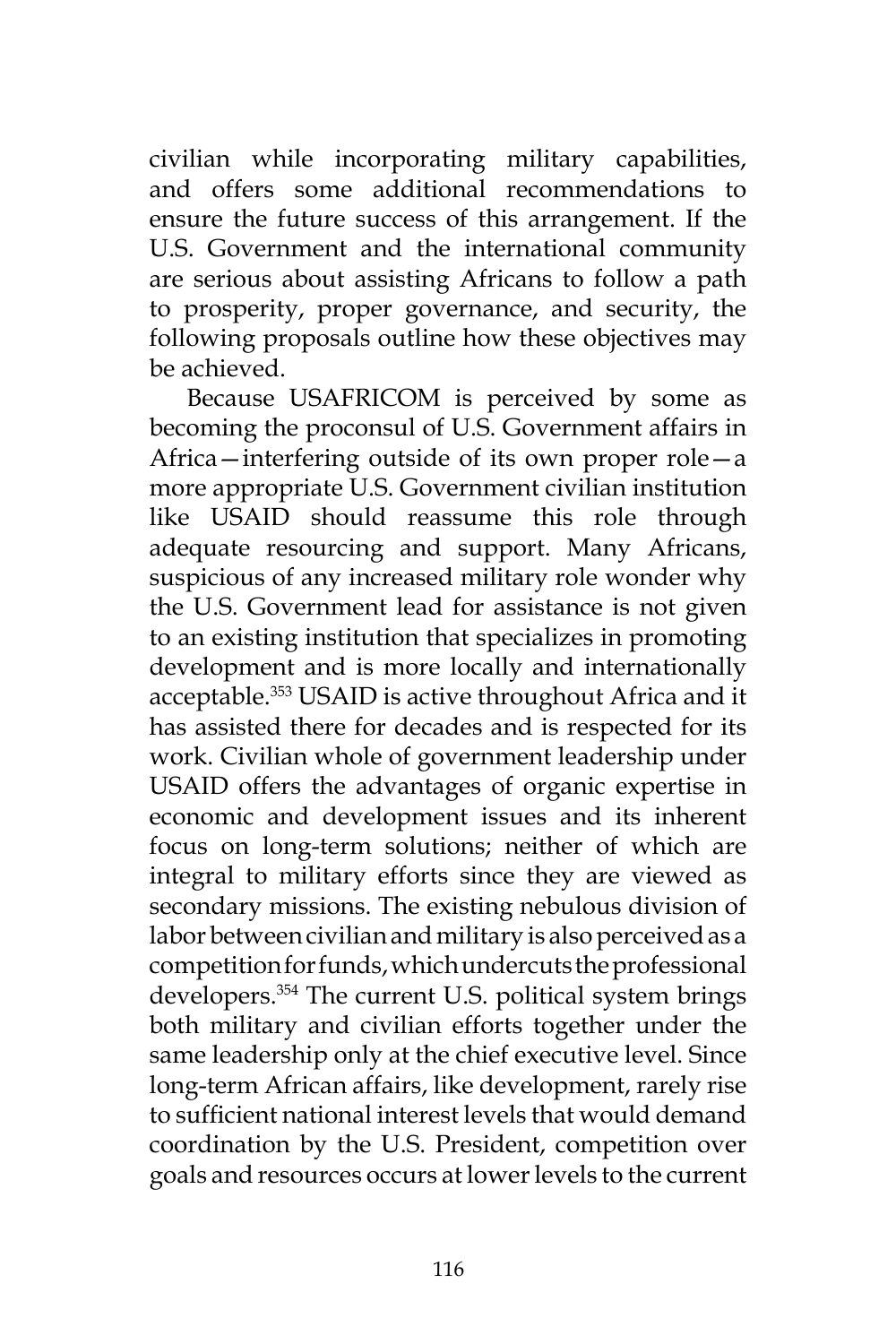civilian while incorporating military capabilities, and offers some additional recommendations to ensure the future success of this arrangement. If the U.S. Government and the international community are serious about assisting Africans to follow a path to prosperity, proper governance, and security, the following proposals outline how these objectives may be achieved.

Because USAFRICOM is perceived by some as becoming the proconsul of U.S. Government affairs in Africa—interfering outside of its own proper role—a more appropriate U.S. Government civilian institution like USAID should reassume this role through adequate resourcing and support. Many Africans, suspicious of any increased military role wonder why the U.S. Government lead for assistance is not given to an existing institution that specializes in promoting development and is more locally and internationally acceptable.[353] USAID is active throughout Africa and it has assisted there for decades and is respected for its work. Civilian whole of government leadership under USAID offers the advantages of organic expertise in economic and development issues and its inherent focus on long-term solutions; neither of which are integral to military efforts since they are viewed as secondary missions. The existing nebulous division of labor between civilian and military is also perceived as a competition for funds, which undercuts the professional developers.[354] The current U.S. political system brings both military and civilian efforts together under the same leadership only at the chief executive level. Since long-term African affairs, like development, rarely rise to sufficient national interest levels that would demand coordination by the U.S. President, competition over goals and resources occurs at lower levels to the current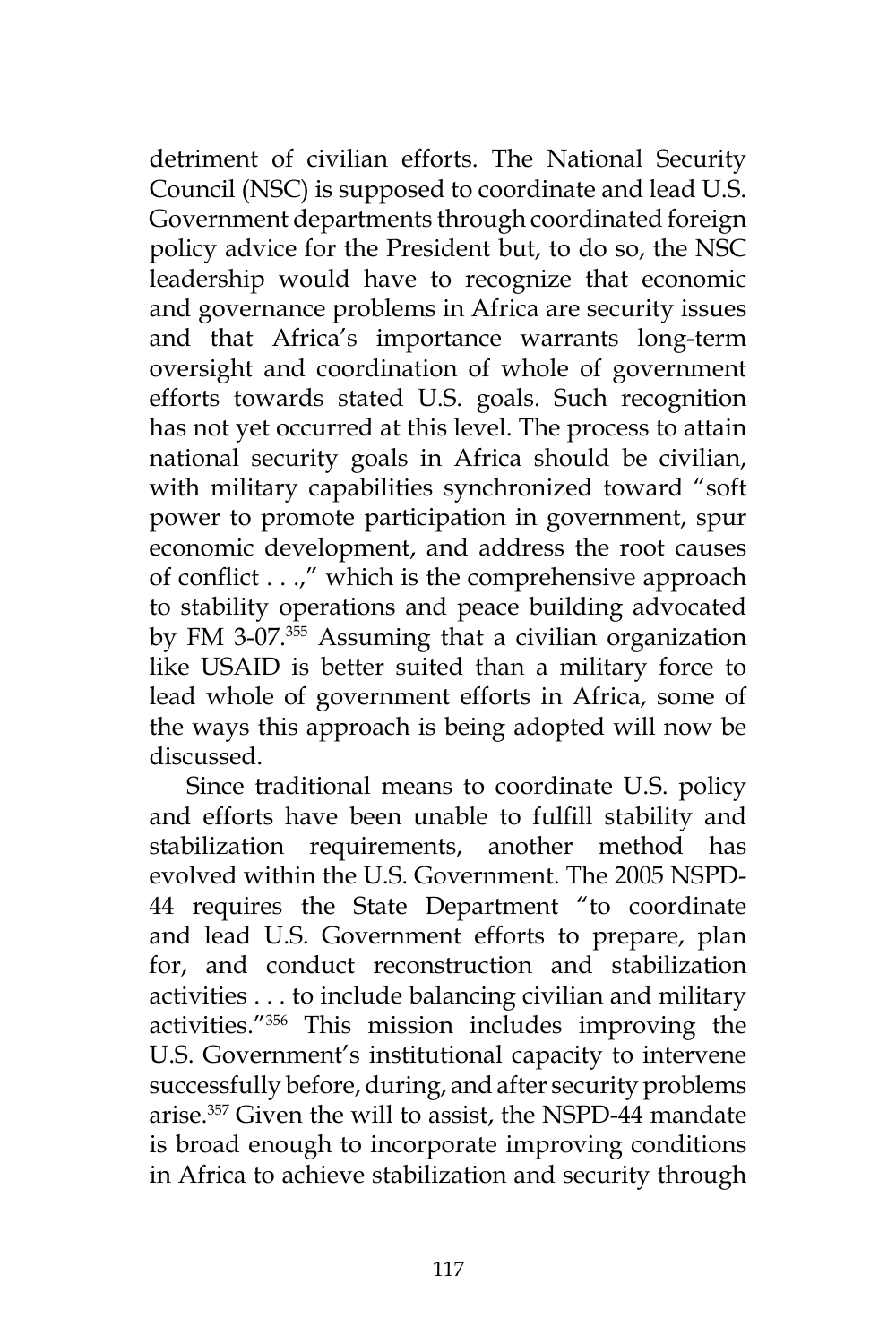detriment of civilian efforts. The National Security Council (NSC) is supposed to coordinate and lead U.S. Government departments through coordinated foreign policy advice for the President but, to do so, the NSC leadership would have to recognize that economic and governance problems in Africa are security issues and that Africa's importance warrants long-term oversight and coordination of whole of government efforts towards stated U.S. goals. Such recognition has not yet occurred at this level. The process to attain national security goals in Africa should be civilian, with military capabilities synchronized toward "soft power to promote participation in government, spur economic development, and address the root causes of conflict . . .," which is the comprehensive approach to stability operations and peace building advocated by FM 3-07.[355] Assuming that a civilian organization like USAID is better suited than a military force to lead whole of government efforts in Africa, some of the ways this approach is being adopted will now be discussed.

Since traditional means to coordinate U.S. policy and efforts have been unable to fulfill stability and stabilization requirements, another method has evolved within the U.S. Government. The 2005 NSPD-44 requires the State Department "to coordinate and lead U.S. Government efforts to prepare, plan for, and conduct reconstruction and stabilization activities . . . to include balancing civilian and military activities."[356] This mission includes improving the U.S. Government's institutional capacity to intervene successfully before, during, and after security problems arise.[357] Given the will to assist, the NSPD-44 mandate is broad enough to incorporate improving conditions in Africa to achieve stabilization and security through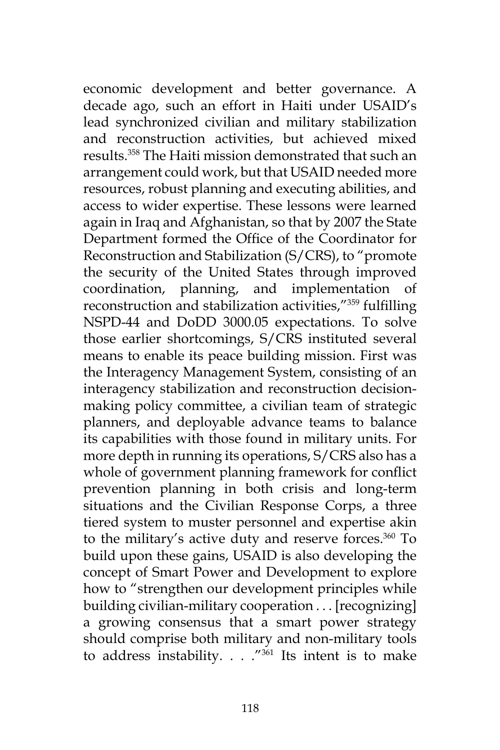economic development and better governance. A decade ago, such an effort in Haiti under USAID's lead synchronized civilian and military stabilization and reconstruction activities, but achieved mixed results.[358] The Haiti mission demonstrated that such an arrangement could work, but that USAID needed more resources, robust planning and executing abilities, and access to wider expertise. These lessons were learned again in Iraq and Afghanistan, so that by 2007 the State Department formed the Office of the Coordinator for Reconstruction and Stabilization (S/CRS), to "promote the security of the United States through improved coordination, planning, and implementation of reconstruction and stabilization activities,"[359] fulfilling NSPD-44 and DoDD 3000.05 expectations. To solve those earlier shortcomings, S/CRS instituted several means to enable its peace building mission. First was the Interagency Management System, consisting of an interagency stabilization and reconstruction decision-making policy committee, a civilian team of strategic planners, and deployable advance teams to balance its capabilities with those found in military units. For more depth in running its operations, S/CRS also has a whole of government planning framework for conflict prevention planning in both crisis and long-term situations and the Civilian Response Corps, a three tiered system to muster personnel and expertise akin to the military's active duty and reserve forces.[360] To build upon these gains, USAID is also developing the concept of Smart Power and Development to explore how to "strengthen our development principles while building civilian-military cooperation . . . [recognizing] a growing consensus that a smart power strategy should comprise both military and non-military tools to address instability. . . ."[361] Its intent is to make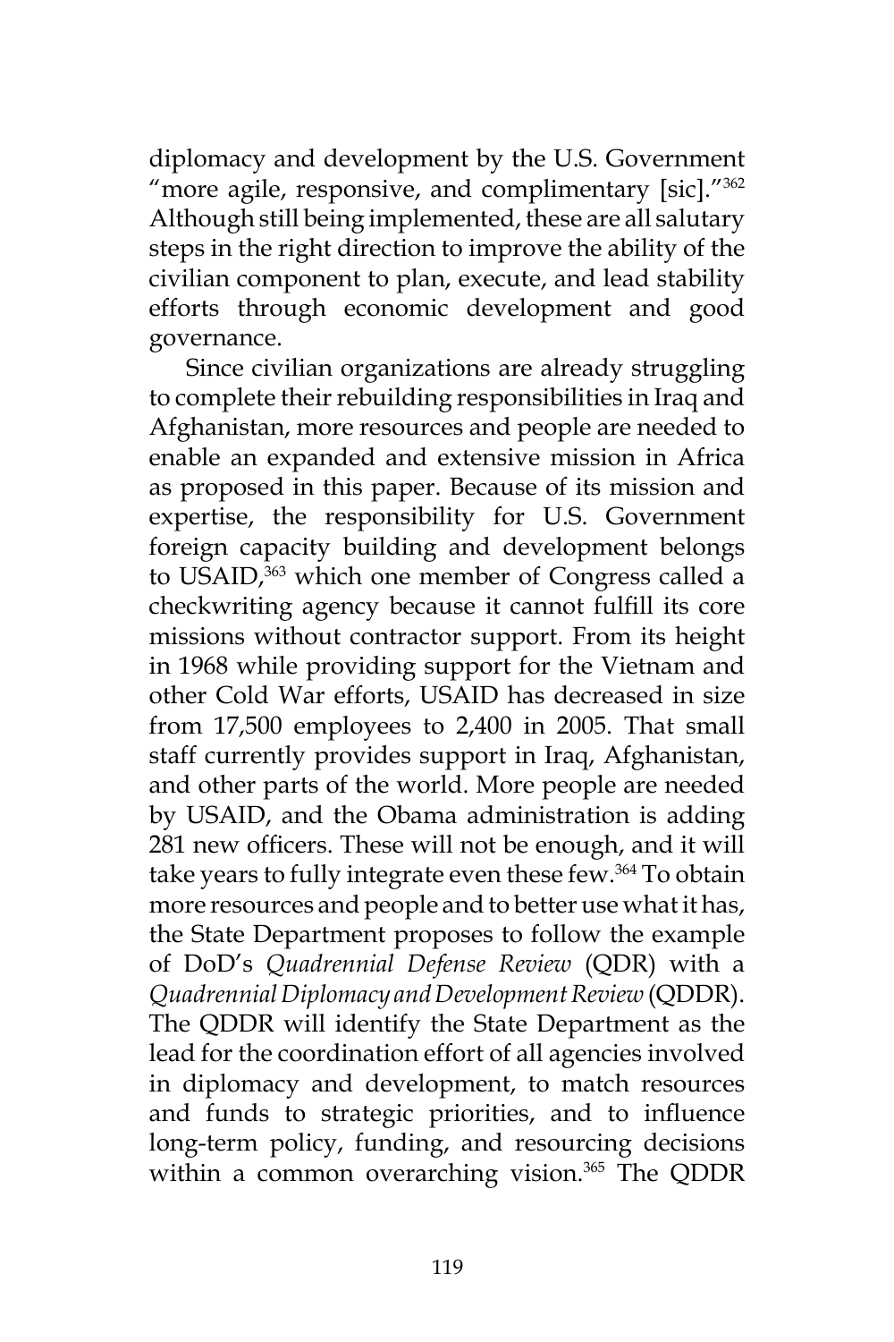diplomacy and development by the U.S. Government "more agile, responsive, and complimentary [sic]."[362] Although still being implemented, these are all salutary steps in the right direction to improve the ability of the civilian component to plan, execute, and lead stability efforts through economic development and good governance.

Since civilian organizations are already struggling to complete their rebuilding responsibilities in Iraq and Afghanistan, more resources and people are needed to enable an expanded and extensive mission in Africa as proposed in this paper. Because of its mission and expertise, the responsibility for U.S. Government foreign capacity building and development belongs to USAID,[363] which one member of Congress called a checkwriting agency because it cannot fulfill its core missions without contractor support. From its height in 1968 while providing support for the Vietnam and other Cold War efforts, USAID has decreased in size from 17,500 employees to 2,400 in 2005. That small staff currently provides support in Iraq, Afghanistan, and other parts of the world. More people are needed by USAID, and the Obama administration is adding 281 new officers. These will not be enough, and it will take years to fully integrate even these few.[364] To obtain more resources and people and to better use what it has, the State Department proposes to follow the example of DoD's *Quadrennial Defense Review* (QDR) with a *Quadrennial Diplomacy and Development Review* (QDDR). The QDDR will identify the State Department as the lead for the coordination effort of all agencies involved in diplomacy and development, to match resources and funds to strategic priorities, and to influence long-term policy, funding, and resourcing decisions within a common overarching vision.[365] The QDDR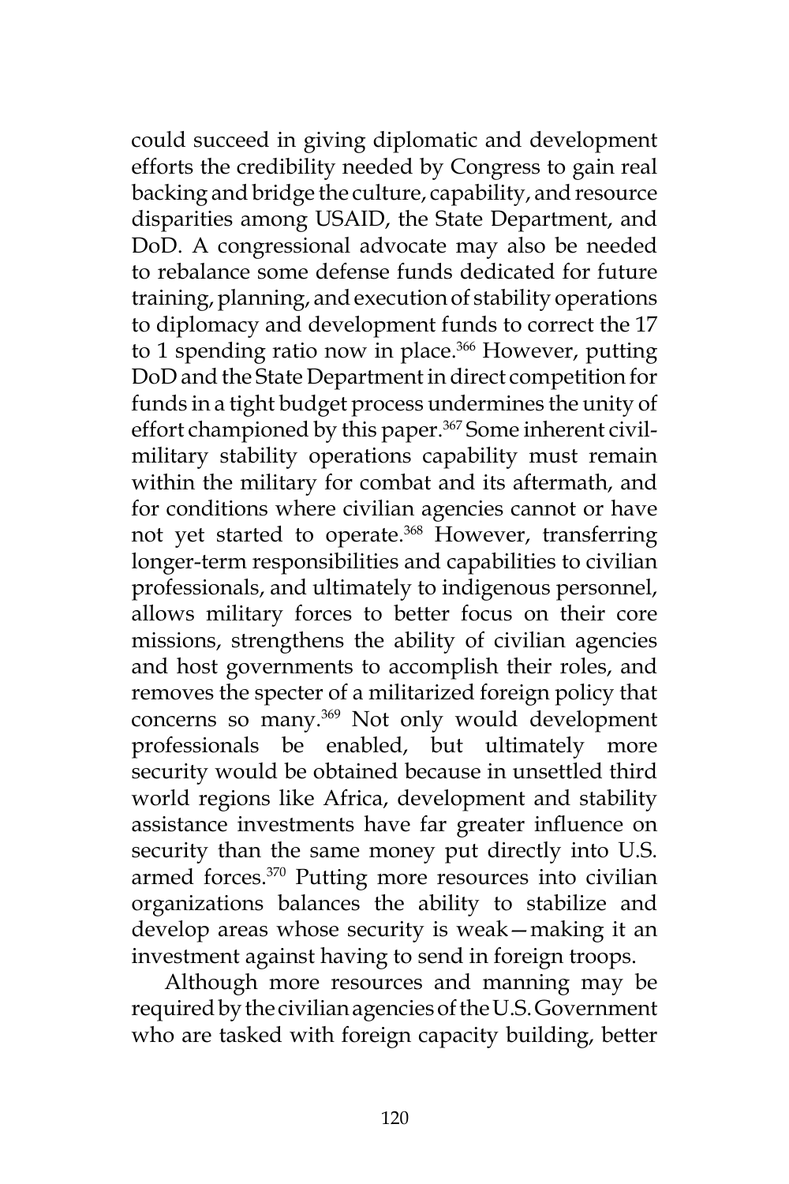could succeed in giving diplomatic and development efforts the credibility needed by Congress to gain real backing and bridge the culture, capability, and resource disparities among USAID, the State Department, and DoD. A congressional advocate may also be needed to rebalance some defense funds dedicated for future training, planning, and execution of stability operations to diplomacy and development funds to correct the 17 to 1 spending ratio now in place.[366] However, putting DoD and the State Department in direct competition for funds in a tight budget process undermines the unity of effort championed by this paper.[367] Some inherent civil-military stability operations capability must remain within the military for combat and its aftermath, and for conditions where civilian agencies cannot or have not yet started to operate.[368] However, transferring longer-term responsibilities and capabilities to civilian professionals, and ultimately to indigenous personnel, allows military forces to better focus on their core missions, strengthens the ability of civilian agencies and host governments to accomplish their roles, and removes the specter of a militarized foreign policy that concerns so many.[369] Not only would development professionals be enabled, but ultimately more security would be obtained because in unsettled third world regions like Africa, development and stability assistance investments have far greater influence on security than the same money put directly into U.S. armed forces.[370] Putting more resources into civilian organizations balances the ability to stabilize and develop areas whose security is weak—making it an investment against having to send in foreign troops.

Although more resources and manning may be required by the civilian agencies of the U.S. Government who are tasked with foreign capacity building, better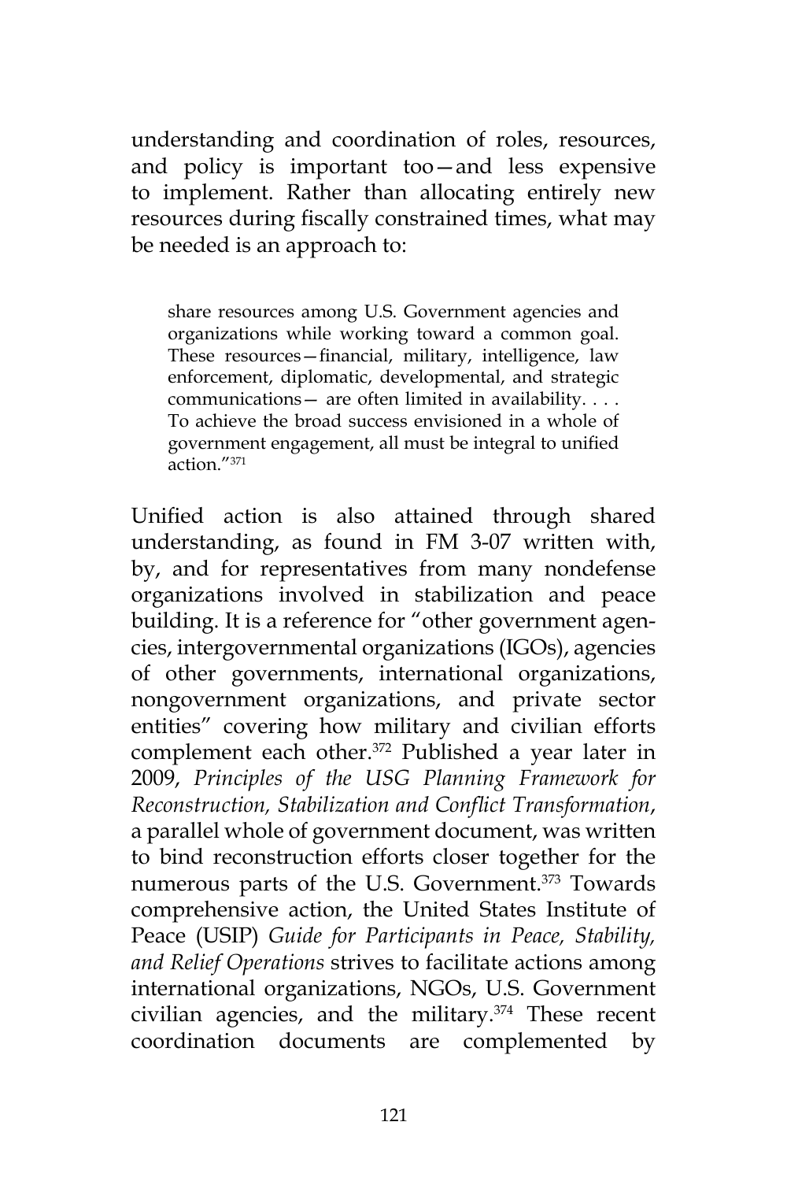understanding and coordination of roles, resources, and policy is important too—and less expensive to implement. Rather than allocating entirely new resources during fiscally constrained times, what may be needed is an approach to:

> share resources among U.S. Government agencies and organizations while working toward a common goal. These resources—financial, military, intelligence, law enforcement, diplomatic, developmental, and strategic communications— are often limited in availability. . . . To achieve the broad success envisioned in a whole of government engagement, all must be integral to unified action."[371]

Unified action is also attained through shared understanding, as found in FM 3-07 written with, by, and for representatives from many nondefense organizations involved in stabilization and peace building. It is a reference for "other government agencies, intergovernmental organizations (IGOs), agencies of other governments, international organizations, nongovernment organizations, and private sector entities" covering how military and civilian efforts complement each other.[372] Published a year later in 2009, *Principles of the USG Planning Framework for Reconstruction, Stabilization and Conflict Transformation*, a parallel whole of government document, was written to bind reconstruction efforts closer together for the numerous parts of the U.S. Government.[373] Towards comprehensive action, the United States Institute of Peace (USIP) *Guide for Participants in Peace, Stability, and Relief Operations* strives to facilitate actions among international organizations, NGOs, U.S. Government civilian agencies, and the military.[374] These recent coordination documents are complemented by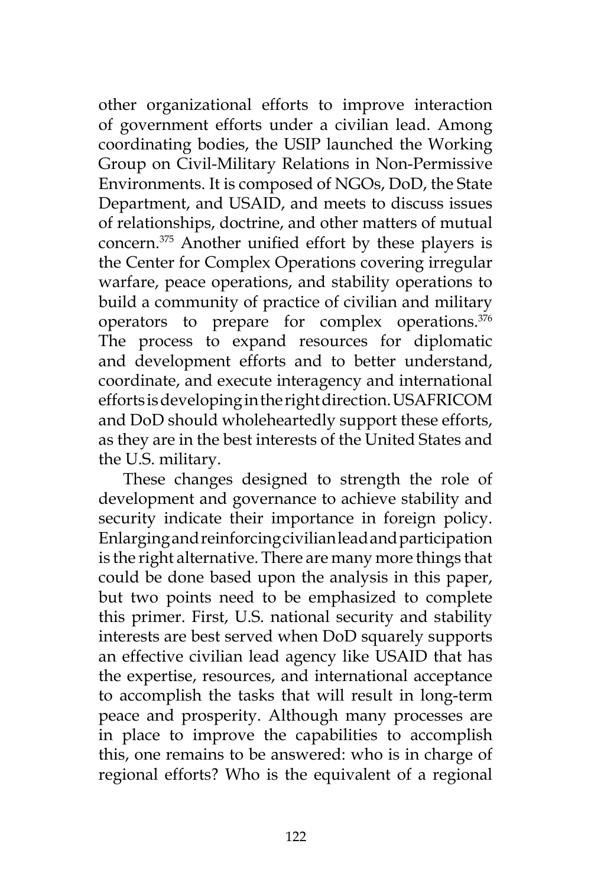other organizational efforts to improve interaction of government efforts under a civilian lead. Among coordinating bodies, the USIP launched the Working Group on Civil-Military Relations in Non-Permissive Environments. It is composed of NGOs, DoD, the State Department, and USAID, and meets to discuss issues of relationships, doctrine, and other matters of mutual concern.[375] Another unified effort by these players is the Center for Complex Operations covering irregular warfare, peace operations, and stability operations to build a community of practice of civilian and military operators to prepare for complex operations.[376] The process to expand resources for diplomatic and development efforts and to better understand, coordinate, and execute interagency and international efforts is developing in the right direction. USAFRICOM and DoD should wholeheartedly support these efforts, as they are in the best interests of the United States and the U.S. military.

These changes designed to strength the role of development and governance to achieve stability and security indicate their importance in foreign policy. Enlarging and reinforcing civilian lead and participation is the right alternative. There are many more things that could be done based upon the analysis in this paper, but two points need to be emphasized to complete this primer. First, U.S. national security and stability interests are best served when DoD squarely supports an effective civilian lead agency like USAID that has the expertise, resources, and international acceptance to accomplish the tasks that will result in long-term peace and prosperity. Although many processes are in place to improve the capabilities to accomplish this, one remains to be answered: who is in charge of regional efforts? Who is the equivalent of a regional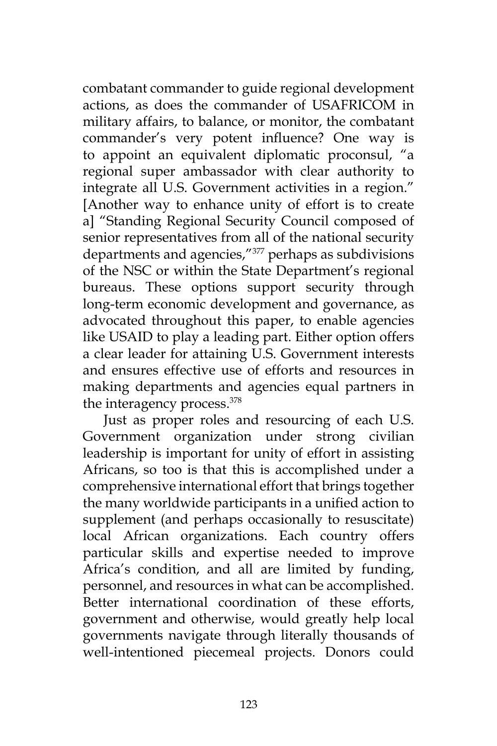combatant commander to guide regional development actions, as does the commander of USAFRICOM in military affairs, to balance, or monitor, the combatant commander's very potent influence? One way is to appoint an equivalent diplomatic proconsul, "a regional super ambassador with clear authority to integrate all U.S. Government activities in a region." [Another way to enhance unity of effort is to create a] "Standing Regional Security Council composed of senior representatives from all of the national security departments and agencies,"[377] perhaps as subdivisions of the NSC or within the State Department's regional bureaus. These options support security through long-term economic development and governance, as advocated throughout this paper, to enable agencies like USAID to play a leading part. Either option offers a clear leader for attaining U.S. Government interests and ensures effective use of efforts and resources in making departments and agencies equal partners in the interagency process.[378]

Just as proper roles and resourcing of each U.S. Government organization under strong civilian leadership is important for unity of effort in assisting Africans, so too is that this is accomplished under a comprehensive international effort that brings together the many worldwide participants in a unified action to supplement (and perhaps occasionally to resuscitate) local African organizations. Each country offers particular skills and expertise needed to improve Africa's condition, and all are limited by funding, personnel, and resources in what can be accomplished. Better international coordination of these efforts, government and otherwise, would greatly help local governments navigate through literally thousands of well-intentioned piecemeal projects. Donors could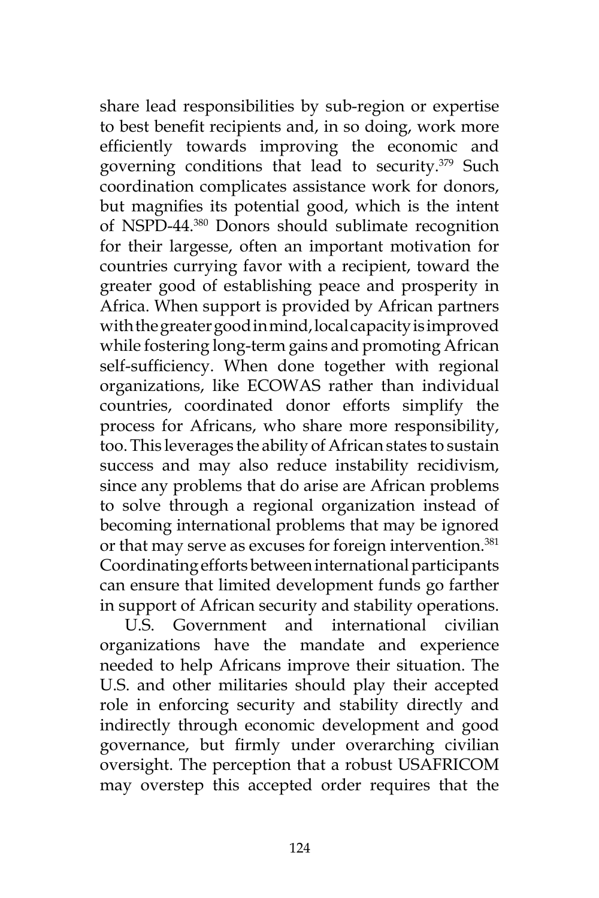share lead responsibilities by sub-region or expertise to best benefit recipients and, in so doing, work more efficiently towards improving the economic and governing conditions that lead to security.[379] Such coordination complicates assistance work for donors, but magnifies its potential good, which is the intent of NSPD-44.[380] Donors should sublimate recognition for their largesse, often an important motivation for countries currying favor with a recipient, toward the greater good of establishing peace and prosperity in Africa. When support is provided by African partners with the greater good in mind, local capacity is improved while fostering long-term gains and promoting African self-sufficiency. When done together with regional organizations, like ECOWAS rather than individual countries, coordinated donor efforts simplify the process for Africans, who share more responsibility, too. This leverages the ability of African states to sustain success and may also reduce instability recidivism, since any problems that do arise are African problems to solve through a regional organization instead of becoming international problems that may be ignored or that may serve as excuses for foreign intervention.[381] Coordinating efforts between international participants can ensure that limited development funds go farther in support of African security and stability operations.

U.S. Government and international civilian organizations have the mandate and experience needed to help Africans improve their situation. The U.S. and other militaries should play their accepted role in enforcing security and stability directly and indirectly through economic development and good governance, but firmly under overarching civilian oversight. The perception that a robust USAFRICOM may overstep this accepted order requires that the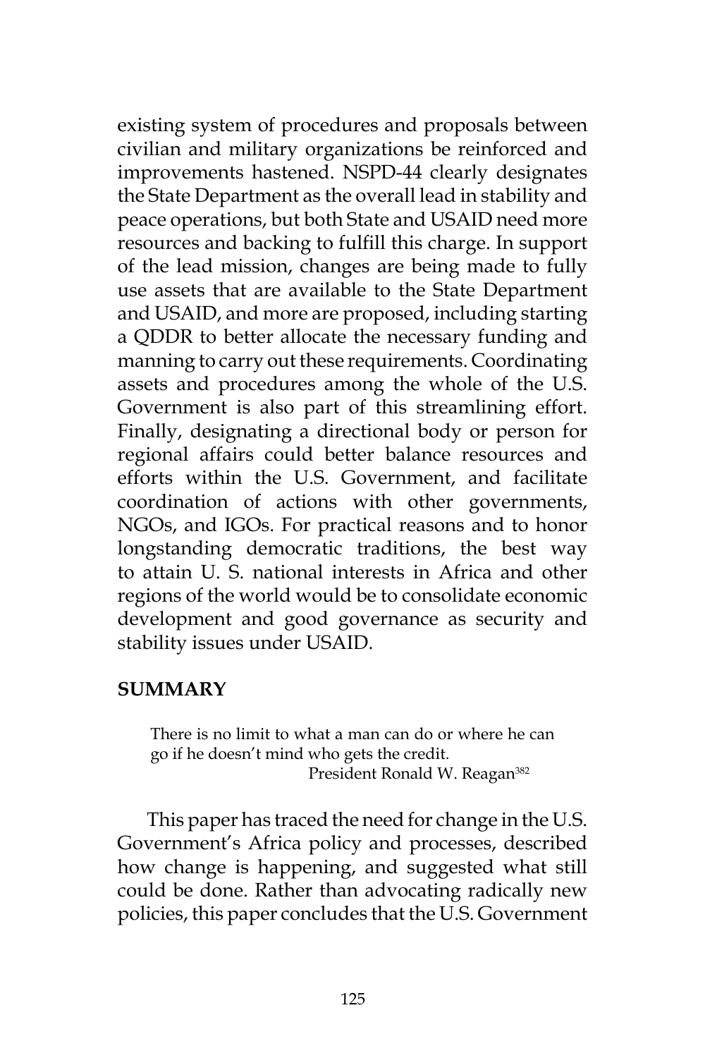existing system of procedures and proposals between civilian and military organizations be reinforced and improvements hastened. NSPD-44 clearly designates the State Department as the overall lead in stability and peace operations, but both State and USAID need more resources and backing to fulfill this charge. In support of the lead mission, changes are being made to fully use assets that are available to the State Department and USAID, and more are proposed, including starting a QDDR to better allocate the necessary funding and manning to carry out these requirements. Coordinating assets and procedures among the whole of the U.S. Government is also part of this streamlining effort. Finally, designating a directional body or person for regional affairs could better balance resources and efforts within the U.S. Government, and facilitate coordination of actions with other governments, NGOs, and IGOs. For practical reasons and to honor longstanding democratic traditions, the best way to attain U. S. national interests in Africa and other regions of the world would be to consolidate economic development and good governance as security and stability issues under USAID.

## SUMMARY

> There is no limit to what a man can do or where he can go if he doesn't mind who gets the credit.
>
> President Ronald W. Reagan[382]

This paper has traced the need for change in the U.S. Government's Africa policy and processes, described how change is happening, and suggested what still could be done. Rather than advocating radically new policies, this paper concludes that the U.S. Government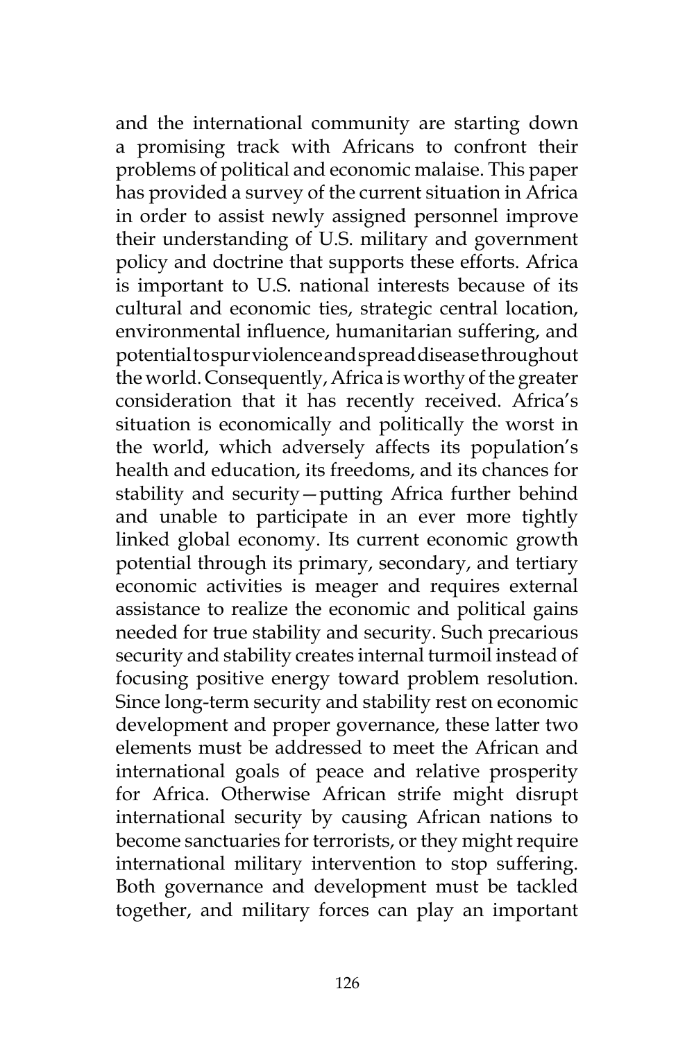and the international community are starting down a promising track with Africans to confront their problems of political and economic malaise. This paper has provided a survey of the current situation in Africa in order to assist newly assigned personnel improve their understanding of U.S. military and government policy and doctrine that supports these efforts. Africa is important to U.S. national interests because of its cultural and economic ties, strategic central location, environmental influence, humanitarian suffering, and potential to spur violence and spread disease throughout the world. Consequently, Africa is worthy of the greater consideration that it has recently received. Africa's situation is economically and politically the worst in the world, which adversely affects its population's health and education, its freedoms, and its chances for stability and security—putting Africa further behind and unable to participate in an ever more tightly linked global economy. Its current economic growth potential through its primary, secondary, and tertiary economic activities is meager and requires external assistance to realize the economic and political gains needed for true stability and security. Such precarious security and stability creates internal turmoil instead of focusing positive energy toward problem resolution. Since long-term security and stability rest on economic development and proper governance, these latter two elements must be addressed to meet the African and international goals of peace and relative prosperity for Africa. Otherwise African strife might disrupt international security by causing African nations to become sanctuaries for terrorists, or they might require international military intervention to stop suffering. Both governance and development must be tackled together, and military forces can play an important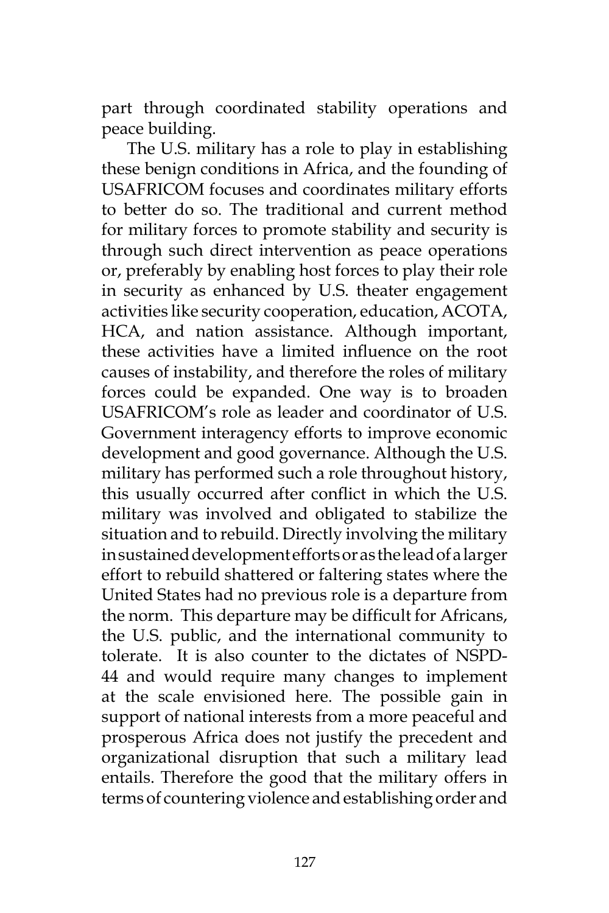part through coordinated stability operations and peace building.

The U.S. military has a role to play in establishing these benign conditions in Africa, and the founding of USAFRICOM focuses and coordinates military efforts to better do so. The traditional and current method for military forces to promote stability and security is through such direct intervention as peace operations or, preferably by enabling host forces to play their role in security as enhanced by U.S. theater engagement activities like security cooperation, education, ACOTA, HCA, and nation assistance. Although important, these activities have a limited influence on the root causes of instability, and therefore the roles of military forces could be expanded. One way is to broaden USAFRICOM's role as leader and coordinator of U.S. Government interagency efforts to improve economic development and good governance. Although the U.S. military has performed such a role throughout history, this usually occurred after conflict in which the U.S. military was involved and obligated to stabilize the situation and to rebuild. Directly involving the military in sustained development efforts or as the lead of a larger effort to rebuild shattered or faltering states where the United States had no previous role is a departure from the norm. This departure may be difficult for Africans, the U.S. public, and the international community to tolerate. It is also counter to the dictates of NSPD-44 and would require many changes to implement at the scale envisioned here. The possible gain in support of national interests from a more peaceful and prosperous Africa does not justify the precedent and organizational disruption that such a military lead entails. Therefore the good that the military offers in terms of countering violence and establishing order and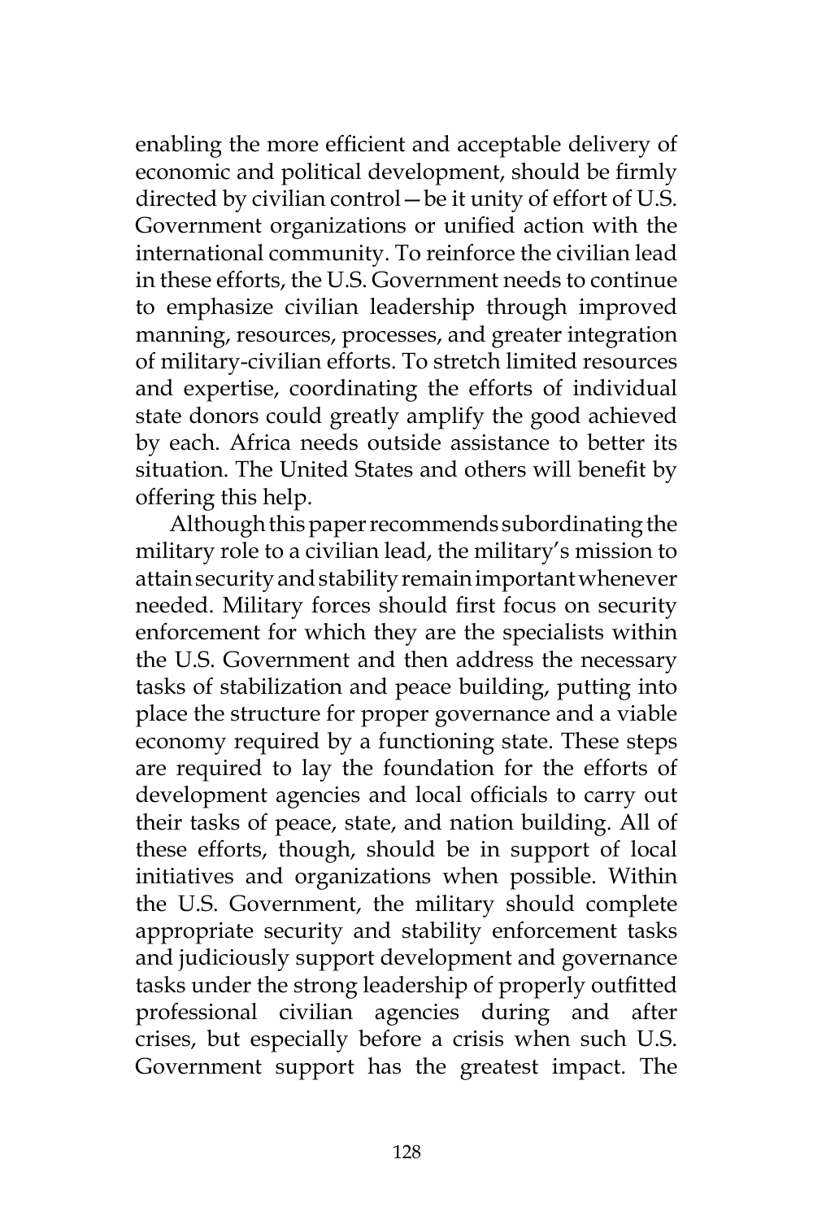enabling the more efficient and acceptable delivery of economic and political development, should be firmly directed by civilian control—be it unity of effort of U.S. Government organizations or unified action with the international community. To reinforce the civilian lead in these efforts, the U.S. Government needs to continue to emphasize civilian leadership through improved manning, resources, processes, and greater integration of military-civilian efforts. To stretch limited resources and expertise, coordinating the efforts of individual state donors could greatly amplify the good achieved by each. Africa needs outside assistance to better its situation. The United States and others will benefit by offering this help.

Although this paper recommends subordinating the military role to a civilian lead, the military's mission to attain security and stability remain important whenever needed. Military forces should first focus on security enforcement for which they are the specialists within the U.S. Government and then address the necessary tasks of stabilization and peace building, putting into place the structure for proper governance and a viable economy required by a functioning state. These steps are required to lay the foundation for the efforts of development agencies and local officials to carry out their tasks of peace, state, and nation building. All of these efforts, though, should be in support of local initiatives and organizations when possible. Within the U.S. Government, the military should complete appropriate security and stability enforcement tasks and judiciously support development and governance tasks under the strong leadership of properly outfitted professional civilian agencies during and after crises, but especially before a crisis when such U.S. Government support has the greatest impact. The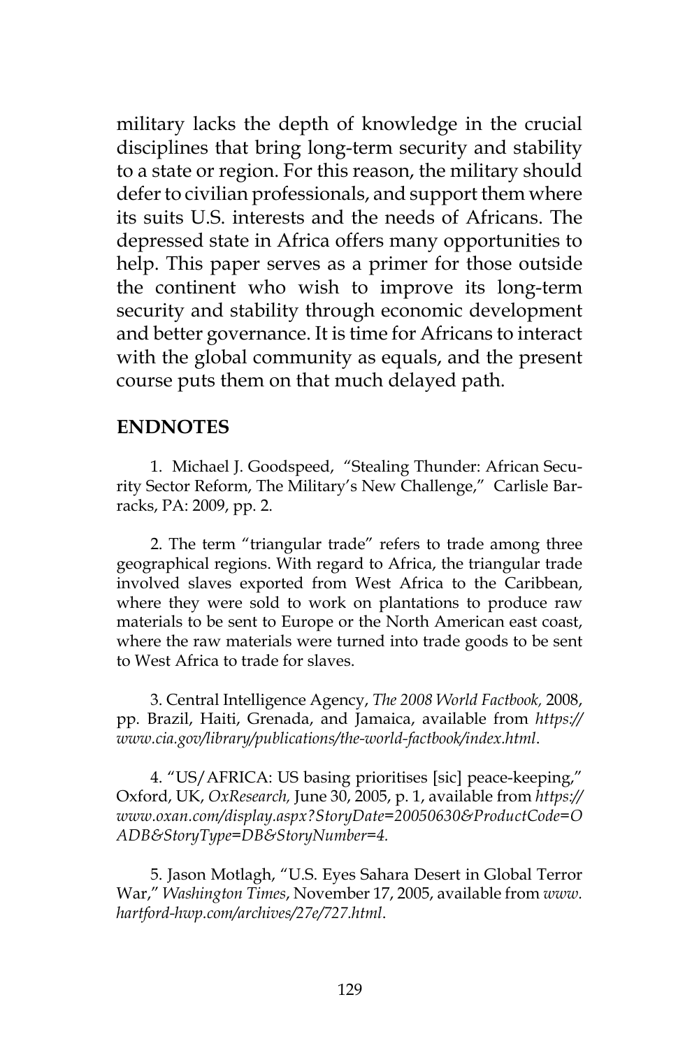military lacks the depth of knowledge in the crucial disciplines that bring long-term security and stability to a state or region. For this reason, the military should defer to civilian professionals, and support them where its suits U.S. interests and the needs of Africans. The depressed state in Africa offers many opportunities to help. This paper serves as a primer for those outside the continent who wish to improve its long-term security and stability through economic development and better governance. It is time for Africans to interact with the global community as equals, and the present course puts them on that much delayed path.

## ENDNOTES

1. Michael J. Goodspeed, "Stealing Thunder: African Security Sector Reform, The Military's New Challenge," Carlisle Barracks, PA: 2009, pp. 2.

2. The term "triangular trade" refers to trade among three geographical regions. With regard to Africa, the triangular trade involved slaves exported from West Africa to the Caribbean, where they were sold to work on plantations to produce raw materials to be sent to Europe or the North American east coast, where the raw materials were turned into trade goods to be sent to West Africa to trade for slaves.

3. Central Intelligence Agency, *The 2008 World Factbook,* 2008, pp. Brazil, Haiti, Grenada, and Jamaica, available from *https://www.cia.gov/library/publications/the-world-factbook/index.html*.

4. "US/AFRICA: US basing prioritises [sic] peace-keeping," Oxford, UK, *OxResearch,* June 30, 2005, p. 1, available from *https://www.oxan.com/display.aspx?StoryDate=20050630&ProductCode=OADB&StoryType=DB&StoryNumber=4.*

5. Jason Motlagh, "U.S. Eyes Sahara Desert in Global Terror War," *Washington Times*, November 17, 2005, available from *www.hartford-hwp.com/archives/27e/727.html*.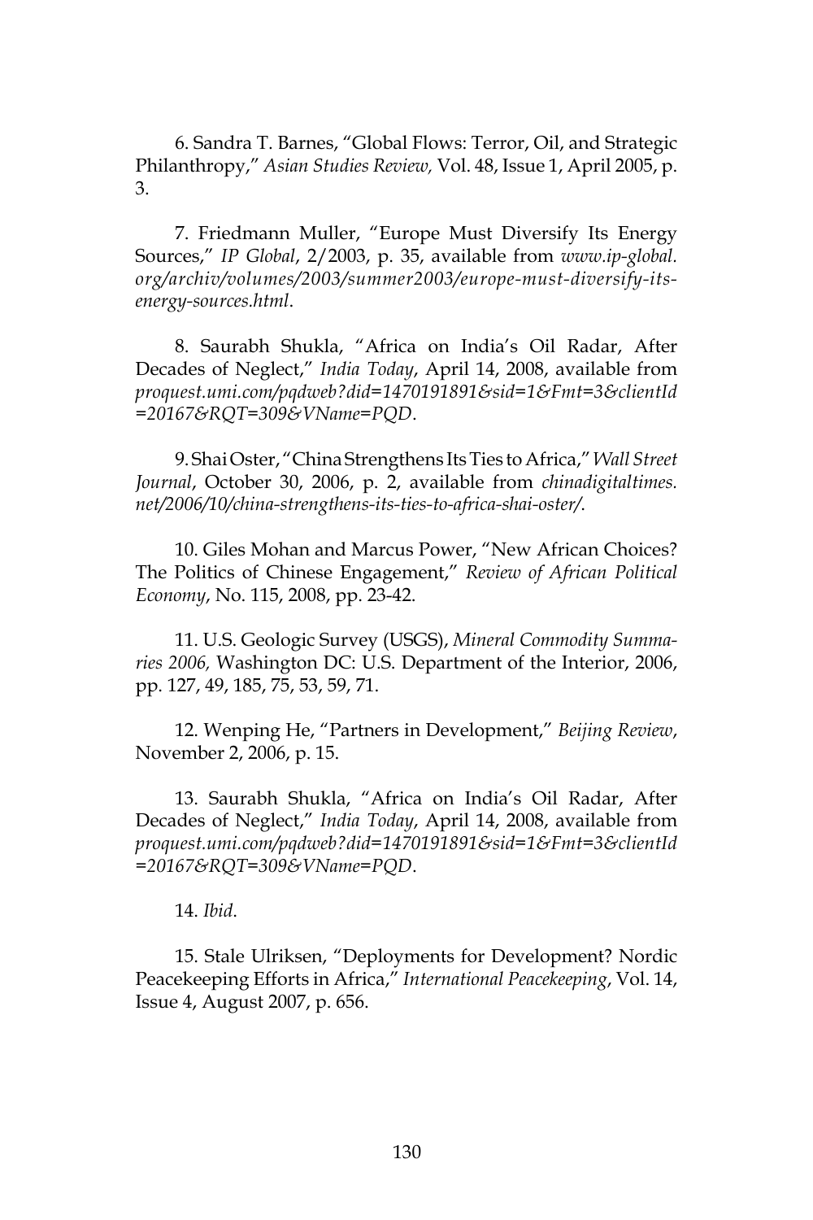6. Sandra T. Barnes, "Global Flows: Terror, Oil, and Strategic Philanthropy," *Asian Studies Review,* Vol. 48, Issue 1, April 2005, p. 3.

7. Friedmann Muller, "Europe Must Diversify Its Energy Sources," *IP Global*, 2/2003, p. 35, available from *www.ip-global.org/archiv/volumes/2003/summer2003/europe-must-diversify-its-energy-sources.html*.

8. Saurabh Shukla, "Africa on India's Oil Radar, After Decades of Neglect," *India Today*, April 14, 2008, available from *proquest.umi.com/pqdweb?did=1470191891&sid=1&Fmt=3&clientId=20167&RQT=309&VName=PQD*.

9. Shai Oster, "China Strengthens Its Ties to Africa," *Wall Street Journal*, October 30, 2006, p. 2, available from *chinadigitaltimes.net/2006/10/china-strengthens-its-ties-to-africa-shai-oster/*.

10. Giles Mohan and Marcus Power, "New African Choices? The Politics of Chinese Engagement," *Review of African Political Economy*, No. 115, 2008, pp. 23-42.

11. U.S. Geologic Survey (USGS), *Mineral Commodity Summaries 2006,* Washington DC: U.S. Department of the Interior, 2006, pp. 127, 49, 185, 75, 53, 59, 71.

12. Wenping He, "Partners in Development," *Beijing Review*, November 2, 2006, p. 15.

13. Saurabh Shukla, "Africa on India's Oil Radar, After Decades of Neglect," *India Today*, April 14, 2008, available from *proquest.umi.com/pqdweb?did=1470191891&sid=1&Fmt=3&clientId=20167&RQT=309&VName=PQD*.

14. *Ibid*.

15. Stale Ulriksen, "Deployments for Development? Nordic Peacekeeping Efforts in Africa," *International Peacekeeping*, Vol. 14, Issue 4, August 2007, p. 656.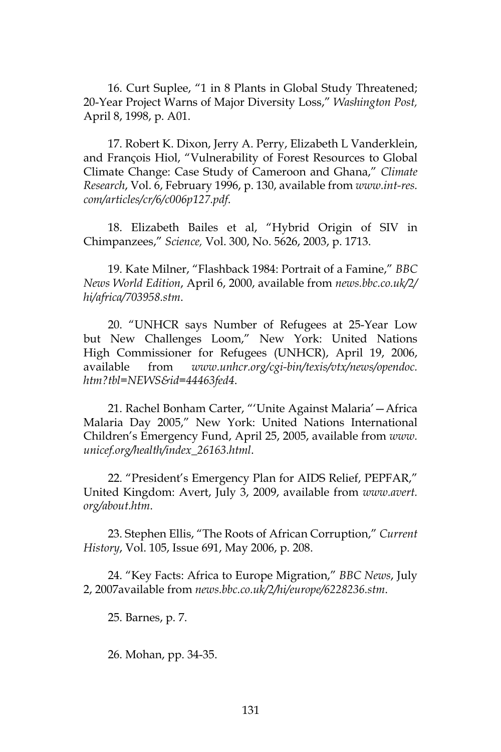16. Curt Suplee, "1 in 8 Plants in Global Study Threatened; 20-Year Project Warns of Major Diversity Loss," *Washington Post,* April 8, 1998, p. A01.

17. Robert K. Dixon, Jerry A. Perry, Elizabeth L Vanderklein, and François Hiol, "Vulnerability of Forest Resources to Global Climate Change: Case Study of Cameroon and Ghana," *Climate Research*, Vol. 6, February 1996, p. 130, available from *www.int-res.com/articles/cr/6/c006p127.pdf*.

18. Elizabeth Bailes et al, "Hybrid Origin of SIV in Chimpanzees," *Science,* Vol. 300, No. 5626, 2003, p. 1713.

19. Kate Milner, "Flashback 1984: Portrait of a Famine," *BBC News World Edition*, April 6, 2000, available from *news.bbc.co.uk/2/hi/africa/703958.stm*.

20. "UNHCR says Number of Refugees at 25-Year Low but New Challenges Loom," New York: United Nations High Commissioner for Refugees (UNHCR), April 19, 2006, available from *www.unhcr.org/cgi-bin/texis/vtx/news/opendoc.htm?tbl=NEWS&id=44463fed4*.

21. Rachel Bonham Carter, "'Unite Against Malaria'—Africa Malaria Day 2005," New York: United Nations International Children's Emergency Fund, April 25, 2005, available from *www.unicef.org/health/index_26163.html*.

22. "President's Emergency Plan for AIDS Relief, PEPFAR," United Kingdom: Avert, July 3, 2009, available from *www.avert.org/about.htm*.

23. Stephen Ellis, "The Roots of African Corruption," *Current History*, Vol. 105, Issue 691, May 2006, p. 208.

24. "Key Facts: Africa to Europe Migration," *BBC News*, July 2, 2007available from *news.bbc.co.uk/2/hi/europe/6228236.stm*.

25. Barnes, p. 7.

26. Mohan, pp. 34-35.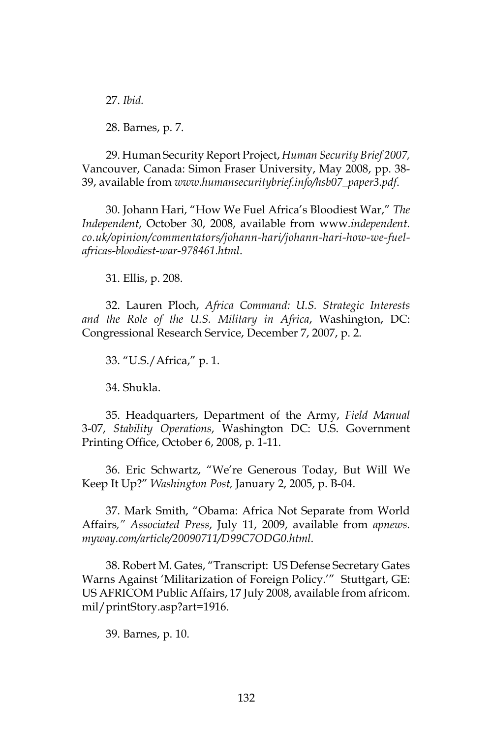27. *Ibid.*

28. Barnes, p. 7.

29. Human Security Report Project, *Human Security Brief 2007,* Vancouver, Canada: Simon Fraser University, May 2008, pp. 38-39, available from *www.humansecuritybrief.info/hsb07_paper3.pdf*.

30. Johann Hari, "How We Fuel Africa's Bloodiest War," *The Independent*, October 30, 2008, available from www.*independent.co.uk/opinion/commentators/johann-hari/johann-hari-how-we-fuel-africas-bloodiest-war-978461.html*.

31. Ellis, p. 208.

32. Lauren Ploch, *Africa Command: U.S. Strategic Interests and the Role of the U.S. Military in Africa*, Washington, DC: Congressional Research Service, December 7, 2007, p. 2.

33. "U.S./Africa," p. 1.

34. Shukla.

35. Headquarters, Department of the Army, *Field Manual* 3-07, *Stability Operations*, Washington DC: U.S. Government Printing Office, October 6, 2008, p. 1-11.

36. Eric Schwartz, "We're Generous Today, But Will We Keep It Up?" *Washington Post,* January 2, 2005, p. B-04.

37. Mark Smith, "Obama: Africa Not Separate from World Affairs," *Associated Press*, July 11, 2009, available from *apnews.myway.com/article/20090711/D99C7ODG0.html*.

38. Robert M. Gates, "Transcript: US Defense Secretary Gates Warns Against 'Militarization of Foreign Policy.'" Stuttgart, GE: US AFRICOM Public Affairs, 17 July 2008, available from africom.mil/printStory.asp?art=1916.

39. Barnes, p. 10.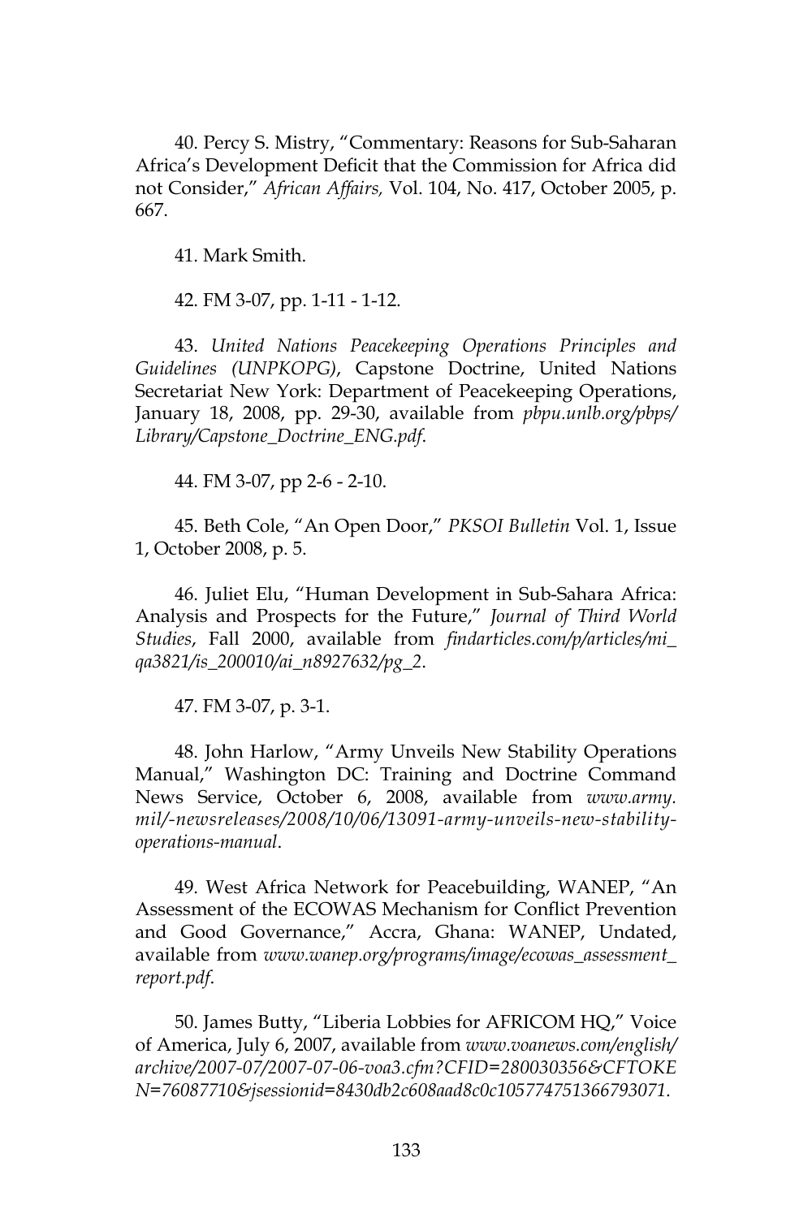40. Percy S. Mistry, “Commentary: Reasons for Sub-Saharan Africa’s Development Deficit that the Commission for Africa did not Consider,” *African Affairs,* Vol. 104, No. 417, October 2005, p. 667.

41. Mark Smith.

42. FM 3-07, pp. 1-11 - 1-12.

43. *United Nations Peacekeeping Operations Principles and Guidelines (UNPKOPG)*, Capstone Doctrine, United Nations Secretariat New York: Department of Peacekeeping Operations, January 18, 2008, pp. 29-30, available from *pbpu.unlb.org/pbps/Library/Capstone_Doctrine_ENG.pdf*.

44. FM 3-07, pp 2-6 - 2-10.

45. Beth Cole, “An Open Door,” *PKSOI Bulletin* Vol. 1, Issue 1, October 2008, p. 5.

46. Juliet Elu, “Human Development in Sub-Sahara Africa: Analysis and Prospects for the Future,” *Journal of Third World Studies*, Fall 2000, available from *findarticles.com/p/articles/mi_qa3821/is_200010/ai_n8927632/pg_2*.

47. FM 3-07, p. 3-1.

48. John Harlow, “Army Unveils New Stability Operations Manual,” Washington DC: Training and Doctrine Command News Service, October 6, 2008, available from *www.army.mil/-newsreleases/2008/10/06/13091-army-unveils-new-stability-operations-manual*.

49. West Africa Network for Peacebuilding, WANEP, “An Assessment of the ECOWAS Mechanism for Conflict Prevention and Good Governance,” Accra, Ghana: WANEP, Undated, available from *www.wanep.org/programs/image/ecowas_assessment_report.pdf*.

50. James Butty, “Liberia Lobbies for AFRICOM HQ,” Voice of America, July 6, 2007, available from *www.voanews.com/english/archive/2007-07/2007-07-06-voa3.cfm?CFID=280030356&CFTOKEN=76087710&jsessionid=8430db2c608aad8c0c105774751366793071*.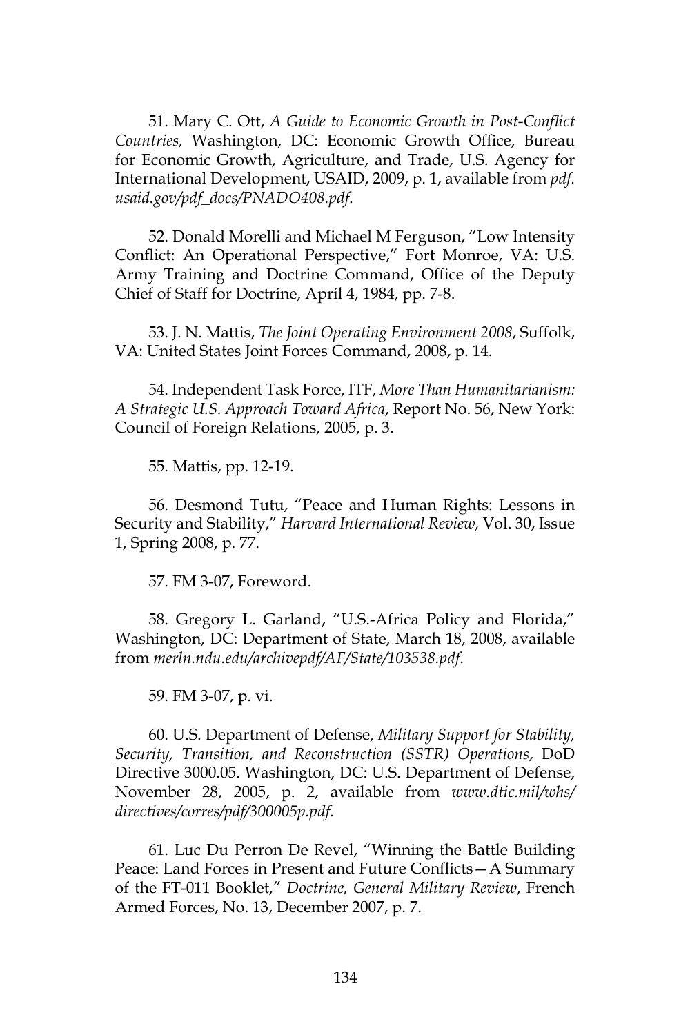51. Mary C. Ott, *A Guide to Economic Growth in Post-Conflict Countries,* Washington, DC: Economic Growth Office, Bureau for Economic Growth, Agriculture, and Trade, U.S. Agency for International Development, USAID, 2009, p. 1, available from *pdf.usaid.gov/pdf_docs/PNADO408.pdf*.

52. Donald Morelli and Michael M Ferguson, "Low Intensity Conflict: An Operational Perspective," Fort Monroe, VA: U.S. Army Training and Doctrine Command, Office of the Deputy Chief of Staff for Doctrine, April 4, 1984, pp. 7-8.

53. J. N. Mattis, *The Joint Operating Environment 2008*, Suffolk, VA: United States Joint Forces Command, 2008, p. 14.

54. Independent Task Force, ITF, *More Than Humanitarianism: A Strategic U.S. Approach Toward Africa*, Report No. 56, New York: Council of Foreign Relations, 2005, p. 3.

55. Mattis, pp. 12-19.

56. Desmond Tutu, "Peace and Human Rights: Lessons in Security and Stability," *Harvard International Review,* Vol. 30, Issue 1, Spring 2008, p. 77.

57. FM 3-07, Foreword.

58. Gregory L. Garland, "U.S.-Africa Policy and Florida," Washington, DC: Department of State, March 18, 2008, available from *merln.ndu.edu/archivepdf/AF/State/103538.pdf*.

59. FM 3-07, p. vi.

60. U.S. Department of Defense, *Military Support for Stability, Security, Transition, and Reconstruction (SSTR) Operations*, DoD Directive 3000.05. Washington, DC: U.S. Department of Defense, November 28, 2005, p. 2, available from *www.dtic.mil/whs/directives/corres/pdf/300005p.pdf*.

61. Luc Du Perron De Revel, "Winning the Battle Building Peace: Land Forces in Present and Future Conflicts—A Summary of the FT-011 Booklet," *Doctrine, General Military Review*, French Armed Forces, No. 13, December 2007, p. 7.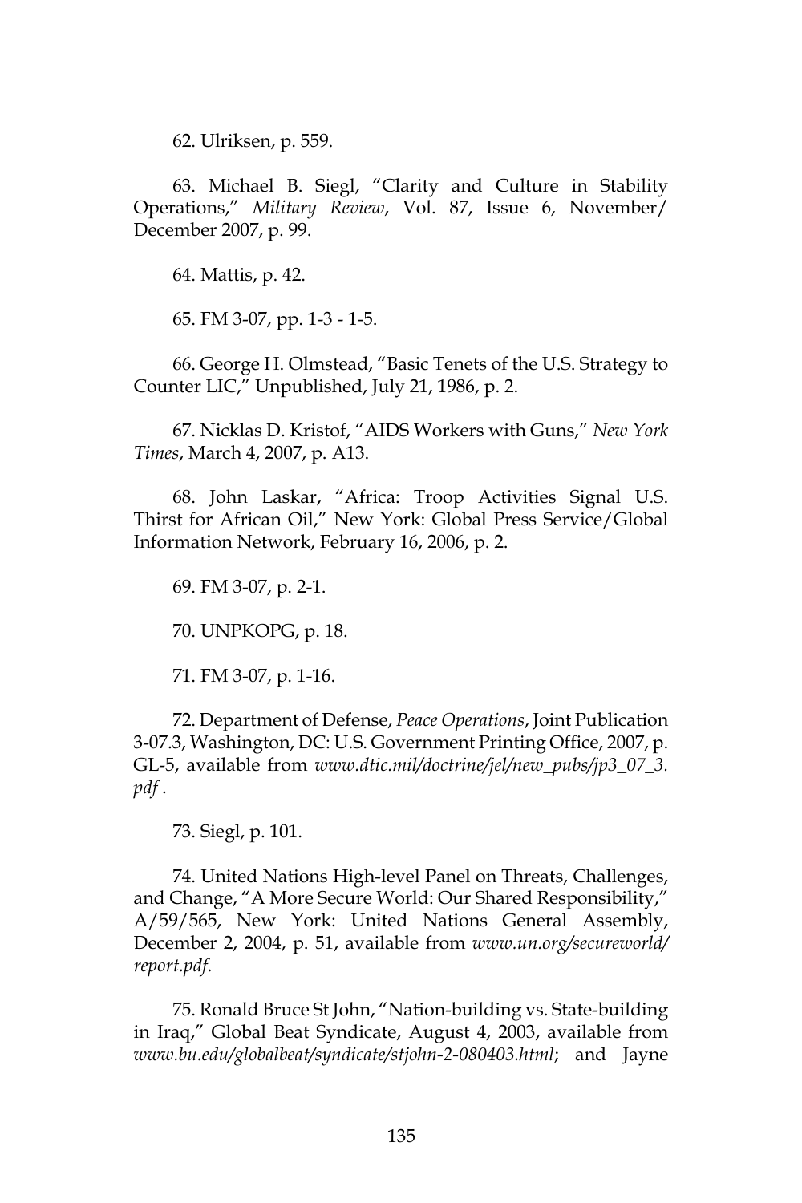62. Ulriksen, p. 559.

63. Michael B. Siegl, "Clarity and Culture in Stability Operations," *Military Review*, Vol. 87, Issue 6, November/December 2007, p. 99.

64. Mattis, p. 42.

65. FM 3-07, pp. 1-3 - 1-5.

66. George H. Olmstead, "Basic Tenets of the U.S. Strategy to Counter LIC," Unpublished, July 21, 1986, p. 2.

67. Nicklas D. Kristof, "AIDS Workers with Guns," *New York Times*, March 4, 2007, p. A13.

68. John Laskar, "Africa: Troop Activities Signal U.S. Thirst for African Oil," New York: Global Press Service/Global Information Network, February 16, 2006, p. 2.

69. FM 3-07, p. 2-1.

70. UNPKOPG, p. 18.

71. FM 3-07, p. 1-16.

72. Department of Defense, *Peace Operations*, Joint Publication 3-07.3, Washington, DC: U.S. Government Printing Office, 2007, p. GL-5, available from *www.dtic.mil/doctrine/jel/new_pubs/jp3_07_3.pdf* .

73. Siegl, p. 101.

74. United Nations High-level Panel on Threats, Challenges, and Change, "A More Secure World: Our Shared Responsibility," A/59/565, New York: United Nations General Assembly, December 2, 2004, p. 51, available from *www.un.org/secureworld/report.pdf*.

75. Ronald Bruce St John, "Nation-building vs. State-building in Iraq," Global Beat Syndicate, August 4, 2003, available from *www.bu.edu/globalbeat/syndicate/stjohn-2-080403.html*; and Jayne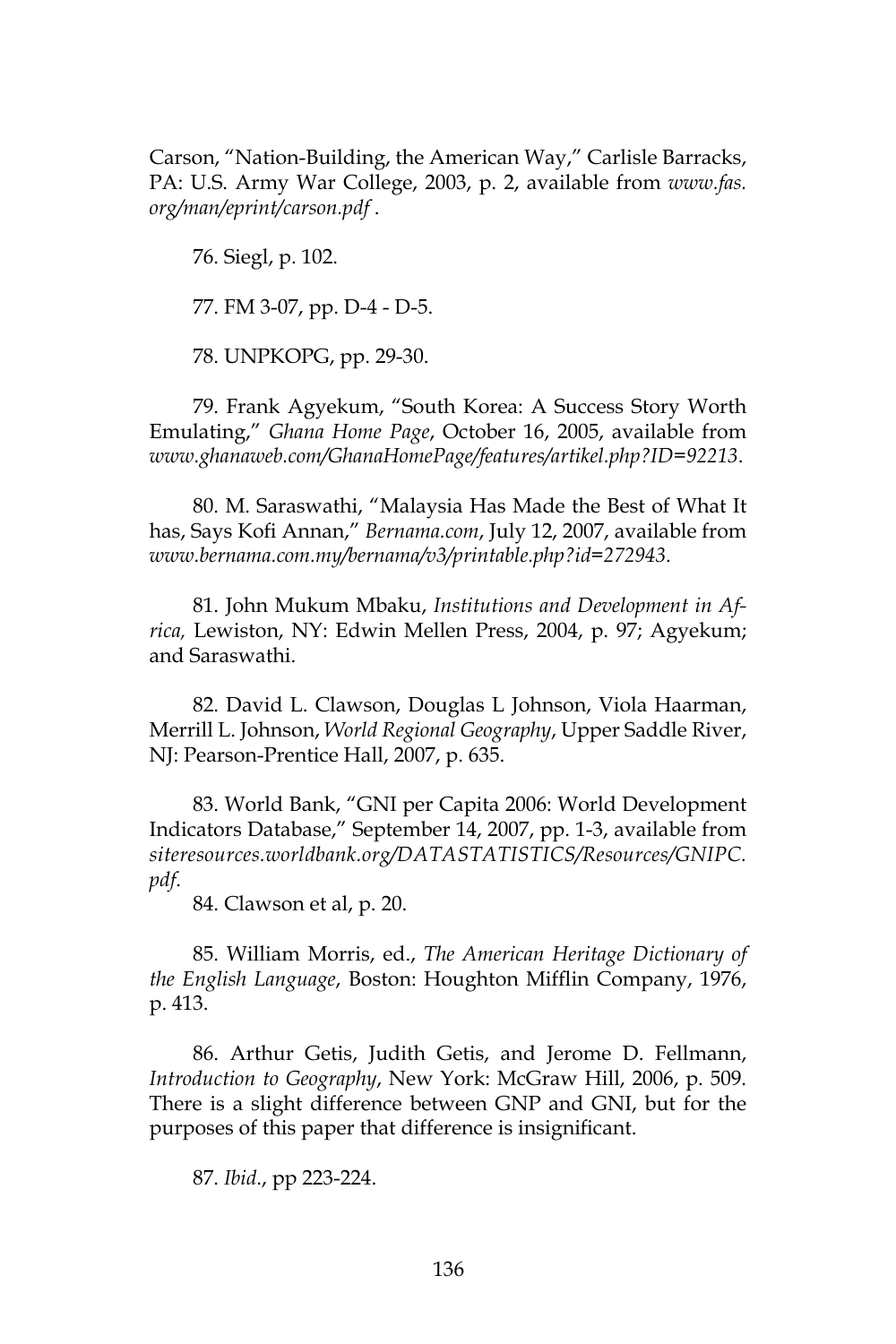Carson, "Nation-Building, the American Way," Carlisle Barracks, PA: U.S. Army War College, 2003, p. 2, available from *www.fas.org/man/eprint/carson.pdf* .

76. Siegl, p. 102.

77. FM 3-07, pp. D-4 - D-5.

78. UNPKOPG, pp. 29-30.

79. Frank Agyekum, "South Korea: A Success Story Worth Emulating," *Ghana Home Page*, October 16, 2005, available from *www.ghanaweb.com/GhanaHomePage/features/artikel.php?ID=92213*.

80. M. Saraswathi, "Malaysia Has Made the Best of What It has, Says Kofi Annan," *Bernama.com*, July 12, 2007, available from *www.bernama.com.my/bernama/v3/printable.php?id=272943*.

81. John Mukum Mbaku, *Institutions and Development in Africa,* Lewiston, NY: Edwin Mellen Press, 2004, p. 97; Agyekum; and Saraswathi.

82. David L. Clawson, Douglas L Johnson, Viola Haarman, Merrill L. Johnson, *World Regional Geography*, Upper Saddle River, NJ: Pearson-Prentice Hall, 2007, p. 635.

83. World Bank, "GNI per Capita 2006: World Development Indicators Database," September 14, 2007, pp. 1-3, available from *siteresources.worldbank.org/DATASTATISTICS/Resources/GNIPC.pdf*.

84. Clawson et al, p. 20.

85. William Morris, ed., *The American Heritage Dictionary of the English Language*, Boston: Houghton Mifflin Company, 1976, p. 413.

86. Arthur Getis, Judith Getis, and Jerome D. Fellmann, *Introduction to Geography*, New York: McGraw Hill, 2006, p. 509. There is a slight difference between GNP and GNI, but for the purposes of this paper that difference is insignificant.

87. *Ibid*., pp 223-224.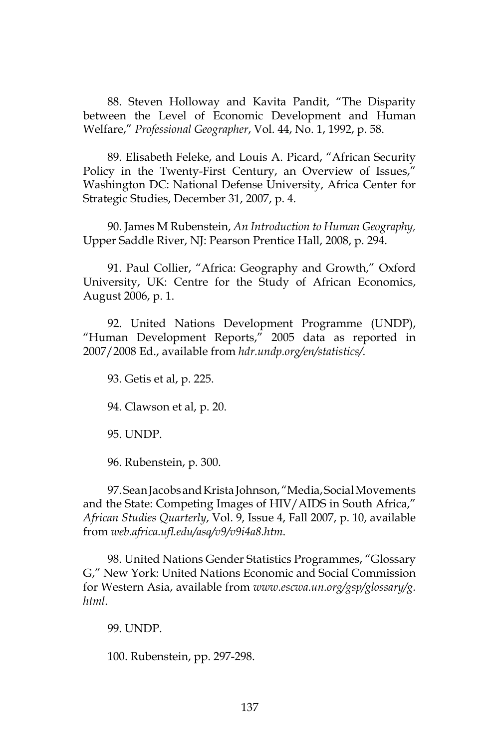88. Steven Holloway and Kavita Pandit, "The Disparity between the Level of Economic Development and Human Welfare," *Professional Geographer*, Vol. 44, No. 1, 1992, p. 58.

89. Elisabeth Feleke, and Louis A. Picard, "African Security Policy in the Twenty-First Century, an Overview of Issues," Washington DC: National Defense University, Africa Center for Strategic Studies, December 31, 2007, p. 4.

90. James M Rubenstein, *An Introduction to Human Geography,* Upper Saddle River, NJ: Pearson Prentice Hall, 2008, p. 294.

91. Paul Collier, "Africa: Geography and Growth," Oxford University, UK: Centre for the Study of African Economics, August 2006, p. 1.

92. United Nations Development Programme (UNDP), "Human Development Reports," 2005 data as reported in 2007/2008 Ed., available from *hdr.undp.org/en/statistics/*.

93. Getis et al, p. 225.

94. Clawson et al, p. 20.

95. UNDP.

96. Rubenstein, p. 300.

97. Sean Jacobs and Krista Johnson, "Media, Social Movements and the State: Competing Images of HIV/AIDS in South Africa," *African Studies Quarterly*, Vol. 9, Issue 4, Fall 2007, p. 10, available from *web.africa.ufl.edu/asq/v9/v9i4a8.htm*.

98. United Nations Gender Statistics Programmes, "Glossary G," New York: United Nations Economic and Social Commission for Western Asia, available from *www.escwa.un.org/gsp/glossary/g.html*.

99. UNDP.

100. Rubenstein, pp. 297-298.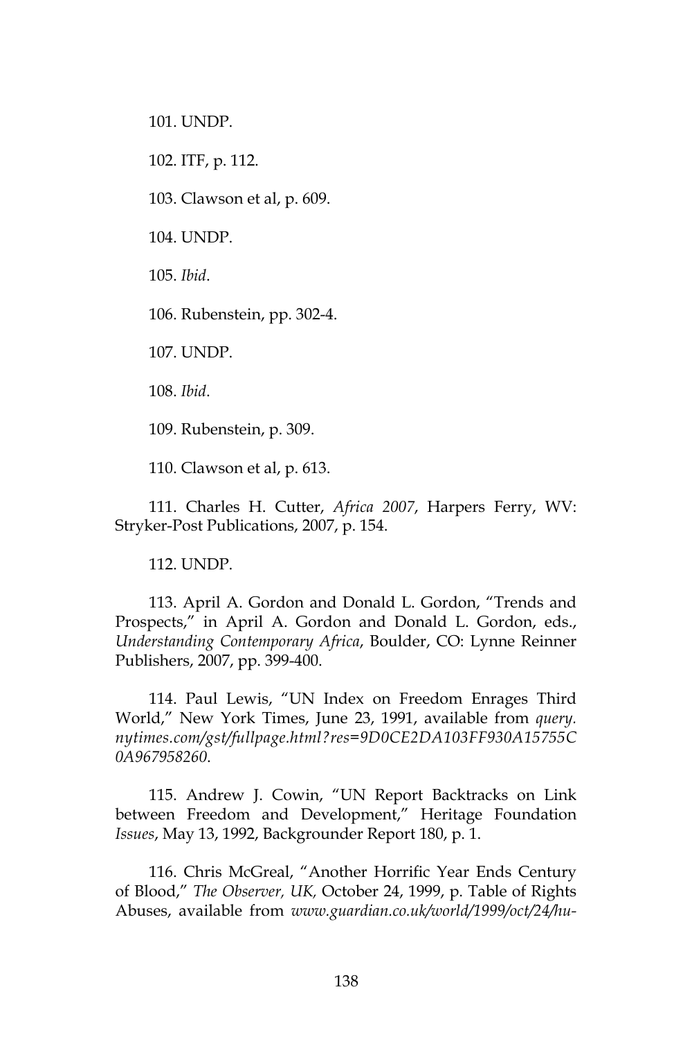101. UNDP.

102. ITF, p. 112.

103. Clawson et al, p. 609.

104. UNDP.

105. *Ibid*.

106. Rubenstein, pp. 302-4.

107. UNDP.

108. *Ibid*.

109. Rubenstein, p. 309.

110. Clawson et al, p. 613.

111. Charles H. Cutter, *Africa 2007*, Harpers Ferry, WV: Stryker-Post Publications, 2007, p. 154.

112. UNDP.

113. April A. Gordon and Donald L. Gordon, "Trends and Prospects," in April A. Gordon and Donald L. Gordon, eds., *Understanding Contemporary Africa*, Boulder, CO: Lynne Reinner Publishers, 2007, pp. 399-400.

114. Paul Lewis, "UN Index on Freedom Enrages Third World," New York Times, June 23, 1991, available from *query.nytimes.com/gst/fullpage.html?res=9D0CE2DA103FF930A15755C0A967958260*.

115. Andrew J. Cowin, "UN Report Backtracks on Link between Freedom and Development," Heritage Foundation *Issues*, May 13, 1992, Backgrounder Report 180, p. 1.

116. Chris McGreal, "Another Horrific Year Ends Century of Blood," *The Observer, UK,* October 24, 1999, p. Table of Rights Abuses, available from *www.guardian.co.uk/world/1999/oct/24/hu-*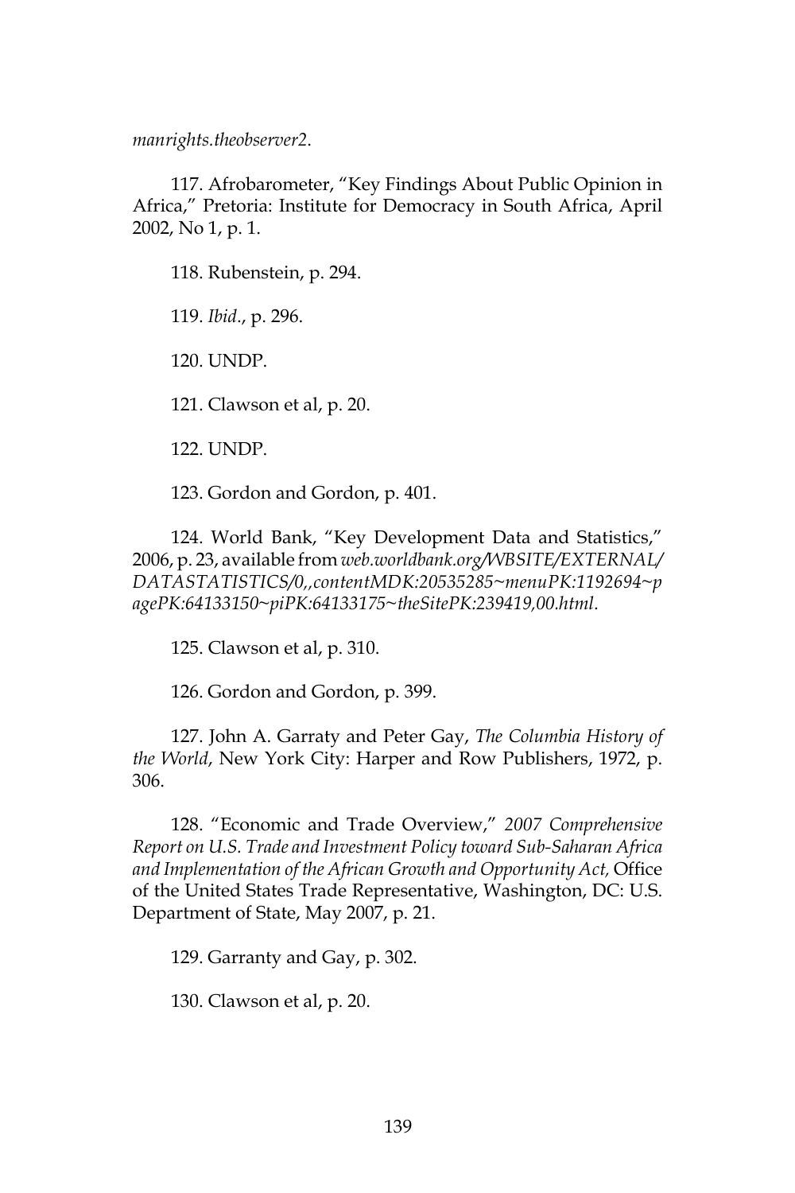*manrights.theobserver2*.

117. Afrobarometer, "Key Findings About Public Opinion in Africa," Pretoria: Institute for Democracy in South Africa, April 2002, No 1, p. 1.

118. Rubenstein, p. 294.

119. *Ibid*., p. 296.

120. UNDP.

121. Clawson et al, p. 20.

122. UNDP.

123. Gordon and Gordon, p. 401.

124. World Bank, "Key Development Data and Statistics," 2006, p. 23, available from *web.worldbank.org/WBSITE/EXTERNAL/DATASTATISTICS/0,,contentMDK:20535285~menuPK:1192694~pagePK:64133150~piPK:64133175~theSitePK:239419,00.html*.

125. Clawson et al, p. 310.

126. Gordon and Gordon, p. 399.

127. John A. Garraty and Peter Gay, *The Columbia History of the World*, New York City: Harper and Row Publishers, 1972, p. 306.

128. "Economic and Trade Overview," *2007 Comprehensive Report on U.S. Trade and Investment Policy toward Sub-Saharan Africa and Implementation of the African Growth and Opportunity Act,* Office of the United States Trade Representative, Washington, DC: U.S. Department of State, May 2007, p. 21.

129. Garranty and Gay, p. 302.

130. Clawson et al, p. 20.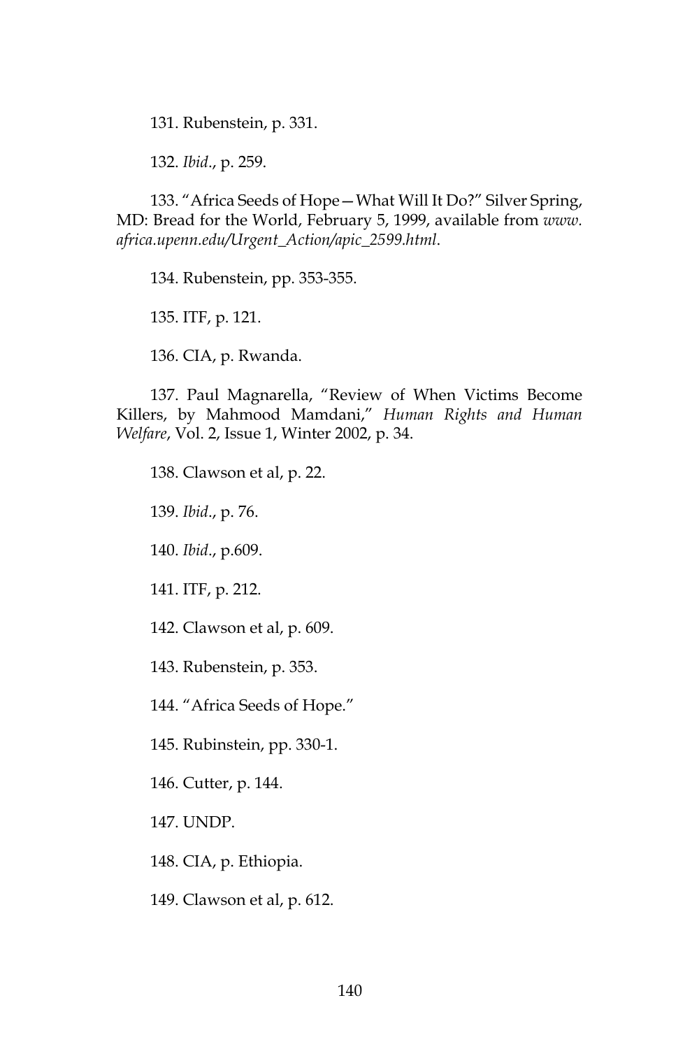131. Rubenstein, p. 331.

132. *Ibid*., p. 259.

133. "Africa Seeds of Hope—What Will It Do?" Silver Spring, MD: Bread for the World, February 5, 1999, available from *www.africa.upenn.edu/Urgent_Action/apic_2599.html*.

134. Rubenstein, pp. 353-355.

135. ITF, p. 121.

136. CIA, p. Rwanda.

137. Paul Magnarella, "Review of When Victims Become Killers, by Mahmood Mamdani," *Human Rights and Human Welfare*, Vol. 2, Issue 1, Winter 2002, p. 34.

138. Clawson et al, p. 22.

139. *Ibid*., p. 76.

140. *Ibid*., p.609.

141. ITF, p. 212.

142. Clawson et al, p. 609.

143. Rubenstein, p. 353.

144. "Africa Seeds of Hope."

145. Rubinstein, pp. 330-1.

146. Cutter, p. 144.

147. UNDP.

148. CIA, p. Ethiopia.

149. Clawson et al, p. 612.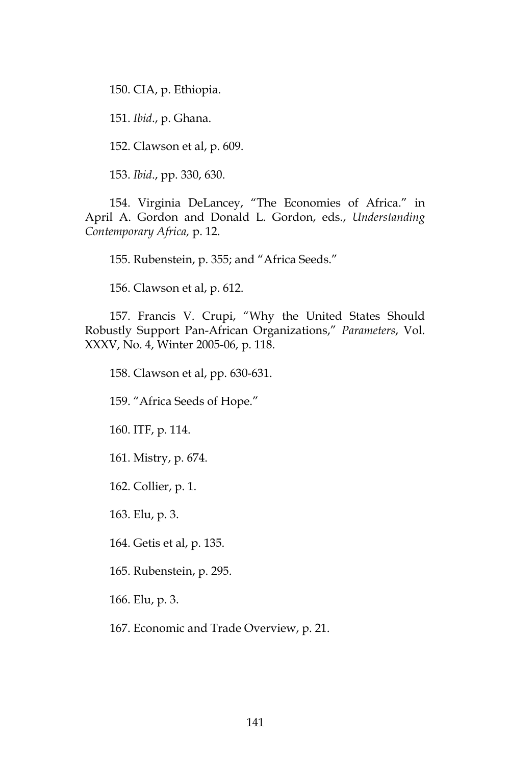150. CIA, p. Ethiopia.

151. *Ibid*., p. Ghana.

152. Clawson et al, p. 609.

153. *Ibid*., pp. 330, 630.

154. Virginia DeLancey, "The Economies of Africa." in April A. Gordon and Donald L. Gordon, eds., *Understanding Contemporary Africa,* p. 12.

155. Rubenstein, p. 355; and "Africa Seeds."

156. Clawson et al, p. 612.

157. Francis V. Crupi, "Why the United States Should Robustly Support Pan-African Organizations," *Parameters*, Vol. XXXV, No. 4, Winter 2005-06, p. 118.

158. Clawson et al, pp. 630-631.

159. "Africa Seeds of Hope."

160. ITF, p. 114.

161. Mistry, p. 674.

162. Collier, p. 1.

163. Elu, p. 3.

164. Getis et al, p. 135.

165. Rubenstein, p. 295.

166. Elu, p. 3.

167. Economic and Trade Overview, p. 21.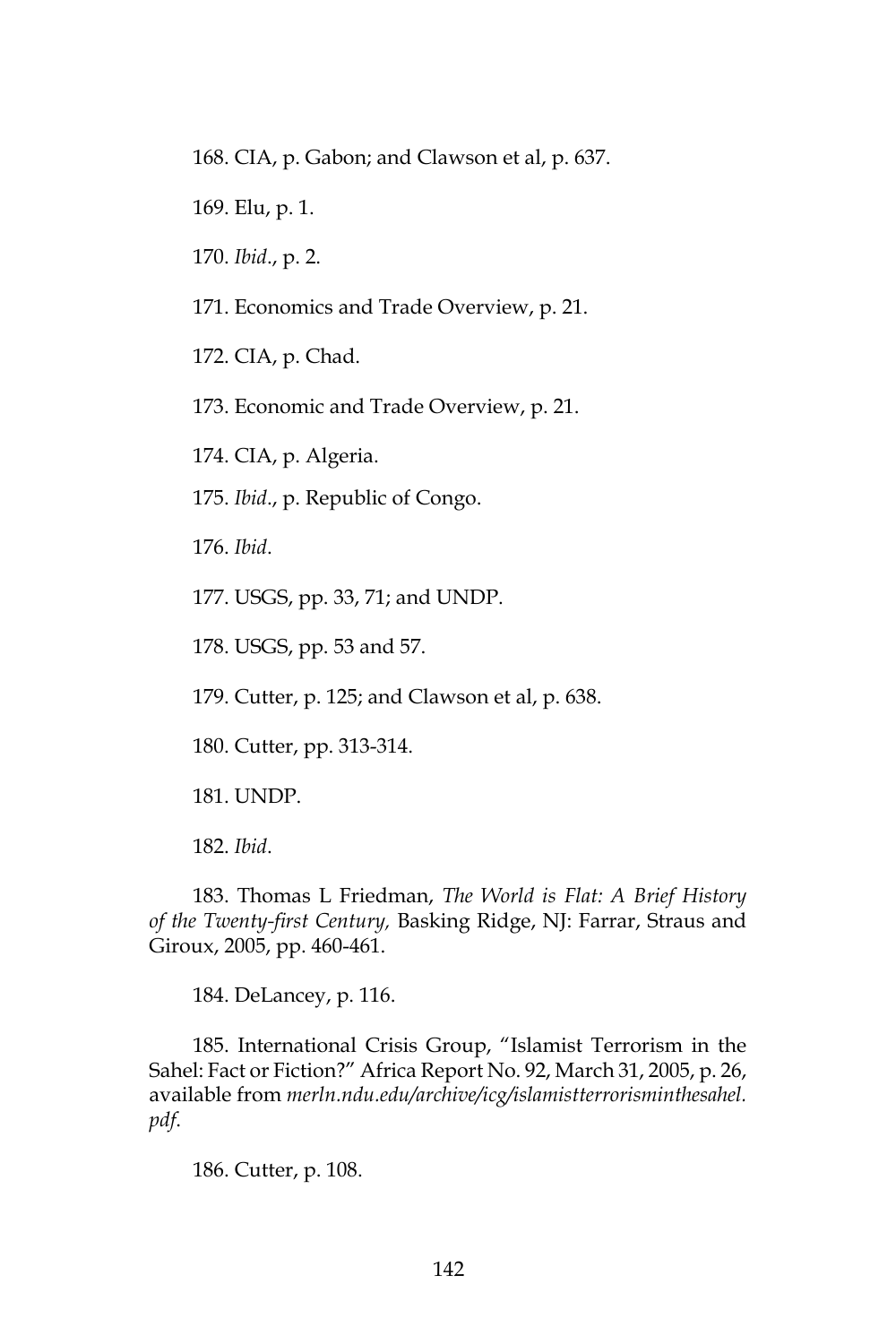168. CIA, p. Gabon; and Clawson et al, p. 637.

169. Elu, p. 1.

170. *Ibid*., p. 2.

171. Economics and Trade Overview, p. 21.

172. CIA, p. Chad.

173. Economic and Trade Overview, p. 21.

174. CIA, p. Algeria.

175. *Ibid*., p. Republic of Congo.

176. *Ibid*.

177. USGS, pp. 33, 71; and UNDP.

178. USGS, pp. 53 and 57.

179. Cutter, p. 125; and Clawson et al, p. 638.

180. Cutter, pp. 313-314.

181. UNDP.

182. *Ibid*.

183. Thomas L Friedman, *The World is Flat: A Brief History of the Twenty-first Century,* Basking Ridge, NJ: Farrar, Straus and Giroux, 2005, pp. 460-461.

184. DeLancey, p. 116.

185. International Crisis Group, "Islamist Terrorism in the Sahel: Fact or Fiction?" Africa Report No. 92, March 31, 2005, p. 26, available from *merln.ndu.edu/archive/icg/islamistterrorisminthesahel.pdf*.

186. Cutter, p. 108.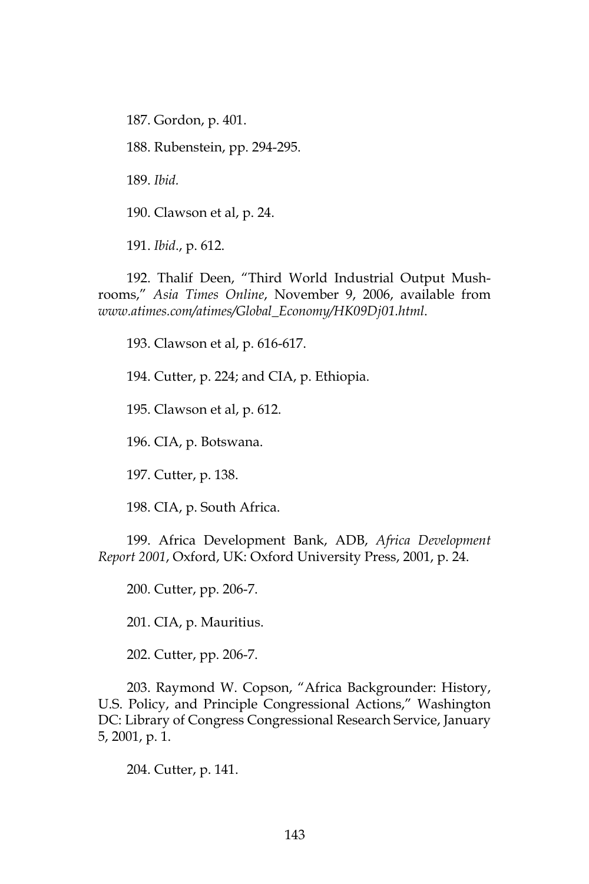187. Gordon, p. 401.

188. Rubenstein, pp. 294-295.

189. *Ibid*.

190. Clawson et al, p. 24.

191. *Ibid*., p. 612.

192. Thalif Deen, "Third World Industrial Output Mushrooms," *Asia Times Online*, November 9, 2006, available from *www.atimes.com/atimes/Global_Economy/HK09Dj01.html*.

193. Clawson et al, p. 616-617.

194. Cutter, p. 224; and CIA, p. Ethiopia.

195. Clawson et al, p. 612.

196. CIA, p. Botswana.

197. Cutter, p. 138.

198. CIA, p. South Africa.

199. Africa Development Bank, ADB, *Africa Development Report 2001*, Oxford, UK: Oxford University Press, 2001, p. 24.

200. Cutter, pp. 206-7.

201. CIA, p. Mauritius.

202. Cutter, pp. 206-7.

203. Raymond W. Copson, "Africa Backgrounder: History, U.S. Policy, and Principle Congressional Actions," Washington DC: Library of Congress Congressional Research Service, January 5, 2001, p. 1.

204. Cutter, p. 141.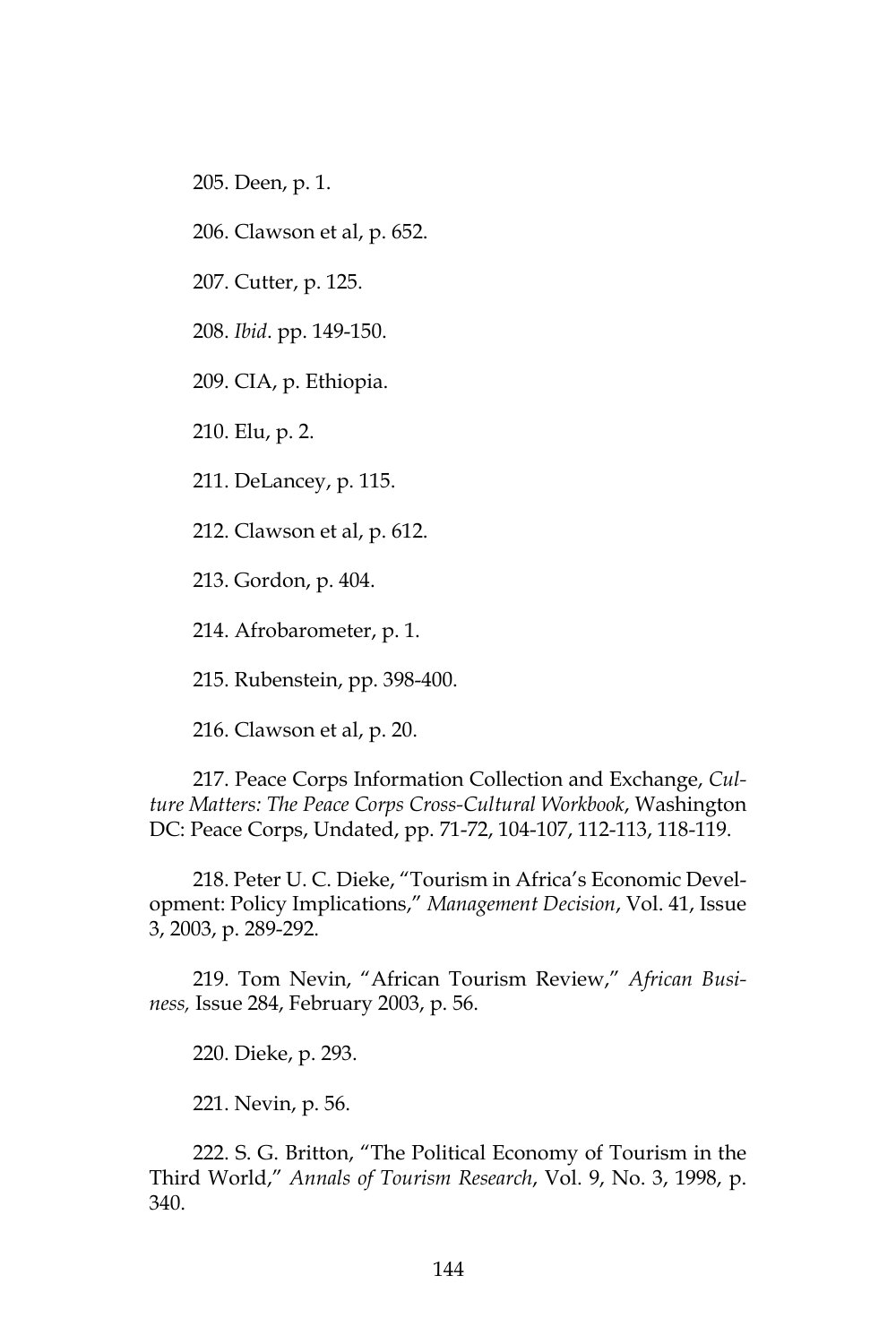205. Deen, p. 1.

206. Clawson et al, p. 652.

207. Cutter, p. 125.

208. *Ibid*. pp. 149-150.

209. CIA, p. Ethiopia.

210. Elu, p. 2.

211. DeLancey, p. 115.

212. Clawson et al, p. 612.

213. Gordon, p. 404.

214. Afrobarometer, p. 1.

215. Rubenstein, pp. 398-400.

216. Clawson et al, p. 20.

217. Peace Corps Information Collection and Exchange, *Culture Matters: The Peace Corps Cross-Cultural Workbook*, Washington DC: Peace Corps, Undated, pp. 71-72, 104-107, 112-113, 118-119.

218. Peter U. C. Dieke, "Tourism in Africa's Economic Development: Policy Implications," *Management Decision*, Vol. 41, Issue 3, 2003, p. 289-292.

219. Tom Nevin, "African Tourism Review," *African Business,* Issue 284, February 2003, p. 56.

220. Dieke, p. 293.

221. Nevin, p. 56.

222. S. G. Britton, "The Political Economy of Tourism in the Third World," *Annals of Tourism Research*, Vol. 9, No. 3, 1998, p. 340.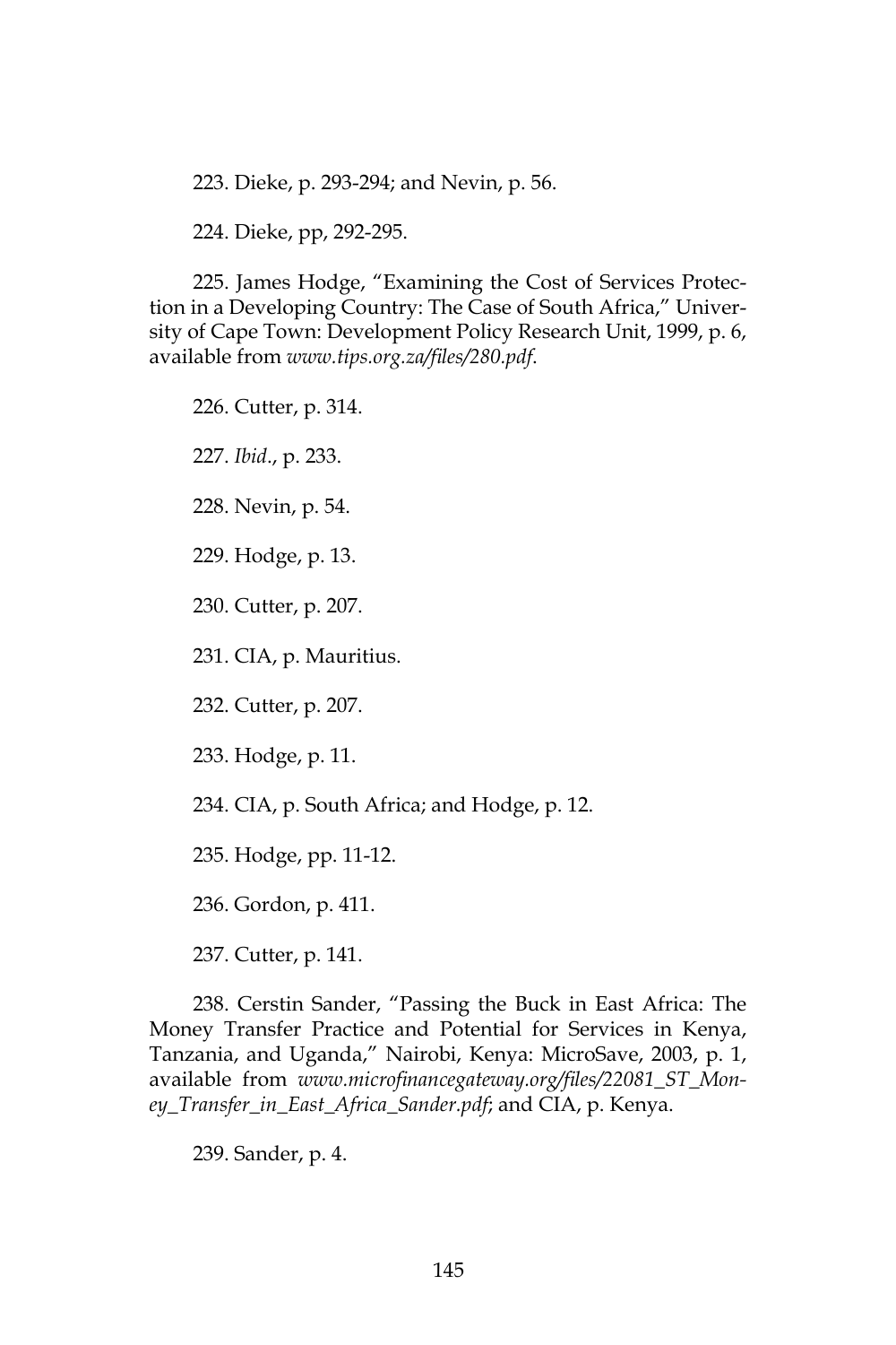223. Dieke, p. 293-294; and Nevin, p. 56.

224. Dieke, pp, 292-295.

225. James Hodge, "Examining the Cost of Services Protection in a Developing Country: The Case of South Africa," University of Cape Town: Development Policy Research Unit, 1999, p. 6, available from *www.tips.org.za/files/280.pdf*.

226. Cutter, p. 314.

227. *Ibid*., p. 233.

228. Nevin, p. 54.

229. Hodge, p. 13.

230. Cutter, p. 207.

231. CIA, p. Mauritius.

232. Cutter, p. 207.

233. Hodge, p. 11.

234. CIA, p. South Africa; and Hodge, p. 12.

235. Hodge, pp. 11-12.

236. Gordon, p. 411.

237. Cutter, p. 141.

238. Cerstin Sander, "Passing the Buck in East Africa: The Money Transfer Practice and Potential for Services in Kenya, Tanzania, and Uganda," Nairobi, Kenya: MicroSave, 2003, p. 1, available from *www.microfinancegateway.org/files/22081_ST_Money_Transfer_in_East_Africa_Sander.pdf*; and CIA, p. Kenya.

239. Sander, p. 4.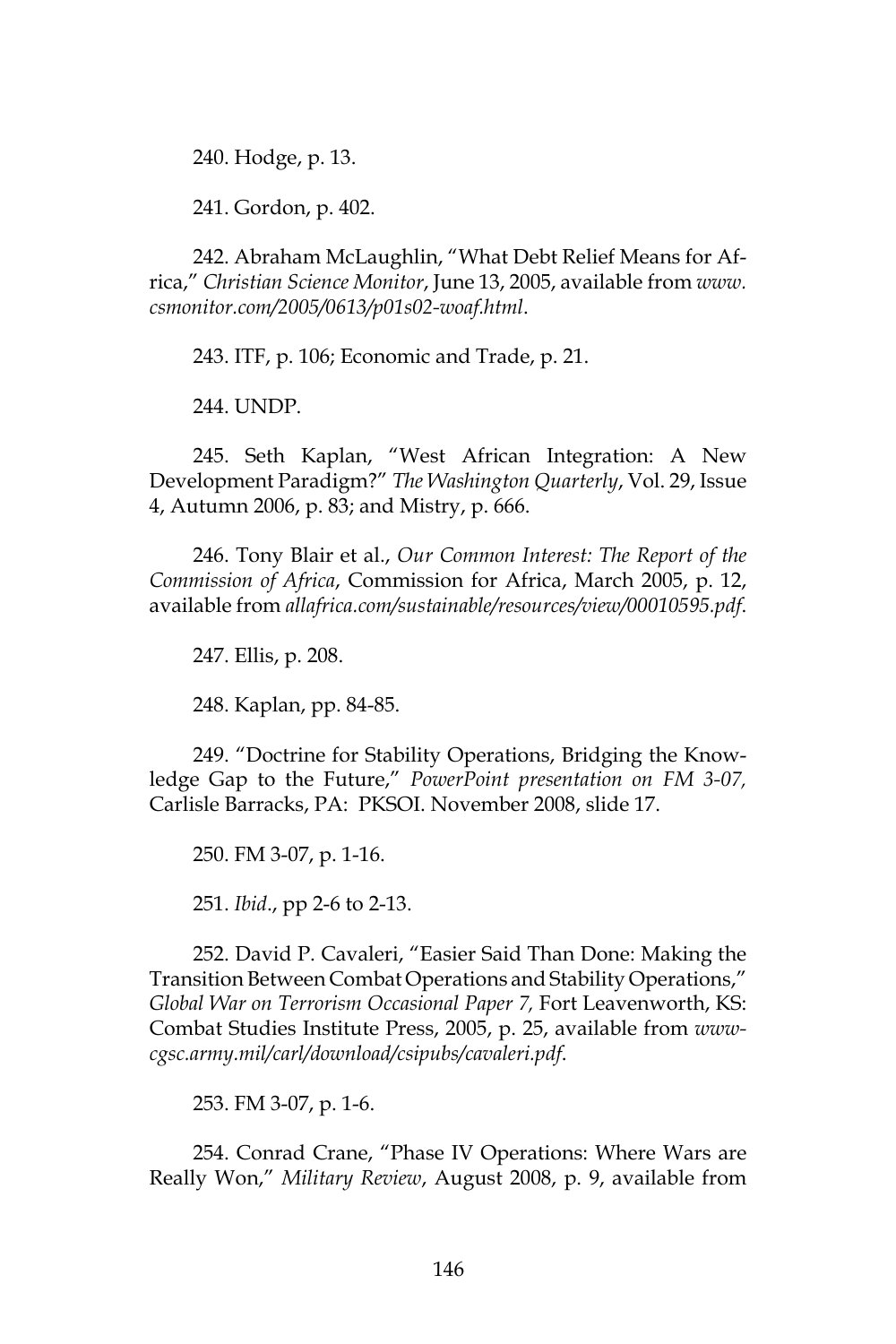240. Hodge, p. 13.

241. Gordon, p. 402.

242. Abraham McLaughlin, "What Debt Relief Means for Africa," *Christian Science Monitor*, June 13, 2005, available from *www.csmonitor.com/2005/0613/p01s02-woaf.html*.

243. ITF, p. 106; Economic and Trade, p. 21.

244. UNDP.

245. Seth Kaplan, "West African Integration: A New Development Paradigm?" *The Washington Quarterly*, Vol. 29, Issue 4, Autumn 2006, p. 83; and Mistry, p. 666.

246. Tony Blair et al., *Our Common Interest: The Report of the Commission of Africa*, Commission for Africa, March 2005, p. 12, available from *allafrica.com/sustainable/resources/view/00010595.pdf*.

247. Ellis, p. 208.

248. Kaplan, pp. 84-85.

249. "Doctrine for Stability Operations, Bridging the Knowledge Gap to the Future," *PowerPoint presentation on FM 3-07,* Carlisle Barracks, PA: PKSOI. November 2008, slide 17.

250. FM 3-07, p. 1-16.

251. *Ibid*., pp 2-6 to 2-13.

252. David P. Cavaleri, "Easier Said Than Done: Making the Transition Between Combat Operations and Stability Operations," *Global War on Terrorism Occasional Paper 7,* Fort Leavenworth, KS: Combat Studies Institute Press, 2005, p. 25, available from *www-cgsc.army.mil/carl/download/csipubs/cavaleri.pdf*.

253. FM 3-07, p. 1-6.

254. Conrad Crane, "Phase IV Operations: Where Wars are Really Won," *Military Review*, August 2008, p. 9, available from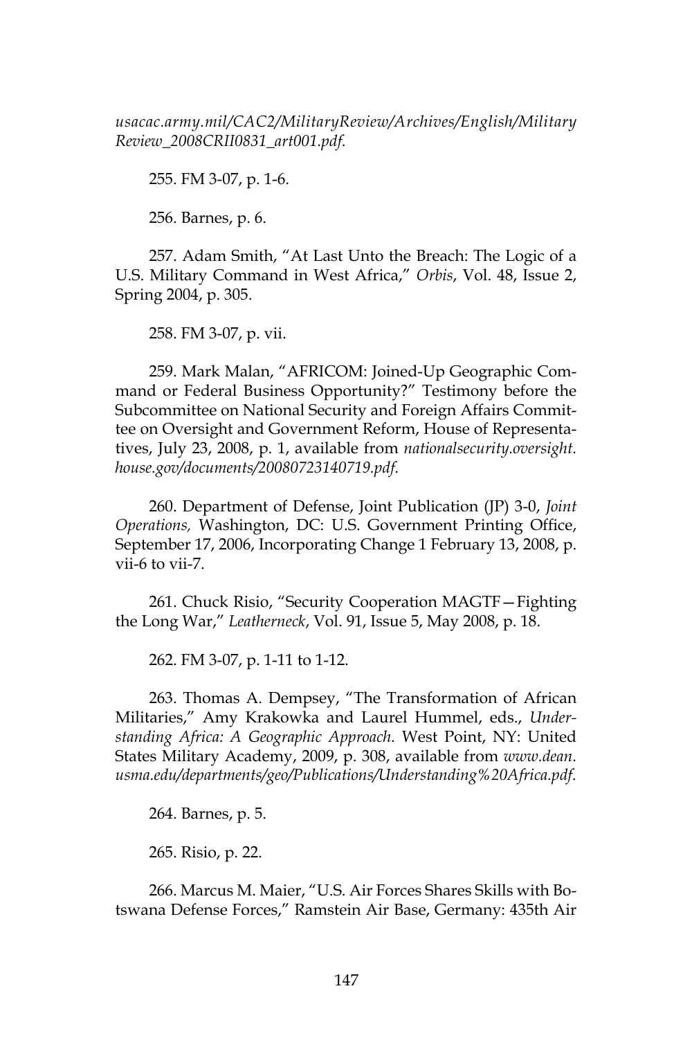*usacac.army.mil/CAC2/MilitaryReview/Archives/English/MilitaryReview_2008CRII0831_art001.pdf*.

255. FM 3-07, p. 1-6.

256. Barnes, p. 6.

257. Adam Smith, "At Last Unto the Breach: The Logic of a U.S. Military Command in West Africa," *Orbis*, Vol. 48, Issue 2, Spring 2004, p. 305.

258. FM 3-07, p. vii.

259. Mark Malan, "AFRICOM: Joined-Up Geographic Command or Federal Business Opportunity?" Testimony before the Subcommittee on National Security and Foreign Affairs Committee on Oversight and Government Reform, House of Representatives, July 23, 2008, p. 1, available from *nationalsecurity.oversight.house.gov/documents/20080723140719.pdf*.

260. Department of Defense, Joint Publication (JP) 3-0, *Joint Operations,* Washington, DC: U.S. Government Printing Office, September 17, 2006, Incorporating Change 1 February 13, 2008, p. vii-6 to vii-7.

261. Chuck Risio, "Security Cooperation MAGTF—Fighting the Long War," *Leatherneck*, Vol. 91, Issue 5, May 2008, p. 18.

262. FM 3-07, p. 1-11 to 1-12.

263. Thomas A. Dempsey, "The Transformation of African Militaries," Amy Krakowka and Laurel Hummel, eds., *Understanding Africa: A Geographic Approach.* West Point, NY: United States Military Academy, 2009, p. 308, available from *www.dean.usma.edu/departments/geo/Publications/Understanding%20Africa.pdf*.

264. Barnes, p. 5.

265. Risio, p. 22.

266. Marcus M. Maier, "U.S. Air Forces Shares Skills with Botswana Defense Forces," Ramstein Air Base, Germany: 435th Air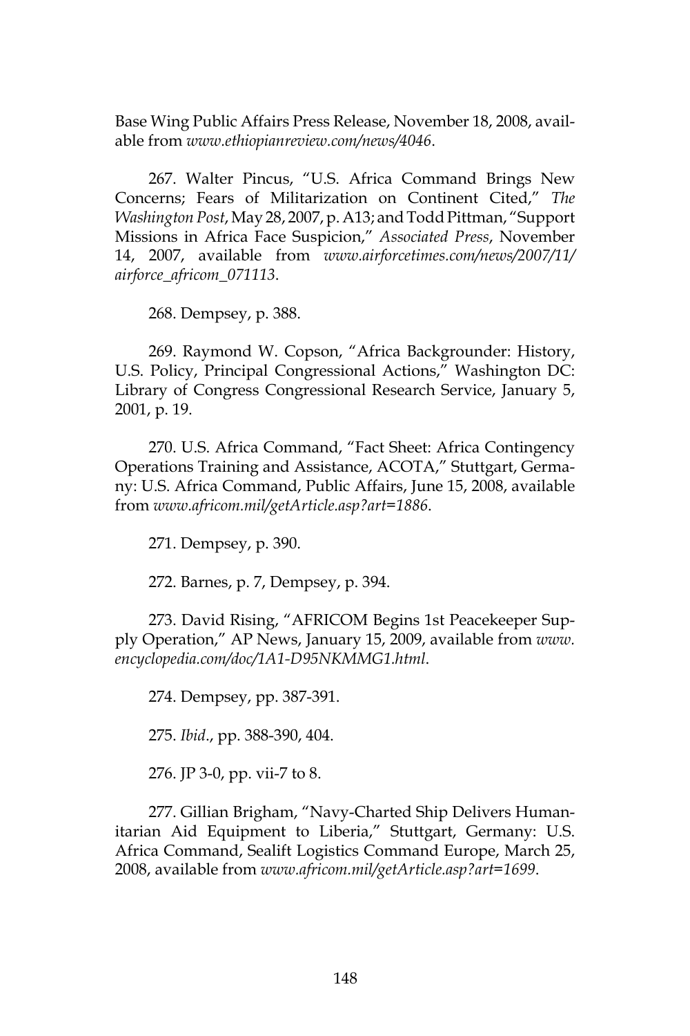Base Wing Public Affairs Press Release, November 18, 2008, available from *www.ethiopianreview.com/news/4046*.

267. Walter Pincus, "U.S. Africa Command Brings New Concerns; Fears of Militarization on Continent Cited," *The Washington Post*, May 28, 2007, p. A13; and Todd Pittman, "Support Missions in Africa Face Suspicion," *Associated Press*, November 14, 2007, available from *www.airforcetimes.com/news/2007/11/airforce_africom_071113*.

268. Dempsey, p. 388.

269. Raymond W. Copson, "Africa Backgrounder: History, U.S. Policy, Principal Congressional Actions," Washington DC: Library of Congress Congressional Research Service, January 5, 2001, p. 19.

270. U.S. Africa Command, "Fact Sheet: Africa Contingency Operations Training and Assistance, ACOTA," Stuttgart, Germany: U.S. Africa Command, Public Affairs, June 15, 2008, available from *www.africom.mil/getArticle.asp?art=1886*.

271. Dempsey, p. 390.

272. Barnes, p. 7, Dempsey, p. 394.

273. David Rising, "AFRICOM Begins 1st Peacekeeper Supply Operation," AP News, January 15, 2009, available from *www.encyclopedia.com/doc/1A1-D95NKMMG1.html*.

274. Dempsey, pp. 387-391.

275. *Ibid*., pp. 388-390, 404.

276. JP 3-0, pp. vii-7 to 8.

277. Gillian Brigham, "Navy-Charted Ship Delivers Humanitarian Aid Equipment to Liberia," Stuttgart, Germany: U.S. Africa Command, Sealift Logistics Command Europe, March 25, 2008, available from *www.africom.mil/getArticle.asp?art=1699*.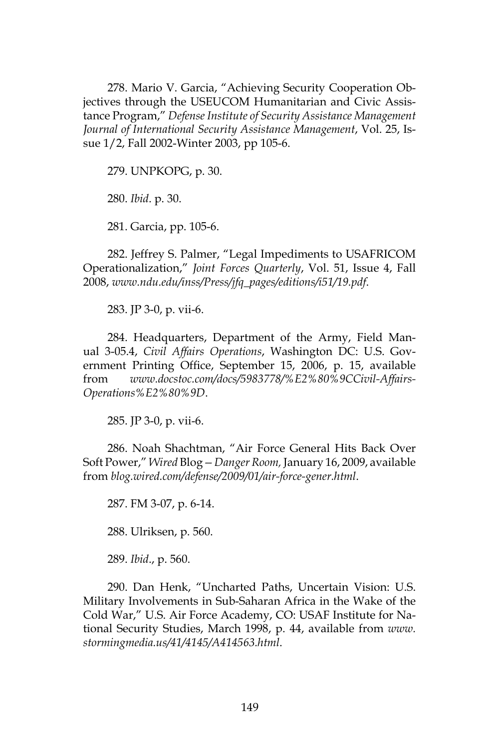278. Mario V. Garcia, "Achieving Security Cooperation Objectives through the USEUCOM Humanitarian and Civic Assistance Program," *Defense Institute of Security Assistance Management Journal of International Security Assistance Management*, Vol. 25, Issue 1/2, Fall 2002-Winter 2003, pp 105-6.

279. UNPKOPG, p. 30.

280. *Ibid*. p. 30.

281. Garcia, pp. 105-6.

282. Jeffrey S. Palmer, "Legal Impediments to USAFRICOM Operationalization," *Joint Forces Quarterly*, Vol. 51, Issue 4, Fall 2008, *www.ndu.edu/inss/Press/jfq_pages/editions/i51/19.pdf*.

283. JP 3-0, p. vii-6.

284. Headquarters, Department of the Army, Field Manual 3-05.4, *Civil Affairs Operations*, Washington DC: U.S. Government Printing Office, September 15, 2006, p. 15, available from *www.docstoc.com/docs/5983778/%E2%80%9CCivil-Affairs-Operations%E2%80%9D*.

285. JP 3-0, p. vii-6.

286. Noah Shachtman, "Air Force General Hits Back Over Soft Power," *Wired* Blog—*Danger Room,* January 16, 2009, available from *blog.wired.com/defense/2009/01/air-force-gener.html*.

287. FM 3-07, p. 6-14.

288. Ulriksen, p. 560.

289. *Ibid*., p. 560.

290. Dan Henk, "Uncharted Paths, Uncertain Vision: U.S. Military Involvements in Sub-Saharan Africa in the Wake of the Cold War," U.S. Air Force Academy, CO: USAF Institute for National Security Studies, March 1998, p. 44, available from *www.stormingmedia.us/41/4145/A414563.html*.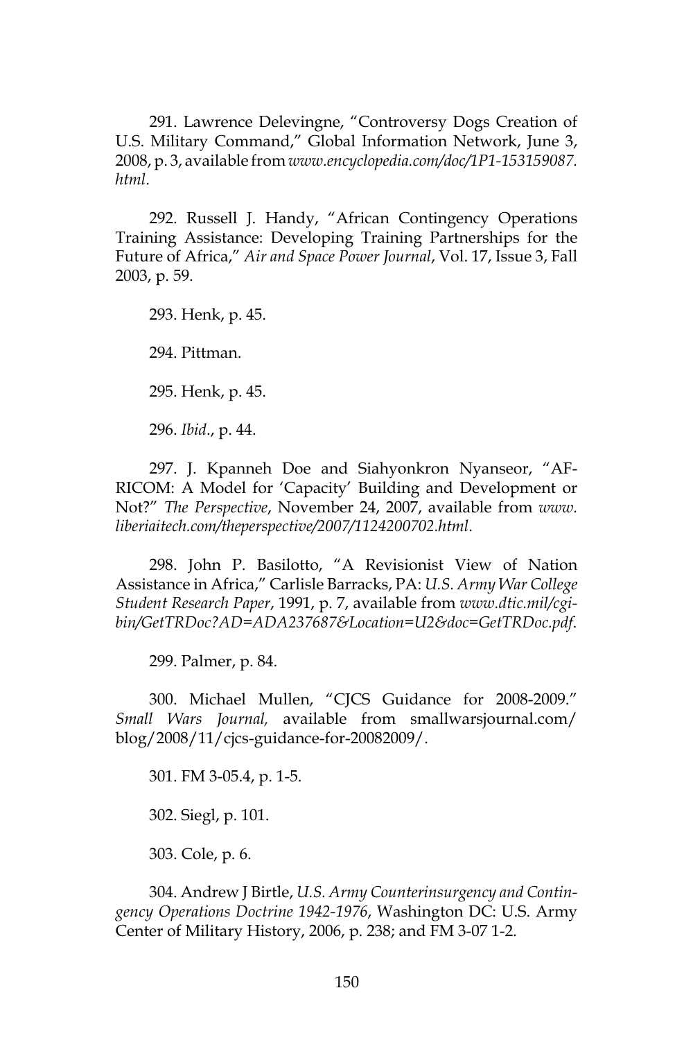291. Lawrence Delevingne, "Controversy Dogs Creation of U.S. Military Command," Global Information Network, June 3, 2008, p. 3, available from *www.encyclopedia.com/doc/1P1-153159087.html*.

292. Russell J. Handy, "African Contingency Operations Training Assistance: Developing Training Partnerships for the Future of Africa," *Air and Space Power Journal*, Vol. 17, Issue 3, Fall 2003, p. 59.

293. Henk, p. 45.

294. Pittman.

295. Henk, p. 45.

296. *Ibid*., p. 44.

297. J. Kpanneh Doe and Siahyonkron Nyanseor, "AFRICOM: A Model for 'Capacity' Building and Development or Not?" *The Perspective*, November 24, 2007, available from *www.liberiaitech.com/theperspective/2007/1124200702.html*.

298. John P. Basilotto, "A Revisionist View of Nation Assistance in Africa," Carlisle Barracks, PA: *U.S. Army War College Student Research Paper*, 1991, p. 7, available from *www.dtic.mil/cgi-bin/GetTRDoc?AD=ADA237687&Location=U2&doc=GetTRDoc.pdf*.

299. Palmer, p. 84.

300. Michael Mullen, "CJCS Guidance for 2008-2009." *Small Wars Journal,* available from smallwarsjournal.com/blog/2008/11/cjcs-guidance-for-20082009/.

301. FM 3-05.4, p. 1-5.

302. Siegl, p. 101.

303. Cole, p. 6.

304. Andrew J Birtle, *U.S. Army Counterinsurgency and Contingency Operations Doctrine 1942-1976*, Washington DC: U.S. Army Center of Military History, 2006, p. 238; and FM 3-07 1-2.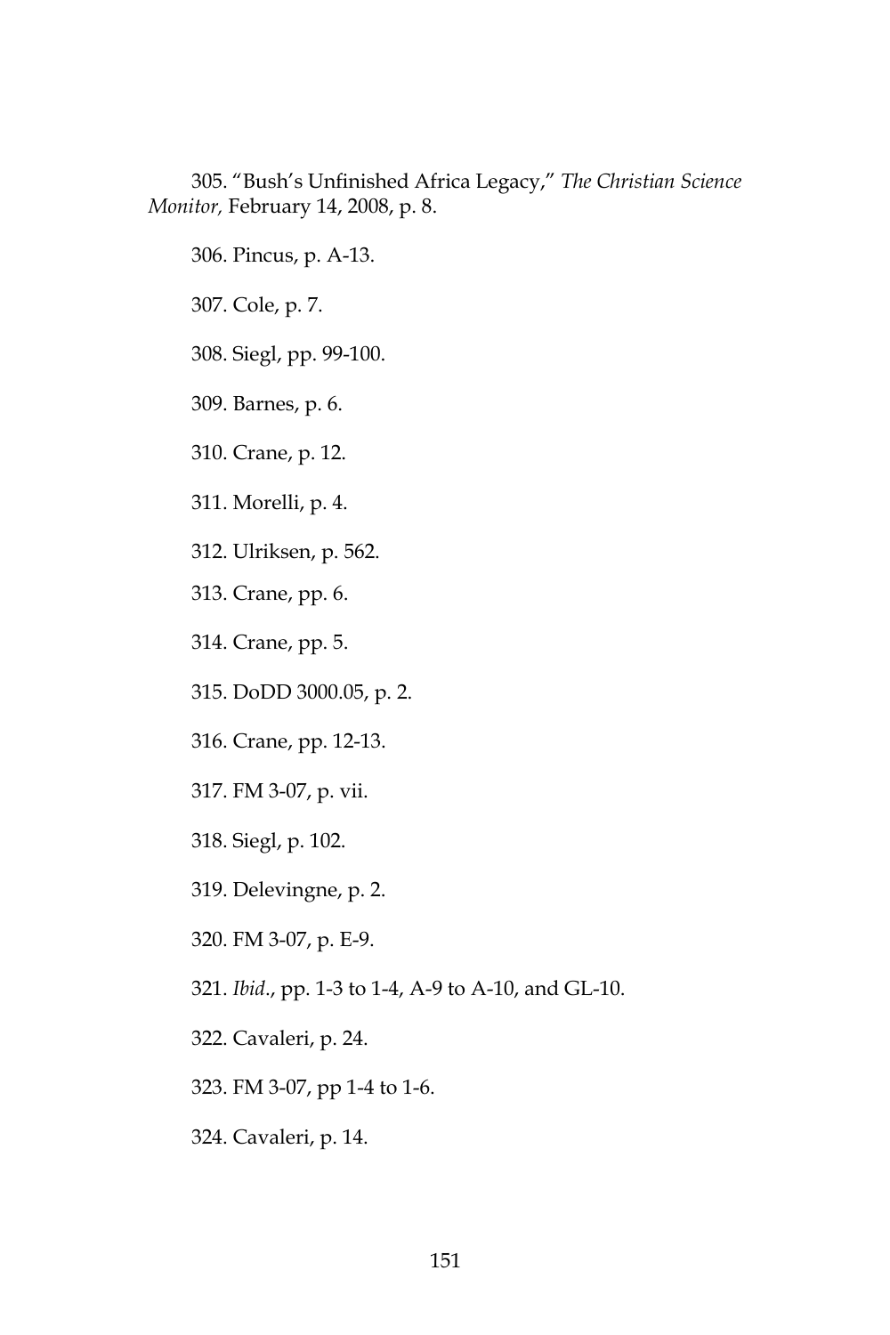305. "Bush's Unfinished Africa Legacy," *The Christian Science Monitor,* February 14, 2008, p. 8.

306. Pincus, p. A-13.

307. Cole, p. 7.

308. Siegl, pp. 99-100.

309. Barnes, p. 6.

310. Crane, p. 12.

311. Morelli, p. 4.

312. Ulriksen, p. 562.

313. Crane, pp. 6.

314. Crane, pp. 5.

315. DoDD 3000.05, p. 2.

316. Crane, pp. 12-13.

317. FM 3-07, p. vii.

318. Siegl, p. 102.

319. Delevingne, p. 2.

320. FM 3-07, p. E-9.

321. *Ibid*., pp. 1-3 to 1-4, A-9 to A-10, and GL-10.

322. Cavaleri, p. 24.

323. FM 3-07, pp 1-4 to 1-6.

324. Cavaleri, p. 14.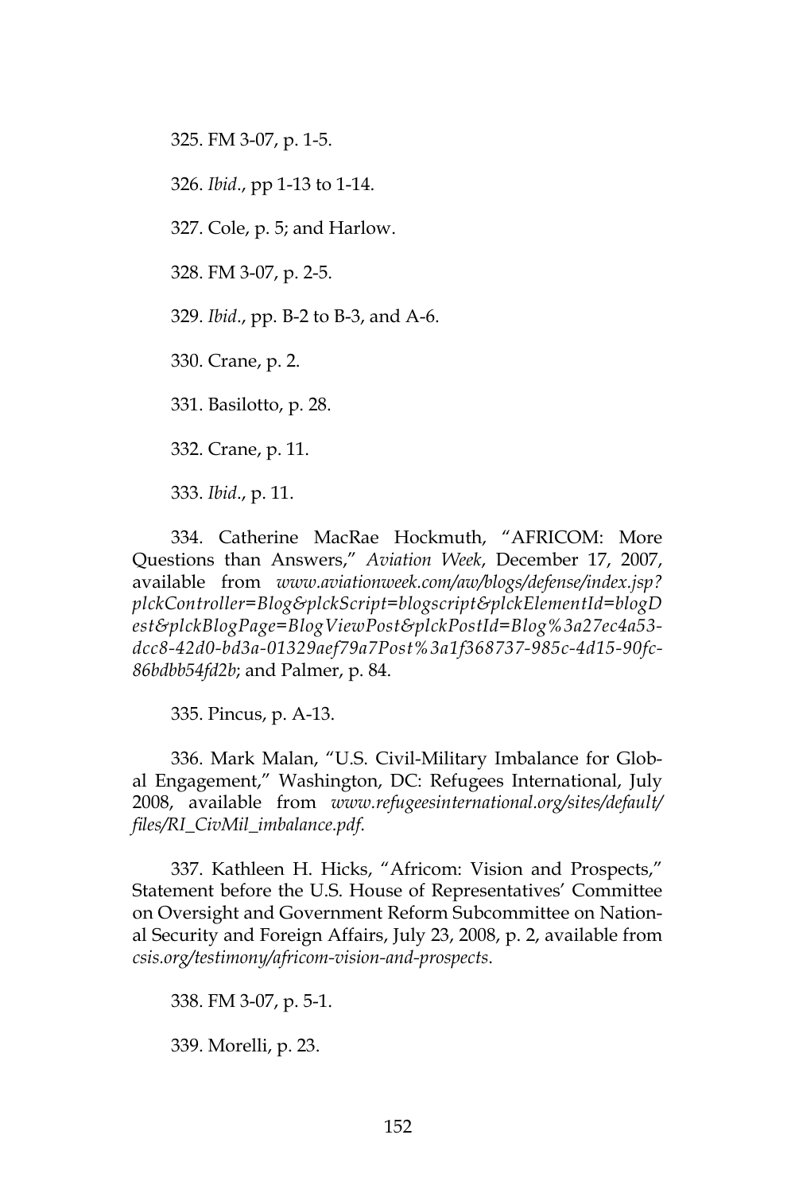325. FM 3-07, p. 1-5.

326. *Ibid*., pp 1-13 to 1-14.

327. Cole, p. 5; and Harlow.

328. FM 3-07, p. 2-5.

329. *Ibid*., pp. B-2 to B-3, and A-6.

330. Crane, p. 2.

331. Basilotto, p. 28.

332. Crane, p. 11.

333. *Ibid*., p. 11.

334. Catherine MacRae Hockmuth, "AFRICOM: More Questions than Answers," *Aviation Week*, December 17, 2007, available from *www.aviationweek.com/aw/blogs/defense/index.jsp?plckController=Blog&plckScript=blogscript&plckElementId=blogDest&plckBlogPage=BlogViewPost&plckPostId=Blog%3a27ec4a53-dcc8-42d0-bd3a-01329aef79a7Post%3a1f368737-985c-4d15-90fc-86bdbb54fd2b*; and Palmer, p. 84.

335. Pincus, p. A-13.

336. Mark Malan, "U.S. Civil-Military Imbalance for Global Engagement," Washington, DC: Refugees International, July 2008, available from *www.refugeesinternational.org/sites/default/files/RI_CivMil_imbalance.pdf*.

337. Kathleen H. Hicks, "Africom: Vision and Prospects," Statement before the U.S. House of Representatives' Committee on Oversight and Government Reform Subcommittee on National Security and Foreign Affairs, July 23, 2008, p. 2, available from *csis.org/testimony/africom-vision-and-prospects*.

338. FM 3-07, p. 5-1.

339. Morelli, p. 23.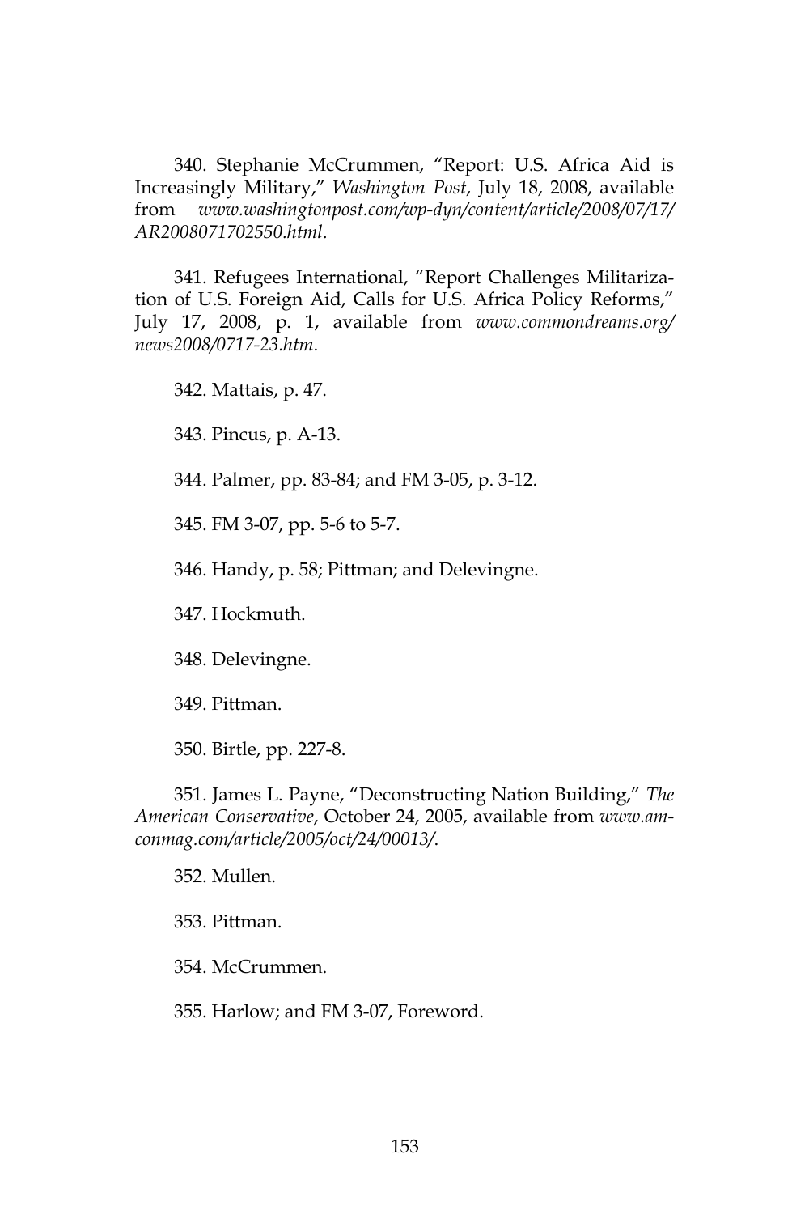340. Stephanie McCrummen, "Report: U.S. Africa Aid is Increasingly Military," *Washington Post*, July 18, 2008, available from *www.washingtonpost.com/wp-dyn/content/article/2008/07/17/AR2008071702550.html*.

341. Refugees International, "Report Challenges Militarization of U.S. Foreign Aid, Calls for U.S. Africa Policy Reforms," July 17, 2008, p. 1, available from *www.commondreams.org/news2008/0717-23.htm*.

342. Mattais, p. 47.

343. Pincus, p. A-13.

344. Palmer, pp. 83-84; and FM 3-05, p. 3-12.

345. FM 3-07, pp. 5-6 to 5-7.

346. Handy, p. 58; Pittman; and Delevingne.

347. Hockmuth.

348. Delevingne.

349. Pittman.

350. Birtle, pp. 227-8.

351. James L. Payne, "Deconstructing Nation Building," *The American Conservative*, October 24, 2005, available from *www.amconmag.com/article/2005/oct/24/00013/*.

352. Mullen.

353. Pittman.

354. McCrummen.

355. Harlow; and FM 3-07, Foreword.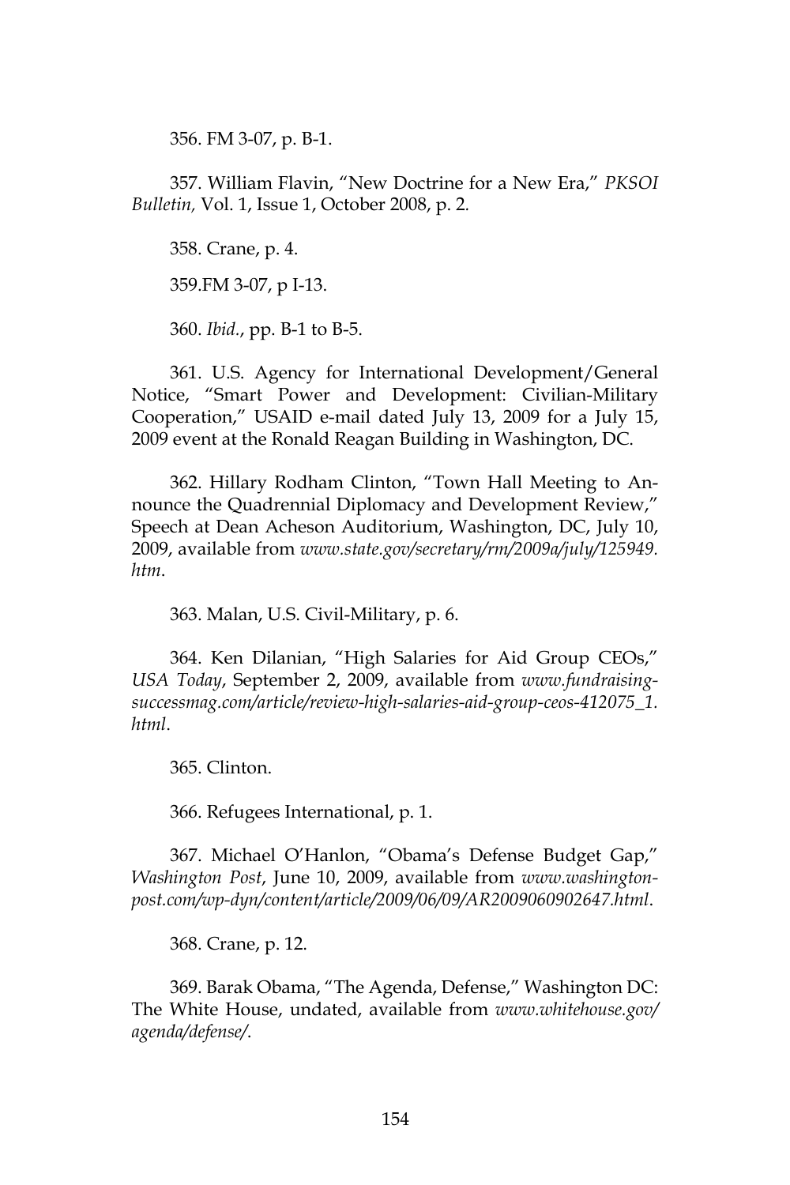356. FM 3-07, p. B-1.

357. William Flavin, "New Doctrine for a New Era," *PKSOI Bulletin,* Vol. 1, Issue 1, October 2008, p. 2.

358. Crane, p. 4.

359.FM 3-07, p I-13.

360. *Ibid*., pp. B-1 to B-5.

361. U.S. Agency for International Development/General Notice, "Smart Power and Development: Civilian-Military Cooperation," USAID e-mail dated July 13, 2009 for a July 15, 2009 event at the Ronald Reagan Building in Washington, DC.

362. Hillary Rodham Clinton, "Town Hall Meeting to Announce the Quadrennial Diplomacy and Development Review," Speech at Dean Acheson Auditorium, Washington, DC, July 10, 2009, available from *www.state.gov/secretary/rm/2009a/july/125949.htm*.

363. Malan, U.S. Civil-Military, p. 6.

364. Ken Dilanian, "High Salaries for Aid Group CEOs," *USA Today*, September 2, 2009, available from *www.fundraisingsuccessmag.com/article/review-high-salaries-aid-group-ceos-412075_1.html*.

365. Clinton.

366. Refugees International, p. 1.

367. Michael O'Hanlon, "Obama's Defense Budget Gap," *Washington Post*, June 10, 2009, available from *www.washingtonpost.com/wp-dyn/content/article/2009/06/09/AR2009060902647.html*.

368. Crane, p. 12.

369. Barak Obama, "The Agenda, Defense," Washington DC: The White House, undated, available from *www.whitehouse.gov/agenda/defense/*.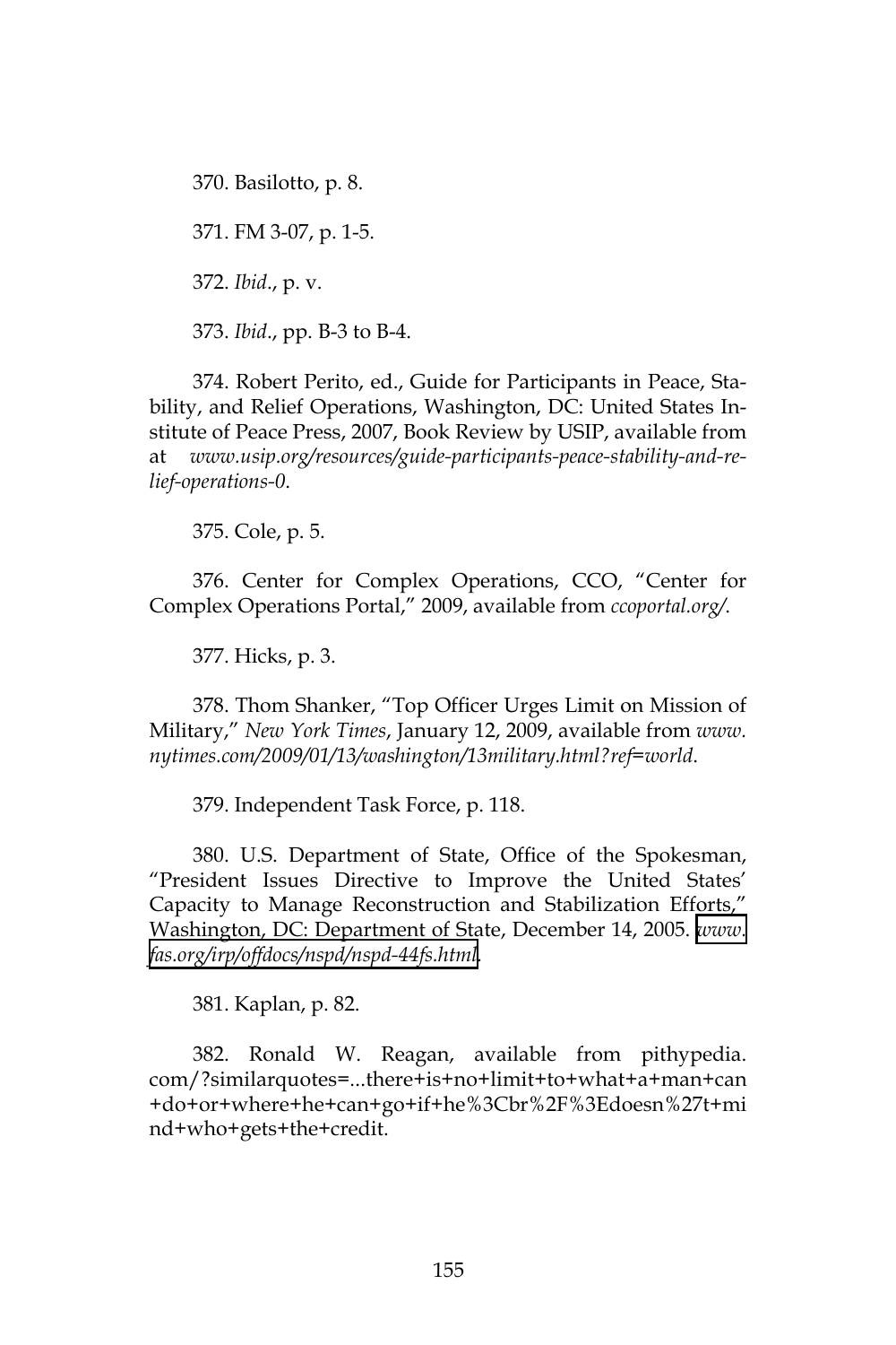370. Basilotto, p. 8.

371. FM 3-07, p. 1-5.

372. *Ibid*., p. v.

373. *Ibid*., pp. B-3 to B-4.

374. Robert Perito, ed., Guide for Participants in Peace, Stability, and Relief Operations, Washington, DC: United States Institute of Peace Press, 2007, Book Review by USIP, available from at *www.usip.org/resources/guide-participants-peace-stability-and-relief-operations-0*.

375. Cole, p. 5.

376. Center for Complex Operations, CCO, "Center for Complex Operations Portal," 2009, available from *ccoportal.org/*.

377. Hicks, p. 3.

378. Thom Shanker, "Top Officer Urges Limit on Mission of Military," *New York Times*, January 12, 2009, available from *www.nytimes.com/2009/01/13/washington/13military.html?ref=world*.

379. Independent Task Force, p. 118.

380. U.S. Department of State, Office of the Spokesman, "President Issues Directive to Improve the United States' Capacity to Manage Reconstruction and Stabilization Efforts," Washington, DC: Department of State, December 14, 2005. *www.fas.org/irp/offdocs/nspd/nspd-44fs.html*.

381. Kaplan, p. 82.

382. Ronald W. Reagan, available from pithypedia.com/?similarquotes=...there+is+no+limit+to+what+a+man+can+do+or+where+he+can+go+if+he%3Cbr%2F%3Edoesn%27t+mind+who+gets+the+credit.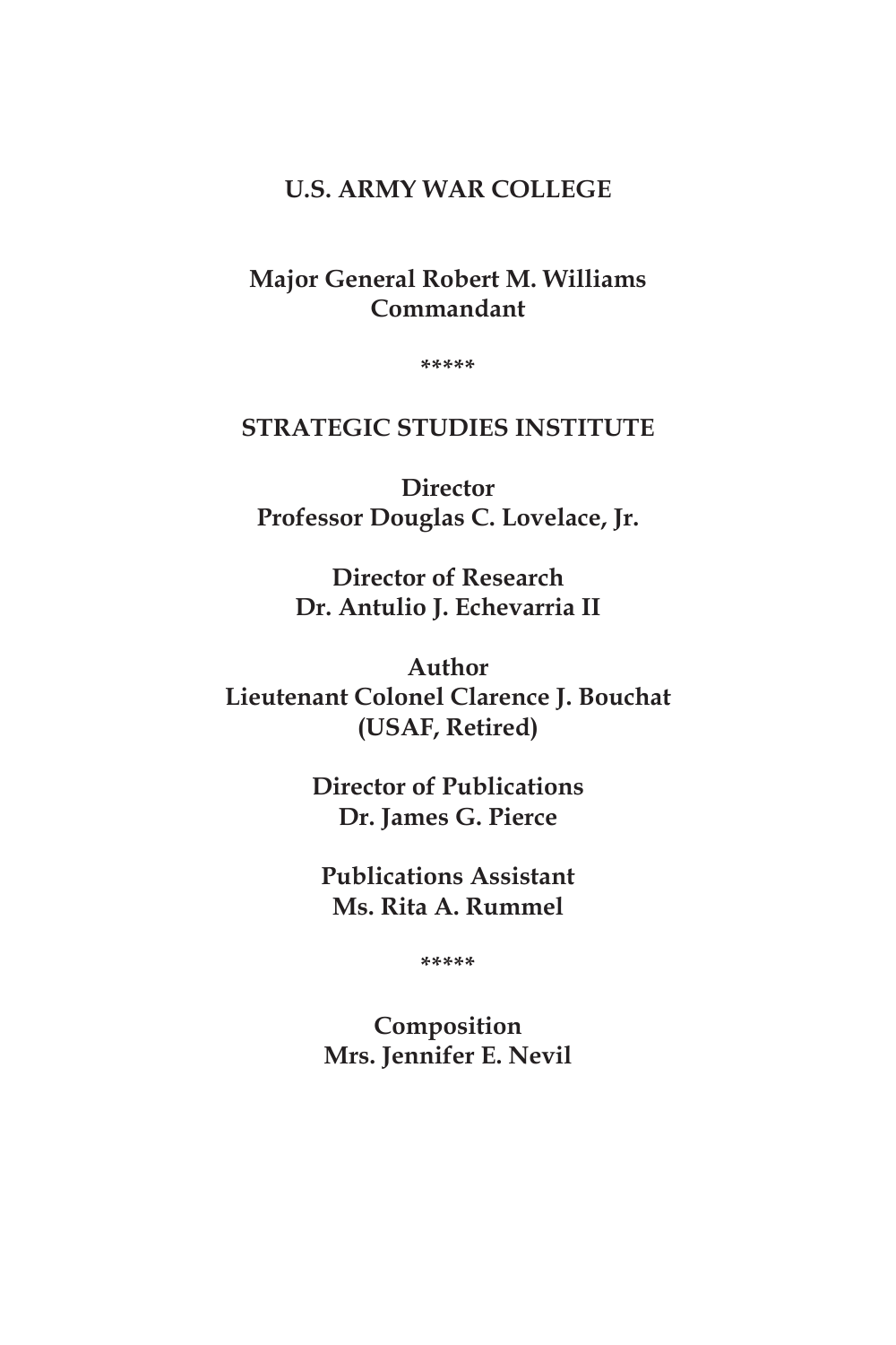**U.S. ARMY WAR COLLEGE**

**Major General Robert M. Williams**
**Commandant**

*****

**STRATEGIC STUDIES INSTITUTE**

**Director**
**Professor Douglas C. Lovelace, Jr.**

**Director of Research**
**Dr. Antulio J. Echevarria II**

**Author**
**Lieutenant Colonel Clarence J. Bouchat**
**(USAF, Retired)**

**Director of Publications**
**Dr. James G. Pierce**

**Publications Assistant**
**Ms. Rita A. Rummel**

*****

**Composition**
**Mrs. Jennifer E. Nevil**